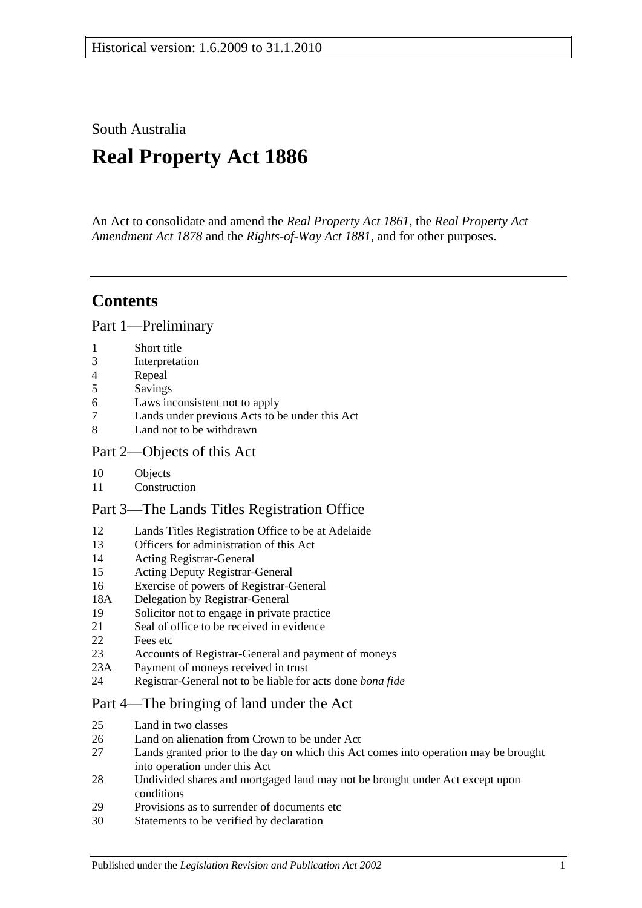Historical version: 1.6.2009 to 31.1.2010

South Australia

# Real Property Act 1886

An Act to consolidate and amend the *Real Property Act 1861*, the *Real Property Act Amendment Act 1878* and the *Rights-of-Way Act 1881*, and for other purposes.

## Contents

### Part 1—Preliminary

1 Short title
3 Interpretation
4 Repeal
5 Savings
6 Laws inconsistent not to apply
7 Lands under previous Acts to be under this Act
8 Land not to be withdrawn

### Part 2—Objects of this Act

10 Objects
11 Construction

### Part 3—The Lands Titles Registration Office

12 Lands Titles Registration Office to be at Adelaide
13 Officers for administration of this Act
14 Acting Registrar-General
15 Acting Deputy Registrar-General
16 Exercise of powers of Registrar-General
18A Delegation by Registrar-General
19 Solicitor not to engage in private practice
21 Seal of office to be received in evidence
22 Fees etc
23 Accounts of Registrar-General and payment of moneys
23A Payment of moneys received in trust
24 Registrar-General not to be liable for acts done *bona fide*

### Part 4—The bringing of land under the Act

25 Land in two classes
26 Land on alienation from Crown to be under Act
27 Lands granted prior to the day on which this Act comes into operation may be brought into operation under this Act
28 Undivided shares and mortgaged land may not be brought under Act except upon conditions
29 Provisions as to surrender of documents etc
30 Statements to be verified by declaration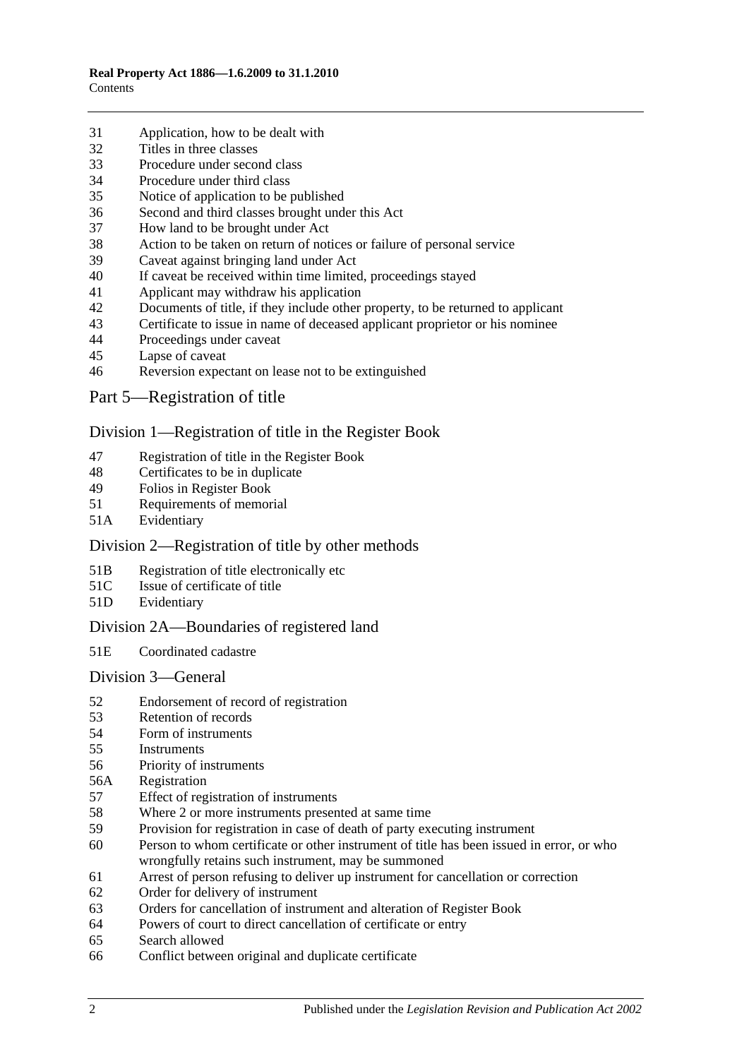31 Application, how to be dealt with
32 Titles in three classes
33 Procedure under second class
34 Procedure under third class
35 Notice of application to be published
36 Second and third classes brought under this Act
37 How land to be brought under Act
38 Action to be taken on return of notices or failure of personal service
39 Caveat against bringing land under Act
40 If caveat be received within time limited, proceedings stayed
41 Applicant may withdraw his application
42 Documents of title, if they include other property, to be returned to applicant
43 Certificate to issue in name of deceased applicant proprietor or his nominee
44 Proceedings under caveat
45 Lapse of caveat
46 Reversion expectant on lease not to be extinguished

## Part 5—Registration of title

### Division 1—Registration of title in the Register Book

47 Registration of title in the Register Book
48 Certificates to be in duplicate
49 Folios in Register Book
51 Requirements of memorial
51A Evidentiary

### Division 2—Registration of title by other methods

51B Registration of title electronically etc
51C Issue of certificate of title
51D Evidentiary

### Division 2A—Boundaries of registered land

51E Coordinated cadastre

### Division 3—General

52 Endorsement of record of registration
53 Retention of records
54 Form of instruments
55 Instruments
56 Priority of instruments
56A Registration
57 Effect of registration of instruments
58 Where 2 or more instruments presented at same time
59 Provision for registration in case of death of party executing instrument
60 Person to whom certificate or other instrument of title has been issued in error, or who wrongfully retains such instrument, may be summoned
61 Arrest of person refusing to deliver up instrument for cancellation or correction
62 Order for delivery of instrument
63 Orders for cancellation of instrument and alteration of Register Book
64 Powers of court to direct cancellation of certificate or entry
65 Search allowed
66 Conflict between original and duplicate certificate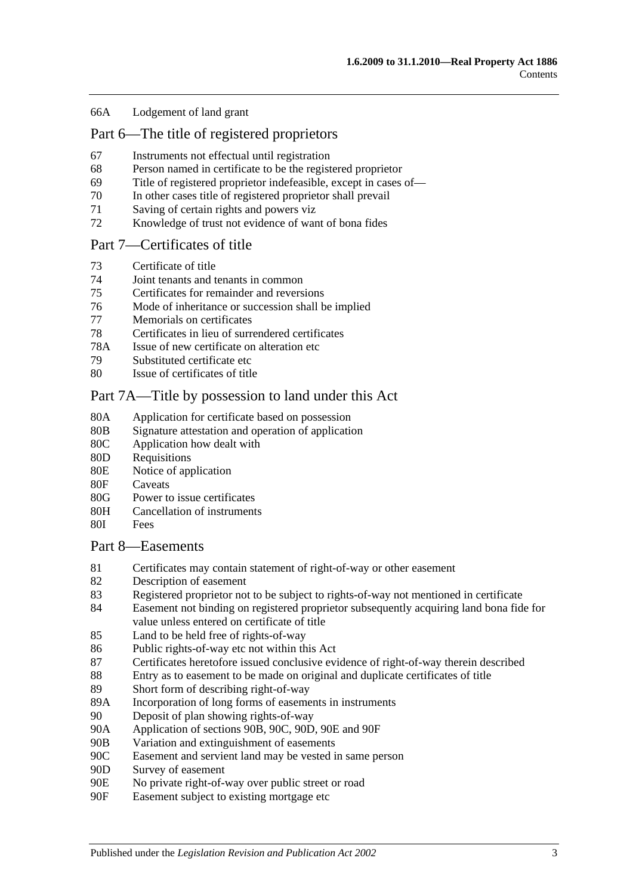66A Lodgement of land grant

## Part 6—The title of registered proprietors

67 Instruments not effectual until registration
68 Person named in certificate to be the registered proprietor
69 Title of registered proprietor indefeasible, except in cases of—
70 In other cases title of registered proprietor shall prevail
71 Saving of certain rights and powers viz
72 Knowledge of trust not evidence of want of bona fides

## Part 7—Certificates of title

73 Certificate of title
74 Joint tenants and tenants in common
75 Certificates for remainder and reversions
76 Mode of inheritance or succession shall be implied
77 Memorials on certificates
78 Certificates in lieu of surrendered certificates
78A Issue of new certificate on alteration etc
79 Substituted certificate etc
80 Issue of certificates of title

## Part 7A—Title by possession to land under this Act

80A Application for certificate based on possession
80B Signature attestation and operation of application
80C Application how dealt with
80D Requisitions
80E Notice of application
80F Caveats
80G Power to issue certificates
80H Cancellation of instruments
80I Fees

## Part 8—Easements

81 Certificates may contain statement of right-of-way or other easement
82 Description of easement
83 Registered proprietor not to be subject to rights-of-way not mentioned in certificate
84 Easement not binding on registered proprietor subsequently acquiring land bona fide for value unless entered on certificate of title
85 Land to be held free of rights-of-way
86 Public rights-of-way etc not within this Act
87 Certificates heretofore issued conclusive evidence of right-of-way therein described
88 Entry as to easement to be made on original and duplicate certificates of title
89 Short form of describing right-of-way
89A Incorporation of long forms of easements in instruments
90 Deposit of plan showing rights-of-way
90A Application of sections 90B, 90C, 90D, 90E and 90F
90B Variation and extinguishment of easements
90C Easement and servient land may be vested in same person
90D Survey of easement
90E No private right-of-way over public street or road
90F Easement subject to existing mortgage etc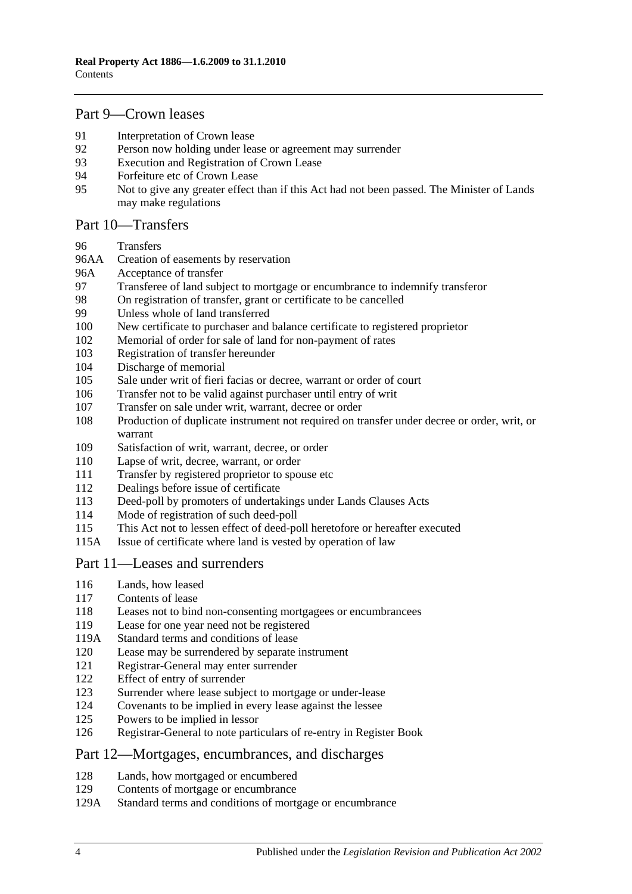## Part 9—Crown leases

- 91 Interpretation of Crown lease
- 92 Person now holding under lease or agreement may surrender
- 93 Execution and Registration of Crown Lease
- 94 Forfeiture etc of Crown Lease
- 95 Not to give any greater effect than if this Act had not been passed. The Minister of Lands may make regulations

## Part 10—Transfers

- 96 Transfers
- 96AA Creation of easements by reservation
- 96A Acceptance of transfer
- 97 Transferee of land subject to mortgage or encumbrance to indemnify transferor
- 98 On registration of transfer, grant or certificate to be cancelled
- 99 Unless whole of land transferred
- 100 New certificate to purchaser and balance certificate to registered proprietor
- 102 Memorial of order for sale of land for non-payment of rates
- 103 Registration of transfer hereunder
- 104 Discharge of memorial
- 105 Sale under writ of fieri facias or decree, warrant or order of court
- 106 Transfer not to be valid against purchaser until entry of writ
- 107 Transfer on sale under writ, warrant, decree or order
- 108 Production of duplicate instrument not required on transfer under decree or order, writ, or warrant
- 109 Satisfaction of writ, warrant, decree, or order
- 110 Lapse of writ, decree, warrant, or order
- 111 Transfer by registered proprietor to spouse etc
- 112 Dealings before issue of certificate
- 113 Deed-poll by promoters of undertakings under Lands Clauses Acts
- 114 Mode of registration of such deed-poll
- 115 This Act not to lessen effect of deed-poll heretofore or hereafter executed
- 115A Issue of certificate where land is vested by operation of law

## Part 11—Leases and surrenders

- 116 Lands, how leased
- 117 Contents of lease
- 118 Leases not to bind non-consenting mortgagees or encumbrancees
- 119 Lease for one year need not be registered
- 119A Standard terms and conditions of lease
- 120 Lease may be surrendered by separate instrument
- 121 Registrar-General may enter surrender
- 122 Effect of entry of surrender
- 123 Surrender where lease subject to mortgage or under-lease
- 124 Covenants to be implied in every lease against the lessee
- 125 Powers to be implied in lessor
- 126 Registrar-General to note particulars of re-entry in Register Book

## Part 12—Mortgages, encumbrances, and discharges

- 128 Lands, how mortgaged or encumbered
- 129 Contents of mortgage or encumbrance
- 129A Standard terms and conditions of mortgage or encumbrance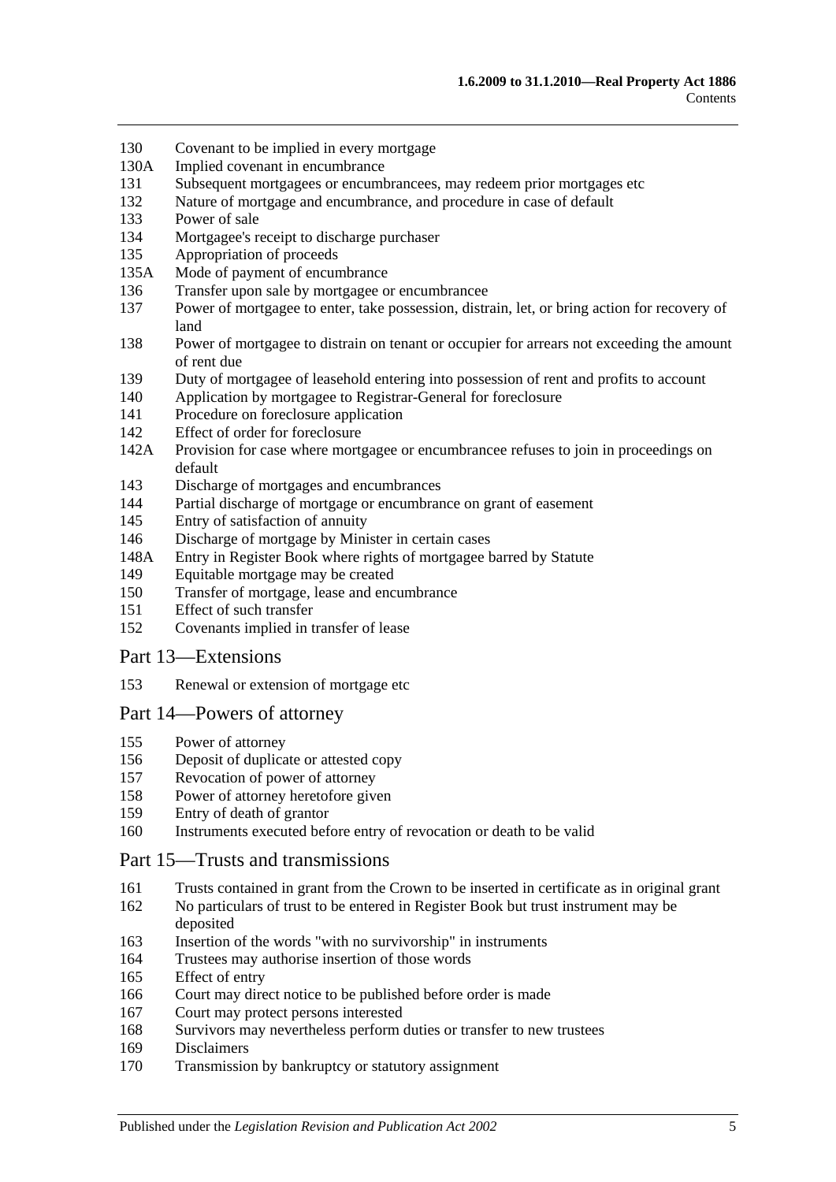130 Covenant to be implied in every mortgage
130A Implied covenant in encumbrance
131 Subsequent mortgagees or encumbrancees, may redeem prior mortgages etc
132 Nature of mortgage and encumbrance, and procedure in case of default
133 Power of sale
134 Mortgagee's receipt to discharge purchaser
135 Appropriation of proceeds
135A Mode of payment of encumbrance
136 Transfer upon sale by mortgagee or encumbrancee
137 Power of mortgagee to enter, take possession, distrain, let, or bring action for recovery of land
138 Power of mortgagee to distrain on tenant or occupier for arrears not exceeding the amount of rent due
139 Duty of mortgagee of leasehold entering into possession of rent and profits to account
140 Application by mortgagee to Registrar-General for foreclosure
141 Procedure on foreclosure application
142 Effect of order for foreclosure
142A Provision for case where mortgagee or encumbrancee refuses to join in proceedings on default
143 Discharge of mortgages and encumbrances
144 Partial discharge of mortgage or encumbrance on grant of easement
145 Entry of satisfaction of annuity
146 Discharge of mortgage by Minister in certain cases
148A Entry in Register Book where rights of mortgagee barred by Statute
149 Equitable mortgage may be created
150 Transfer of mortgage, lease and encumbrance
151 Effect of such transfer
152 Covenants implied in transfer of lease

## Part 13—Extensions

153 Renewal or extension of mortgage etc

## Part 14—Powers of attorney

155 Power of attorney
156 Deposit of duplicate or attested copy
157 Revocation of power of attorney
158 Power of attorney heretofore given
159 Entry of death of grantor
160 Instruments executed before entry of revocation or death to be valid

## Part 15—Trusts and transmissions

161 Trusts contained in grant from the Crown to be inserted in certificate as in original grant
162 No particulars of trust to be entered in Register Book but trust instrument may be deposited
163 Insertion of the words "with no survivorship" in instruments
164 Trustees may authorise insertion of those words
165 Effect of entry
166 Court may direct notice to be published before order is made
167 Court may protect persons interested
168 Survivors may nevertheless perform duties or transfer to new trustees
169 Disclaimers
170 Transmission by bankruptcy or statutory assignment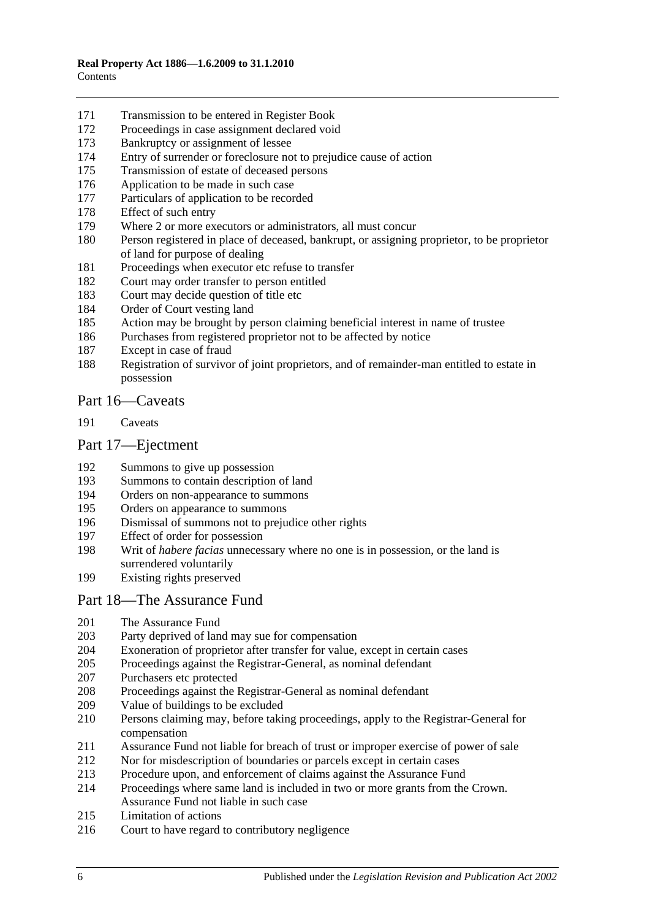171 Transmission to be entered in Register Book
172 Proceedings in case assignment declared void
173 Bankruptcy or assignment of lessee
174 Entry of surrender or foreclosure not to prejudice cause of action
175 Transmission of estate of deceased persons
176 Application to be made in such case
177 Particulars of application to be recorded
178 Effect of such entry
179 Where 2 or more executors or administrators, all must concur
180 Person registered in place of deceased, bankrupt, or assigning proprietor, to be proprietor of land for purpose of dealing
181 Proceedings when executor etc refuse to transfer
182 Court may order transfer to person entitled
183 Court may decide question of title etc
184 Order of Court vesting land
185 Action may be brought by person claiming beneficial interest in name of trustee
186 Purchases from registered proprietor not to be affected by notice
187 Except in case of fraud
188 Registration of survivor of joint proprietors, and of remainder-man entitled to estate in possession

## Part 16—Caveats

191 Caveats

## Part 17—Ejectment

192 Summons to give up possession
193 Summons to contain description of land
194 Orders on non-appearance to summons
195 Orders on appearance to summons
196 Dismissal of summons not to prejudice other rights
197 Effect of order for possession
198 Writ of *habere facias* unnecessary where no one is in possession, or the land is surrendered voluntarily
199 Existing rights preserved

## Part 18—The Assurance Fund

201 The Assurance Fund
203 Party deprived of land may sue for compensation
204 Exoneration of proprietor after transfer for value, except in certain cases
205 Proceedings against the Registrar-General, as nominal defendant
207 Purchasers etc protected
208 Proceedings against the Registrar-General as nominal defendant
209 Value of buildings to be excluded
210 Persons claiming may, before taking proceedings, apply to the Registrar-General for compensation
211 Assurance Fund not liable for breach of trust or improper exercise of power of sale
212 Nor for misdescription of boundaries or parcels except in certain cases
213 Procedure upon, and enforcement of claims against the Assurance Fund
214 Proceedings where same land is included in two or more grants from the Crown. Assurance Fund not liable in such case
215 Limitation of actions
216 Court to have regard to contributory negligence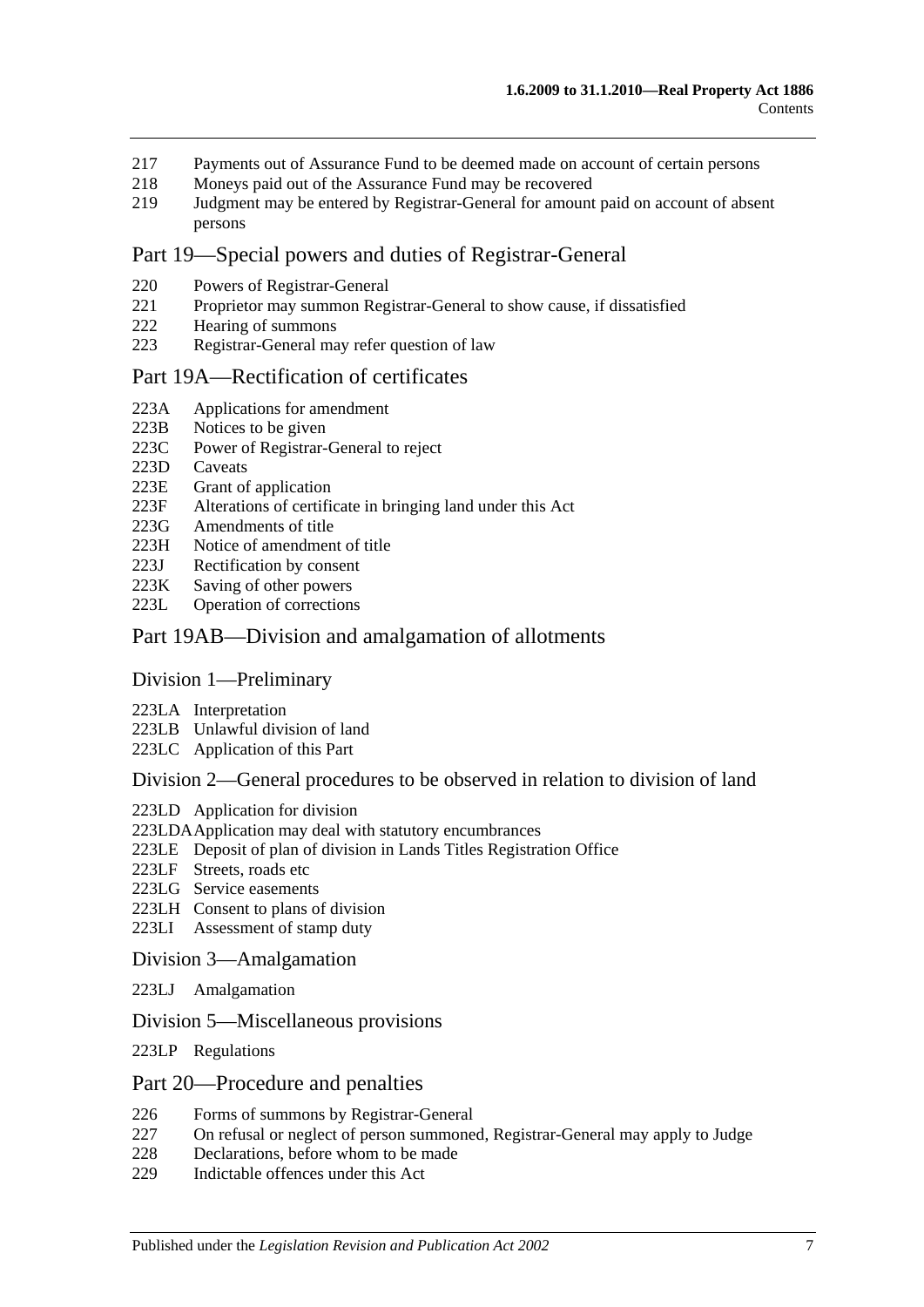217 Payments out of Assurance Fund to be deemed made on account of certain persons
218 Moneys paid out of the Assurance Fund may be recovered
219 Judgment may be entered by Registrar-General for amount paid on account of absent persons

## Part 19—Special powers and duties of Registrar-General

220 Powers of Registrar-General
221 Proprietor may summon Registrar-General to show cause, if dissatisfied
222 Hearing of summons
223 Registrar-General may refer question of law

## Part 19A—Rectification of certificates

223A Applications for amendment
223B Notices to be given
223C Power of Registrar-General to reject
223D Caveats
223E Grant of application
223F Alterations of certificate in bringing land under this Act
223G Amendments of title
223H Notice of amendment of title
223J Rectification by consent
223K Saving of other powers
223L Operation of corrections

## Part 19AB—Division and amalgamation of allotments

### Division 1—Preliminary

223LA Interpretation
223LB Unlawful division of land
223LC Application of this Part

### Division 2—General procedures to be observed in relation to division of land

223LD Application for division
223LDA Application may deal with statutory encumbrances
223LE Deposit of plan of division in Lands Titles Registration Office
223LF Streets, roads etc
223LG Service easements
223LH Consent to plans of division
223LI Assessment of stamp duty

### Division 3—Amalgamation

223LJ Amalgamation

### Division 5—Miscellaneous provisions

223LP Regulations

## Part 20—Procedure and penalties

226 Forms of summons by Registrar-General
227 On refusal or neglect of person summoned, Registrar-General may apply to Judge
228 Declarations, before whom to be made
229 Indictable offences under this Act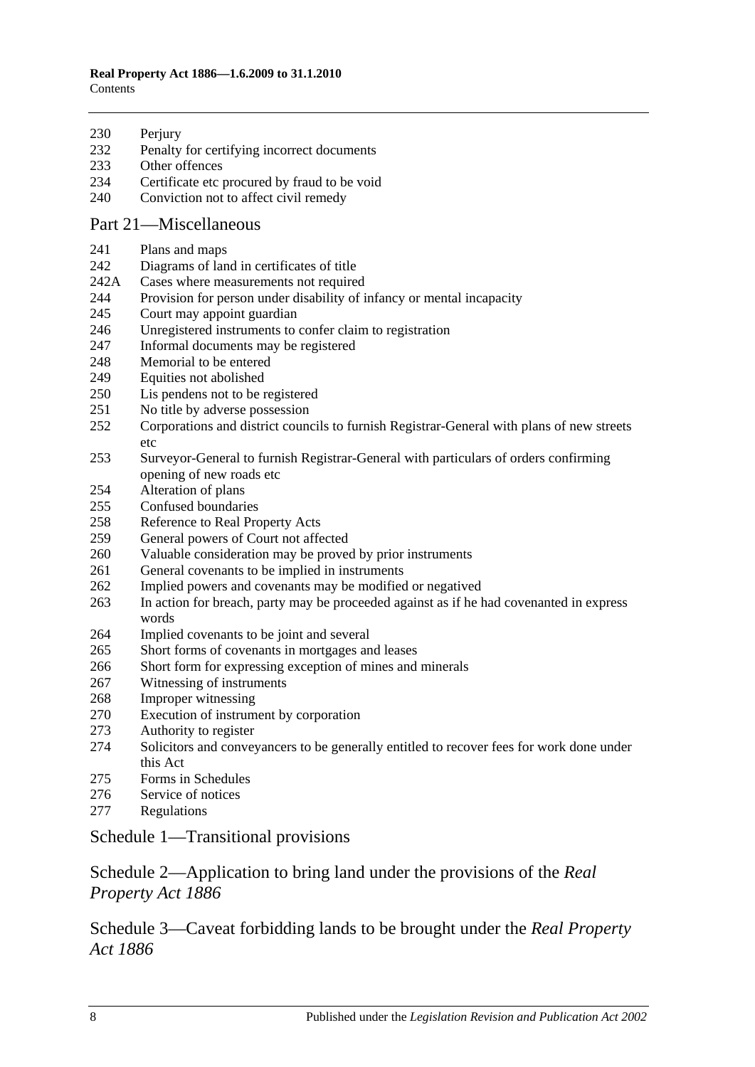230 Perjury
232 Penalty for certifying incorrect documents
233 Other offences
234 Certificate etc procured by fraud to be void
240 Conviction not to affect civil remedy

## Part 21—Miscellaneous

241 Plans and maps
242 Diagrams of land in certificates of title
242A Cases where measurements not required
244 Provision for person under disability of infancy or mental incapacity
245 Court may appoint guardian
246 Unregistered instruments to confer claim to registration
247 Informal documents may be registered
248 Memorial to be entered
249 Equities not abolished
250 Lis pendens not to be registered
251 No title by adverse possession
252 Corporations and district councils to furnish Registrar-General with plans of new streets etc
253 Surveyor-General to furnish Registrar-General with particulars of orders confirming opening of new roads etc
254 Alteration of plans
255 Confused boundaries
258 Reference to Real Property Acts
259 General powers of Court not affected
260 Valuable consideration may be proved by prior instruments
261 General covenants to be implied in instruments
262 Implied powers and covenants may be modified or negatived
263 In action for breach, party may be proceeded against as if he had covenanted in express words
264 Implied covenants to be joint and several
265 Short forms of covenants in mortgages and leases
266 Short form for expressing exception of mines and minerals
267 Witnessing of instruments
268 Improper witnessing
270 Execution of instrument by corporation
273 Authority to register
274 Solicitors and conveyancers to be generally entitled to recover fees for work done under this Act
275 Forms in Schedules
276 Service of notices
277 Regulations

## Schedule 1—Transitional provisions

## Schedule 2—Application to bring land under the provisions of the *Real Property Act 1886*

## Schedule 3—Caveat forbidding lands to be brought under the *Real Property Act 1886*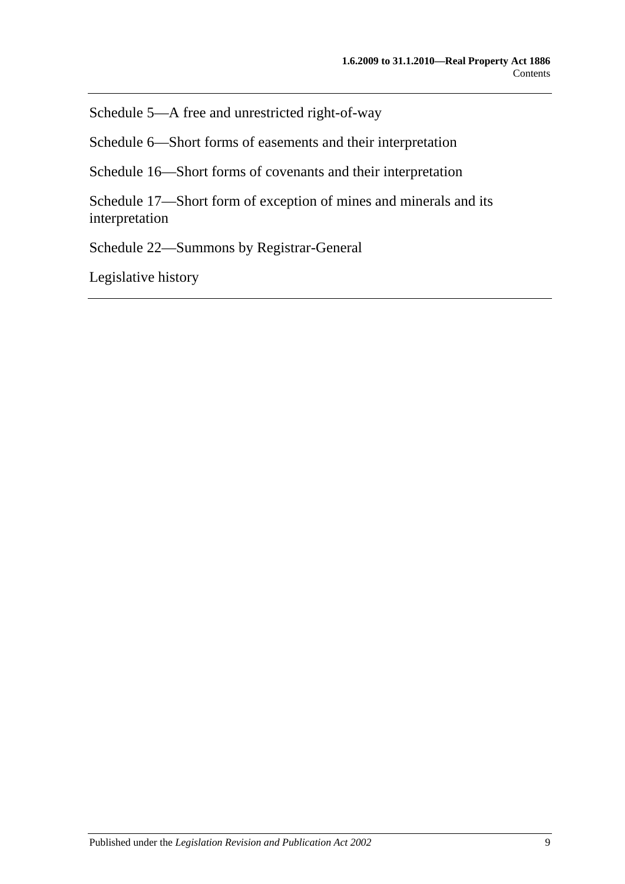Schedule 5—A free and unrestricted right-of-way

Schedule 6—Short forms of easements and their interpretation

Schedule 16—Short forms of covenants and their interpretation

Schedule 17—Short form of exception of mines and minerals and its interpretation

Schedule 22—Summons by Registrar-General

Legislative history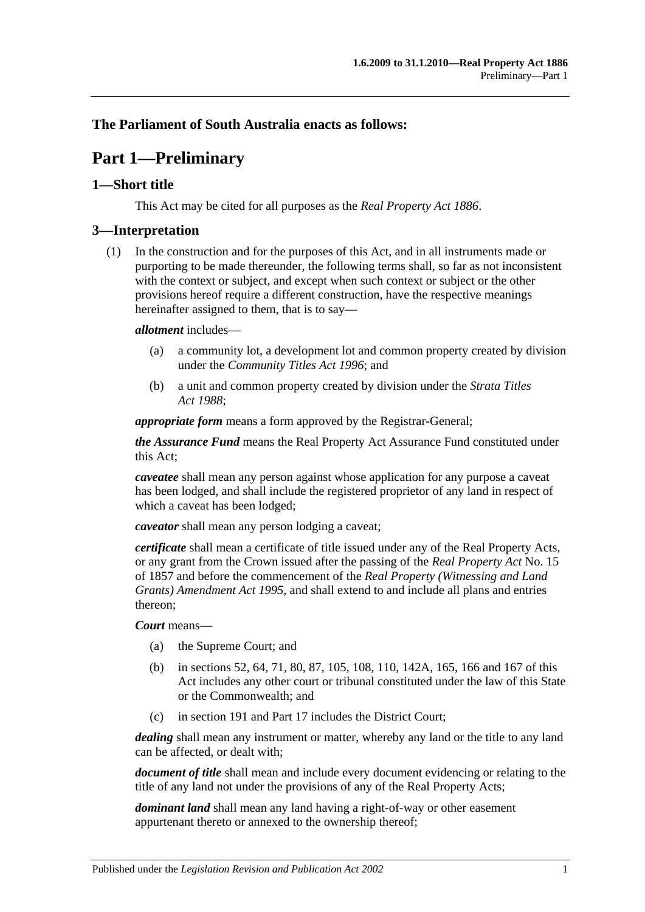**The Parliament of South Australia enacts as follows:**

# Part 1—Preliminary

## 1—Short title

This Act may be cited for all purposes as the *Real Property Act 1886*.

## 3—Interpretation

(1) In the construction and for the purposes of this Act, and in all instruments made or purporting to be made thereunder, the following terms shall, so far as not inconsistent with the context or subject, and except when such context or subject or the other provisions hereof require a different construction, have the respective meanings hereinafter assigned to them, that is to say—

***allotment*** includes—

- (a) a community lot, a development lot and common property created by division under the *Community Titles Act 1996*; and
- (b) a unit and common property created by division under the *Strata Titles Act 1988*;

***appropriate form*** means a form approved by the Registrar-General;

***the Assurance Fund*** means the Real Property Act Assurance Fund constituted under this Act;

***caveatee*** shall mean any person against whose application for any purpose a caveat has been lodged, and shall include the registered proprietor of any land in respect of which a caveat has been lodged;

***caveator*** shall mean any person lodging a caveat;

***certificate*** shall mean a certificate of title issued under any of the Real Property Acts, or any grant from the Crown issued after the passing of the *Real Property Act* No. 15 of 1857 and before the commencement of the *Real Property (Witnessing and Land Grants) Amendment Act 1995*, and shall extend to and include all plans and entries thereon;

***Court*** means—

- (a) the Supreme Court; and
- (b) in sections 52, 64, 71, 80, 87, 105, 108, 110, 142A, 165, 166 and 167 of this Act includes any other court or tribunal constituted under the law of this State or the Commonwealth; and
- (c) in section 191 and Part 17 includes the District Court;

***dealing*** shall mean any instrument or matter, whereby any land or the title to any land can be affected, or dealt with;

***document of title*** shall mean and include every document evidencing or relating to the title of any land not under the provisions of any of the Real Property Acts;

***dominant land*** shall mean any land having a right-of-way or other easement appurtenant thereto or annexed to the ownership thereof;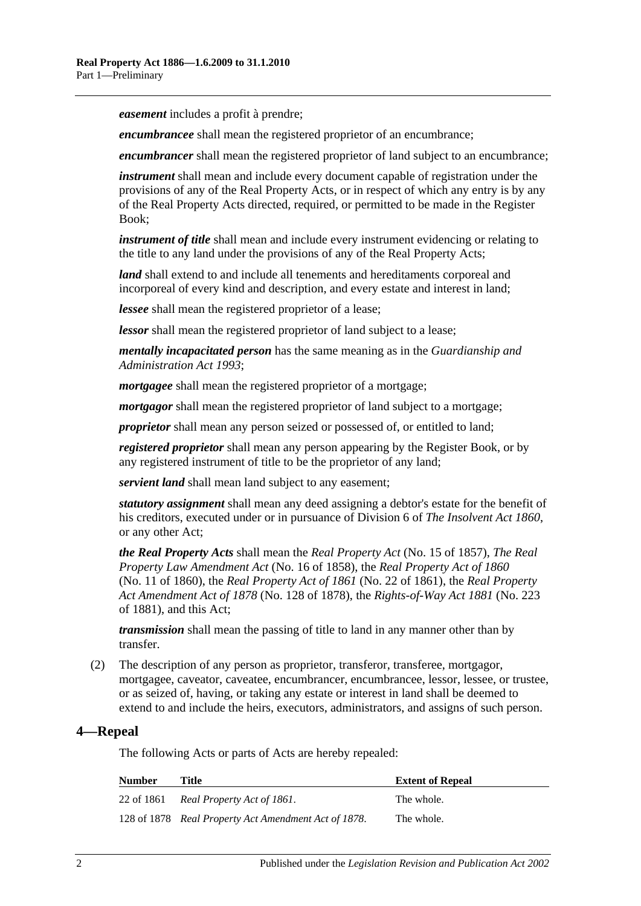***easement*** includes a profit à prendre;

***encumbrancee*** shall mean the registered proprietor of an encumbrance;

***encumbrancer*** shall mean the registered proprietor of land subject to an encumbrance;

***instrument*** shall mean and include every document capable of registration under the provisions of any of the Real Property Acts, or in respect of which any entry is by any of the Real Property Acts directed, required, or permitted to be made in the Register Book;

***instrument of title*** shall mean and include every instrument evidencing or relating to the title to any land under the provisions of any of the Real Property Acts;

***land*** shall extend to and include all tenements and hereditaments corporeal and incorporeal of every kind and description, and every estate and interest in land;

***lessee*** shall mean the registered proprietor of a lease;

***lessor*** shall mean the registered proprietor of land subject to a lease;

***mentally incapacitated person*** has the same meaning as in the *Guardianship and Administration Act 1993*;

***mortgagee*** shall mean the registered proprietor of a mortgage;

***mortgagor*** shall mean the registered proprietor of land subject to a mortgage;

***proprietor*** shall mean any person seized or possessed of, or entitled to land;

***registered proprietor*** shall mean any person appearing by the Register Book, or by any registered instrument of title to be the proprietor of any land;

***servient land*** shall mean land subject to any easement;

***statutory assignment*** shall mean any deed assigning a debtor's estate for the benefit of his creditors, executed under or in pursuance of Division 6 of *The Insolvent Act 1860*, or any other Act;

***the Real Property Acts*** shall mean the *Real Property Act* (No. 15 of 1857), *The Real Property Law Amendment Act* (No. 16 of 1858), the *Real Property Act of 1860* (No. 11 of 1860), the *Real Property Act of 1861* (No. 22 of 1861), the *Real Property Act Amendment Act of 1878* (No. 128 of 1878), the *Rights-of-Way Act 1881* (No. 223 of 1881), and this Act;

***transmission*** shall mean the passing of title to land in any manner other than by transfer.

(2) The description of any person as proprietor, transferor, transferee, mortgagor, mortgagee, caveator, caveatee, encumbrancer, encumbrancee, lessor, lessee, or trustee, or as seized of, having, or taking any estate or interest in land shall be deemed to extend to and include the heirs, executors, administrators, and assigns of such person.

## 4—Repeal

The following Acts or parts of Acts are hereby repealed:

| Number | Title | Extent of Repeal |
|---|---|---|
| 22 of 1861 | *Real Property Act of 1861*. | The whole. |
| 128 of 1878 | *Real Property Act Amendment Act of 1878*. | The whole. |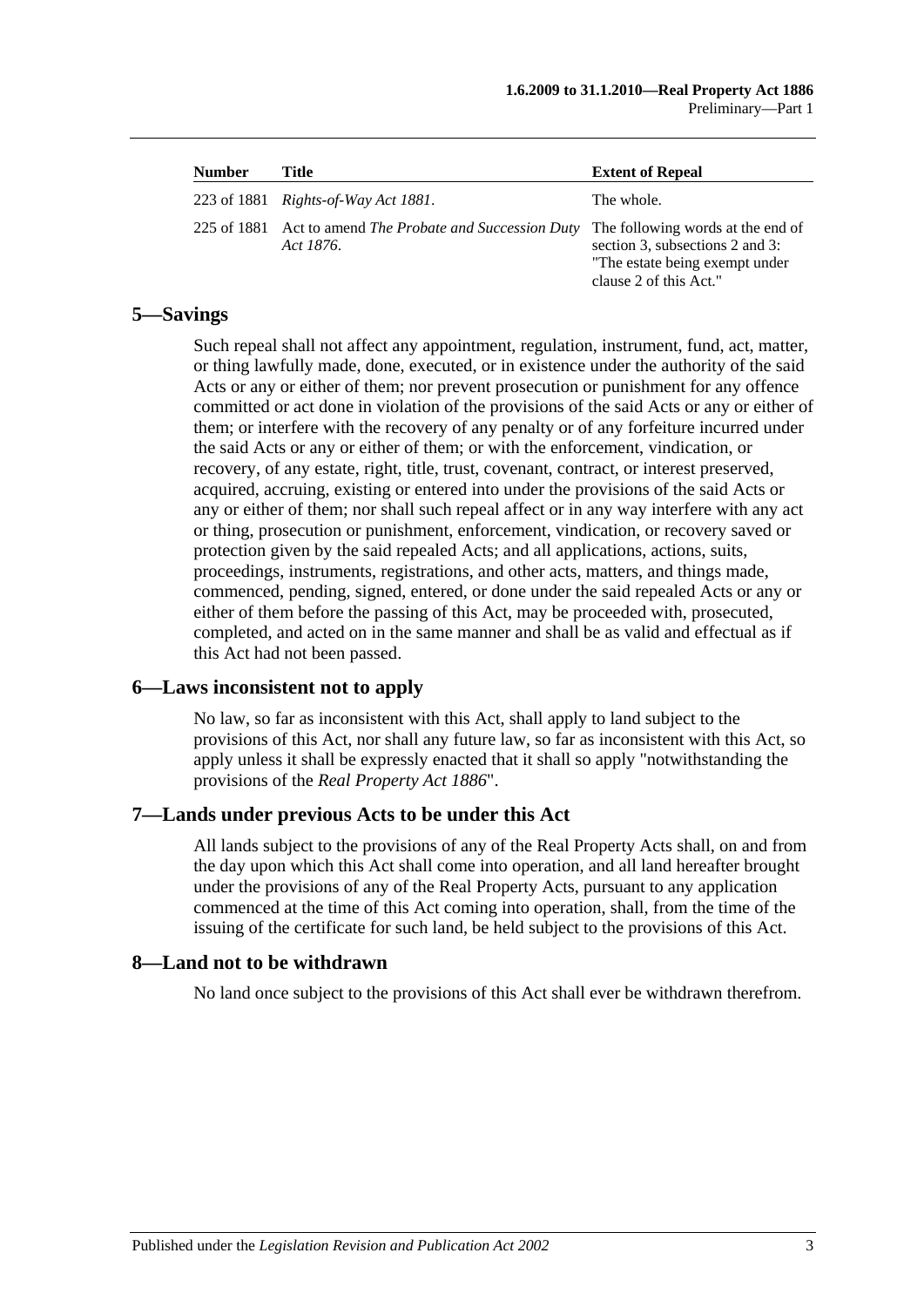| Number | Title | Extent of Repeal |
|---|---|---|
| 223 of 1881 | *Rights-of-Way Act 1881*. | The whole. |
| 225 of 1881 | Act to amend *The Probate and Succession Duty Act 1876*. | The following words at the end of section 3, subsections 2 and 3: "The estate being exempt under clause 2 of this Act." |

## 5—Savings

Such repeal shall not affect any appointment, regulation, instrument, fund, act, matter, or thing lawfully made, done, executed, or in existence under the authority of the said Acts or any or either of them; nor prevent prosecution or punishment for any offence committed or act done in violation of the provisions of the said Acts or any or either of them; or interfere with the recovery of any penalty or of any forfeiture incurred under the said Acts or any or either of them; or with the enforcement, vindication, or recovery, of any estate, right, title, trust, covenant, contract, or interest preserved, acquired, accruing, existing or entered into under the provisions of the said Acts or any or either of them; nor shall such repeal affect or in any way interfere with any act or thing, prosecution or punishment, enforcement, vindication, or recovery saved or protection given by the said repealed Acts; and all applications, actions, suits, proceedings, instruments, registrations, and other acts, matters, and things made, commenced, pending, signed, entered, or done under the said repealed Acts or any or either of them before the passing of this Act, may be proceeded with, prosecuted, completed, and acted on in the same manner and shall be as valid and effectual as if this Act had not been passed.

## 6—Laws inconsistent not to apply

No law, so far as inconsistent with this Act, shall apply to land subject to the provisions of this Act, nor shall any future law, so far as inconsistent with this Act, so apply unless it shall be expressly enacted that it shall so apply "notwithstanding the provisions of the *Real Property Act 1886*".

## 7—Lands under previous Acts to be under this Act

All lands subject to the provisions of any of the Real Property Acts shall, on and from the day upon which this Act shall come into operation, and all land hereafter brought under the provisions of any of the Real Property Acts, pursuant to any application commenced at the time of this Act coming into operation, shall, from the time of the issuing of the certificate for such land, be held subject to the provisions of this Act.

## 8—Land not to be withdrawn

No land once subject to the provisions of this Act shall ever be withdrawn therefrom.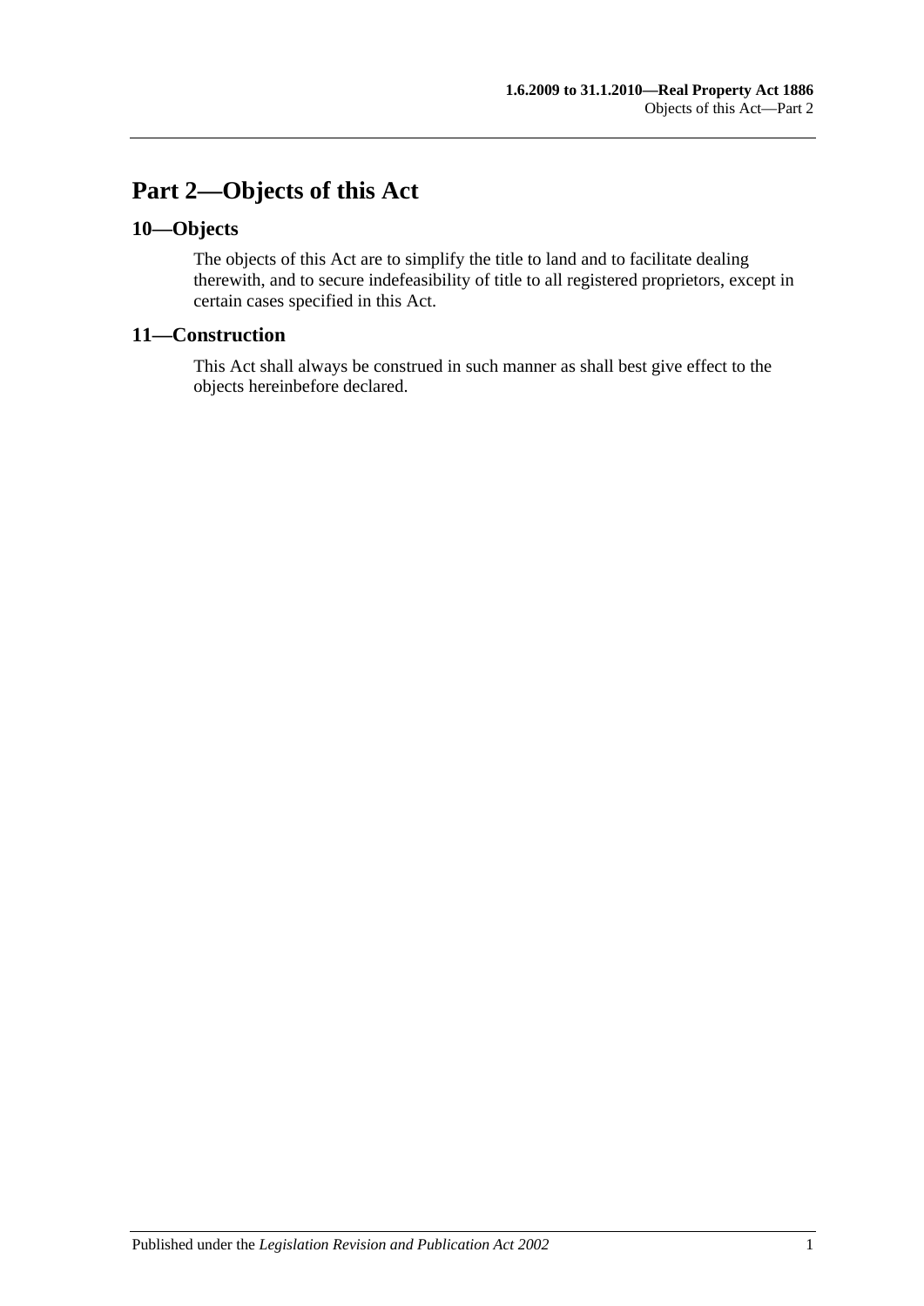# Part 2—Objects of this Act

## 10—Objects

The objects of this Act are to simplify the title to land and to facilitate dealing therewith, and to secure indefeasibility of title to all registered proprietors, except in certain cases specified in this Act.

## 11—Construction

This Act shall always be construed in such manner as shall best give effect to the objects hereinbefore declared.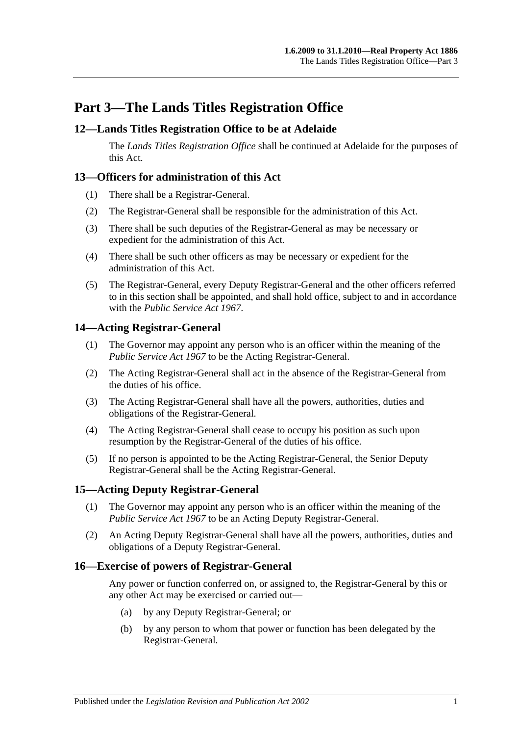# Part 3—The Lands Titles Registration Office

## 12—Lands Titles Registration Office to be at Adelaide

The *Lands Titles Registration Office* shall be continued at Adelaide for the purposes of this Act.

## 13—Officers for administration of this Act

(1) There shall be a Registrar-General.

(2) The Registrar-General shall be responsible for the administration of this Act.

(3) There shall be such deputies of the Registrar-General as may be necessary or expedient for the administration of this Act.

(4) There shall be such other officers as may be necessary or expedient for the administration of this Act.

(5) The Registrar-General, every Deputy Registrar-General and the other officers referred to in this section shall be appointed, and shall hold office, subject to and in accordance with the *Public Service Act 1967*.

## 14—Acting Registrar-General

(1) The Governor may appoint any person who is an officer within the meaning of the *Public Service Act 1967* to be the Acting Registrar-General.

(2) The Acting Registrar-General shall act in the absence of the Registrar-General from the duties of his office.

(3) The Acting Registrar-General shall have all the powers, authorities, duties and obligations of the Registrar-General.

(4) The Acting Registrar-General shall cease to occupy his position as such upon resumption by the Registrar-General of the duties of his office.

(5) If no person is appointed to be the Acting Registrar-General, the Senior Deputy Registrar-General shall be the Acting Registrar-General.

## 15—Acting Deputy Registrar-General

(1) The Governor may appoint any person who is an officer within the meaning of the *Public Service Act 1967* to be an Acting Deputy Registrar-General.

(2) An Acting Deputy Registrar-General shall have all the powers, authorities, duties and obligations of a Deputy Registrar-General.

## 16—Exercise of powers of Registrar-General

Any power or function conferred on, or assigned to, the Registrar-General by this or any other Act may be exercised or carried out—

(a) by any Deputy Registrar-General; or

(b) by any person to whom that power or function has been delegated by the Registrar-General.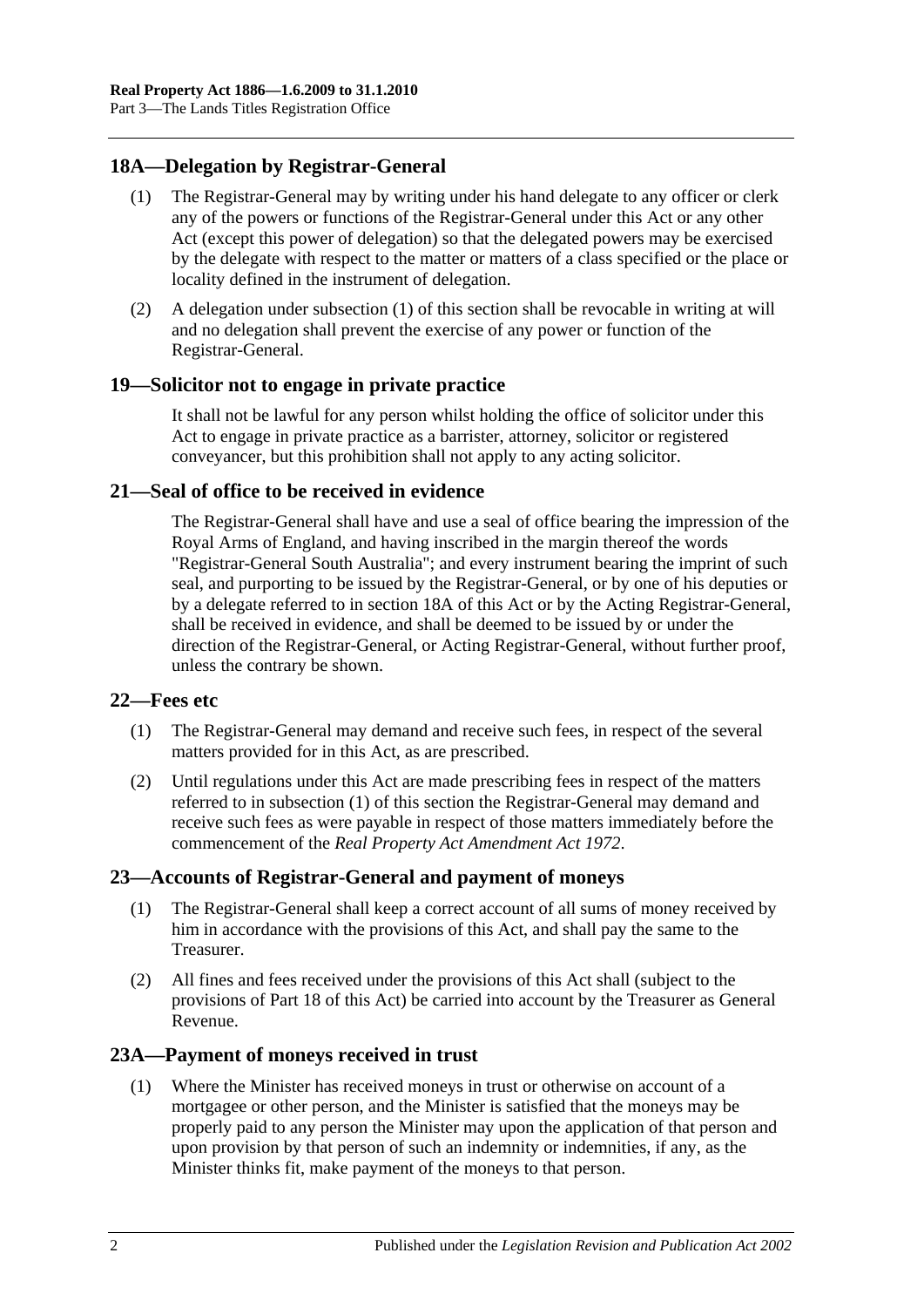## 18A—Delegation by Registrar-General

(1) The Registrar-General may by writing under his hand delegate to any officer or clerk any of the powers or functions of the Registrar-General under this Act or any other Act (except this power of delegation) so that the delegated powers may be exercised by the delegate with respect to the matter or matters of a class specified or the place or locality defined in the instrument of delegation.

(2) A delegation under subsection (1) of this section shall be revocable in writing at will and no delegation shall prevent the exercise of any power or function of the Registrar-General.

## 19—Solicitor not to engage in private practice

It shall not be lawful for any person whilst holding the office of solicitor under this Act to engage in private practice as a barrister, attorney, solicitor or registered conveyancer, but this prohibition shall not apply to any acting solicitor.

## 21—Seal of office to be received in evidence

The Registrar-General shall have and use a seal of office bearing the impression of the Royal Arms of England, and having inscribed in the margin thereof the words "Registrar-General South Australia"; and every instrument bearing the imprint of such seal, and purporting to be issued by the Registrar-General, or by one of his deputies or by a delegate referred to in section 18A of this Act or by the Acting Registrar-General, shall be received in evidence, and shall be deemed to be issued by or under the direction of the Registrar-General, or Acting Registrar-General, without further proof, unless the contrary be shown.

## 22—Fees etc

(1) The Registrar-General may demand and receive such fees, in respect of the several matters provided for in this Act, as are prescribed.

(2) Until regulations under this Act are made prescribing fees in respect of the matters referred to in subsection (1) of this section the Registrar-General may demand and receive such fees as were payable in respect of those matters immediately before the commencement of the *Real Property Act Amendment Act 1972*.

## 23—Accounts of Registrar-General and payment of moneys

(1) The Registrar-General shall keep a correct account of all sums of money received by him in accordance with the provisions of this Act, and shall pay the same to the Treasurer.

(2) All fines and fees received under the provisions of this Act shall (subject to the provisions of Part 18 of this Act) be carried into account by the Treasurer as General Revenue.

## 23A—Payment of moneys received in trust

(1) Where the Minister has received moneys in trust or otherwise on account of a mortgagee or other person, and the Minister is satisfied that the moneys may be properly paid to any person the Minister may upon the application of that person and upon provision by that person of such an indemnity or indemnities, if any, as the Minister thinks fit, make payment of the moneys to that person.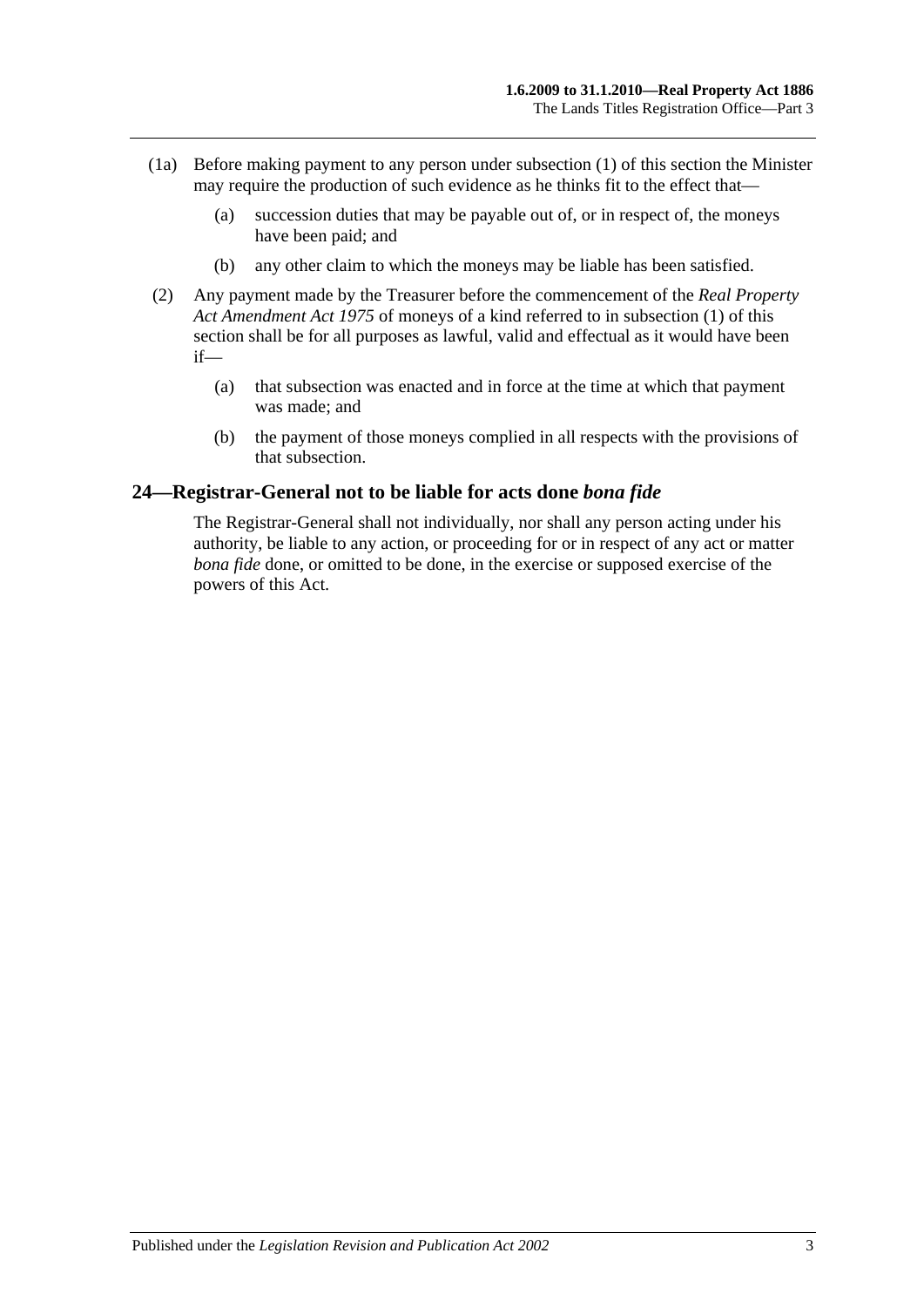(1a) Before making payment to any person under subsection (1) of this section the Minister may require the production of such evidence as he thinks fit to the effect that—

(a) succession duties that may be payable out of, or in respect of, the moneys have been paid; and

(b) any other claim to which the moneys may be liable has been satisfied.

(2) Any payment made by the Treasurer before the commencement of the *Real Property Act Amendment Act 1975* of moneys of a kind referred to in subsection (1) of this section shall be for all purposes as lawful, valid and effectual as it would have been if—

(a) that subsection was enacted and in force at the time at which that payment was made; and

(b) the payment of those moneys complied in all respects with the provisions of that subsection.

## 24—Registrar-General not to be liable for acts done *bona fide*

The Registrar-General shall not individually, nor shall any person acting under his authority, be liable to any action, or proceeding for or in respect of any act or matter *bona fide* done, or omitted to be done, in the exercise or supposed exercise of the powers of this Act.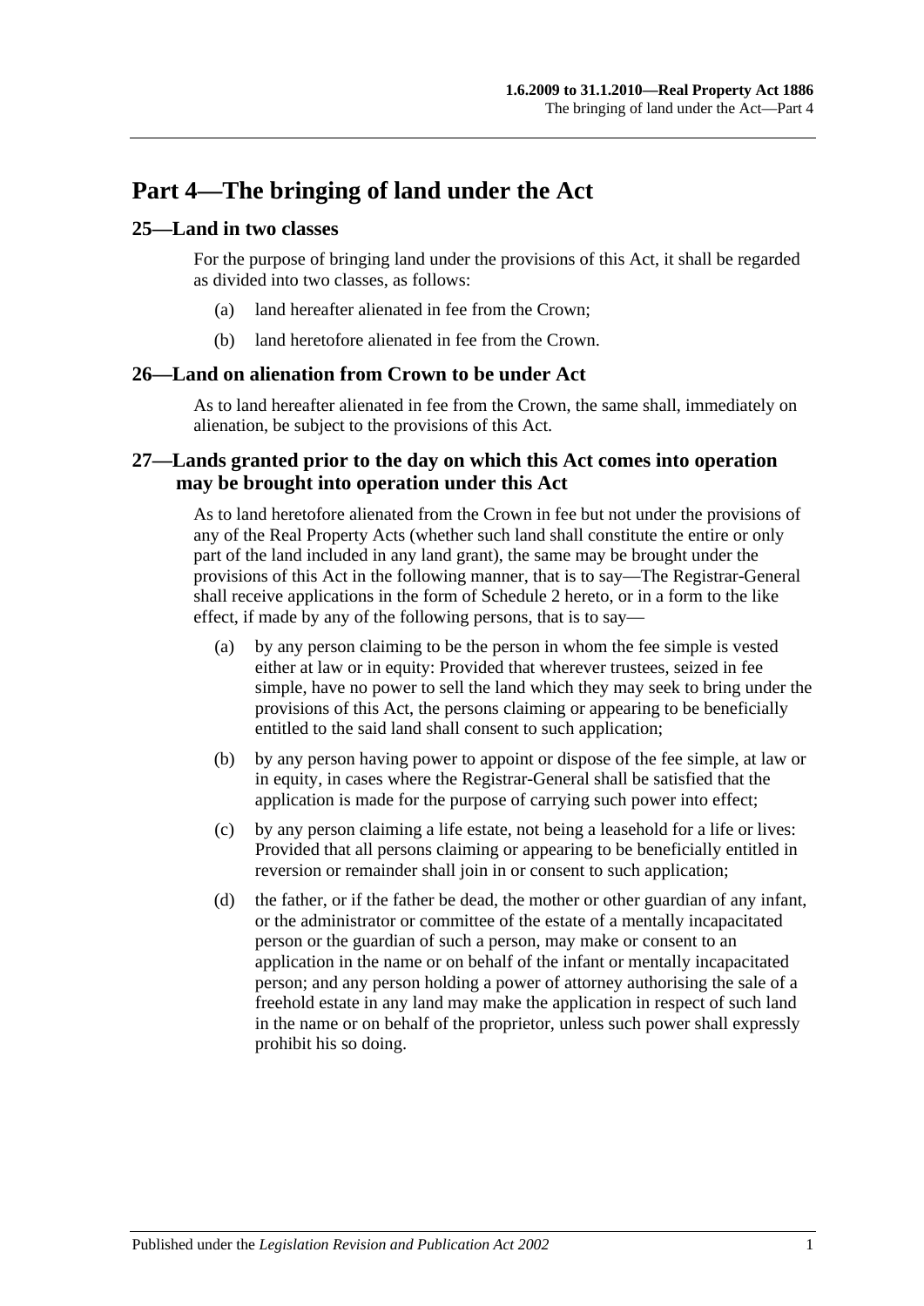# Part 4—The bringing of land under the Act

## 25—Land in two classes

For the purpose of bringing land under the provisions of this Act, it shall be regarded as divided into two classes, as follows:

(a) land hereafter alienated in fee from the Crown;

(b) land heretofore alienated in fee from the Crown.

## 26—Land on alienation from Crown to be under Act

As to land hereafter alienated in fee from the Crown, the same shall, immediately on alienation, be subject to the provisions of this Act.

## 27—Lands granted prior to the day on which this Act comes into operation may be brought into operation under this Act

As to land heretofore alienated from the Crown in fee but not under the provisions of any of the Real Property Acts (whether such land shall constitute the entire or only part of the land included in any land grant), the same may be brought under the provisions of this Act in the following manner, that is to say—The Registrar-General shall receive applications in the form of Schedule 2 hereto, or in a form to the like effect, if made by any of the following persons, that is to say—

(a) by any person claiming to be the person in whom the fee simple is vested either at law or in equity: Provided that wherever trustees, seized in fee simple, have no power to sell the land which they may seek to bring under the provisions of this Act, the persons claiming or appearing to be beneficially entitled to the said land shall consent to such application;

(b) by any person having power to appoint or dispose of the fee simple, at law or in equity, in cases where the Registrar-General shall be satisfied that the application is made for the purpose of carrying such power into effect;

(c) by any person claiming a life estate, not being a leasehold for a life or lives: Provided that all persons claiming or appearing to be beneficially entitled in reversion or remainder shall join in or consent to such application;

(d) the father, or if the father be dead, the mother or other guardian of any infant, or the administrator or committee of the estate of a mentally incapacitated person or the guardian of such a person, may make or consent to an application in the name or on behalf of the infant or mentally incapacitated person; and any person holding a power of attorney authorising the sale of a freehold estate in any land may make the application in respect of such land in the name or on behalf of the proprietor, unless such power shall expressly prohibit his so doing.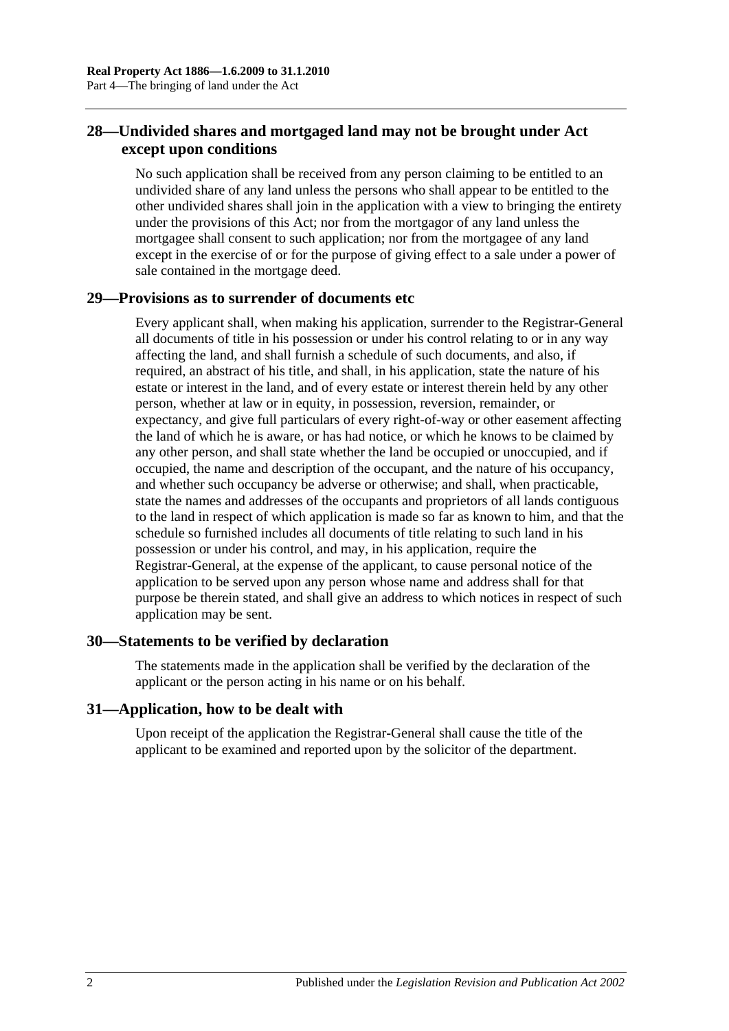## 28—Undivided shares and mortgaged land may not be brought under Act except upon conditions

No such application shall be received from any person claiming to be entitled to an undivided share of any land unless the persons who shall appear to be entitled to the other undivided shares shall join in the application with a view to bringing the entirety under the provisions of this Act; nor from the mortgagor of any land unless the mortgagee shall consent to such application; nor from the mortgagee of any land except in the exercise of or for the purpose of giving effect to a sale under a power of sale contained in the mortgage deed.

## 29—Provisions as to surrender of documents etc

Every applicant shall, when making his application, surrender to the Registrar-General all documents of title in his possession or under his control relating to or in any way affecting the land, and shall furnish a schedule of such documents, and also, if required, an abstract of his title, and shall, in his application, state the nature of his estate or interest in the land, and of every estate or interest therein held by any other person, whether at law or in equity, in possession, reversion, remainder, or expectancy, and give full particulars of every right-of-way or other easement affecting the land of which he is aware, or has had notice, or which he knows to be claimed by any other person, and shall state whether the land be occupied or unoccupied, and if occupied, the name and description of the occupant, and the nature of his occupancy, and whether such occupancy be adverse or otherwise; and shall, when practicable, state the names and addresses of the occupants and proprietors of all lands contiguous to the land in respect of which application is made so far as known to him, and that the schedule so furnished includes all documents of title relating to such land in his possession or under his control, and may, in his application, require the Registrar-General, at the expense of the applicant, to cause personal notice of the application to be served upon any person whose name and address shall for that purpose be therein stated, and shall give an address to which notices in respect of such application may be sent.

## 30—Statements to be verified by declaration

The statements made in the application shall be verified by the declaration of the applicant or the person acting in his name or on his behalf.

## 31—Application, how to be dealt with

Upon receipt of the application the Registrar-General shall cause the title of the applicant to be examined and reported upon by the solicitor of the department.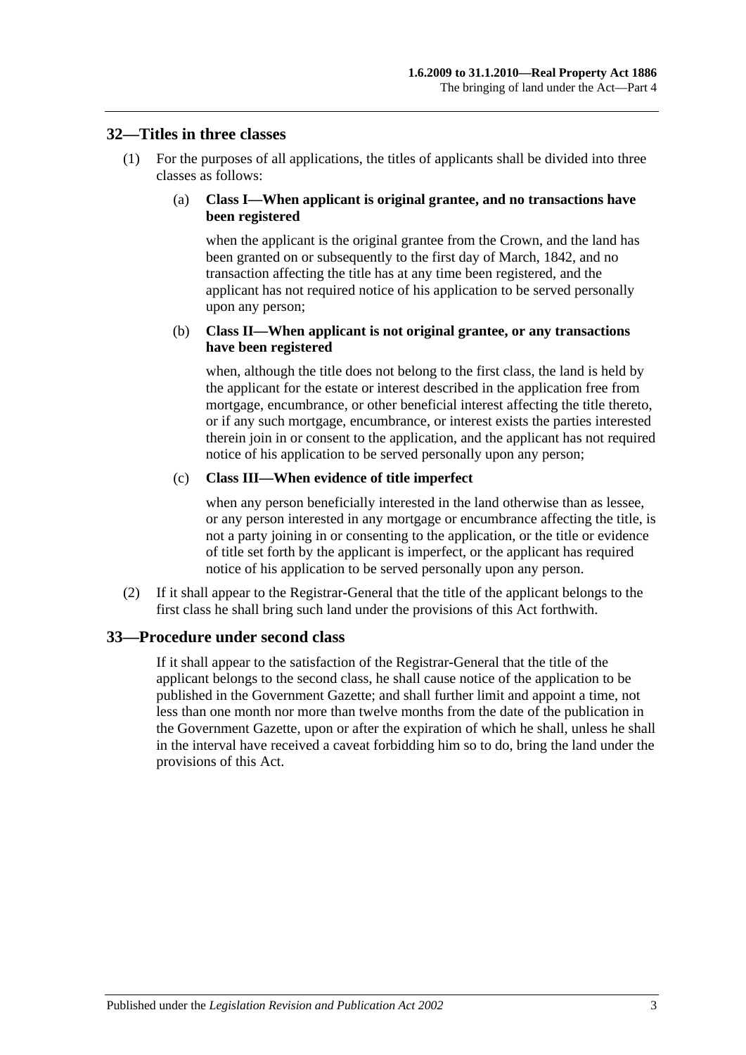## 32—Titles in three classes

(1) For the purposes of all applications, the titles of applicants shall be divided into three classes as follows:

(a) **Class I—When applicant is original grantee, and no transactions have been registered**

when the applicant is the original grantee from the Crown, and the land has been granted on or subsequently to the first day of March, 1842, and no transaction affecting the title has at any time been registered, and the applicant has not required notice of his application to be served personally upon any person;

(b) **Class II—When applicant is not original grantee, or any transactions have been registered**

when, although the title does not belong to the first class, the land is held by the applicant for the estate or interest described in the application free from mortgage, encumbrance, or other beneficial interest affecting the title thereto, or if any such mortgage, encumbrance, or interest exists the parties interested therein join in or consent to the application, and the applicant has not required notice of his application to be served personally upon any person;

(c) **Class III—When evidence of title imperfect**

when any person beneficially interested in the land otherwise than as lessee, or any person interested in any mortgage or encumbrance affecting the title, is not a party joining in or consenting to the application, or the title or evidence of title set forth by the applicant is imperfect, or the applicant has required notice of his application to be served personally upon any person.

(2) If it shall appear to the Registrar-General that the title of the applicant belongs to the first class he shall bring such land under the provisions of this Act forthwith.

## 33—Procedure under second class

If it shall appear to the satisfaction of the Registrar-General that the title of the applicant belongs to the second class, he shall cause notice of the application to be published in the Government Gazette; and shall further limit and appoint a time, not less than one month nor more than twelve months from the date of the publication in the Government Gazette, upon or after the expiration of which he shall, unless he shall in the interval have received a caveat forbidding him so to do, bring the land under the provisions of this Act.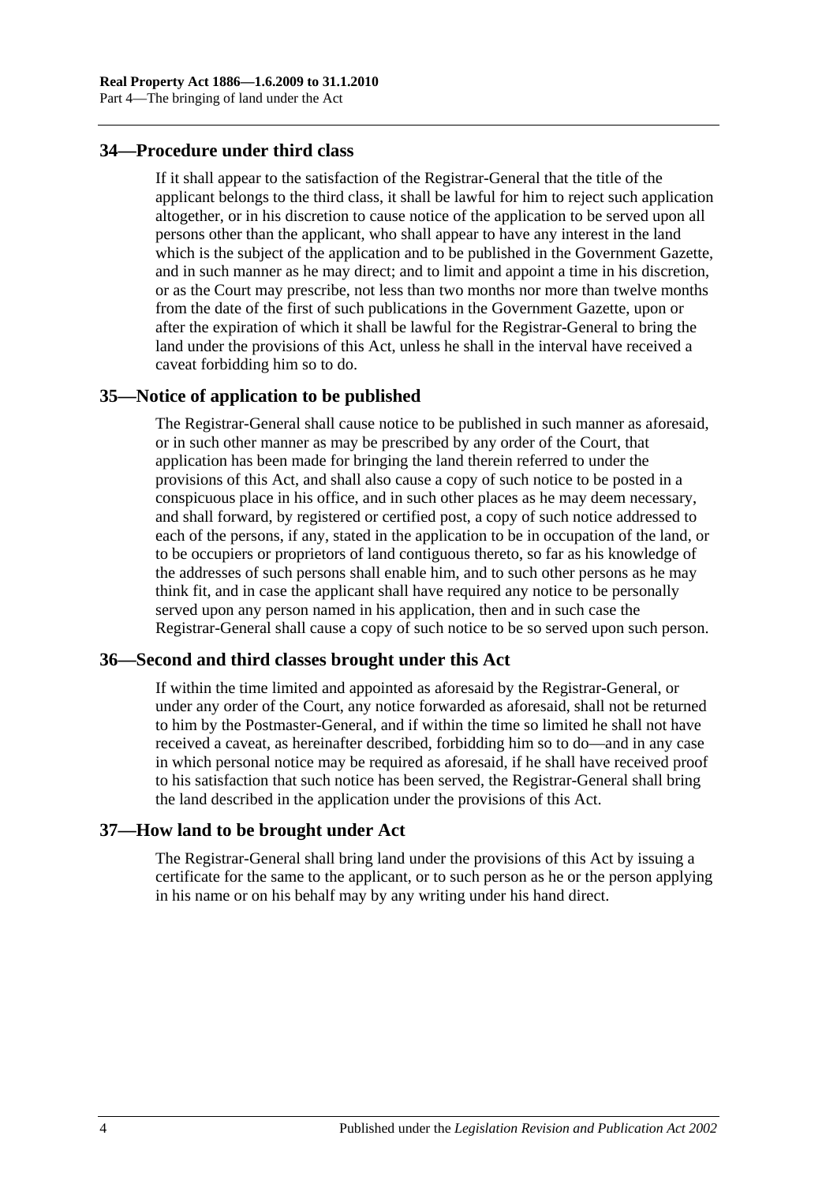## 34—Procedure under third class

If it shall appear to the satisfaction of the Registrar-General that the title of the applicant belongs to the third class, it shall be lawful for him to reject such application altogether, or in his discretion to cause notice of the application to be served upon all persons other than the applicant, who shall appear to have any interest in the land which is the subject of the application and to be published in the Government Gazette, and in such manner as he may direct; and to limit and appoint a time in his discretion, or as the Court may prescribe, not less than two months nor more than twelve months from the date of the first of such publications in the Government Gazette, upon or after the expiration of which it shall be lawful for the Registrar-General to bring the land under the provisions of this Act, unless he shall in the interval have received a caveat forbidding him so to do.

## 35—Notice of application to be published

The Registrar-General shall cause notice to be published in such manner as aforesaid, or in such other manner as may be prescribed by any order of the Court, that application has been made for bringing the land therein referred to under the provisions of this Act, and shall also cause a copy of such notice to be posted in a conspicuous place in his office, and in such other places as he may deem necessary, and shall forward, by registered or certified post, a copy of such notice addressed to each of the persons, if any, stated in the application to be in occupation of the land, or to be occupiers or proprietors of land contiguous thereto, so far as his knowledge of the addresses of such persons shall enable him, and to such other persons as he may think fit, and in case the applicant shall have required any notice to be personally served upon any person named in his application, then and in such case the Registrar-General shall cause a copy of such notice to be so served upon such person.

## 36—Second and third classes brought under this Act

If within the time limited and appointed as aforesaid by the Registrar-General, or under any order of the Court, any notice forwarded as aforesaid, shall not be returned to him by the Postmaster-General, and if within the time so limited he shall not have received a caveat, as hereinafter described, forbidding him so to do—and in any case in which personal notice may be required as aforesaid, if he shall have received proof to his satisfaction that such notice has been served, the Registrar-General shall bring the land described in the application under the provisions of this Act.

## 37—How land to be brought under Act

The Registrar-General shall bring land under the provisions of this Act by issuing a certificate for the same to the applicant, or to such person as he or the person applying in his name or on his behalf may by any writing under his hand direct.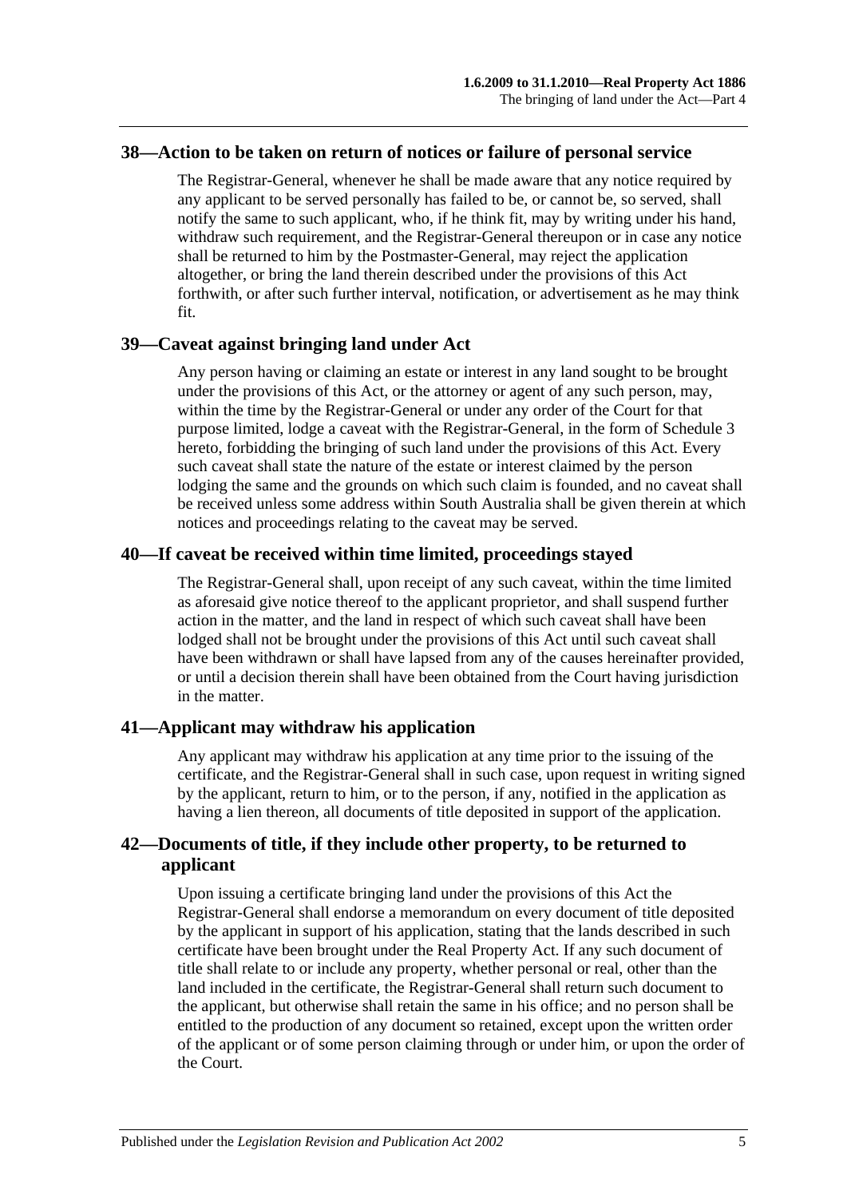## 38—Action to be taken on return of notices or failure of personal service

The Registrar-General, whenever he shall be made aware that any notice required by any applicant to be served personally has failed to be, or cannot be, so served, shall notify the same to such applicant, who, if he think fit, may by writing under his hand, withdraw such requirement, and the Registrar-General thereupon or in case any notice shall be returned to him by the Postmaster-General, may reject the application altogether, or bring the land therein described under the provisions of this Act forthwith, or after such further interval, notification, or advertisement as he may think fit.

## 39—Caveat against bringing land under Act

Any person having or claiming an estate or interest in any land sought to be brought under the provisions of this Act, or the attorney or agent of any such person, may, within the time by the Registrar-General or under any order of the Court for that purpose limited, lodge a caveat with the Registrar-General, in the form of Schedule 3 hereto, forbidding the bringing of such land under the provisions of this Act. Every such caveat shall state the nature of the estate or interest claimed by the person lodging the same and the grounds on which such claim is founded, and no caveat shall be received unless some address within South Australia shall be given therein at which notices and proceedings relating to the caveat may be served.

## 40—If caveat be received within time limited, proceedings stayed

The Registrar-General shall, upon receipt of any such caveat, within the time limited as aforesaid give notice thereof to the applicant proprietor, and shall suspend further action in the matter, and the land in respect of which such caveat shall have been lodged shall not be brought under the provisions of this Act until such caveat shall have been withdrawn or shall have lapsed from any of the causes hereinafter provided, or until a decision therein shall have been obtained from the Court having jurisdiction in the matter.

## 41—Applicant may withdraw his application

Any applicant may withdraw his application at any time prior to the issuing of the certificate, and the Registrar-General shall in such case, upon request in writing signed by the applicant, return to him, or to the person, if any, notified in the application as having a lien thereon, all documents of title deposited in support of the application.

## 42—Documents of title, if they include other property, to be returned to applicant

Upon issuing a certificate bringing land under the provisions of this Act the Registrar-General shall endorse a memorandum on every document of title deposited by the applicant in support of his application, stating that the lands described in such certificate have been brought under the Real Property Act. If any such document of title shall relate to or include any property, whether personal or real, other than the land included in the certificate, the Registrar-General shall return such document to the applicant, but otherwise shall retain the same in his office; and no person shall be entitled to the production of any document so retained, except upon the written order of the applicant or of some person claiming through or under him, or upon the order of the Court.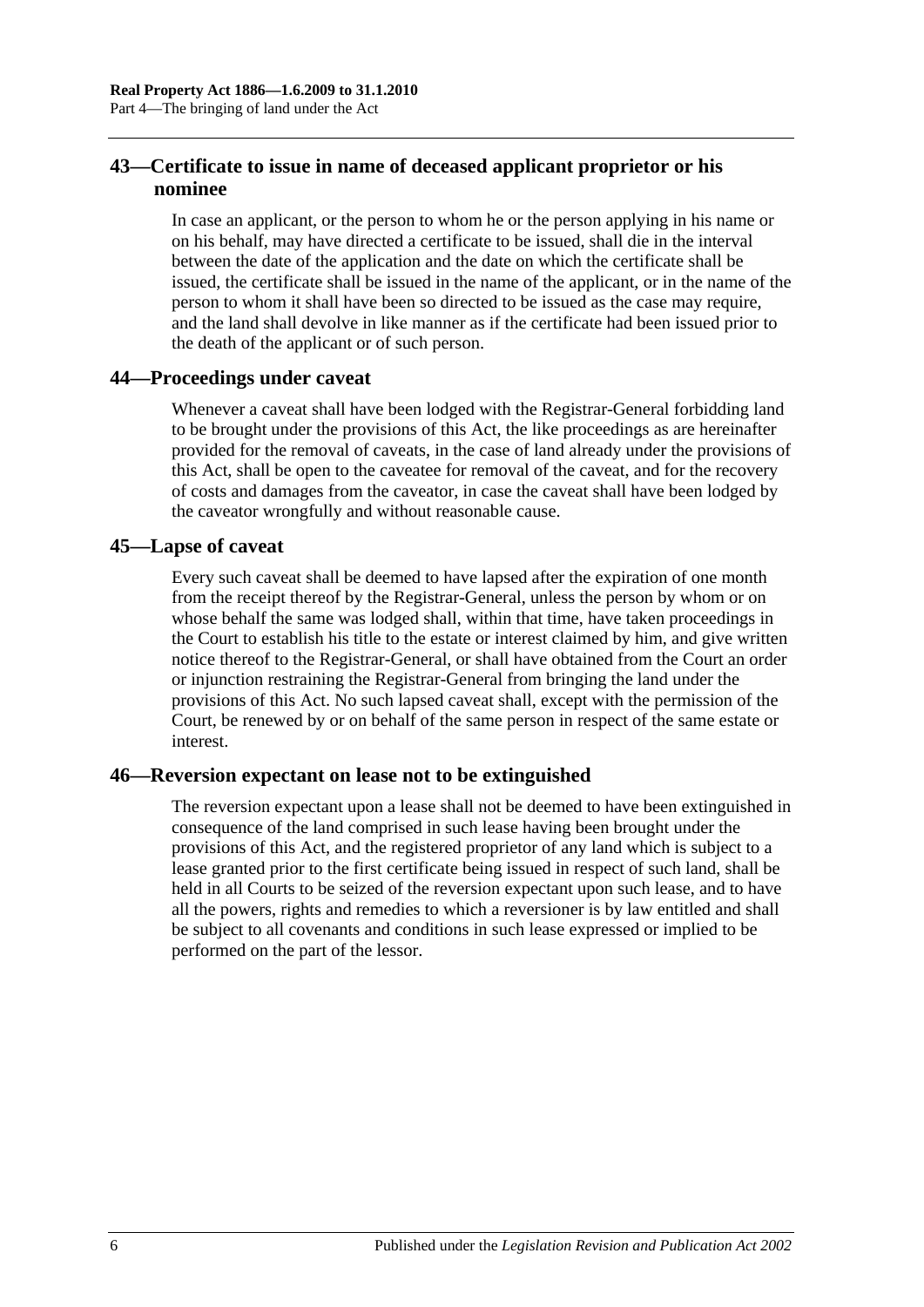## 43—Certificate to issue in name of deceased applicant proprietor or his nominee

In case an applicant, or the person to whom he or the person applying in his name or on his behalf, may have directed a certificate to be issued, shall die in the interval between the date of the application and the date on which the certificate shall be issued, the certificate shall be issued in the name of the applicant, or in the name of the person to whom it shall have been so directed to be issued as the case may require, and the land shall devolve in like manner as if the certificate had been issued prior to the death of the applicant or of such person.

## 44—Proceedings under caveat

Whenever a caveat shall have been lodged with the Registrar-General forbidding land to be brought under the provisions of this Act, the like proceedings as are hereinafter provided for the removal of caveats, in the case of land already under the provisions of this Act, shall be open to the caveatee for removal of the caveat, and for the recovery of costs and damages from the caveator, in case the caveat shall have been lodged by the caveator wrongfully and without reasonable cause.

## 45—Lapse of caveat

Every such caveat shall be deemed to have lapsed after the expiration of one month from the receipt thereof by the Registrar-General, unless the person by whom or on whose behalf the same was lodged shall, within that time, have taken proceedings in the Court to establish his title to the estate or interest claimed by him, and give written notice thereof to the Registrar-General, or shall have obtained from the Court an order or injunction restraining the Registrar-General from bringing the land under the provisions of this Act. No such lapsed caveat shall, except with the permission of the Court, be renewed by or on behalf of the same person in respect of the same estate or interest.

## 46—Reversion expectant on lease not to be extinguished

The reversion expectant upon a lease shall not be deemed to have been extinguished in consequence of the land comprised in such lease having been brought under the provisions of this Act, and the registered proprietor of any land which is subject to a lease granted prior to the first certificate being issued in respect of such land, shall be held in all Courts to be seized of the reversion expectant upon such lease, and to have all the powers, rights and remedies to which a reversioner is by law entitled and shall be subject to all covenants and conditions in such lease expressed or implied to be performed on the part of the lessor.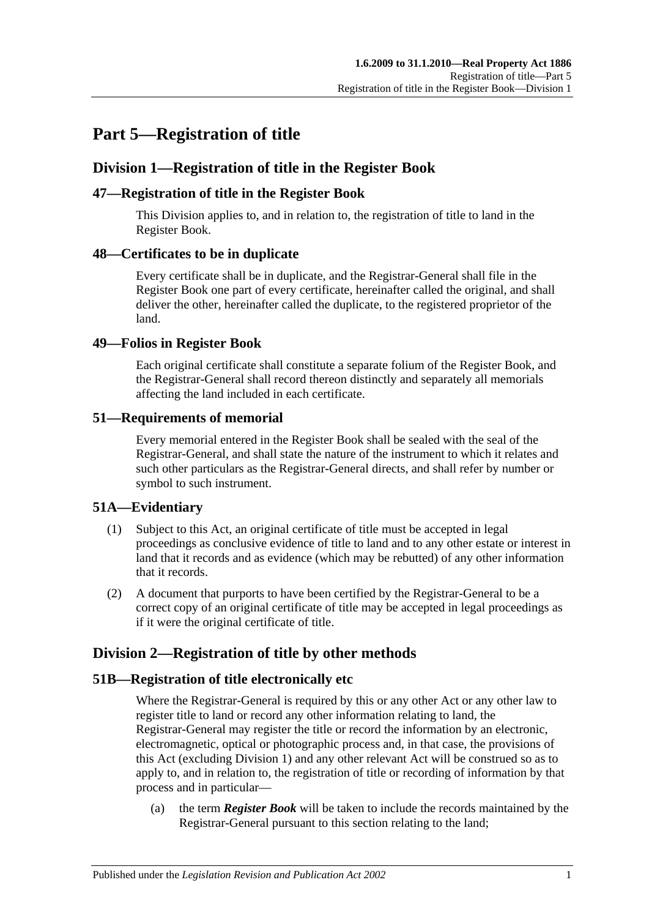# Part 5—Registration of title

## Division 1—Registration of title in the Register Book

### 47—Registration of title in the Register Book

This Division applies to, and in relation to, the registration of title to land in the Register Book.

### 48—Certificates to be in duplicate

Every certificate shall be in duplicate, and the Registrar-General shall file in the Register Book one part of every certificate, hereinafter called the original, and shall deliver the other, hereinafter called the duplicate, to the registered proprietor of the land.

### 49—Folios in Register Book

Each original certificate shall constitute a separate folium of the Register Book, and the Registrar-General shall record thereon distinctly and separately all memorials affecting the land included in each certificate.

### 51—Requirements of memorial

Every memorial entered in the Register Book shall be sealed with the seal of the Registrar-General, and shall state the nature of the instrument to which it relates and such other particulars as the Registrar-General directs, and shall refer by number or symbol to such instrument.

### 51A—Evidentiary

(1) Subject to this Act, an original certificate of title must be accepted in legal proceedings as conclusive evidence of title to land and to any other estate or interest in land that it records and as evidence (which may be rebutted) of any other information that it records.

(2) A document that purports to have been certified by the Registrar-General to be a correct copy of an original certificate of title may be accepted in legal proceedings as if it were the original certificate of title.

## Division 2—Registration of title by other methods

### 51B—Registration of title electronically etc

Where the Registrar-General is required by this or any other Act or any other law to register title to land or record any other information relating to land, the Registrar-General may register the title or record the information by an electronic, electromagnetic, optical or photographic process and, in that case, the provisions of this Act (excluding Division 1) and any other relevant Act will be construed so as to apply to, and in relation to, the registration of title or recording of information by that process and in particular—

(a) the term ***Register Book*** will be taken to include the records maintained by the Registrar-General pursuant to this section relating to the land;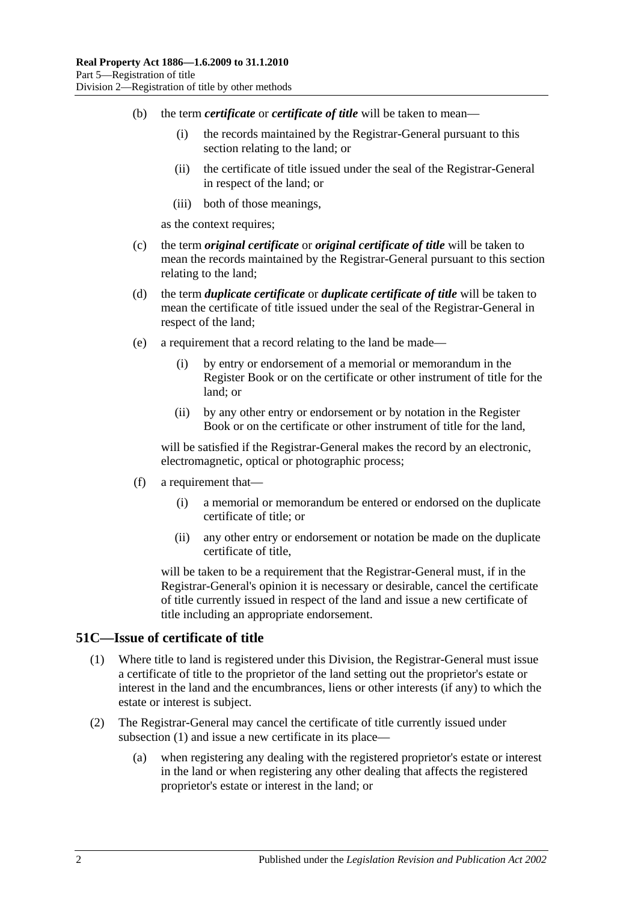(b) the term ***certificate*** or ***certificate of title*** will be taken to mean—

   (i) the records maintained by the Registrar-General pursuant to this section relating to the land; or

   (ii) the certificate of title issued under the seal of the Registrar-General in respect of the land; or

   (iii) both of those meanings,

   as the context requires;

(c) the term ***original certificate*** or ***original certificate of title*** will be taken to mean the records maintained by the Registrar-General pursuant to this section relating to the land;

(d) the term ***duplicate certificate*** or ***duplicate certificate of title*** will be taken to mean the certificate of title issued under the seal of the Registrar-General in respect of the land;

(e) a requirement that a record relating to the land be made—

   (i) by entry or endorsement of a memorial or memorandum in the Register Book or on the certificate or other instrument of title for the land; or

   (ii) by any other entry or endorsement or by notation in the Register Book or on the certificate or other instrument of title for the land,

   will be satisfied if the Registrar-General makes the record by an electronic, electromagnetic, optical or photographic process;

(f) a requirement that—

   (i) a memorial or memorandum be entered or endorsed on the duplicate certificate of title; or

   (ii) any other entry or endorsement or notation be made on the duplicate certificate of title,

   will be taken to be a requirement that the Registrar-General must, if in the Registrar-General's opinion it is necessary or desirable, cancel the certificate of title currently issued in respect of the land and issue a new certificate of title including an appropriate endorsement.

## 51C—Issue of certificate of title

(1) Where title to land is registered under this Division, the Registrar-General must issue a certificate of title to the proprietor of the land setting out the proprietor's estate or interest in the land and the encumbrances, liens or other interests (if any) to which the estate or interest is subject.

(2) The Registrar-General may cancel the certificate of title currently issued under subsection (1) and issue a new certificate in its place—

   (a) when registering any dealing with the registered proprietor's estate or interest in the land or when registering any other dealing that affects the registered proprietor's estate or interest in the land; or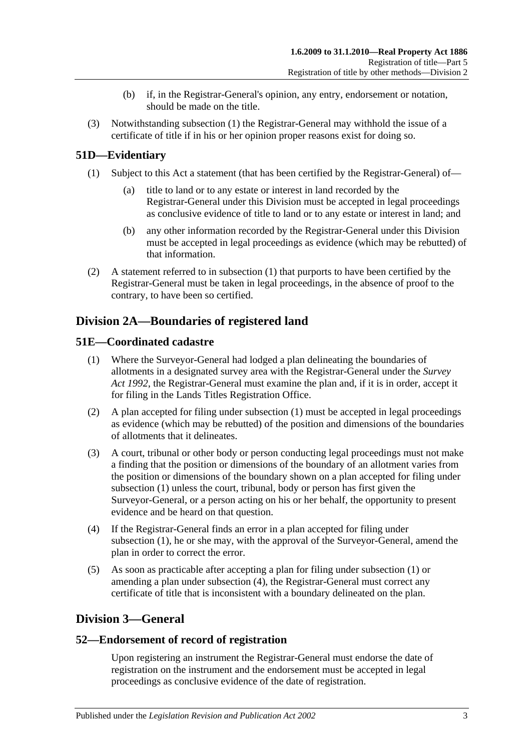(b) if, in the Registrar-General's opinion, any entry, endorsement or notation, should be made on the title.

(3) Notwithstanding subsection (1) the Registrar-General may withhold the issue of a certificate of title if in his or her opinion proper reasons exist for doing so.

## 51D—Evidentiary

(1) Subject to this Act a statement (that has been certified by the Registrar-General) of—

(a) title to land or to any estate or interest in land recorded by the Registrar-General under this Division must be accepted in legal proceedings as conclusive evidence of title to land or to any estate or interest in land; and

(b) any other information recorded by the Registrar-General under this Division must be accepted in legal proceedings as evidence (which may be rebutted) of that information.

(2) A statement referred to in subsection (1) that purports to have been certified by the Registrar-General must be taken in legal proceedings, in the absence of proof to the contrary, to have been so certified.

# Division 2A—Boundaries of registered land

## 51E—Coordinated cadastre

(1) Where the Surveyor-General had lodged a plan delineating the boundaries of allotments in a designated survey area with the Registrar-General under the *Survey Act 1992*, the Registrar-General must examine the plan and, if it is in order, accept it for filing in the Lands Titles Registration Office.

(2) A plan accepted for filing under subsection (1) must be accepted in legal proceedings as evidence (which may be rebutted) of the position and dimensions of the boundaries of allotments that it delineates.

(3) A court, tribunal or other body or person conducting legal proceedings must not make a finding that the position or dimensions of the boundary of an allotment varies from the position or dimensions of the boundary shown on a plan accepted for filing under subsection (1) unless the court, tribunal, body or person has first given the Surveyor-General, or a person acting on his or her behalf, the opportunity to present evidence and be heard on that question.

(4) If the Registrar-General finds an error in a plan accepted for filing under subsection (1), he or she may, with the approval of the Surveyor-General, amend the plan in order to correct the error.

(5) As soon as practicable after accepting a plan for filing under subsection (1) or amending a plan under subsection (4), the Registrar-General must correct any certificate of title that is inconsistent with a boundary delineated on the plan.

# Division 3—General

## 52—Endorsement of record of registration

Upon registering an instrument the Registrar-General must endorse the date of registration on the instrument and the endorsement must be accepted in legal proceedings as conclusive evidence of the date of registration.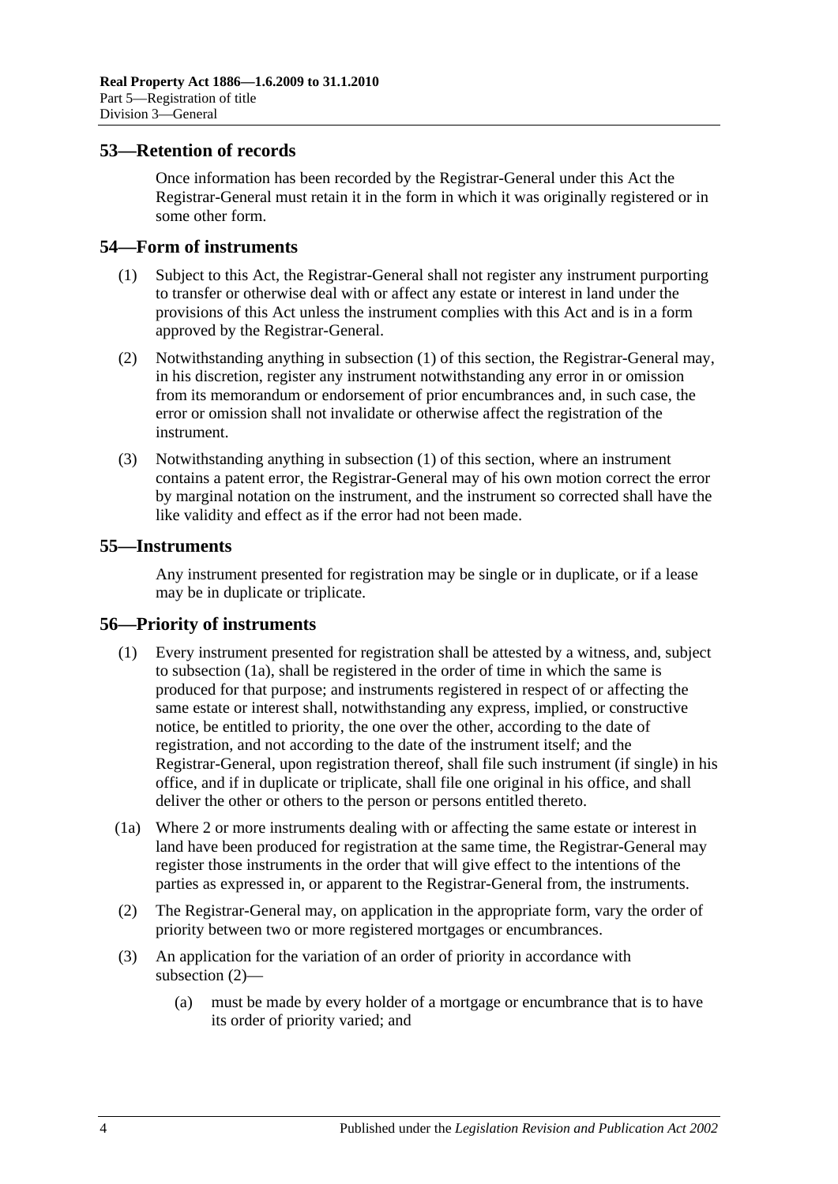## 53—Retention of records

Once information has been recorded by the Registrar-General under this Act the Registrar-General must retain it in the form in which it was originally registered or in some other form.

## 54—Form of instruments

(1) Subject to this Act, the Registrar-General shall not register any instrument purporting to transfer or otherwise deal with or affect any estate or interest in land under the provisions of this Act unless the instrument complies with this Act and is in a form approved by the Registrar-General.

(2) Notwithstanding anything in subsection (1) of this section, the Registrar-General may, in his discretion, register any instrument notwithstanding any error in or omission from its memorandum or endorsement of prior encumbrances and, in such case, the error or omission shall not invalidate or otherwise affect the registration of the instrument.

(3) Notwithstanding anything in subsection (1) of this section, where an instrument contains a patent error, the Registrar-General may of his own motion correct the error by marginal notation on the instrument, and the instrument so corrected shall have the like validity and effect as if the error had not been made.

## 55—Instruments

Any instrument presented for registration may be single or in duplicate, or if a lease may be in duplicate or triplicate.

## 56—Priority of instruments

(1) Every instrument presented for registration shall be attested by a witness, and, subject to subsection (1a), shall be registered in the order of time in which the same is produced for that purpose; and instruments registered in respect of or affecting the same estate or interest shall, notwithstanding any express, implied, or constructive notice, be entitled to priority, the one over the other, according to the date of registration, and not according to the date of the instrument itself; and the Registrar-General, upon registration thereof, shall file such instrument (if single) in his office, and if in duplicate or triplicate, shall file one original in his office, and shall deliver the other or others to the person or persons entitled thereto.

(1a) Where 2 or more instruments dealing with or affecting the same estate or interest in land have been produced for registration at the same time, the Registrar-General may register those instruments in the order that will give effect to the intentions of the parties as expressed in, or apparent to the Registrar-General from, the instruments.

(2) The Registrar-General may, on application in the appropriate form, vary the order of priority between two or more registered mortgages or encumbrances.

(3) An application for the variation of an order of priority in accordance with subsection (2)—

(a) must be made by every holder of a mortgage or encumbrance that is to have its order of priority varied; and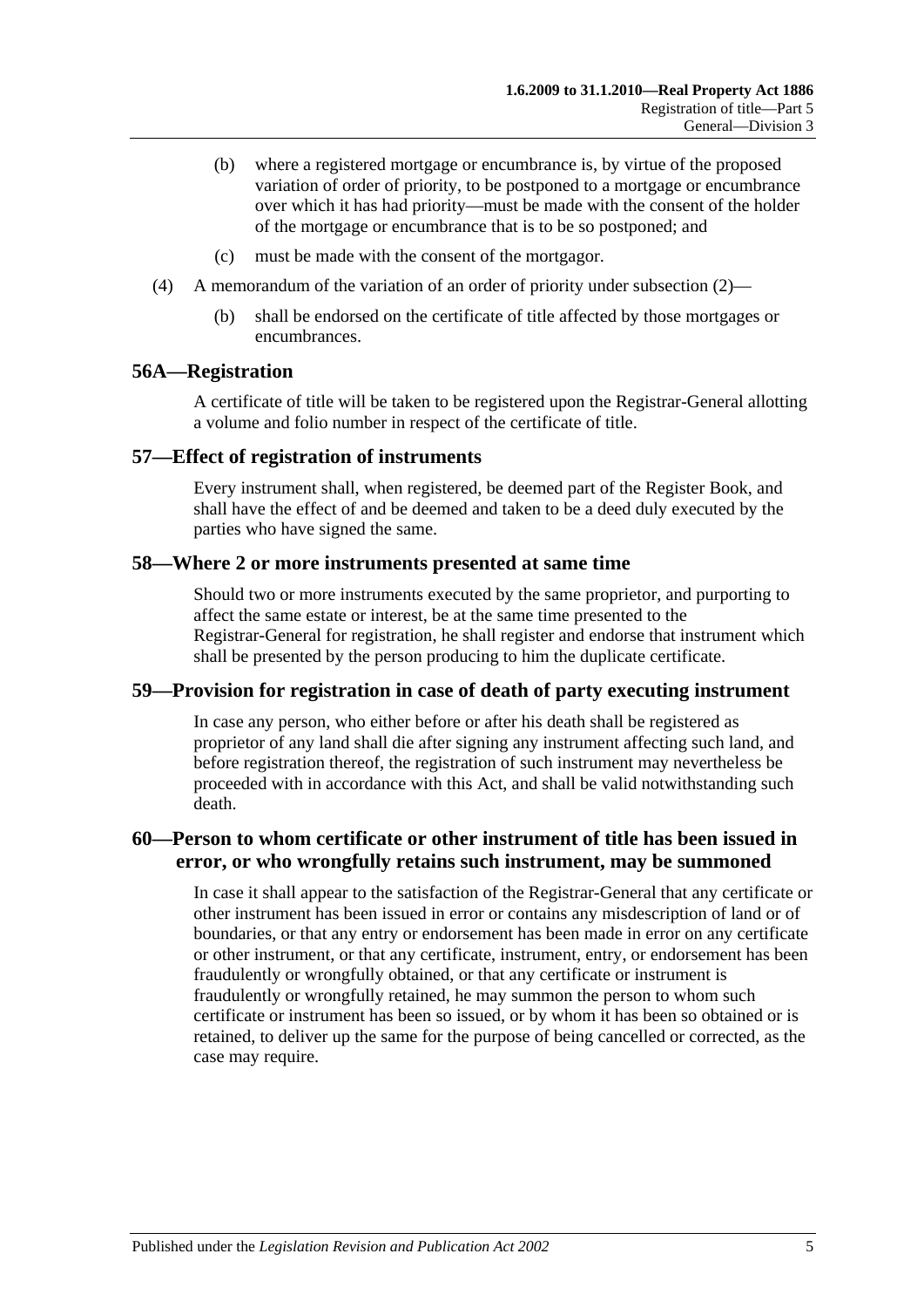(b) where a registered mortgage or encumbrance is, by virtue of the proposed variation of order of priority, to be postponed to a mortgage or encumbrance over which it has had priority—must be made with the consent of the holder of the mortgage or encumbrance that is to be so postponed; and

(c) must be made with the consent of the mortgagor.

(4) A memorandum of the variation of an order of priority under subsection (2)—

(b) shall be endorsed on the certificate of title affected by those mortgages or encumbrances.

## 56A—Registration

A certificate of title will be taken to be registered upon the Registrar-General allotting a volume and folio number in respect of the certificate of title.

## 57—Effect of registration of instruments

Every instrument shall, when registered, be deemed part of the Register Book, and shall have the effect of and be deemed and taken to be a deed duly executed by the parties who have signed the same.

## 58—Where 2 or more instruments presented at same time

Should two or more instruments executed by the same proprietor, and purporting to affect the same estate or interest, be at the same time presented to the Registrar-General for registration, he shall register and endorse that instrument which shall be presented by the person producing to him the duplicate certificate.

## 59—Provision for registration in case of death of party executing instrument

In case any person, who either before or after his death shall be registered as proprietor of any land shall die after signing any instrument affecting such land, and before registration thereof, the registration of such instrument may nevertheless be proceeded with in accordance with this Act, and shall be valid notwithstanding such death.

## 60—Person to whom certificate or other instrument of title has been issued in error, or who wrongfully retains such instrument, may be summoned

In case it shall appear to the satisfaction of the Registrar-General that any certificate or other instrument has been issued in error or contains any misdescription of land or of boundaries, or that any entry or endorsement has been made in error on any certificate or other instrument, or that any certificate, instrument, entry, or endorsement has been fraudulently or wrongfully obtained, or that any certificate or instrument is fraudulently or wrongfully retained, he may summon the person to whom such certificate or instrument has been so issued, or by whom it has been so obtained or is retained, to deliver up the same for the purpose of being cancelled or corrected, as the case may require.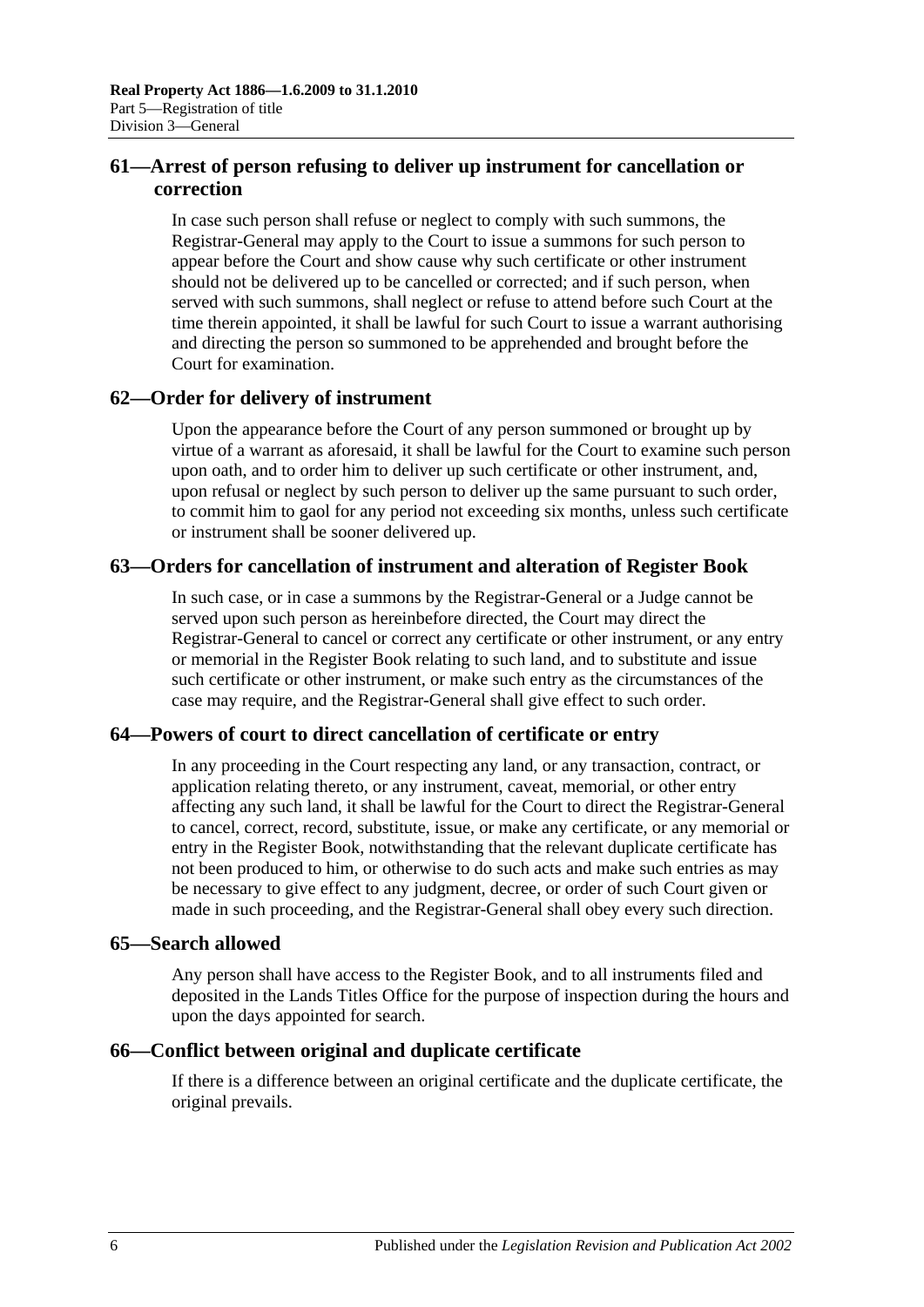## 61—Arrest of person refusing to deliver up instrument for cancellation or correction

In case such person shall refuse or neglect to comply with such summons, the Registrar-General may apply to the Court to issue a summons for such person to appear before the Court and show cause why such certificate or other instrument should not be delivered up to be cancelled or corrected; and if such person, when served with such summons, shall neglect or refuse to attend before such Court at the time therein appointed, it shall be lawful for such Court to issue a warrant authorising and directing the person so summoned to be apprehended and brought before the Court for examination.

## 62—Order for delivery of instrument

Upon the appearance before the Court of any person summoned or brought up by virtue of a warrant as aforesaid, it shall be lawful for the Court to examine such person upon oath, and to order him to deliver up such certificate or other instrument, and, upon refusal or neglect by such person to deliver up the same pursuant to such order, to commit him to gaol for any period not exceeding six months, unless such certificate or instrument shall be sooner delivered up.

## 63—Orders for cancellation of instrument and alteration of Register Book

In such case, or in case a summons by the Registrar-General or a Judge cannot be served upon such person as hereinbefore directed, the Court may direct the Registrar-General to cancel or correct any certificate or other instrument, or any entry or memorial in the Register Book relating to such land, and to substitute and issue such certificate or other instrument, or make such entry as the circumstances of the case may require, and the Registrar-General shall give effect to such order.

## 64—Powers of court to direct cancellation of certificate or entry

In any proceeding in the Court respecting any land, or any transaction, contract, or application relating thereto, or any instrument, caveat, memorial, or other entry affecting any such land, it shall be lawful for the Court to direct the Registrar-General to cancel, correct, record, substitute, issue, or make any certificate, or any memorial or entry in the Register Book, notwithstanding that the relevant duplicate certificate has not been produced to him, or otherwise to do such acts and make such entries as may be necessary to give effect to any judgment, decree, or order of such Court given or made in such proceeding, and the Registrar-General shall obey every such direction.

## 65—Search allowed

Any person shall have access to the Register Book, and to all instruments filed and deposited in the Lands Titles Office for the purpose of inspection during the hours and upon the days appointed for search.

## 66—Conflict between original and duplicate certificate

If there is a difference between an original certificate and the duplicate certificate, the original prevails.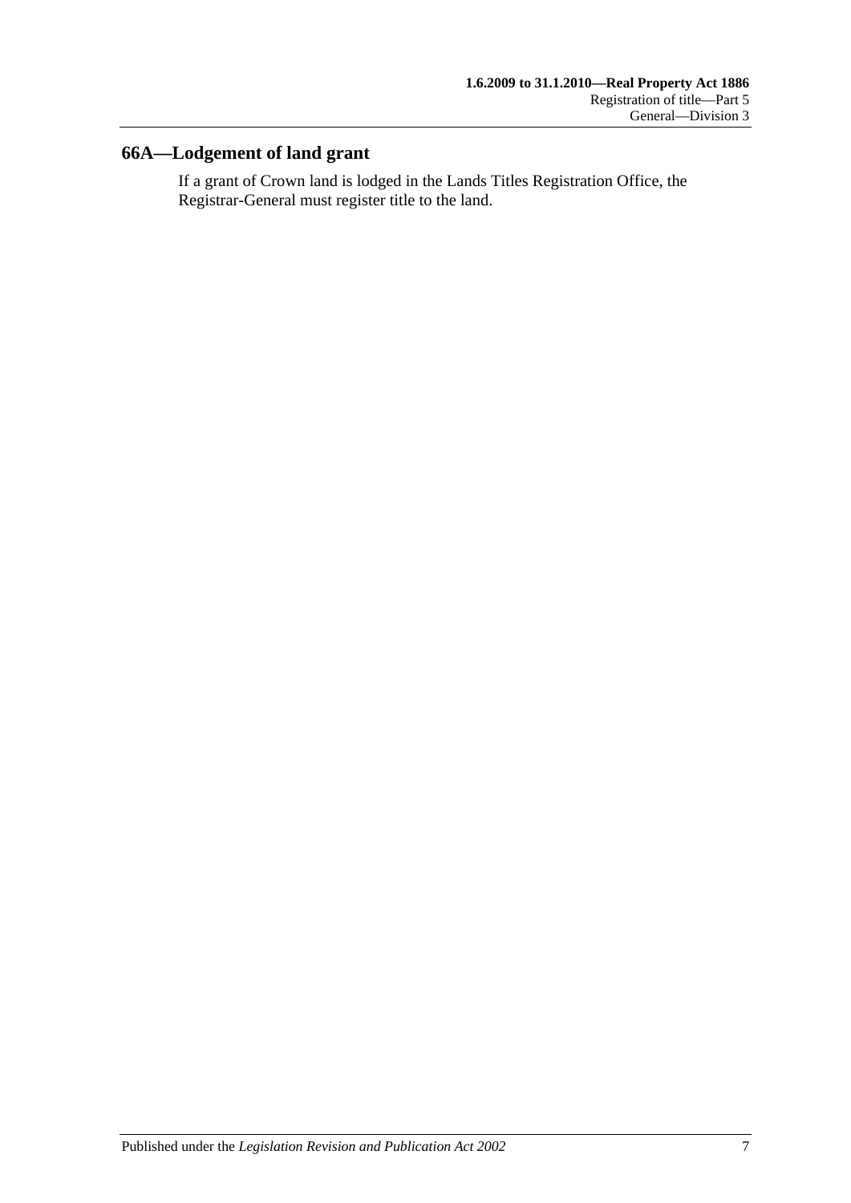## 66A—Lodgement of land grant

If a grant of Crown land is lodged in the Lands Titles Registration Office, the Registrar-General must register title to the land.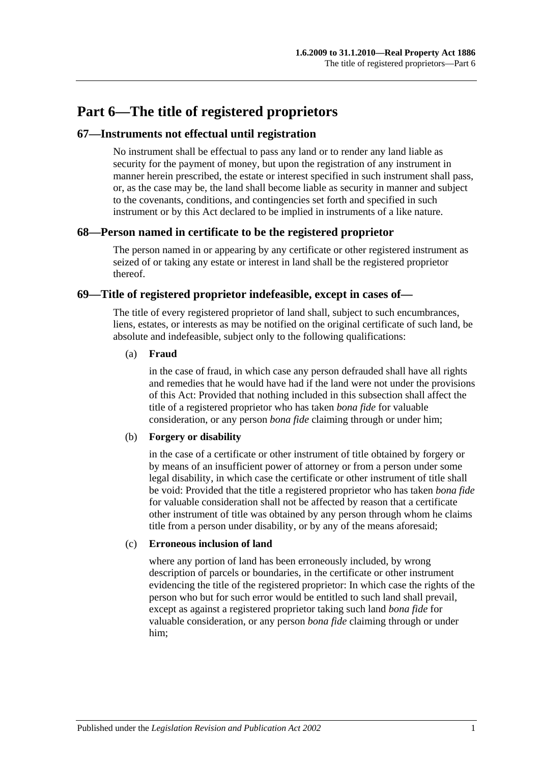# Part 6—The title of registered proprietors

## 67—Instruments not effectual until registration

No instrument shall be effectual to pass any land or to render any land liable as security for the payment of money, but upon the registration of any instrument in manner herein prescribed, the estate or interest specified in such instrument shall pass, or, as the case may be, the land shall become liable as security in manner and subject to the covenants, conditions, and contingencies set forth and specified in such instrument or by this Act declared to be implied in instruments of a like nature.

## 68—Person named in certificate to be the registered proprietor

The person named in or appearing by any certificate or other registered instrument as seized of or taking any estate or interest in land shall be the registered proprietor thereof.

## 69—Title of registered proprietor indefeasible, except in cases of—

The title of every registered proprietor of land shall, subject to such encumbrances, liens, estates, or interests as may be notified on the original certificate of such land, be absolute and indefeasible, subject only to the following qualifications:

(a) **Fraud**

in the case of fraud, in which case any person defrauded shall have all rights and remedies that he would have had if the land were not under the provisions of this Act: Provided that nothing included in this subsection shall affect the title of a registered proprietor who has taken *bona fide* for valuable consideration, or any person *bona fide* claiming through or under him;

(b) **Forgery or disability**

in the case of a certificate or other instrument of title obtained by forgery or by means of an insufficient power of attorney or from a person under some legal disability, in which case the certificate or other instrument of title shall be void: Provided that the title a registered proprietor who has taken *bona fide* for valuable consideration shall not be affected by reason that a certificate other instrument of title was obtained by any person through whom he claims title from a person under disability, or by any of the means aforesaid;

(c) **Erroneous inclusion of land**

where any portion of land has been erroneously included, by wrong description of parcels or boundaries, in the certificate or other instrument evidencing the title of the registered proprietor: In which case the rights of the person who but for such error would be entitled to such land shall prevail, except as against a registered proprietor taking such land *bona fide* for valuable consideration, or any person *bona fide* claiming through or under him;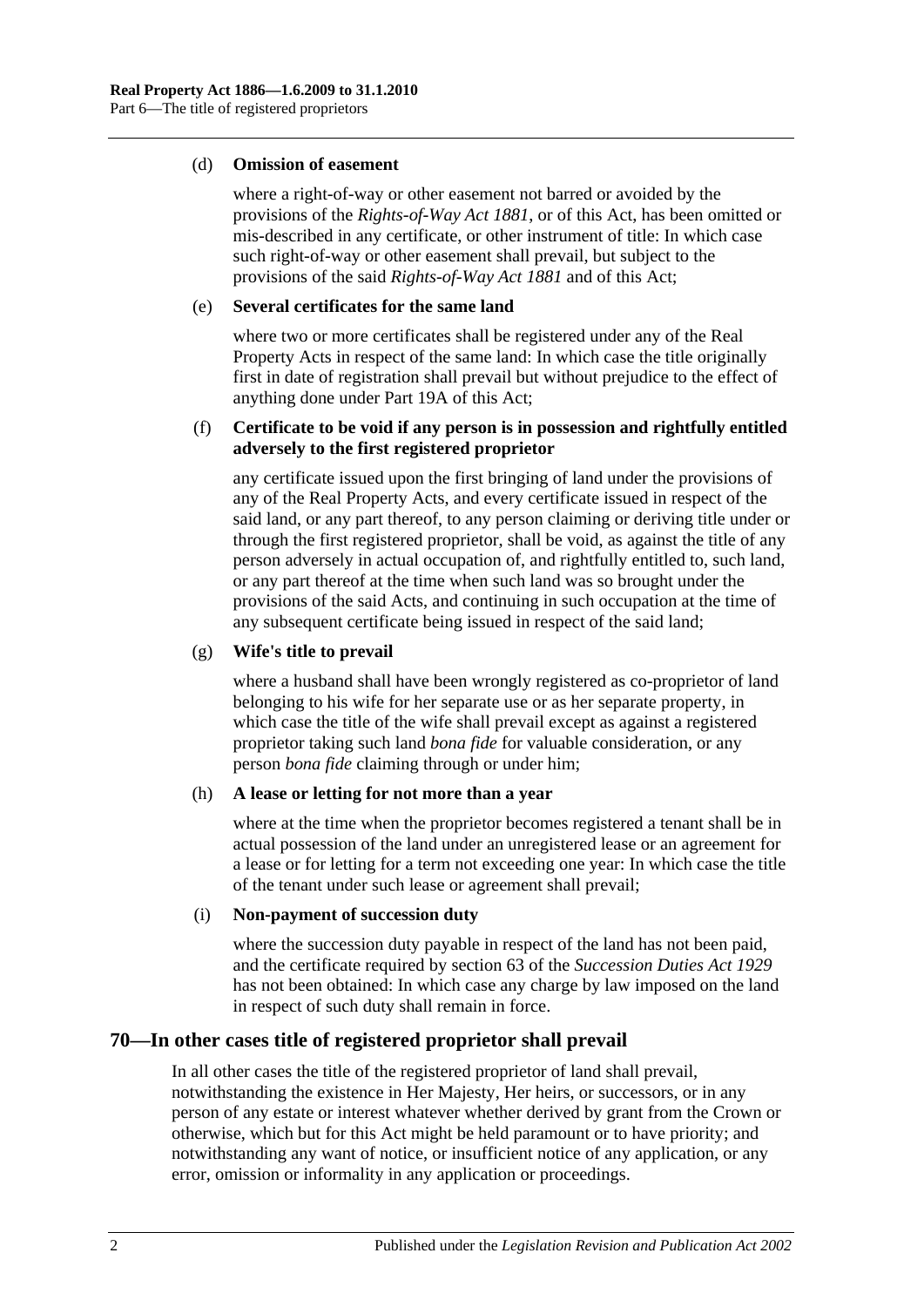(d) **Omission of easement**

where a right-of-way or other easement not barred or avoided by the provisions of the *Rights-of-Way Act 1881*, or of this Act, has been omitted or mis-described in any certificate, or other instrument of title: In which case such right-of-way or other easement shall prevail, but subject to the provisions of the said *Rights-of-Way Act 1881* and of this Act;

(e) **Several certificates for the same land**

where two or more certificates shall be registered under any of the Real Property Acts in respect of the same land: In which case the title originally first in date of registration shall prevail but without prejudice to the effect of anything done under Part 19A of this Act;

(f) **Certificate to be void if any person is in possession and rightfully entitled adversely to the first registered proprietor**

any certificate issued upon the first bringing of land under the provisions of any of the Real Property Acts, and every certificate issued in respect of the said land, or any part thereof, to any person claiming or deriving title under or through the first registered proprietor, shall be void, as against the title of any person adversely in actual occupation of, and rightfully entitled to, such land, or any part thereof at the time when such land was so brought under the provisions of the said Acts, and continuing in such occupation at the time of any subsequent certificate being issued in respect of the said land;

(g) **Wife's title to prevail**

where a husband shall have been wrongly registered as co-proprietor of land belonging to his wife for her separate use or as her separate property, in which case the title of the wife shall prevail except as against a registered proprietor taking such land *bona fide* for valuable consideration, or any person *bona fide* claiming through or under him;

(h) **A lease or letting for not more than a year**

where at the time when the proprietor becomes registered a tenant shall be in actual possession of the land under an unregistered lease or an agreement for a lease or for letting for a term not exceeding one year: In which case the title of the tenant under such lease or agreement shall prevail;

(i) **Non-payment of succession duty**

where the succession duty payable in respect of the land has not been paid, and the certificate required by section 63 of the *Succession Duties Act 1929* has not been obtained: In which case any charge by law imposed on the land in respect of such duty shall remain in force.

## 70—In other cases title of registered proprietor shall prevail

In all other cases the title of the registered proprietor of land shall prevail, notwithstanding the existence in Her Majesty, Her heirs, or successors, or in any person of any estate or interest whatever whether derived by grant from the Crown or otherwise, which but for this Act might be held paramount or to have priority; and notwithstanding any want of notice, or insufficient notice of any application, or any error, omission or informality in any application or proceedings.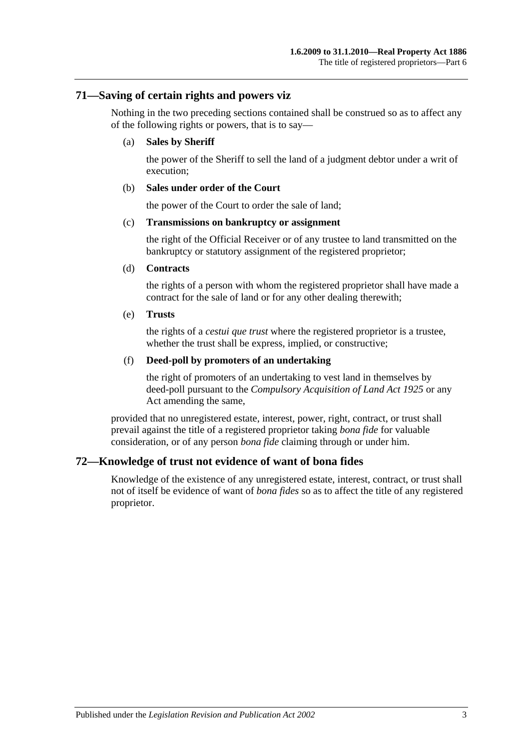## 71—Saving of certain rights and powers viz

Nothing in the two preceding sections contained shall be construed so as to affect any of the following rights or powers, that is to say—

(a) **Sales by Sheriff**

the power of the Sheriff to sell the land of a judgment debtor under a writ of execution;

(b) **Sales under order of the Court**

the power of the Court to order the sale of land;

(c) **Transmissions on bankruptcy or assignment**

the right of the Official Receiver or of any trustee to land transmitted on the bankruptcy or statutory assignment of the registered proprietor;

(d) **Contracts**

the rights of a person with whom the registered proprietor shall have made a contract for the sale of land or for any other dealing therewith;

(e) **Trusts**

the rights of a *cestui que trust* where the registered proprietor is a trustee, whether the trust shall be express, implied, or constructive;

(f) **Deed-poll by promoters of an undertaking**

the right of promoters of an undertaking to vest land in themselves by deed-poll pursuant to the *Compulsory Acquisition of Land Act 1925* or any Act amending the same,

provided that no unregistered estate, interest, power, right, contract, or trust shall prevail against the title of a registered proprietor taking *bona fide* for valuable consideration, or of any person *bona fide* claiming through or under him.

## 72—Knowledge of trust not evidence of want of bona fides

Knowledge of the existence of any unregistered estate, interest, contract, or trust shall not of itself be evidence of want of *bona fides* so as to affect the title of any registered proprietor.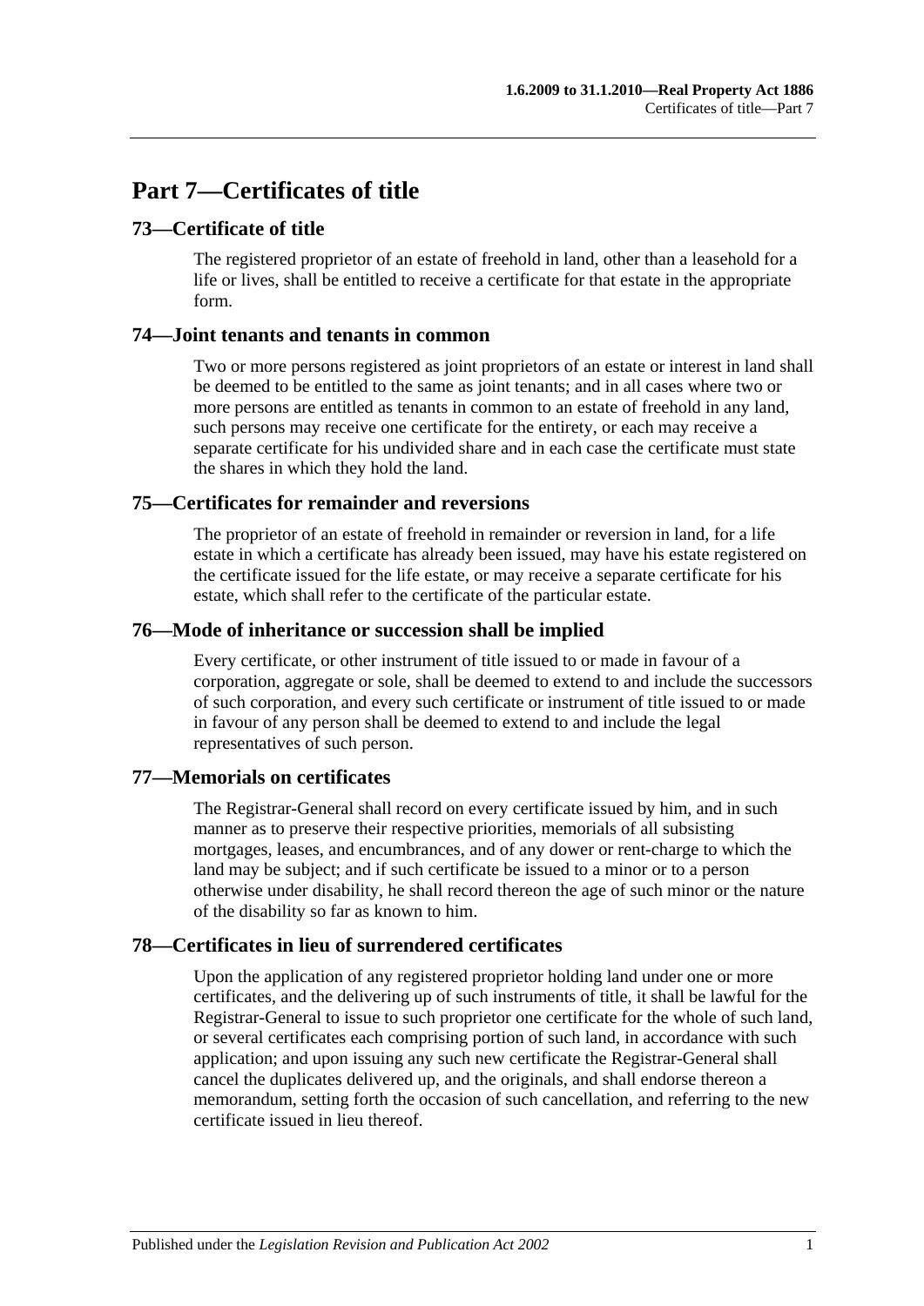# Part 7—Certificates of title

## 73—Certificate of title

The registered proprietor of an estate of freehold in land, other than a leasehold for a life or lives, shall be entitled to receive a certificate for that estate in the appropriate form.

## 74—Joint tenants and tenants in common

Two or more persons registered as joint proprietors of an estate or interest in land shall be deemed to be entitled to the same as joint tenants; and in all cases where two or more persons are entitled as tenants in common to an estate of freehold in any land, such persons may receive one certificate for the entirety, or each may receive a separate certificate for his undivided share and in each case the certificate must state the shares in which they hold the land.

## 75—Certificates for remainder and reversions

The proprietor of an estate of freehold in remainder or reversion in land, for a life estate in which a certificate has already been issued, may have his estate registered on the certificate issued for the life estate, or may receive a separate certificate for his estate, which shall refer to the certificate of the particular estate.

## 76—Mode of inheritance or succession shall be implied

Every certificate, or other instrument of title issued to or made in favour of a corporation, aggregate or sole, shall be deemed to extend to and include the successors of such corporation, and every such certificate or instrument of title issued to or made in favour of any person shall be deemed to extend to and include the legal representatives of such person.

## 77—Memorials on certificates

The Registrar-General shall record on every certificate issued by him, and in such manner as to preserve their respective priorities, memorials of all subsisting mortgages, leases, and encumbrances, and of any dower or rent-charge to which the land may be subject; and if such certificate be issued to a minor or to a person otherwise under disability, he shall record thereon the age of such minor or the nature of the disability so far as known to him.

## 78—Certificates in lieu of surrendered certificates

Upon the application of any registered proprietor holding land under one or more certificates, and the delivering up of such instruments of title, it shall be lawful for the Registrar-General to issue to such proprietor one certificate for the whole of such land, or several certificates each comprising portion of such land, in accordance with such application; and upon issuing any such new certificate the Registrar-General shall cancel the duplicates delivered up, and the originals, and shall endorse thereon a memorandum, setting forth the occasion of such cancellation, and referring to the new certificate issued in lieu thereof.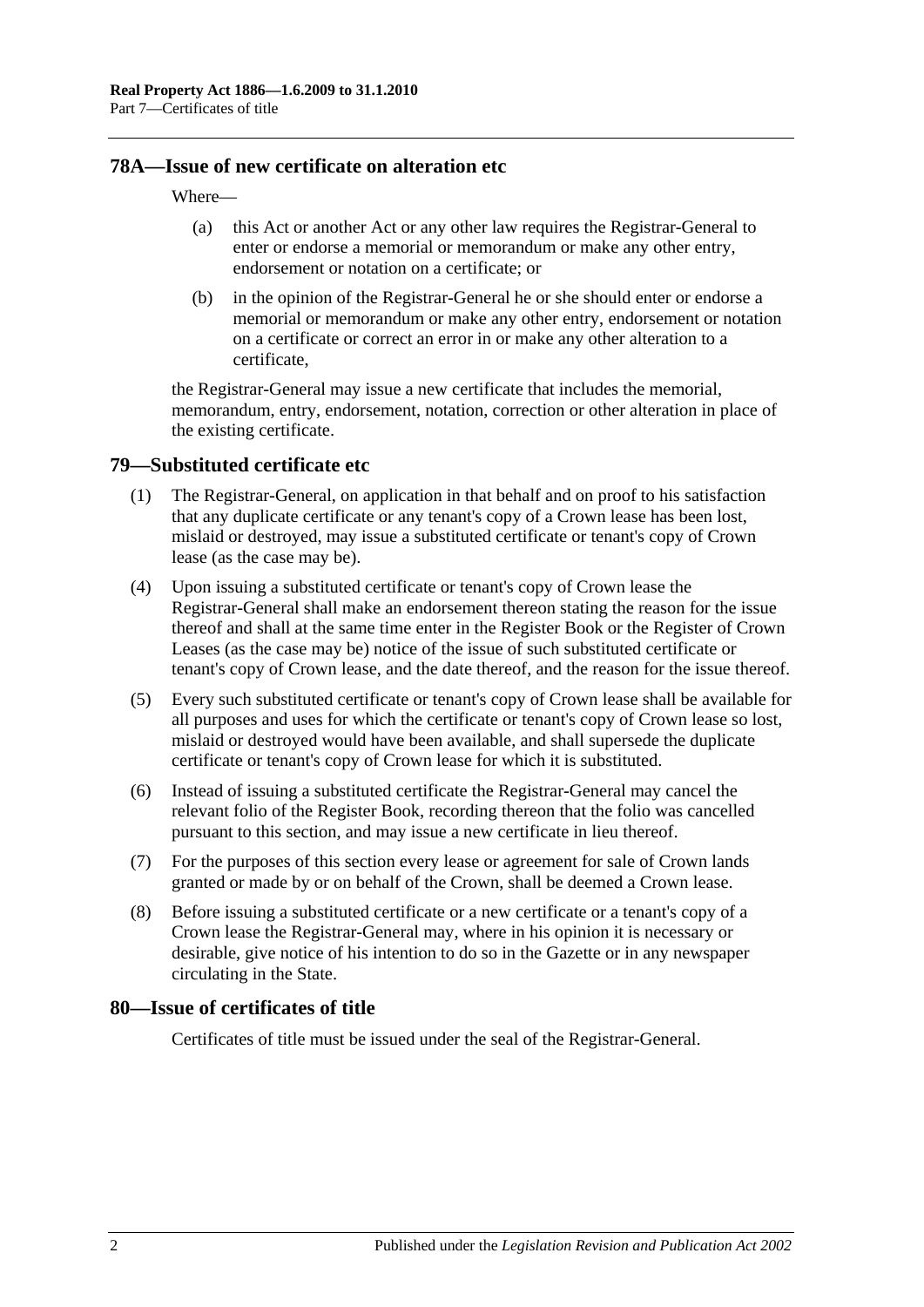## 78A—Issue of new certificate on alteration etc

Where—

(a) this Act or another Act or any other law requires the Registrar-General to enter or endorse a memorial or memorandum or make any other entry, endorsement or notation on a certificate; or

(b) in the opinion of the Registrar-General he or she should enter or endorse a memorial or memorandum or make any other entry, endorsement or notation on a certificate or correct an error in or make any other alteration to a certificate,

the Registrar-General may issue a new certificate that includes the memorial, memorandum, entry, endorsement, notation, correction or other alteration in place of the existing certificate.

## 79—Substituted certificate etc

(1) The Registrar-General, on application in that behalf and on proof to his satisfaction that any duplicate certificate or any tenant's copy of a Crown lease has been lost, mislaid or destroyed, may issue a substituted certificate or tenant's copy of Crown lease (as the case may be).

(4) Upon issuing a substituted certificate or tenant's copy of Crown lease the Registrar-General shall make an endorsement thereon stating the reason for the issue thereof and shall at the same time enter in the Register Book or the Register of Crown Leases (as the case may be) notice of the issue of such substituted certificate or tenant's copy of Crown lease, and the date thereof, and the reason for the issue thereof.

(5) Every such substituted certificate or tenant's copy of Crown lease shall be available for all purposes and uses for which the certificate or tenant's copy of Crown lease so lost, mislaid or destroyed would have been available, and shall supersede the duplicate certificate or tenant's copy of Crown lease for which it is substituted.

(6) Instead of issuing a substituted certificate the Registrar-General may cancel the relevant folio of the Register Book, recording thereon that the folio was cancelled pursuant to this section, and may issue a new certificate in lieu thereof.

(7) For the purposes of this section every lease or agreement for sale of Crown lands granted or made by or on behalf of the Crown, shall be deemed a Crown lease.

(8) Before issuing a substituted certificate or a new certificate or a tenant's copy of a Crown lease the Registrar-General may, where in his opinion it is necessary or desirable, give notice of his intention to do so in the Gazette or in any newspaper circulating in the State.

## 80—Issue of certificates of title

Certificates of title must be issued under the seal of the Registrar-General.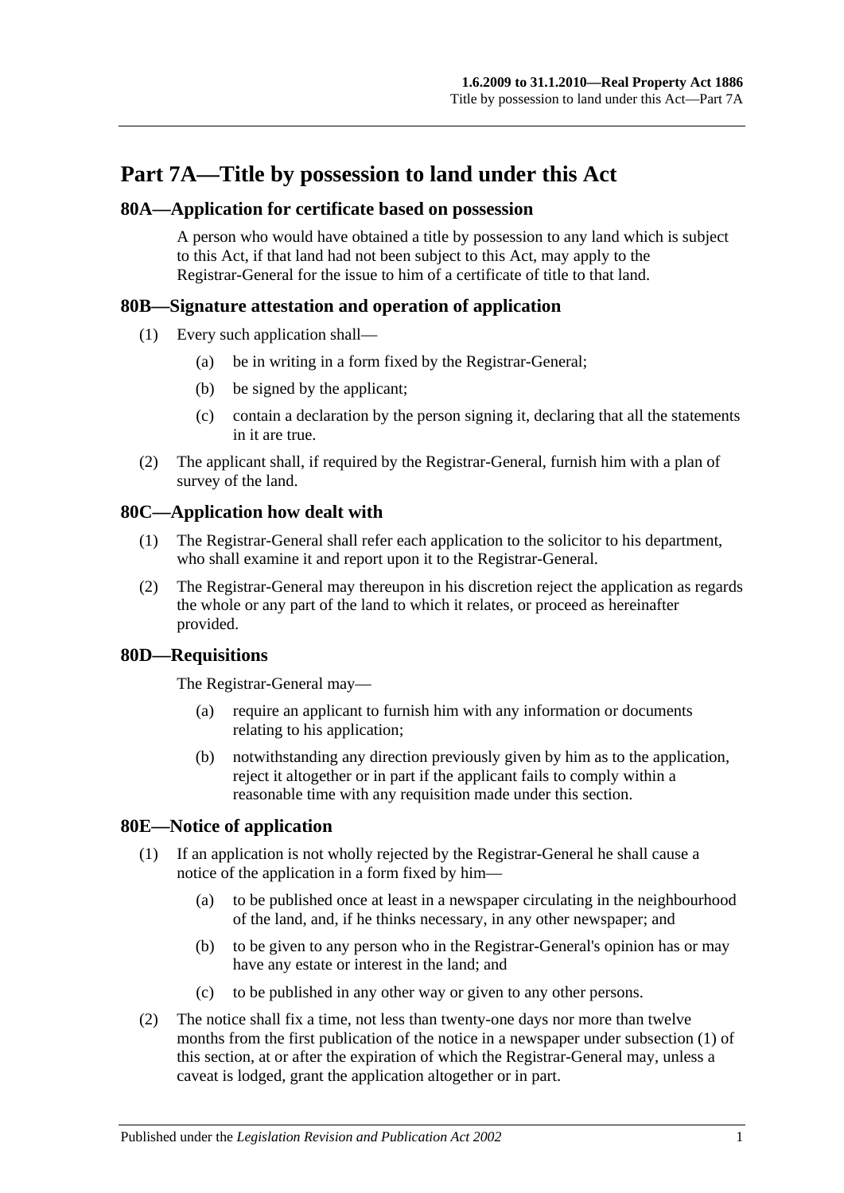# Part 7A—Title by possession to land under this Act

## 80A—Application for certificate based on possession

A person who would have obtained a title by possession to any land which is subject to this Act, if that land had not been subject to this Act, may apply to the Registrar-General for the issue to him of a certificate of title to that land.

## 80B—Signature attestation and operation of application

(1) Every such application shall—

- (a) be in writing in a form fixed by the Registrar-General;
- (b) be signed by the applicant;
- (c) contain a declaration by the person signing it, declaring that all the statements in it are true.

(2) The applicant shall, if required by the Registrar-General, furnish him with a plan of survey of the land.

## 80C—Application how dealt with

(1) The Registrar-General shall refer each application to the solicitor to his department, who shall examine it and report upon it to the Registrar-General.

(2) The Registrar-General may thereupon in his discretion reject the application as regards the whole or any part of the land to which it relates, or proceed as hereinafter provided.

## 80D—Requisitions

The Registrar-General may—

- (a) require an applicant to furnish him with any information or documents relating to his application;
- (b) notwithstanding any direction previously given by him as to the application, reject it altogether or in part if the applicant fails to comply within a reasonable time with any requisition made under this section.

## 80E—Notice of application

(1) If an application is not wholly rejected by the Registrar-General he shall cause a notice of the application in a form fixed by him—

- (a) to be published once at least in a newspaper circulating in the neighbourhood of the land, and, if he thinks necessary, in any other newspaper; and
- (b) to be given to any person who in the Registrar-General's opinion has or may have any estate or interest in the land; and
- (c) to be published in any other way or given to any other persons.

(2) The notice shall fix a time, not less than twenty-one days nor more than twelve months from the first publication of the notice in a newspaper under subsection (1) of this section, at or after the expiration of which the Registrar-General may, unless a caveat is lodged, grant the application altogether or in part.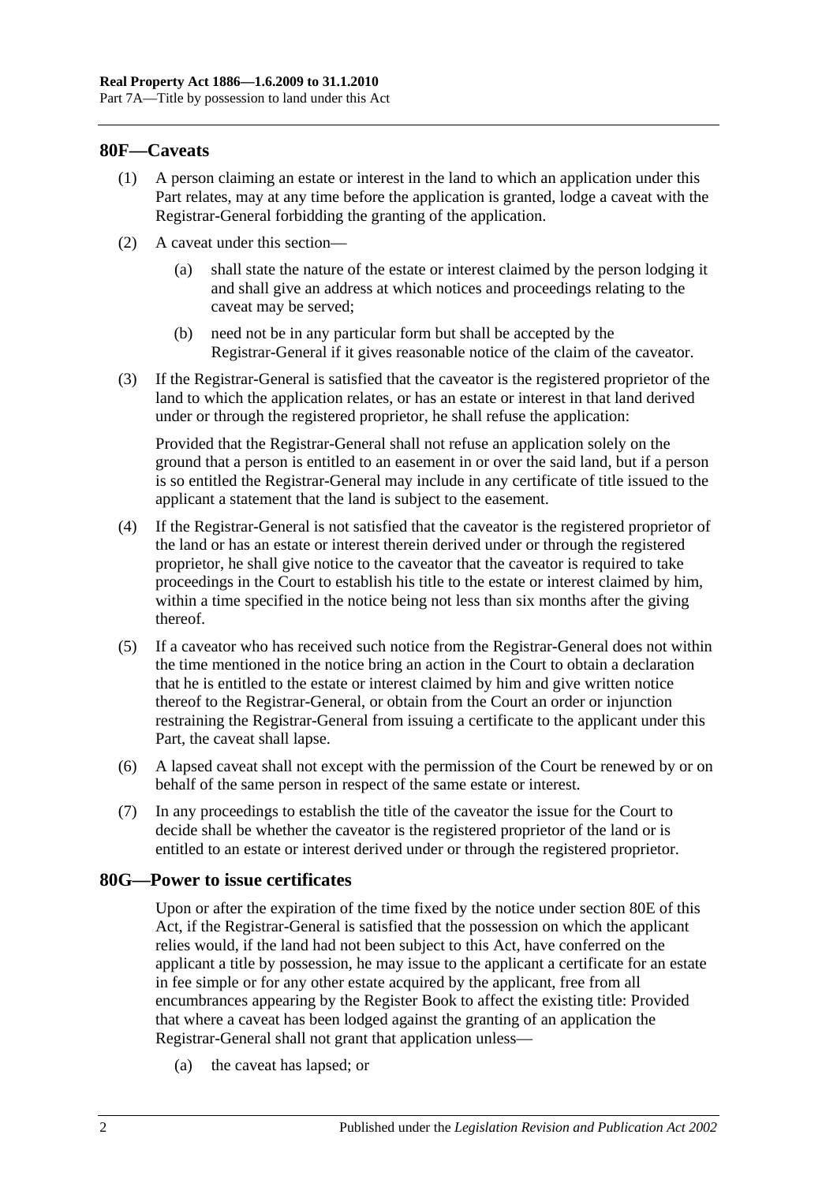## 80F—Caveats

(1) A person claiming an estate or interest in the land to which an application under this Part relates, may at any time before the application is granted, lodge a caveat with the Registrar-General forbidding the granting of the application.

(2) A caveat under this section—

(a) shall state the nature of the estate or interest claimed by the person lodging it and shall give an address at which notices and proceedings relating to the caveat may be served;

(b) need not be in any particular form but shall be accepted by the Registrar-General if it gives reasonable notice of the claim of the caveator.

(3) If the Registrar-General is satisfied that the caveator is the registered proprietor of the land to which the application relates, or has an estate or interest in that land derived under or through the registered proprietor, he shall refuse the application:

Provided that the Registrar-General shall not refuse an application solely on the ground that a person is entitled to an easement in or over the said land, but if a person is so entitled the Registrar-General may include in any certificate of title issued to the applicant a statement that the land is subject to the easement.

(4) If the Registrar-General is not satisfied that the caveator is the registered proprietor of the land or has an estate or interest therein derived under or through the registered proprietor, he shall give notice to the caveator that the caveator is required to take proceedings in the Court to establish his title to the estate or interest claimed by him, within a time specified in the notice being not less than six months after the giving thereof.

(5) If a caveator who has received such notice from the Registrar-General does not within the time mentioned in the notice bring an action in the Court to obtain a declaration that he is entitled to the estate or interest claimed by him and give written notice thereof to the Registrar-General, or obtain from the Court an order or injunction restraining the Registrar-General from issuing a certificate to the applicant under this Part, the caveat shall lapse.

(6) A lapsed caveat shall not except with the permission of the Court be renewed by or on behalf of the same person in respect of the same estate or interest.

(7) In any proceedings to establish the title of the caveator the issue for the Court to decide shall be whether the caveator is the registered proprietor of the land or is entitled to an estate or interest derived under or through the registered proprietor.

## 80G—Power to issue certificates

Upon or after the expiration of the time fixed by the notice under section 80E of this Act, if the Registrar-General is satisfied that the possession on which the applicant relies would, if the land had not been subject to this Act, have conferred on the applicant a title by possession, he may issue to the applicant a certificate for an estate in fee simple or for any other estate acquired by the applicant, free from all encumbrances appearing by the Register Book to affect the existing title: Provided that where a caveat has been lodged against the granting of an application the Registrar-General shall not grant that application unless—

(a) the caveat has lapsed; or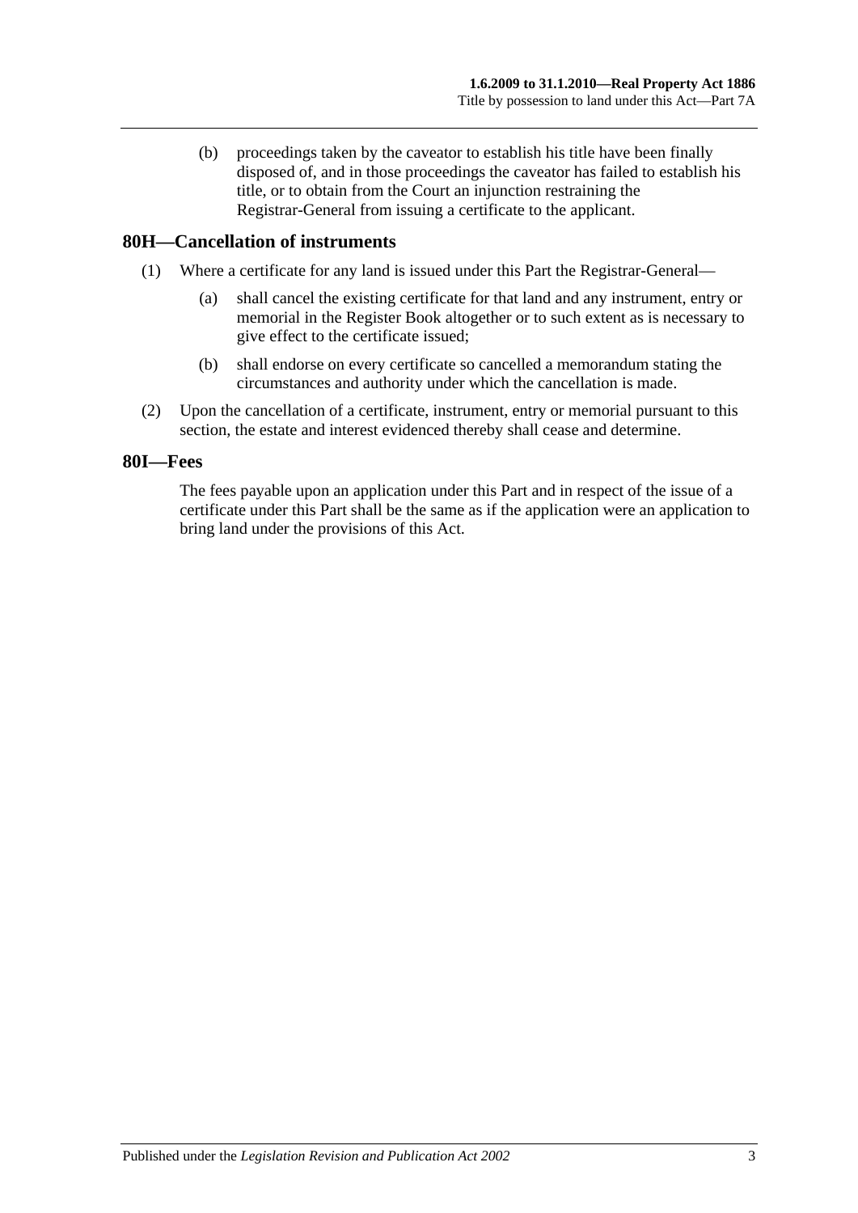(b) proceedings taken by the caveator to establish his title have been finally disposed of, and in those proceedings the caveator has failed to establish his title, or to obtain from the Court an injunction restraining the Registrar-General from issuing a certificate to the applicant.

## 80H—Cancellation of instruments

(1) Where a certificate for any land is issued under this Part the Registrar-General—

(a) shall cancel the existing certificate for that land and any instrument, entry or memorial in the Register Book altogether or to such extent as is necessary to give effect to the certificate issued;

(b) shall endorse on every certificate so cancelled a memorandum stating the circumstances and authority under which the cancellation is made.

(2) Upon the cancellation of a certificate, instrument, entry or memorial pursuant to this section, the estate and interest evidenced thereby shall cease and determine.

## 80I—Fees

The fees payable upon an application under this Part and in respect of the issue of a certificate under this Part shall be the same as if the application were an application to bring land under the provisions of this Act.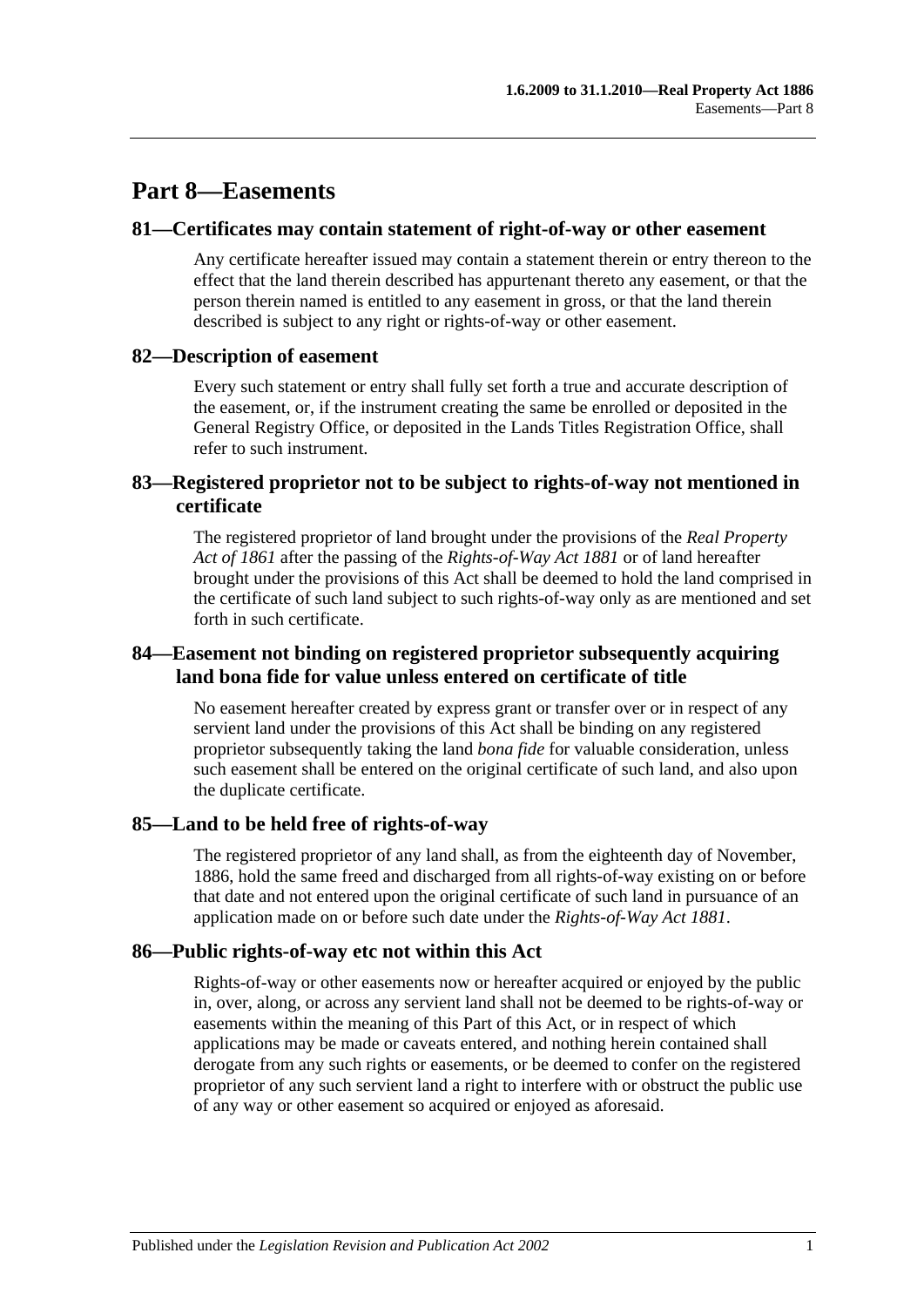# Part 8—Easements

## 81—Certificates may contain statement of right-of-way or other easement

Any certificate hereafter issued may contain a statement therein or entry thereon to the effect that the land therein described has appurtenant thereto any easement, or that the person therein named is entitled to any easement in gross, or that the land therein described is subject to any right or rights-of-way or other easement.

## 82—Description of easement

Every such statement or entry shall fully set forth a true and accurate description of the easement, or, if the instrument creating the same be enrolled or deposited in the General Registry Office, or deposited in the Lands Titles Registration Office, shall refer to such instrument.

## 83—Registered proprietor not to be subject to rights-of-way not mentioned in certificate

The registered proprietor of land brought under the provisions of the *Real Property Act of 1861* after the passing of the *Rights-of-Way Act 1881* or of land hereafter brought under the provisions of this Act shall be deemed to hold the land comprised in the certificate of such land subject to such rights-of-way only as are mentioned and set forth in such certificate.

## 84—Easement not binding on registered proprietor subsequently acquiring land bona fide for value unless entered on certificate of title

No easement hereafter created by express grant or transfer over or in respect of any servient land under the provisions of this Act shall be binding on any registered proprietor subsequently taking the land *bona fide* for valuable consideration, unless such easement shall be entered on the original certificate of such land, and also upon the duplicate certificate.

## 85—Land to be held free of rights-of-way

The registered proprietor of any land shall, as from the eighteenth day of November, 1886, hold the same freed and discharged from all rights-of-way existing on or before that date and not entered upon the original certificate of such land in pursuance of an application made on or before such date under the *Rights-of-Way Act 1881*.

## 86—Public rights-of-way etc not within this Act

Rights-of-way or other easements now or hereafter acquired or enjoyed by the public in, over, along, or across any servient land shall not be deemed to be rights-of-way or easements within the meaning of this Part of this Act, or in respect of which applications may be made or caveats entered, and nothing herein contained shall derogate from any such rights or easements, or be deemed to confer on the registered proprietor of any such servient land a right to interfere with or obstruct the public use of any way or other easement so acquired or enjoyed as aforesaid.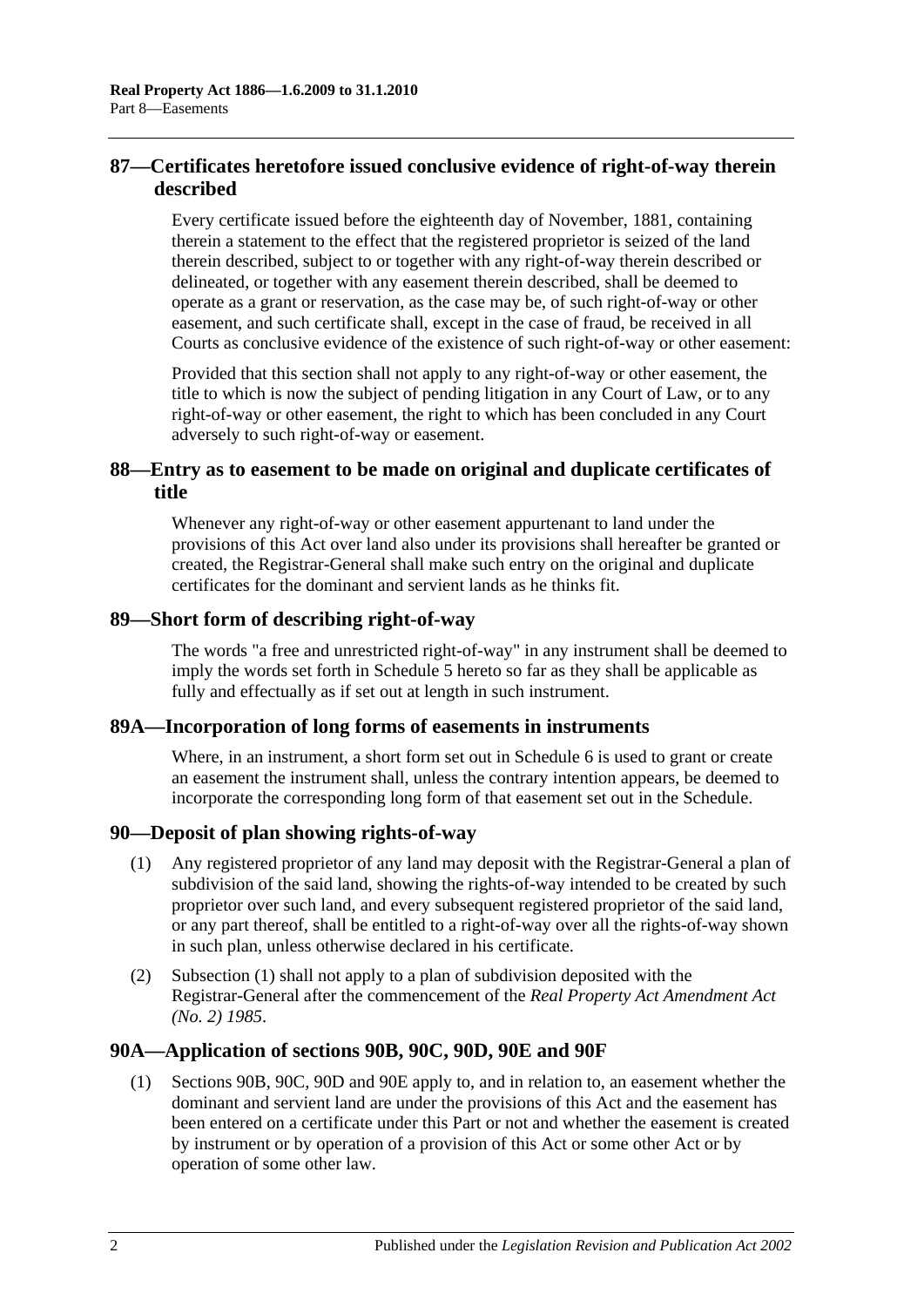## 87—Certificates heretofore issued conclusive evidence of right-of-way therein described

Every certificate issued before the eighteenth day of November, 1881, containing therein a statement to the effect that the registered proprietor is seized of the land therein described, subject to or together with any right-of-way therein described or delineated, or together with any easement therein described, shall be deemed to operate as a grant or reservation, as the case may be, of such right-of-way or other easement, and such certificate shall, except in the case of fraud, be received in all Courts as conclusive evidence of the existence of such right-of-way or other easement:

Provided that this section shall not apply to any right-of-way or other easement, the title to which is now the subject of pending litigation in any Court of Law, or to any right-of-way or other easement, the right to which has been concluded in any Court adversely to such right-of-way or easement.

## 88—Entry as to easement to be made on original and duplicate certificates of title

Whenever any right-of-way or other easement appurtenant to land under the provisions of this Act over land also under its provisions shall hereafter be granted or created, the Registrar-General shall make such entry on the original and duplicate certificates for the dominant and servient lands as he thinks fit.

## 89—Short form of describing right-of-way

The words "a free and unrestricted right-of-way" in any instrument shall be deemed to imply the words set forth in Schedule 5 hereto so far as they shall be applicable as fully and effectually as if set out at length in such instrument.

## 89A—Incorporation of long forms of easements in instruments

Where, in an instrument, a short form set out in Schedule 6 is used to grant or create an easement the instrument shall, unless the contrary intention appears, be deemed to incorporate the corresponding long form of that easement set out in the Schedule.

## 90—Deposit of plan showing rights-of-way

(1) Any registered proprietor of any land may deposit with the Registrar-General a plan of subdivision of the said land, showing the rights-of-way intended to be created by such proprietor over such land, and every subsequent registered proprietor of the said land, or any part thereof, shall be entitled to a right-of-way over all the rights-of-way shown in such plan, unless otherwise declared in his certificate.

(2) Subsection (1) shall not apply to a plan of subdivision deposited with the Registrar-General after the commencement of the *Real Property Act Amendment Act (No. 2) 1985*.

## 90A—Application of sections 90B, 90C, 90D, 90E and 90F

(1) Sections 90B, 90C, 90D and 90E apply to, and in relation to, an easement whether the dominant and servient land are under the provisions of this Act and the easement has been entered on a certificate under this Part or not and whether the easement is created by instrument or by operation of a provision of this Act or some other Act or by operation of some other law.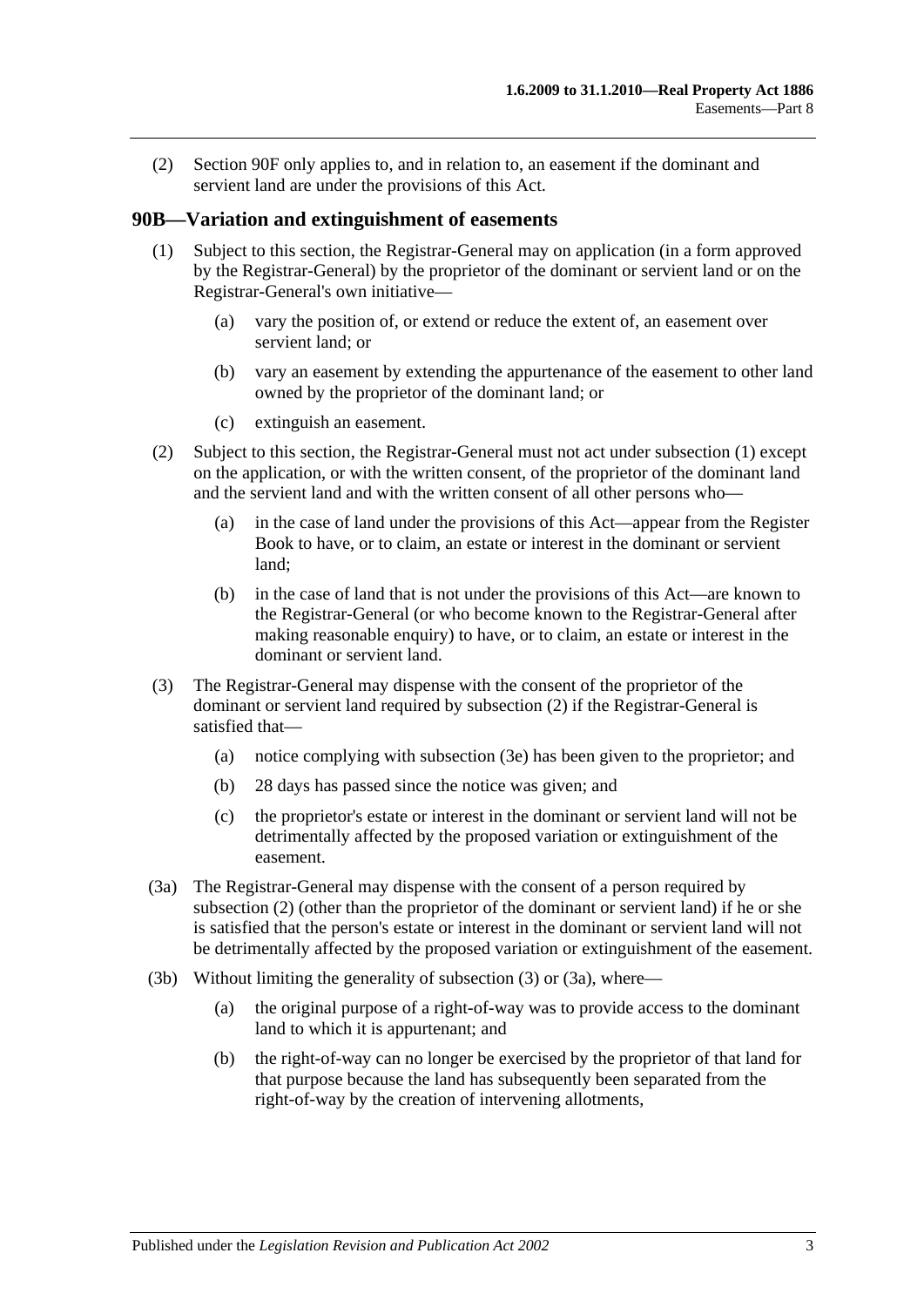(2) Section 90F only applies to, and in relation to, an easement if the dominant and servient land are under the provisions of this Act.

## 90B—Variation and extinguishment of easements

(1) Subject to this section, the Registrar-General may on application (in a form approved by the Registrar-General) by the proprietor of the dominant or servient land or on the Registrar-General's own initiative—

(a) vary the position of, or extend or reduce the extent of, an easement over servient land; or

(b) vary an easement by extending the appurtenance of the easement to other land owned by the proprietor of the dominant land; or

(c) extinguish an easement.

(2) Subject to this section, the Registrar-General must not act under subsection (1) except on the application, or with the written consent, of the proprietor of the dominant land and the servient land and with the written consent of all other persons who—

(a) in the case of land under the provisions of this Act—appear from the Register Book to have, or to claim, an estate or interest in the dominant or servient land;

(b) in the case of land that is not under the provisions of this Act—are known to the Registrar-General (or who become known to the Registrar-General after making reasonable enquiry) to have, or to claim, an estate or interest in the dominant or servient land.

(3) The Registrar-General may dispense with the consent of the proprietor of the dominant or servient land required by subsection (2) if the Registrar-General is satisfied that—

(a) notice complying with subsection (3e) has been given to the proprietor; and

(b) 28 days has passed since the notice was given; and

(c) the proprietor's estate or interest in the dominant or servient land will not be detrimentally affected by the proposed variation or extinguishment of the easement.

(3a) The Registrar-General may dispense with the consent of a person required by subsection (2) (other than the proprietor of the dominant or servient land) if he or she is satisfied that the person's estate or interest in the dominant or servient land will not be detrimentally affected by the proposed variation or extinguishment of the easement.

(3b) Without limiting the generality of subsection (3) or (3a), where—

(a) the original purpose of a right-of-way was to provide access to the dominant land to which it is appurtenant; and

(b) the right-of-way can no longer be exercised by the proprietor of that land for that purpose because the land has subsequently been separated from the right-of-way by the creation of intervening allotments,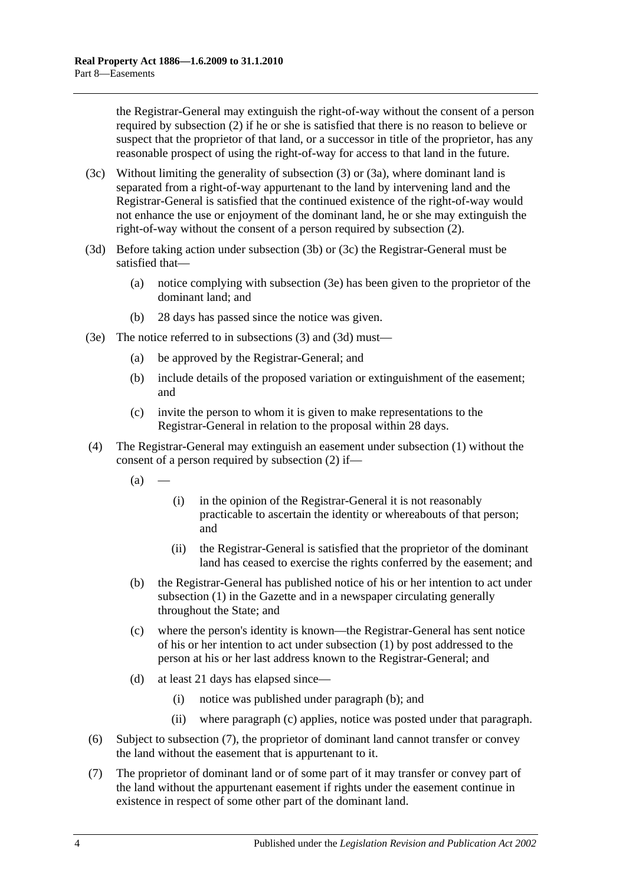the Registrar-General may extinguish the right-of-way without the consent of a person required by subsection (2) if he or she is satisfied that there is no reason to believe or suspect that the proprietor of that land, or a successor in title of the proprietor, has any reasonable prospect of using the right-of-way for access to that land in the future.

(3c) Without limiting the generality of subsection (3) or (3a), where dominant land is separated from a right-of-way appurtenant to the land by intervening land and the Registrar-General is satisfied that the continued existence of the right-of-way would not enhance the use or enjoyment of the dominant land, he or she may extinguish the right-of-way without the consent of a person required by subsection (2).

(3d) Before taking action under subsection (3b) or (3c) the Registrar-General must be satisfied that—

(a) notice complying with subsection (3e) has been given to the proprietor of the dominant land; and

(b) 28 days has passed since the notice was given.

(3e) The notice referred to in subsections (3) and (3d) must—

(a) be approved by the Registrar-General; and

(b) include details of the proposed variation or extinguishment of the easement; and

(c) invite the person to whom it is given to make representations to the Registrar-General in relation to the proposal within 28 days.

(4) The Registrar-General may extinguish an easement under subsection (1) without the consent of a person required by subsection (2) if—

(a) —

(i) in the opinion of the Registrar-General it is not reasonably practicable to ascertain the identity or whereabouts of that person; and

(ii) the Registrar-General is satisfied that the proprietor of the dominant land has ceased to exercise the rights conferred by the easement; and

(b) the Registrar-General has published notice of his or her intention to act under subsection (1) in the Gazette and in a newspaper circulating generally throughout the State; and

(c) where the person's identity is known—the Registrar-General has sent notice of his or her intention to act under subsection (1) by post addressed to the person at his or her last address known to the Registrar-General; and

(d) at least 21 days has elapsed since—

(i) notice was published under paragraph (b); and

(ii) where paragraph (c) applies, notice was posted under that paragraph.

(6) Subject to subsection (7), the proprietor of dominant land cannot transfer or convey the land without the easement that is appurtenant to it.

(7) The proprietor of dominant land or of some part of it may transfer or convey part of the land without the appurtenant easement if rights under the easement continue in existence in respect of some other part of the dominant land.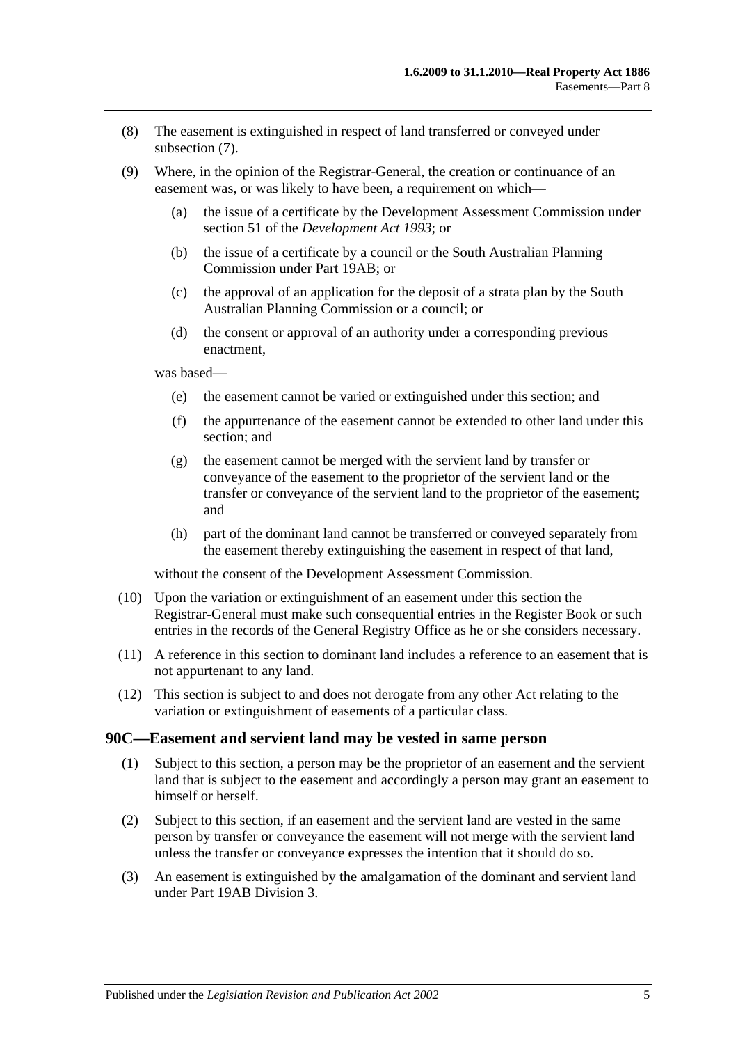(8) The easement is extinguished in respect of land transferred or conveyed under subsection (7).

(9) Where, in the opinion of the Registrar-General, the creation or continuance of an easement was, or was likely to have been, a requirement on which—

(a) the issue of a certificate by the Development Assessment Commission under section 51 of the *Development Act 1993*; or

(b) the issue of a certificate by a council or the South Australian Planning Commission under Part 19AB; or

(c) the approval of an application for the deposit of a strata plan by the South Australian Planning Commission or a council; or

(d) the consent or approval of an authority under a corresponding previous enactment,

was based—

(e) the easement cannot be varied or extinguished under this section; and

(f) the appurtenance of the easement cannot be extended to other land under this section; and

(g) the easement cannot be merged with the servient land by transfer or conveyance of the easement to the proprietor of the servient land or the transfer or conveyance of the servient land to the proprietor of the easement; and

(h) part of the dominant land cannot be transferred or conveyed separately from the easement thereby extinguishing the easement in respect of that land,

without the consent of the Development Assessment Commission.

(10) Upon the variation or extinguishment of an easement under this section the Registrar-General must make such consequential entries in the Register Book or such entries in the records of the General Registry Office as he or she considers necessary.

(11) A reference in this section to dominant land includes a reference to an easement that is not appurtenant to any land.

(12) This section is subject to and does not derogate from any other Act relating to the variation or extinguishment of easements of a particular class.

## 90C—Easement and servient land may be vested in same person

(1) Subject to this section, a person may be the proprietor of an easement and the servient land that is subject to the easement and accordingly a person may grant an easement to himself or herself.

(2) Subject to this section, if an easement and the servient land are vested in the same person by transfer or conveyance the easement will not merge with the servient land unless the transfer or conveyance expresses the intention that it should do so.

(3) An easement is extinguished by the amalgamation of the dominant and servient land under Part 19AB Division 3.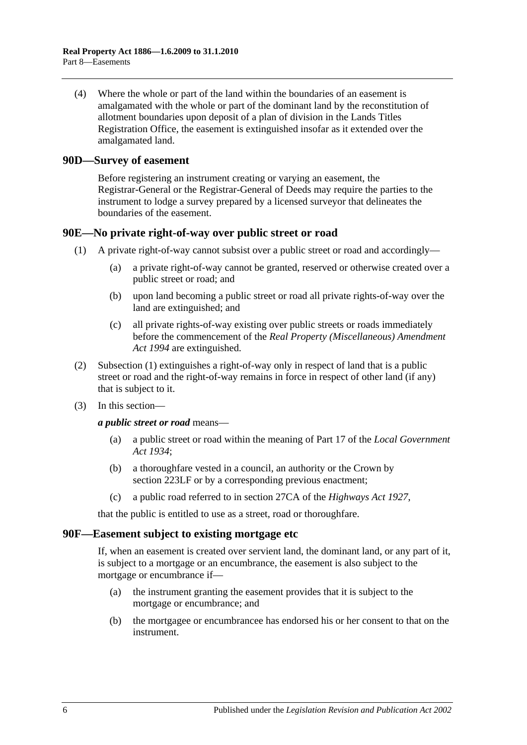(4) Where the whole or part of the land within the boundaries of an easement is amalgamated with the whole or part of the dominant land by the reconstitution of allotment boundaries upon deposit of a plan of division in the Lands Titles Registration Office, the easement is extinguished insofar as it extended over the amalgamated land.

## 90D—Survey of easement

Before registering an instrument creating or varying an easement, the Registrar-General or the Registrar-General of Deeds may require the parties to the instrument to lodge a survey prepared by a licensed surveyor that delineates the boundaries of the easement.

## 90E—No private right-of-way over public street or road

(1) A private right-of-way cannot subsist over a public street or road and accordingly—

(a) a private right-of-way cannot be granted, reserved or otherwise created over a public street or road; and

(b) upon land becoming a public street or road all private rights-of-way over the land are extinguished; and

(c) all private rights-of-way existing over public streets or roads immediately before the commencement of the *Real Property (Miscellaneous) Amendment Act 1994* are extinguished.

(2) Subsection (1) extinguishes a right-of-way only in respect of land that is a public street or road and the right-of-way remains in force in respect of other land (if any) that is subject to it.

(3) In this section—

***a public street or road*** means—

(a) a public street or road within the meaning of Part 17 of the *Local Government Act 1934*;

(b) a thoroughfare vested in a council, an authority or the Crown by section 223LF or by a corresponding previous enactment;

(c) a public road referred to in section 27CA of the *Highways Act 1927*,

that the public is entitled to use as a street, road or thoroughfare.

## 90F—Easement subject to existing mortgage etc

If, when an easement is created over servient land, the dominant land, or any part of it, is subject to a mortgage or an encumbrance, the easement is also subject to the mortgage or encumbrance if—

(a) the instrument granting the easement provides that it is subject to the mortgage or encumbrance; and

(b) the mortgagee or encumbrancee has endorsed his or her consent to that on the instrument.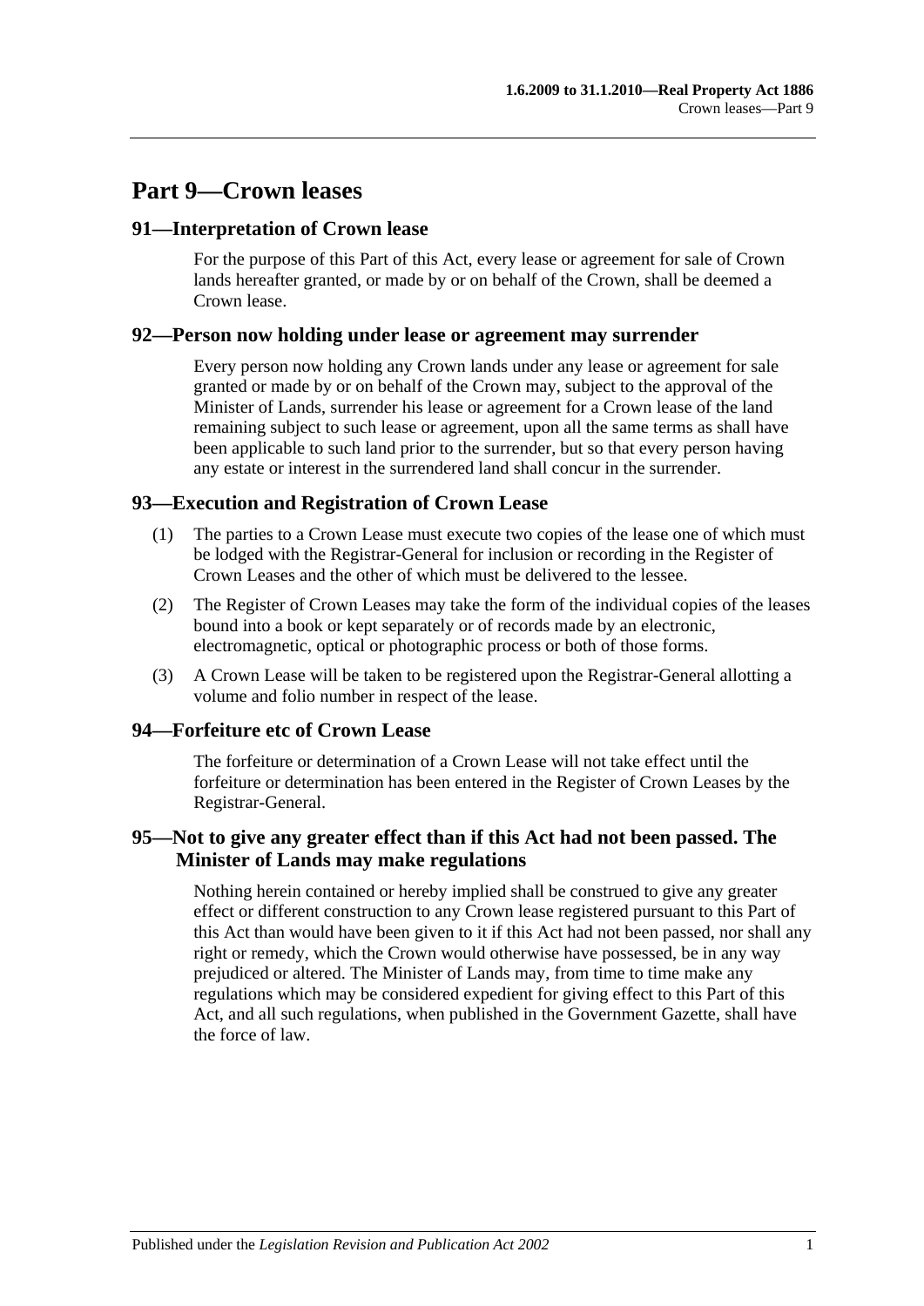# Part 9—Crown leases

## 91—Interpretation of Crown lease

For the purpose of this Part of this Act, every lease or agreement for sale of Crown lands hereafter granted, or made by or on behalf of the Crown, shall be deemed a Crown lease.

## 92—Person now holding under lease or agreement may surrender

Every person now holding any Crown lands under any lease or agreement for sale granted or made by or on behalf of the Crown may, subject to the approval of the Minister of Lands, surrender his lease or agreement for a Crown lease of the land remaining subject to such lease or agreement, upon all the same terms as shall have been applicable to such land prior to the surrender, but so that every person having any estate or interest in the surrendered land shall concur in the surrender.

## 93—Execution and Registration of Crown Lease

(1) The parties to a Crown Lease must execute two copies of the lease one of which must be lodged with the Registrar-General for inclusion or recording in the Register of Crown Leases and the other of which must be delivered to the lessee.

(2) The Register of Crown Leases may take the form of the individual copies of the leases bound into a book or kept separately or of records made by an electronic, electromagnetic, optical or photographic process or both of those forms.

(3) A Crown Lease will be taken to be registered upon the Registrar-General allotting a volume and folio number in respect of the lease.

## 94—Forfeiture etc of Crown Lease

The forfeiture or determination of a Crown Lease will not take effect until the forfeiture or determination has been entered in the Register of Crown Leases by the Registrar-General.

## 95—Not to give any greater effect than if this Act had not been passed. The Minister of Lands may make regulations

Nothing herein contained or hereby implied shall be construed to give any greater effect or different construction to any Crown lease registered pursuant to this Part of this Act than would have been given to it if this Act had not been passed, nor shall any right or remedy, which the Crown would otherwise have possessed, be in any way prejudiced or altered. The Minister of Lands may, from time to time make any regulations which may be considered expedient for giving effect to this Part of this Act, and all such regulations, when published in the Government Gazette, shall have the force of law.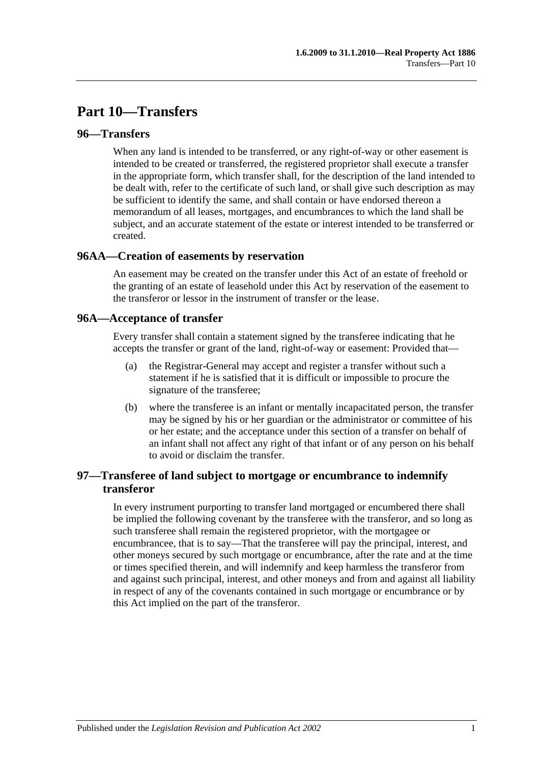# Part 10—Transfers

## 96—Transfers

When any land is intended to be transferred, or any right-of-way or other easement is intended to be created or transferred, the registered proprietor shall execute a transfer in the appropriate form, which transfer shall, for the description of the land intended to be dealt with, refer to the certificate of such land, or shall give such description as may be sufficient to identify the same, and shall contain or have endorsed thereon a memorandum of all leases, mortgages, and encumbrances to which the land shall be subject, and an accurate statement of the estate or interest intended to be transferred or created.

## 96AA—Creation of easements by reservation

An easement may be created on the transfer under this Act of an estate of freehold or the granting of an estate of leasehold under this Act by reservation of the easement to the transferor or lessor in the instrument of transfer or the lease.

## 96A—Acceptance of transfer

Every transfer shall contain a statement signed by the transferee indicating that he accepts the transfer or grant of the land, right-of-way or easement: Provided that—

(a) the Registrar-General may accept and register a transfer without such a statement if he is satisfied that it is difficult or impossible to procure the signature of the transferee;

(b) where the transferee is an infant or mentally incapacitated person, the transfer may be signed by his or her guardian or the administrator or committee of his or her estate; and the acceptance under this section of a transfer on behalf of an infant shall not affect any right of that infant or of any person on his behalf to avoid or disclaim the transfer.

## 97—Transferee of land subject to mortgage or encumbrance to indemnify transferor

In every instrument purporting to transfer land mortgaged or encumbered there shall be implied the following covenant by the transferee with the transferor, and so long as such transferee shall remain the registered proprietor, with the mortgagee or encumbrancee, that is to say—That the transferee will pay the principal, interest, and other moneys secured by such mortgage or encumbrance, after the rate and at the time or times specified therein, and will indemnify and keep harmless the transferor from and against such principal, interest, and other moneys and from and against all liability in respect of any of the covenants contained in such mortgage or encumbrance or by this Act implied on the part of the transferor.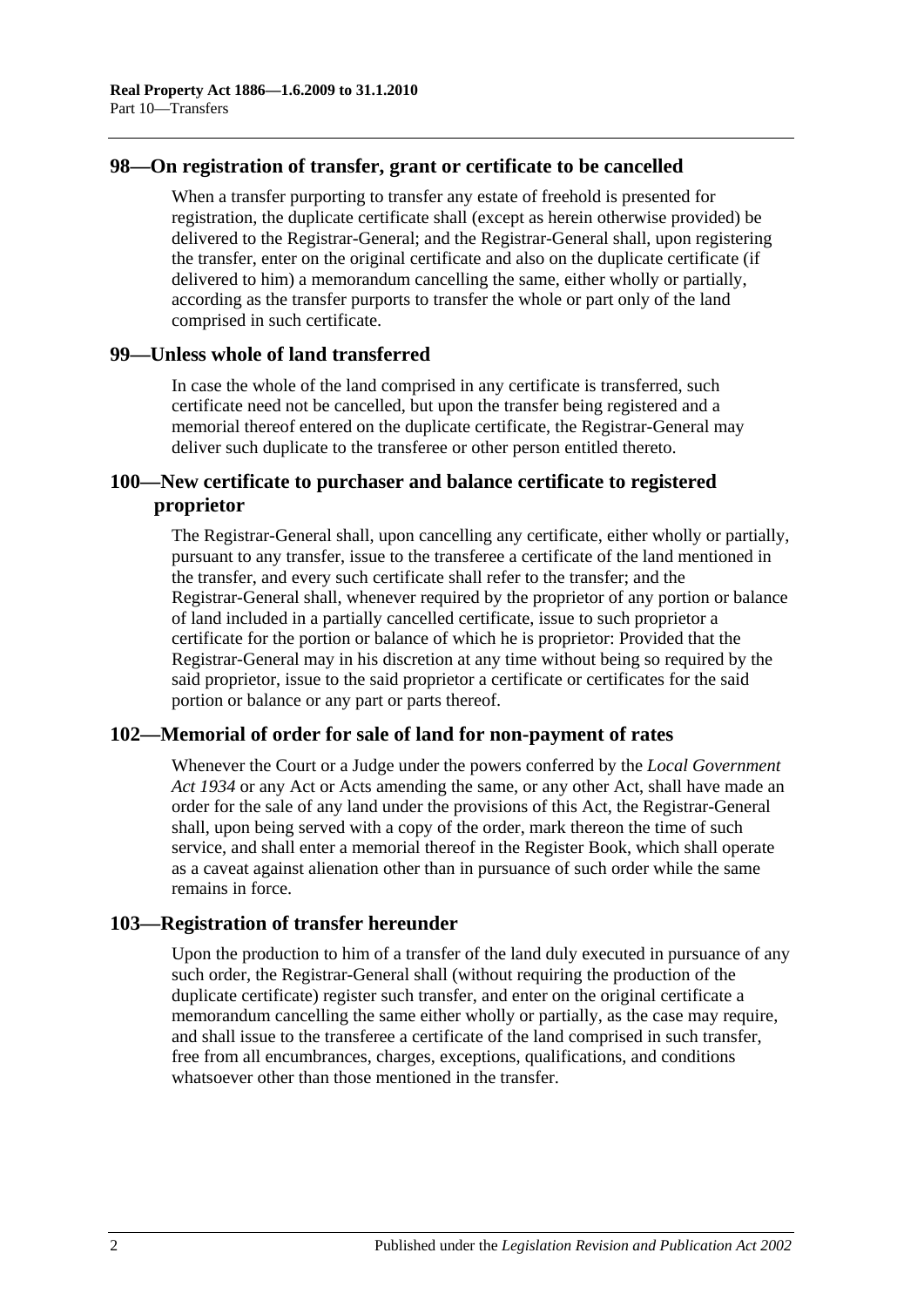## 98—On registration of transfer, grant or certificate to be cancelled

When a transfer purporting to transfer any estate of freehold is presented for registration, the duplicate certificate shall (except as herein otherwise provided) be delivered to the Registrar-General; and the Registrar-General shall, upon registering the transfer, enter on the original certificate and also on the duplicate certificate (if delivered to him) a memorandum cancelling the same, either wholly or partially, according as the transfer purports to transfer the whole or part only of the land comprised in such certificate.

## 99—Unless whole of land transferred

In case the whole of the land comprised in any certificate is transferred, such certificate need not be cancelled, but upon the transfer being registered and a memorial thereof entered on the duplicate certificate, the Registrar-General may deliver such duplicate to the transferee or other person entitled thereto.

## 100—New certificate to purchaser and balance certificate to registered proprietor

The Registrar-General shall, upon cancelling any certificate, either wholly or partially, pursuant to any transfer, issue to the transferee a certificate of the land mentioned in the transfer, and every such certificate shall refer to the transfer; and the Registrar-General shall, whenever required by the proprietor of any portion or balance of land included in a partially cancelled certificate, issue to such proprietor a certificate for the portion or balance of which he is proprietor: Provided that the Registrar-General may in his discretion at any time without being so required by the said proprietor, issue to the said proprietor a certificate or certificates for the said portion or balance or any part or parts thereof.

## 102—Memorial of order for sale of land for non-payment of rates

Whenever the Court or a Judge under the powers conferred by the *Local Government Act 1934* or any Act or Acts amending the same, or any other Act, shall have made an order for the sale of any land under the provisions of this Act, the Registrar-General shall, upon being served with a copy of the order, mark thereon the time of such service, and shall enter a memorial thereof in the Register Book, which shall operate as a caveat against alienation other than in pursuance of such order while the same remains in force.

## 103—Registration of transfer hereunder

Upon the production to him of a transfer of the land duly executed in pursuance of any such order, the Registrar-General shall (without requiring the production of the duplicate certificate) register such transfer, and enter on the original certificate a memorandum cancelling the same either wholly or partially, as the case may require, and shall issue to the transferee a certificate of the land comprised in such transfer, free from all encumbrances, charges, exceptions, qualifications, and conditions whatsoever other than those mentioned in the transfer.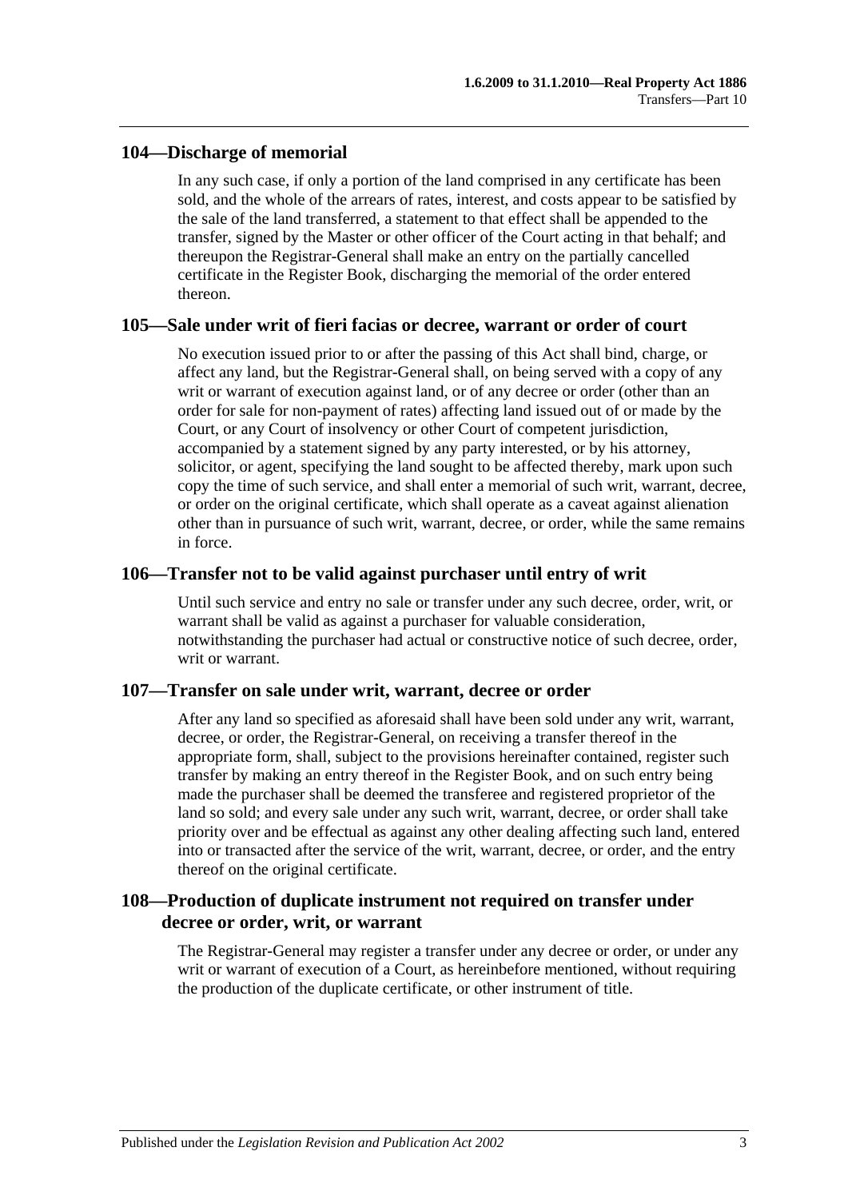## 104—Discharge of memorial

In any such case, if only a portion of the land comprised in any certificate has been sold, and the whole of the arrears of rates, interest, and costs appear to be satisfied by the sale of the land transferred, a statement to that effect shall be appended to the transfer, signed by the Master or other officer of the Court acting in that behalf; and thereupon the Registrar-General shall make an entry on the partially cancelled certificate in the Register Book, discharging the memorial of the order entered thereon.

## 105—Sale under writ of fieri facias or decree, warrant or order of court

No execution issued prior to or after the passing of this Act shall bind, charge, or affect any land, but the Registrar-General shall, on being served with a copy of any writ or warrant of execution against land, or of any decree or order (other than an order for sale for non-payment of rates) affecting land issued out of or made by the Court, or any Court of insolvency or other Court of competent jurisdiction, accompanied by a statement signed by any party interested, or by his attorney, solicitor, or agent, specifying the land sought to be affected thereby, mark upon such copy the time of such service, and shall enter a memorial of such writ, warrant, decree, or order on the original certificate, which shall operate as a caveat against alienation other than in pursuance of such writ, warrant, decree, or order, while the same remains in force.

## 106—Transfer not to be valid against purchaser until entry of writ

Until such service and entry no sale or transfer under any such decree, order, writ, or warrant shall be valid as against a purchaser for valuable consideration, notwithstanding the purchaser had actual or constructive notice of such decree, order, writ or warrant.

## 107—Transfer on sale under writ, warrant, decree or order

After any land so specified as aforesaid shall have been sold under any writ, warrant, decree, or order, the Registrar-General, on receiving a transfer thereof in the appropriate form, shall, subject to the provisions hereinafter contained, register such transfer by making an entry thereof in the Register Book, and on such entry being made the purchaser shall be deemed the transferee and registered proprietor of the land so sold; and every sale under any such writ, warrant, decree, or order shall take priority over and be effectual as against any other dealing affecting such land, entered into or transacted after the service of the writ, warrant, decree, or order, and the entry thereof on the original certificate.

## 108—Production of duplicate instrument not required on transfer under decree or order, writ, or warrant

The Registrar-General may register a transfer under any decree or order, or under any writ or warrant of execution of a Court, as hereinbefore mentioned, without requiring the production of the duplicate certificate, or other instrument of title.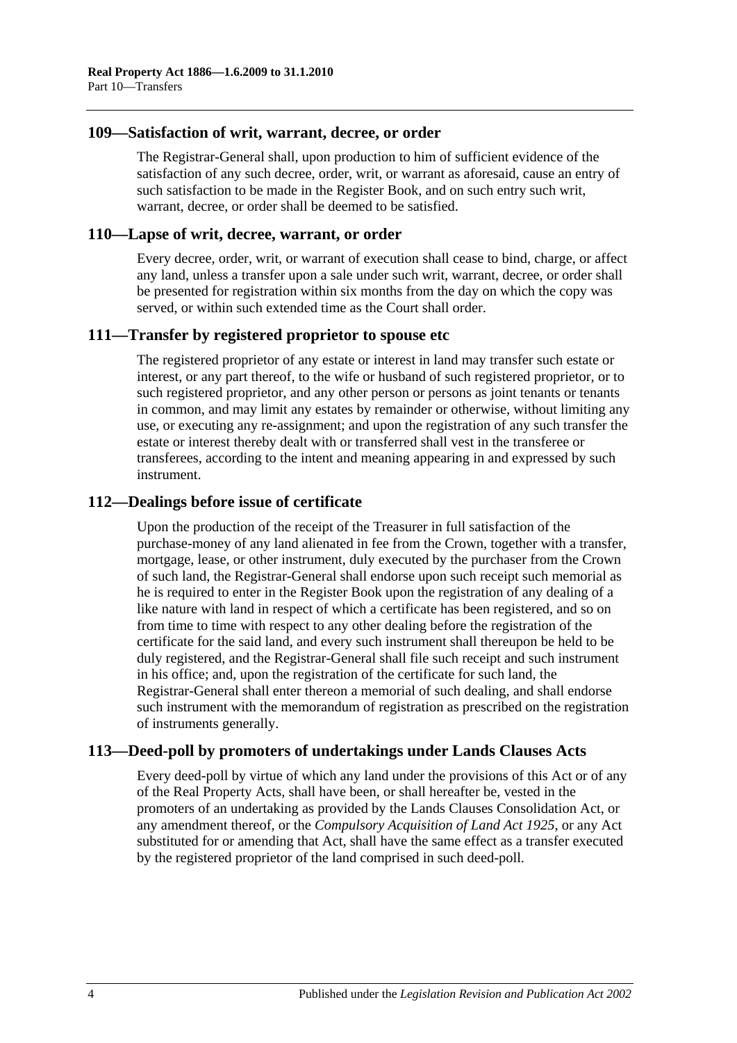## 109—Satisfaction of writ, warrant, decree, or order

The Registrar-General shall, upon production to him of sufficient evidence of the satisfaction of any such decree, order, writ, or warrant as aforesaid, cause an entry of such satisfaction to be made in the Register Book, and on such entry such writ, warrant, decree, or order shall be deemed to be satisfied.

## 110—Lapse of writ, decree, warrant, or order

Every decree, order, writ, or warrant of execution shall cease to bind, charge, or affect any land, unless a transfer upon a sale under such writ, warrant, decree, or order shall be presented for registration within six months from the day on which the copy was served, or within such extended time as the Court shall order.

## 111—Transfer by registered proprietor to spouse etc

The registered proprietor of any estate or interest in land may transfer such estate or interest, or any part thereof, to the wife or husband of such registered proprietor, or to such registered proprietor, and any other person or persons as joint tenants or tenants in common, and may limit any estates by remainder or otherwise, without limiting any use, or executing any re-assignment; and upon the registration of any such transfer the estate or interest thereby dealt with or transferred shall vest in the transferee or transferees, according to the intent and meaning appearing in and expressed by such instrument.

## 112—Dealings before issue of certificate

Upon the production of the receipt of the Treasurer in full satisfaction of the purchase-money of any land alienated in fee from the Crown, together with a transfer, mortgage, lease, or other instrument, duly executed by the purchaser from the Crown of such land, the Registrar-General shall endorse upon such receipt such memorial as he is required to enter in the Register Book upon the registration of any dealing of a like nature with land in respect of which a certificate has been registered, and so on from time to time with respect to any other dealing before the registration of the certificate for the said land, and every such instrument shall thereupon be held to be duly registered, and the Registrar-General shall file such receipt and such instrument in his office; and, upon the registration of the certificate for such land, the Registrar-General shall enter thereon a memorial of such dealing, and shall endorse such instrument with the memorandum of registration as prescribed on the registration of instruments generally.

## 113—Deed-poll by promoters of undertakings under Lands Clauses Acts

Every deed-poll by virtue of which any land under the provisions of this Act or of any of the Real Property Acts, shall have been, or shall hereafter be, vested in the promoters of an undertaking as provided by the Lands Clauses Consolidation Act, or any amendment thereof, or the *Compulsory Acquisition of Land Act 1925*, or any Act substituted for or amending that Act, shall have the same effect as a transfer executed by the registered proprietor of the land comprised in such deed-poll.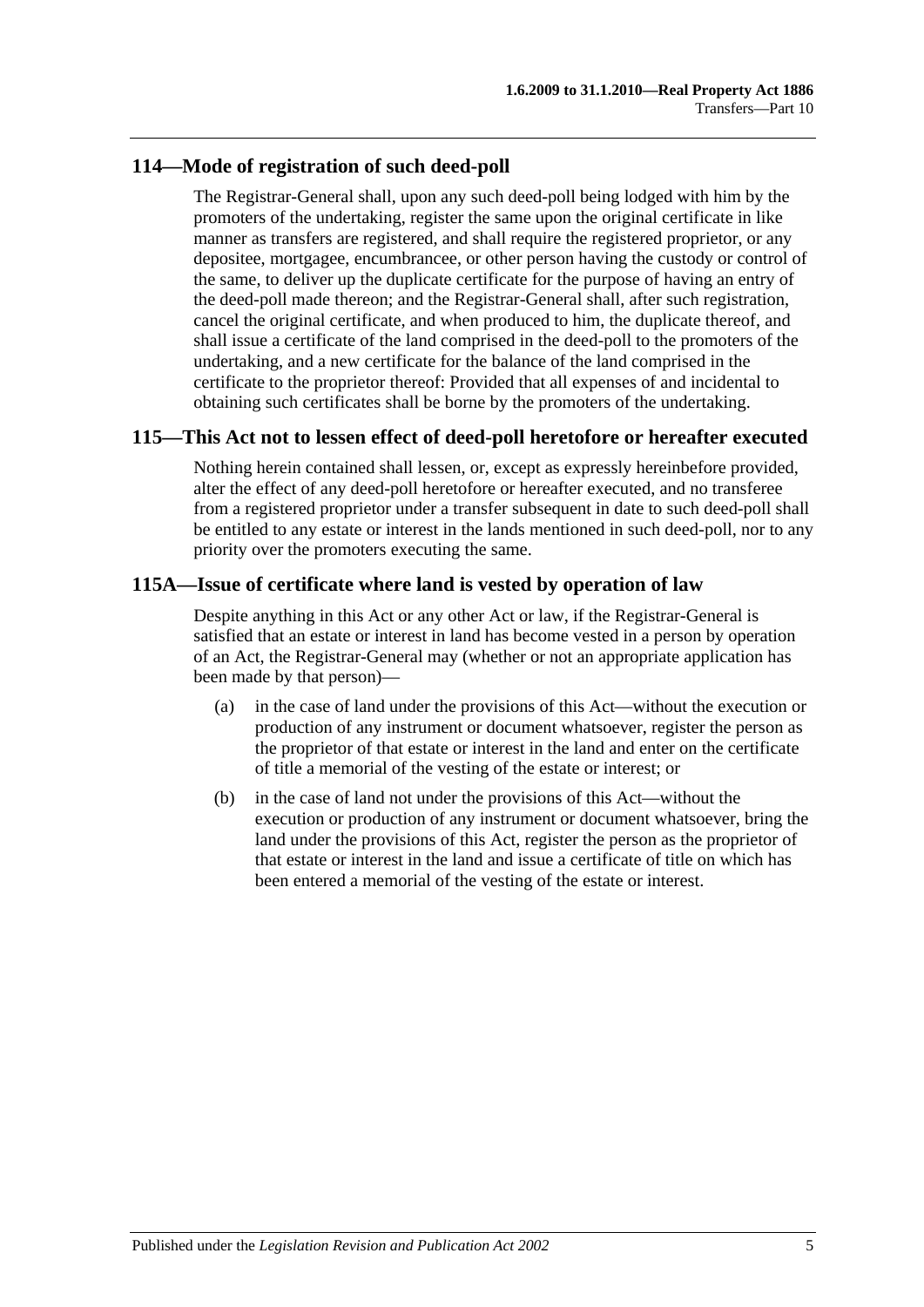## 114—Mode of registration of such deed-poll

The Registrar-General shall, upon any such deed-poll being lodged with him by the promoters of the undertaking, register the same upon the original certificate in like manner as transfers are registered, and shall require the registered proprietor, or any depositee, mortgagee, encumbrancee, or other person having the custody or control of the same, to deliver up the duplicate certificate for the purpose of having an entry of the deed-poll made thereon; and the Registrar-General shall, after such registration, cancel the original certificate, and when produced to him, the duplicate thereof, and shall issue a certificate of the land comprised in the deed-poll to the promoters of the undertaking, and a new certificate for the balance of the land comprised in the certificate to the proprietor thereof: Provided that all expenses of and incidental to obtaining such certificates shall be borne by the promoters of the undertaking.

## 115—This Act not to lessen effect of deed-poll heretofore or hereafter executed

Nothing herein contained shall lessen, or, except as expressly hereinbefore provided, alter the effect of any deed-poll heretofore or hereafter executed, and no transferee from a registered proprietor under a transfer subsequent in date to such deed-poll shall be entitled to any estate or interest in the lands mentioned in such deed-poll, nor to any priority over the promoters executing the same.

## 115A—Issue of certificate where land is vested by operation of law

Despite anything in this Act or any other Act or law, if the Registrar-General is satisfied that an estate or interest in land has become vested in a person by operation of an Act, the Registrar-General may (whether or not an appropriate application has been made by that person)—

(a) in the case of land under the provisions of this Act—without the execution or production of any instrument or document whatsoever, register the person as the proprietor of that estate or interest in the land and enter on the certificate of title a memorial of the vesting of the estate or interest; or

(b) in the case of land not under the provisions of this Act—without the execution or production of any instrument or document whatsoever, bring the land under the provisions of this Act, register the person as the proprietor of that estate or interest in the land and issue a certificate of title on which has been entered a memorial of the vesting of the estate or interest.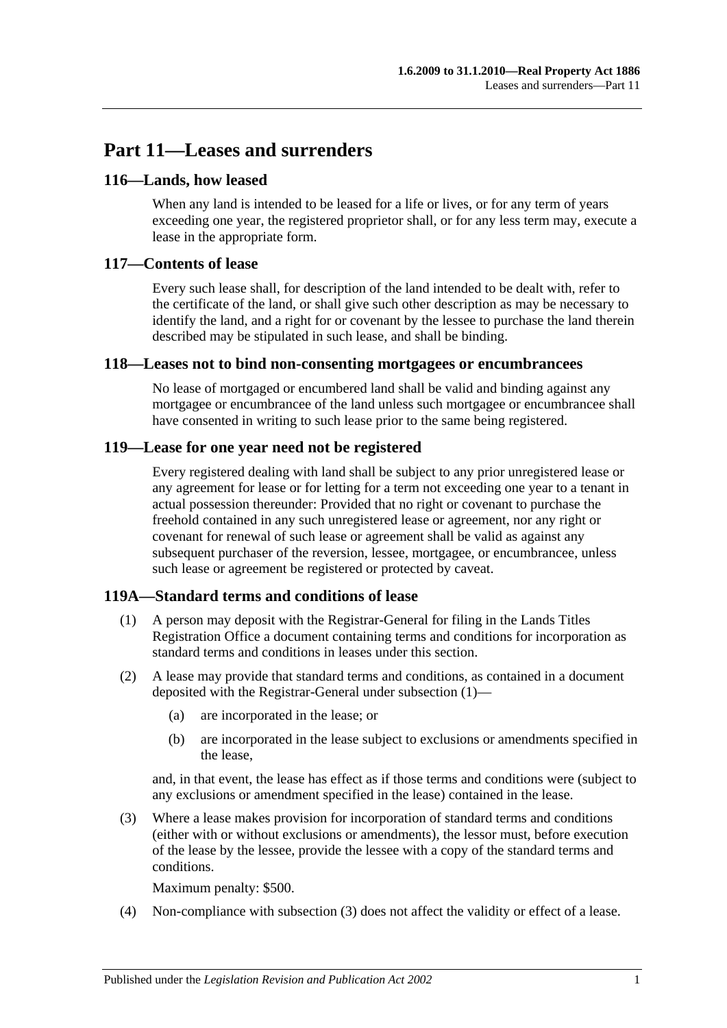# Part 11—Leases and surrenders

## 116—Lands, how leased

When any land is intended to be leased for a life or lives, or for any term of years exceeding one year, the registered proprietor shall, or for any less term may, execute a lease in the appropriate form.

## 117—Contents of lease

Every such lease shall, for description of the land intended to be dealt with, refer to the certificate of the land, or shall give such other description as may be necessary to identify the land, and a right for or covenant by the lessee to purchase the land therein described may be stipulated in such lease, and shall be binding.

## 118—Leases not to bind non-consenting mortgagees or encumbrancees

No lease of mortgaged or encumbered land shall be valid and binding against any mortgagee or encumbrancee of the land unless such mortgagee or encumbrancee shall have consented in writing to such lease prior to the same being registered.

## 119—Lease for one year need not be registered

Every registered dealing with land shall be subject to any prior unregistered lease or any agreement for lease or for letting for a term not exceeding one year to a tenant in actual possession thereunder: Provided that no right or covenant to purchase the freehold contained in any such unregistered lease or agreement, nor any right or covenant for renewal of such lease or agreement shall be valid as against any subsequent purchaser of the reversion, lessee, mortgagee, or encumbrancee, unless such lease or agreement be registered or protected by caveat.

## 119A—Standard terms and conditions of lease

(1) A person may deposit with the Registrar-General for filing in the Lands Titles Registration Office a document containing terms and conditions for incorporation as standard terms and conditions in leases under this section.

(2) A lease may provide that standard terms and conditions, as contained in a document deposited with the Registrar-General under subsection (1)—

(a) are incorporated in the lease; or

(b) are incorporated in the lease subject to exclusions or amendments specified in the lease,

and, in that event, the lease has effect as if those terms and conditions were (subject to any exclusions or amendment specified in the lease) contained in the lease.

(3) Where a lease makes provision for incorporation of standard terms and conditions (either with or without exclusions or amendments), the lessor must, before execution of the lease by the lessee, provide the lessee with a copy of the standard terms and conditions.

Maximum penalty: $500.

(4) Non-compliance with subsection (3) does not affect the validity or effect of a lease.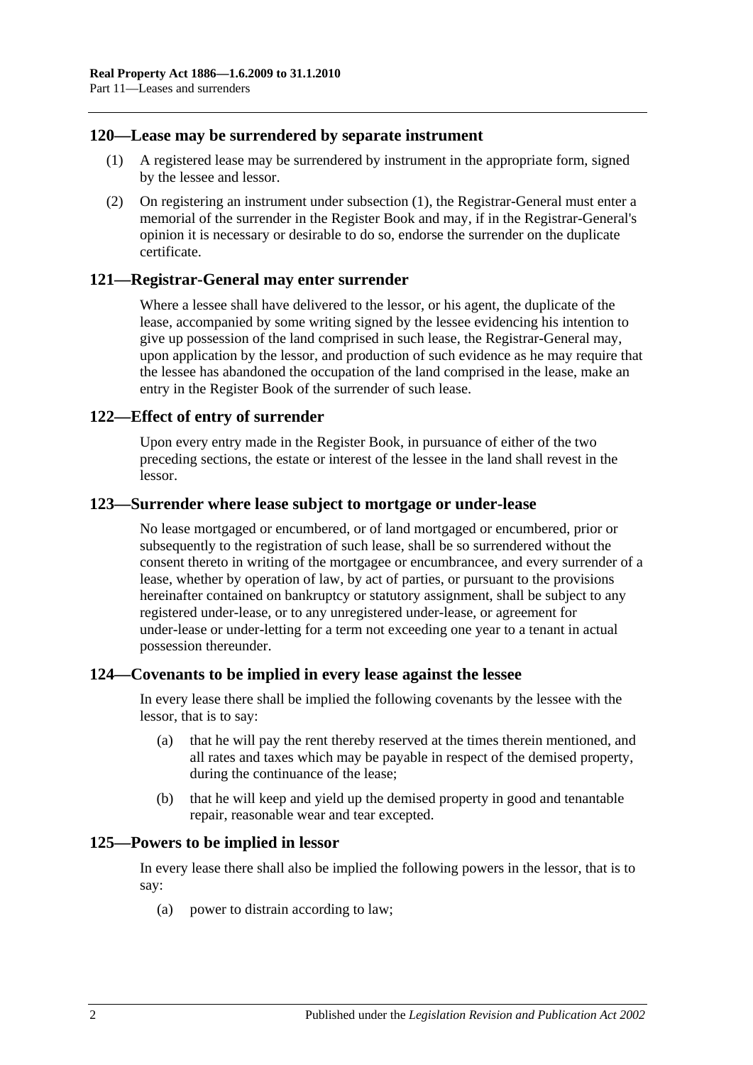## 120—Lease may be surrendered by separate instrument

(1) A registered lease may be surrendered by instrument in the appropriate form, signed by the lessee and lessor.

(2) On registering an instrument under subsection (1), the Registrar-General must enter a memorial of the surrender in the Register Book and may, if in the Registrar-General's opinion it is necessary or desirable to do so, endorse the surrender on the duplicate certificate.

## 121—Registrar-General may enter surrender

Where a lessee shall have delivered to the lessor, or his agent, the duplicate of the lease, accompanied by some writing signed by the lessee evidencing his intention to give up possession of the land comprised in such lease, the Registrar-General may, upon application by the lessor, and production of such evidence as he may require that the lessee has abandoned the occupation of the land comprised in the lease, make an entry in the Register Book of the surrender of such lease.

## 122—Effect of entry of surrender

Upon every entry made in the Register Book, in pursuance of either of the two preceding sections, the estate or interest of the lessee in the land shall revest in the lessor.

## 123—Surrender where lease subject to mortgage or under-lease

No lease mortgaged or encumbered, or of land mortgaged or encumbered, prior or subsequently to the registration of such lease, shall be so surrendered without the consent thereto in writing of the mortgagee or encumbrancee, and every surrender of a lease, whether by operation of law, by act of parties, or pursuant to the provisions hereinafter contained on bankruptcy or statutory assignment, shall be subject to any registered under-lease, or to any unregistered under-lease, or agreement for under-lease or under-letting for a term not exceeding one year to a tenant in actual possession thereunder.

## 124—Covenants to be implied in every lease against the lessee

In every lease there shall be implied the following covenants by the lessee with the lessor, that is to say:

(a) that he will pay the rent thereby reserved at the times therein mentioned, and all rates and taxes which may be payable in respect of the demised property, during the continuance of the lease;

(b) that he will keep and yield up the demised property in good and tenantable repair, reasonable wear and tear excepted.

## 125—Powers to be implied in lessor

In every lease there shall also be implied the following powers in the lessor, that is to say:

(a) power to distrain according to law;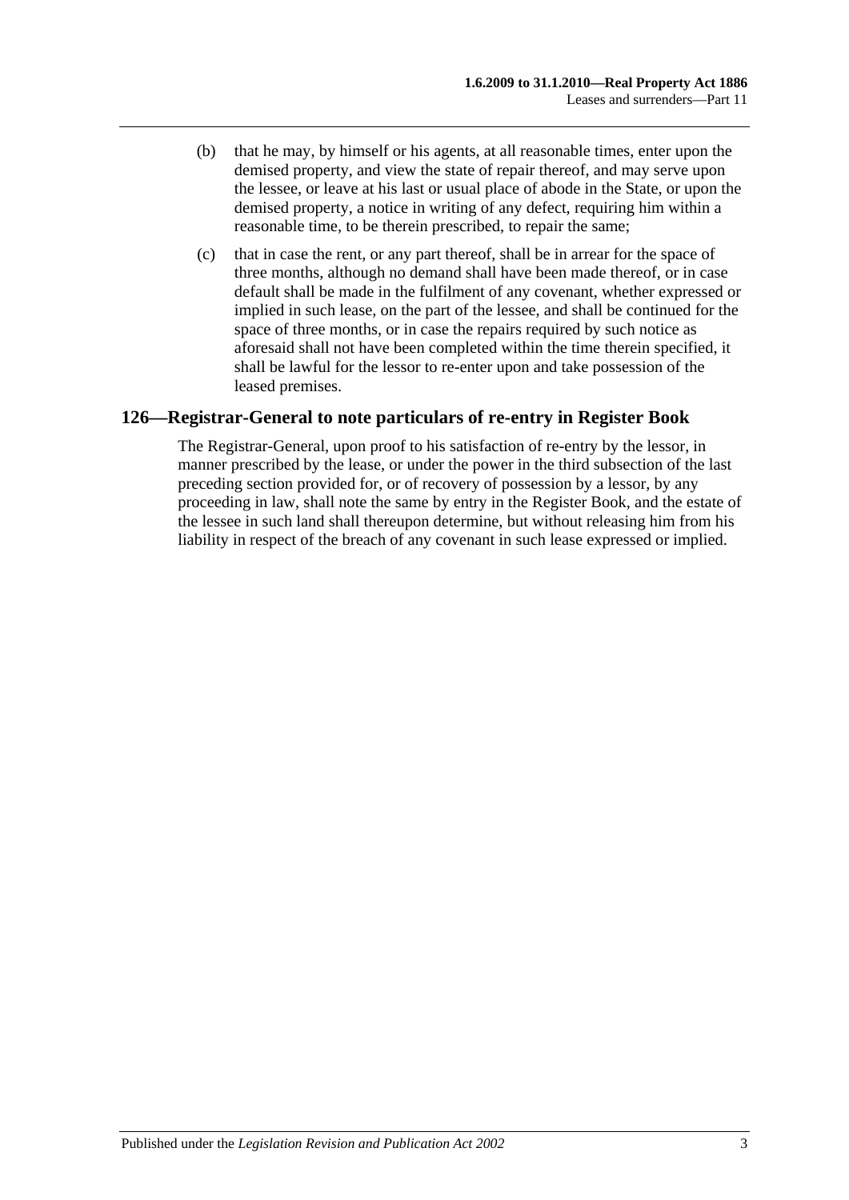(b) that he may, by himself or his agents, at all reasonable times, enter upon the demised property, and view the state of repair thereof, and may serve upon the lessee, or leave at his last or usual place of abode in the State, or upon the demised property, a notice in writing of any defect, requiring him within a reasonable time, to be therein prescribed, to repair the same;

(c) that in case the rent, or any part thereof, shall be in arrear for the space of three months, although no demand shall have been made thereof, or in case default shall be made in the fulfilment of any covenant, whether expressed or implied in such lease, on the part of the lessee, and shall be continued for the space of three months, or in case the repairs required by such notice as aforesaid shall not have been completed within the time therein specified, it shall be lawful for the lessor to re-enter upon and take possession of the leased premises.

## 126—Registrar-General to note particulars of re-entry in Register Book

The Registrar-General, upon proof to his satisfaction of re-entry by the lessor, in manner prescribed by the lease, or under the power in the third subsection of the last preceding section provided for, or of recovery of possession by a lessor, by any proceeding in law, shall note the same by entry in the Register Book, and the estate of the lessee in such land shall thereupon determine, but without releasing him from his liability in respect of the breach of any covenant in such lease expressed or implied.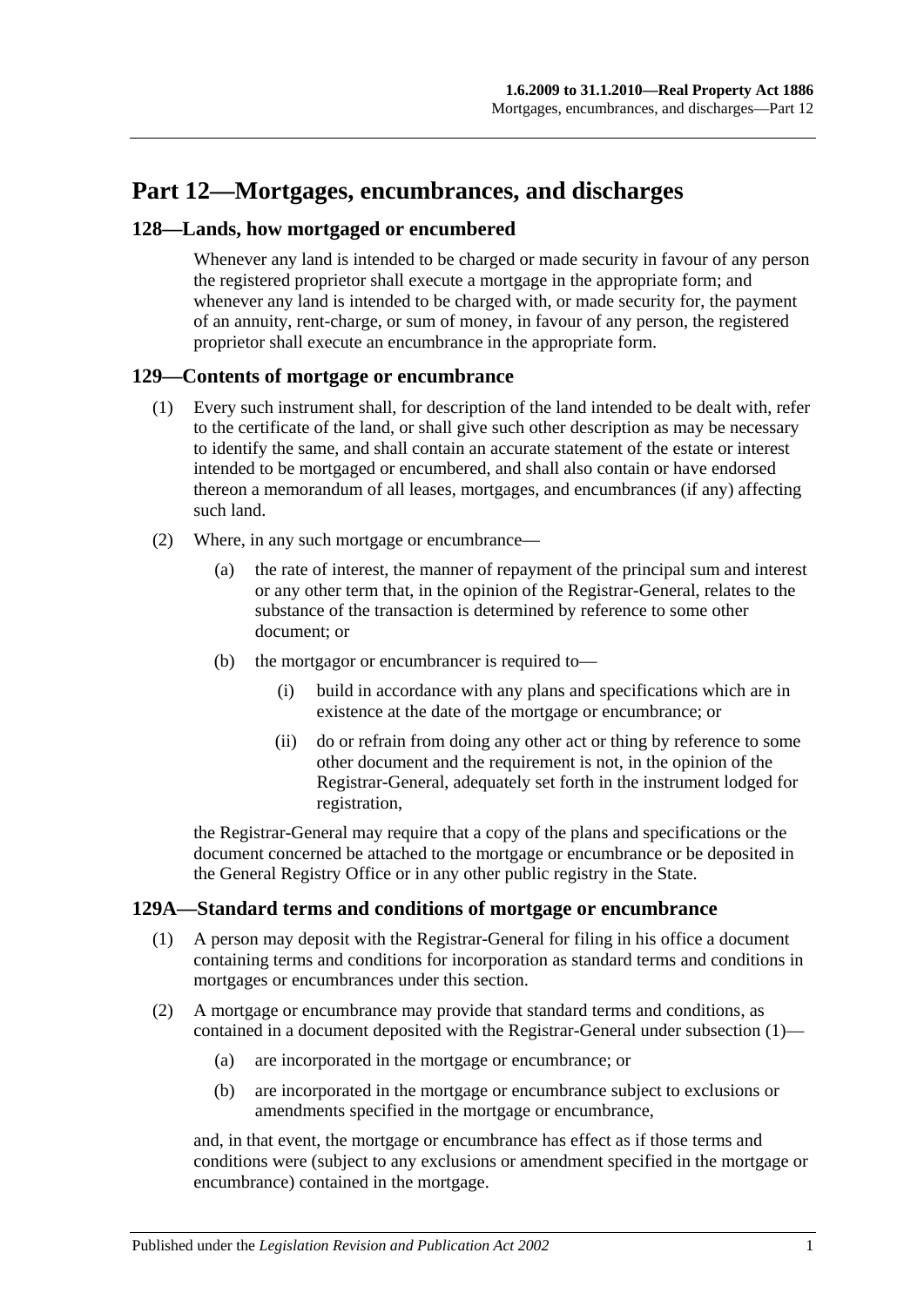# Part 12—Mortgages, encumbrances, and discharges

## 128—Lands, how mortgaged or encumbered

Whenever any land is intended to be charged or made security in favour of any person the registered proprietor shall execute a mortgage in the appropriate form; and whenever any land is intended to be charged with, or made security for, the payment of an annuity, rent-charge, or sum of money, in favour of any person, the registered proprietor shall execute an encumbrance in the appropriate form.

## 129—Contents of mortgage or encumbrance

(1) Every such instrument shall, for description of the land intended to be dealt with, refer to the certificate of the land, or shall give such other description as may be necessary to identify the same, and shall contain an accurate statement of the estate or interest intended to be mortgaged or encumbered, and shall also contain or have endorsed thereon a memorandum of all leases, mortgages, and encumbrances (if any) affecting such land.

(2) Where, in any such mortgage or encumbrance—

- (a) the rate of interest, the manner of repayment of the principal sum and interest or any other term that, in the opinion of the Registrar-General, relates to the substance of the transaction is determined by reference to some other document; or
- (b) the mortgagor or encumbrancer is required to—
    - (i) build in accordance with any plans and specifications which are in existence at the date of the mortgage or encumbrance; or
    - (ii) do or refrain from doing any other act or thing by reference to some other document and the requirement is not, in the opinion of the Registrar-General, adequately set forth in the instrument lodged for registration,

the Registrar-General may require that a copy of the plans and specifications or the document concerned be attached to the mortgage or encumbrance or be deposited in the General Registry Office or in any other public registry in the State.

## 129A—Standard terms and conditions of mortgage or encumbrance

(1) A person may deposit with the Registrar-General for filing in his office a document containing terms and conditions for incorporation as standard terms and conditions in mortgages or encumbrances under this section.

(2) A mortgage or encumbrance may provide that standard terms and conditions, as contained in a document deposited with the Registrar-General under subsection (1)—

- (a) are incorporated in the mortgage or encumbrance; or
- (b) are incorporated in the mortgage or encumbrance subject to exclusions or amendments specified in the mortgage or encumbrance,

and, in that event, the mortgage or encumbrance has effect as if those terms and conditions were (subject to any exclusions or amendment specified in the mortgage or encumbrance) contained in the mortgage.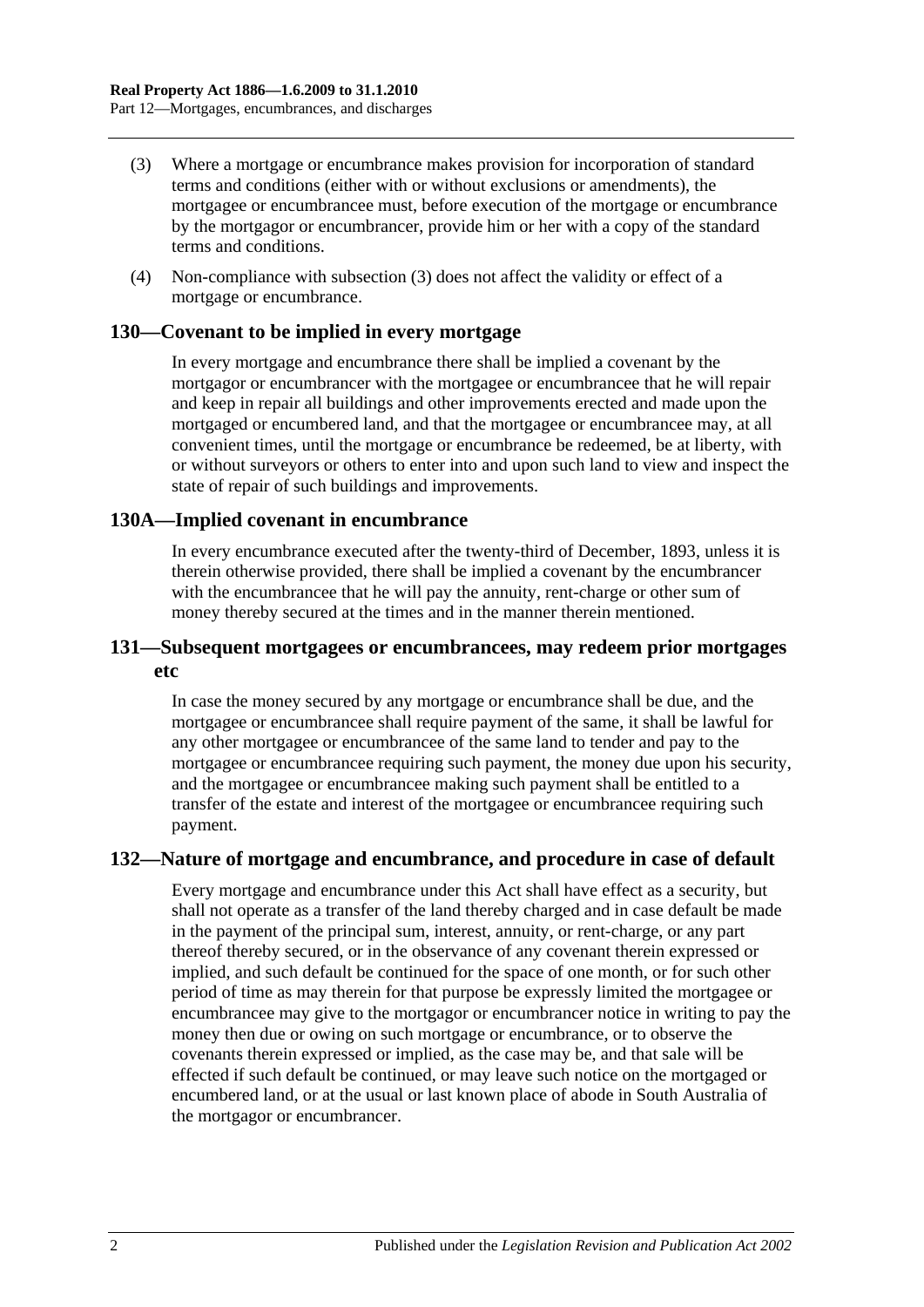(3) Where a mortgage or encumbrance makes provision for incorporation of standard terms and conditions (either with or without exclusions or amendments), the mortgagee or encumbrancee must, before execution of the mortgage or encumbrance by the mortgagor or encumbrancer, provide him or her with a copy of the standard terms and conditions.

(4) Non-compliance with subsection (3) does not affect the validity or effect of a mortgage or encumbrance.

## 130—Covenant to be implied in every mortgage

In every mortgage and encumbrance there shall be implied a covenant by the mortgagor or encumbrancer with the mortgagee or encumbrancee that he will repair and keep in repair all buildings and other improvements erected and made upon the mortgaged or encumbered land, and that the mortgagee or encumbrancee may, at all convenient times, until the mortgage or encumbrance be redeemed, be at liberty, with or without surveyors or others to enter into and upon such land to view and inspect the state of repair of such buildings and improvements.

## 130A—Implied covenant in encumbrance

In every encumbrance executed after the twenty-third of December, 1893, unless it is therein otherwise provided, there shall be implied a covenant by the encumbrancer with the encumbrancee that he will pay the annuity, rent-charge or other sum of money thereby secured at the times and in the manner therein mentioned.

## 131—Subsequent mortgagees or encumbrancees, may redeem prior mortgages etc

In case the money secured by any mortgage or encumbrance shall be due, and the mortgagee or encumbrancee shall require payment of the same, it shall be lawful for any other mortgagee or encumbrancee of the same land to tender and pay to the mortgagee or encumbrancee requiring such payment, the money due upon his security, and the mortgagee or encumbrancee making such payment shall be entitled to a transfer of the estate and interest of the mortgagee or encumbrancee requiring such payment.

## 132—Nature of mortgage and encumbrance, and procedure in case of default

Every mortgage and encumbrance under this Act shall have effect as a security, but shall not operate as a transfer of the land thereby charged and in case default be made in the payment of the principal sum, interest, annuity, or rent-charge, or any part thereof thereby secured, or in the observance of any covenant therein expressed or implied, and such default be continued for the space of one month, or for such other period of time as may therein for that purpose be expressly limited the mortgagee or encumbrancee may give to the mortgagor or encumbrancer notice in writing to pay the money then due or owing on such mortgage or encumbrance, or to observe the covenants therein expressed or implied, as the case may be, and that sale will be effected if such default be continued, or may leave such notice on the mortgaged or encumbered land, or at the usual or last known place of abode in South Australia of the mortgagor or encumbrancer.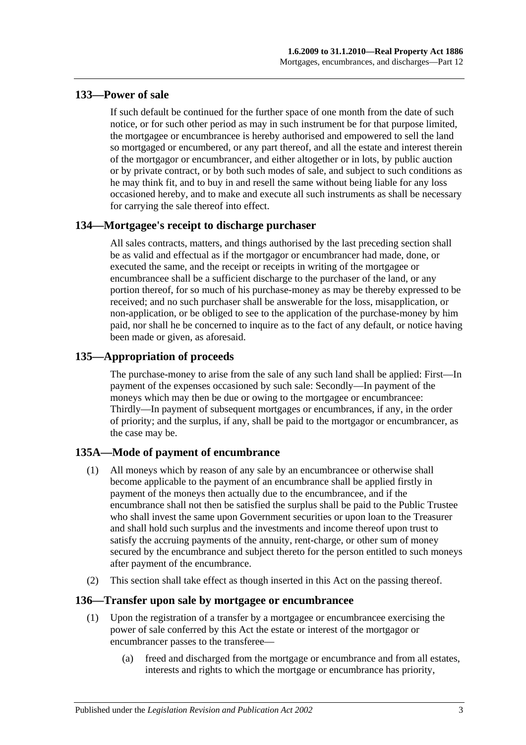## 133—Power of sale

If such default be continued for the further space of one month from the date of such notice, or for such other period as may in such instrument be for that purpose limited, the mortgagee or encumbrancee is hereby authorised and empowered to sell the land so mortgaged or encumbered, or any part thereof, and all the estate and interest therein of the mortgagor or encumbrancer, and either altogether or in lots, by public auction or by private contract, or by both such modes of sale, and subject to such conditions as he may think fit, and to buy in and resell the same without being liable for any loss occasioned hereby, and to make and execute all such instruments as shall be necessary for carrying the sale thereof into effect.

## 134—Mortgagee's receipt to discharge purchaser

All sales contracts, matters, and things authorised by the last preceding section shall be as valid and effectual as if the mortgagor or encumbrancer had made, done, or executed the same, and the receipt or receipts in writing of the mortgagee or encumbrancee shall be a sufficient discharge to the purchaser of the land, or any portion thereof, for so much of his purchase-money as may be thereby expressed to be received; and no such purchaser shall be answerable for the loss, misapplication, or non-application, or be obliged to see to the application of the purchase-money by him paid, nor shall he be concerned to inquire as to the fact of any default, or notice having been made or given, as aforesaid.

## 135—Appropriation of proceeds

The purchase-money to arise from the sale of any such land shall be applied: First—In payment of the expenses occasioned by such sale: Secondly—In payment of the moneys which may then be due or owing to the mortgagee or encumbrancee: Thirdly—In payment of subsequent mortgages or encumbrances, if any, in the order of priority; and the surplus, if any, shall be paid to the mortgagor or encumbrancer, as the case may be.

## 135A—Mode of payment of encumbrance

(1) All moneys which by reason of any sale by an encumbrancee or otherwise shall become applicable to the payment of an encumbrance shall be applied firstly in payment of the moneys then actually due to the encumbrancee, and if the encumbrance shall not then be satisfied the surplus shall be paid to the Public Trustee who shall invest the same upon Government securities or upon loan to the Treasurer and shall hold such surplus and the investments and income thereof upon trust to satisfy the accruing payments of the annuity, rent-charge, or other sum of money secured by the encumbrance and subject thereto for the person entitled to such moneys after payment of the encumbrance.

(2) This section shall take effect as though inserted in this Act on the passing thereof.

## 136—Transfer upon sale by mortgagee or encumbrancee

(1) Upon the registration of a transfer by a mortgagee or encumbrancee exercising the power of sale conferred by this Act the estate or interest of the mortgagor or encumbrancer passes to the transferee—

(a) freed and discharged from the mortgage or encumbrance and from all estates, interests and rights to which the mortgage or encumbrance has priority,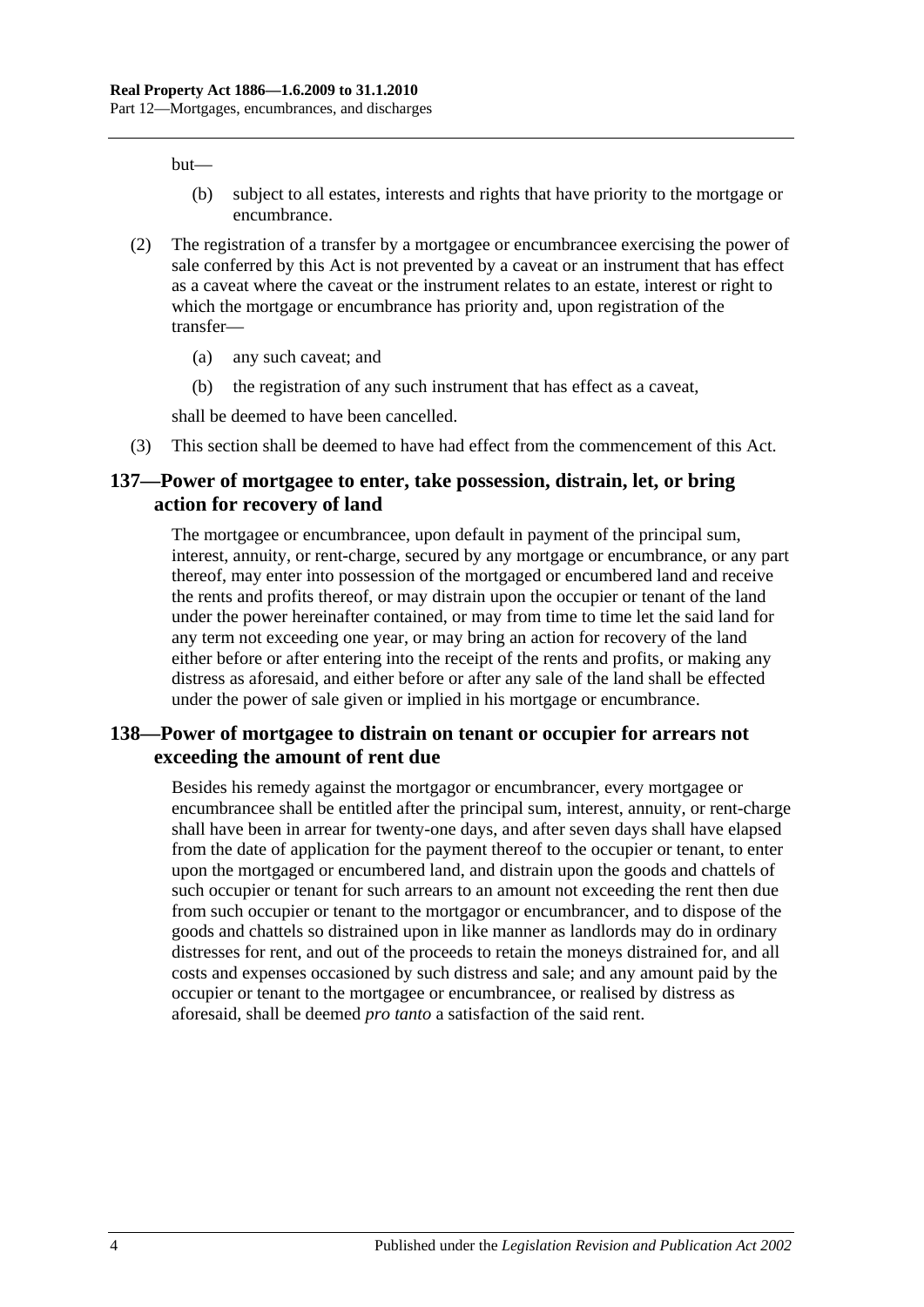but—

(b) subject to all estates, interests and rights that have priority to the mortgage or encumbrance.

(2) The registration of a transfer by a mortgagee or encumbrancee exercising the power of sale conferred by this Act is not prevented by a caveat or an instrument that has effect as a caveat where the caveat or the instrument relates to an estate, interest or right to which the mortgage or encumbrance has priority and, upon registration of the transfer—

(a) any such caveat; and

(b) the registration of any such instrument that has effect as a caveat,

shall be deemed to have been cancelled.

(3) This section shall be deemed to have had effect from the commencement of this Act.

## 137—Power of mortgagee to enter, take possession, distrain, let, or bring action for recovery of land

The mortgagee or encumbrancee, upon default in payment of the principal sum, interest, annuity, or rent-charge, secured by any mortgage or encumbrance, or any part thereof, may enter into possession of the mortgaged or encumbered land and receive the rents and profits thereof, or may distrain upon the occupier or tenant of the land under the power hereinafter contained, or may from time to time let the said land for any term not exceeding one year, or may bring an action for recovery of the land either before or after entering into the receipt of the rents and profits, or making any distress as aforesaid, and either before or after any sale of the land shall be effected under the power of sale given or implied in his mortgage or encumbrance.

## 138—Power of mortgagee to distrain on tenant or occupier for arrears not exceeding the amount of rent due

Besides his remedy against the mortgagor or encumbrancer, every mortgagee or encumbrancee shall be entitled after the principal sum, interest, annuity, or rent-charge shall have been in arrear for twenty-one days, and after seven days shall have elapsed from the date of application for the payment thereof to the occupier or tenant, to enter upon the mortgaged or encumbered land, and distrain upon the goods and chattels of such occupier or tenant for such arrears to an amount not exceeding the rent then due from such occupier or tenant to the mortgagor or encumbrancer, and to dispose of the goods and chattels so distrained upon in like manner as landlords may do in ordinary distresses for rent, and out of the proceeds to retain the moneys distrained for, and all costs and expenses occasioned by such distress and sale; and any amount paid by the occupier or tenant to the mortgagee or encumbrancee, or realised by distress as aforesaid, shall be deemed *pro tanto* a satisfaction of the said rent.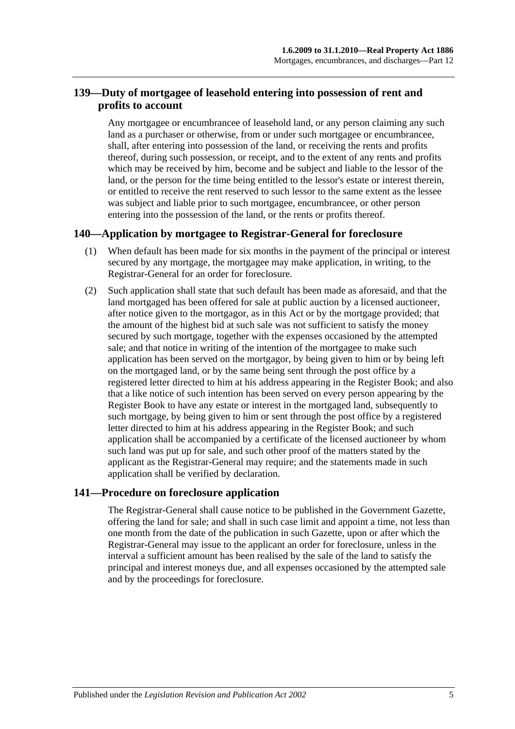## 139—Duty of mortgagee of leasehold entering into possession of rent and profits to account

Any mortgagee or encumbrancee of leasehold land, or any person claiming any such land as a purchaser or otherwise, from or under such mortgagee or encumbrancee, shall, after entering into possession of the land, or receiving the rents and profits thereof, during such possession, or receipt, and to the extent of any rents and profits which may be received by him, become and be subject and liable to the lessor of the land, or the person for the time being entitled to the lessor's estate or interest therein, or entitled to receive the rent reserved to such lessor to the same extent as the lessee was subject and liable prior to such mortgagee, encumbrancee, or other person entering into the possession of the land, or the rents or profits thereof.

## 140—Application by mortgagee to Registrar-General for foreclosure

(1) When default has been made for six months in the payment of the principal or interest secured by any mortgage, the mortgagee may make application, in writing, to the Registrar-General for an order for foreclosure.

(2) Such application shall state that such default has been made as aforesaid, and that the land mortgaged has been offered for sale at public auction by a licensed auctioneer, after notice given to the mortgagor, as in this Act or by the mortgage provided; that the amount of the highest bid at such sale was not sufficient to satisfy the money secured by such mortgage, together with the expenses occasioned by the attempted sale; and that notice in writing of the intention of the mortgagee to make such application has been served on the mortgagor, by being given to him or by being left on the mortgaged land, or by the same being sent through the post office by a registered letter directed to him at his address appearing in the Register Book; and also that a like notice of such intention has been served on every person appearing by the Register Book to have any estate or interest in the mortgaged land, subsequently to such mortgage, by being given to him or sent through the post office by a registered letter directed to him at his address appearing in the Register Book; and such application shall be accompanied by a certificate of the licensed auctioneer by whom such land was put up for sale, and such other proof of the matters stated by the applicant as the Registrar-General may require; and the statements made in such application shall be verified by declaration.

## 141—Procedure on foreclosure application

The Registrar-General shall cause notice to be published in the Government Gazette, offering the land for sale; and shall in such case limit and appoint a time, not less than one month from the date of the publication in such Gazette, upon or after which the Registrar-General may issue to the applicant an order for foreclosure, unless in the interval a sufficient amount has been realised by the sale of the land to satisfy the principal and interest moneys due, and all expenses occasioned by the attempted sale and by the proceedings for foreclosure.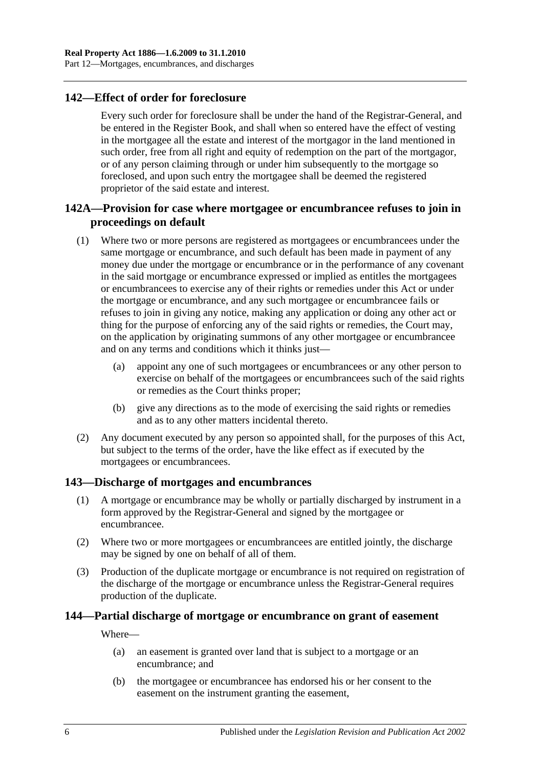## 142—Effect of order for foreclosure

Every such order for foreclosure shall be under the hand of the Registrar-General, and be entered in the Register Book, and shall when so entered have the effect of vesting in the mortgagee all the estate and interest of the mortgagor in the land mentioned in such order, free from all right and equity of redemption on the part of the mortgagor, or of any person claiming through or under him subsequently to the mortgage so foreclosed, and upon such entry the mortgagee shall be deemed the registered proprietor of the said estate and interest.

## 142A—Provision for case where mortgagee or encumbrancee refuses to join in proceedings on default

(1) Where two or more persons are registered as mortgagees or encumbrancees under the same mortgage or encumbrance, and such default has been made in payment of any money due under the mortgage or encumbrance or in the performance of any covenant in the said mortgage or encumbrance expressed or implied as entitles the mortgagees or encumbrancees to exercise any of their rights or remedies under this Act or under the mortgage or encumbrance, and any such mortgagee or encumbrancee fails or refuses to join in giving any notice, making any application or doing any other act or thing for the purpose of enforcing any of the said rights or remedies, the Court may, on the application by originating summons of any other mortgagee or encumbrancee and on any terms and conditions which it thinks just—

(a) appoint any one of such mortgagees or encumbrancees or any other person to exercise on behalf of the mortgagees or encumbrancees such of the said rights or remedies as the Court thinks proper;

(b) give any directions as to the mode of exercising the said rights or remedies and as to any other matters incidental thereto.

(2) Any document executed by any person so appointed shall, for the purposes of this Act, but subject to the terms of the order, have the like effect as if executed by the mortgagees or encumbrancees.

## 143—Discharge of mortgages and encumbrances

(1) A mortgage or encumbrance may be wholly or partially discharged by instrument in a form approved by the Registrar-General and signed by the mortgagee or encumbrancee.

(2) Where two or more mortgagees or encumbrancees are entitled jointly, the discharge may be signed by one on behalf of all of them.

(3) Production of the duplicate mortgage or encumbrance is not required on registration of the discharge of the mortgage or encumbrance unless the Registrar-General requires production of the duplicate.

## 144—Partial discharge of mortgage or encumbrance on grant of easement

Where—

(a) an easement is granted over land that is subject to a mortgage or an encumbrance; and

(b) the mortgagee or encumbrancee has endorsed his or her consent to the easement on the instrument granting the easement,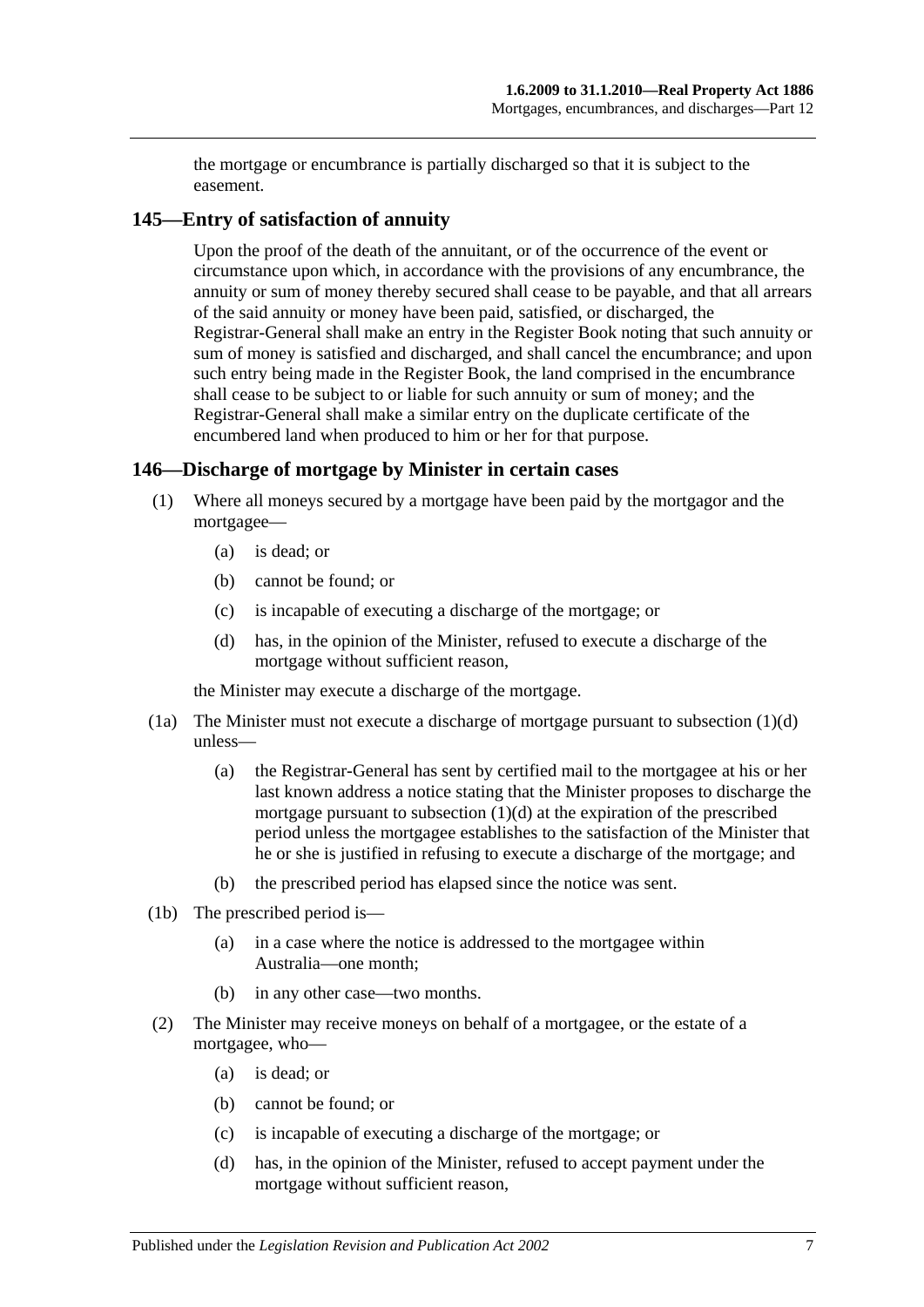the mortgage or encumbrance is partially discharged so that it is subject to the easement.

## 145—Entry of satisfaction of annuity

Upon the proof of the death of the annuitant, or of the occurrence of the event or circumstance upon which, in accordance with the provisions of any encumbrance, the annuity or sum of money thereby secured shall cease to be payable, and that all arrears of the said annuity or money have been paid, satisfied, or discharged, the Registrar-General shall make an entry in the Register Book noting that such annuity or sum of money is satisfied and discharged, and shall cancel the encumbrance; and upon such entry being made in the Register Book, the land comprised in the encumbrance shall cease to be subject to or liable for such annuity or sum of money; and the Registrar-General shall make a similar entry on the duplicate certificate of the encumbered land when produced to him or her for that purpose.

## 146—Discharge of mortgage by Minister in certain cases

(1) Where all moneys secured by a mortgage have been paid by the mortgagor and the mortgagee—

(a) is dead; or

(b) cannot be found; or

(c) is incapable of executing a discharge of the mortgage; or

(d) has, in the opinion of the Minister, refused to execute a discharge of the mortgage without sufficient reason,

the Minister may execute a discharge of the mortgage.

(1a) The Minister must not execute a discharge of mortgage pursuant to subsection (1)(d) unless—

(a) the Registrar-General has sent by certified mail to the mortgagee at his or her last known address a notice stating that the Minister proposes to discharge the mortgage pursuant to subsection (1)(d) at the expiration of the prescribed period unless the mortgagee establishes to the satisfaction of the Minister that he or she is justified in refusing to execute a discharge of the mortgage; and

(b) the prescribed period has elapsed since the notice was sent.

(1b) The prescribed period is—

(a) in a case where the notice is addressed to the mortgagee within Australia—one month;

(b) in any other case—two months.

(2) The Minister may receive moneys on behalf of a mortgagee, or the estate of a mortgagee, who—

(a) is dead; or

(b) cannot be found; or

(c) is incapable of executing a discharge of the mortgage; or

(d) has, in the opinion of the Minister, refused to accept payment under the mortgage without sufficient reason,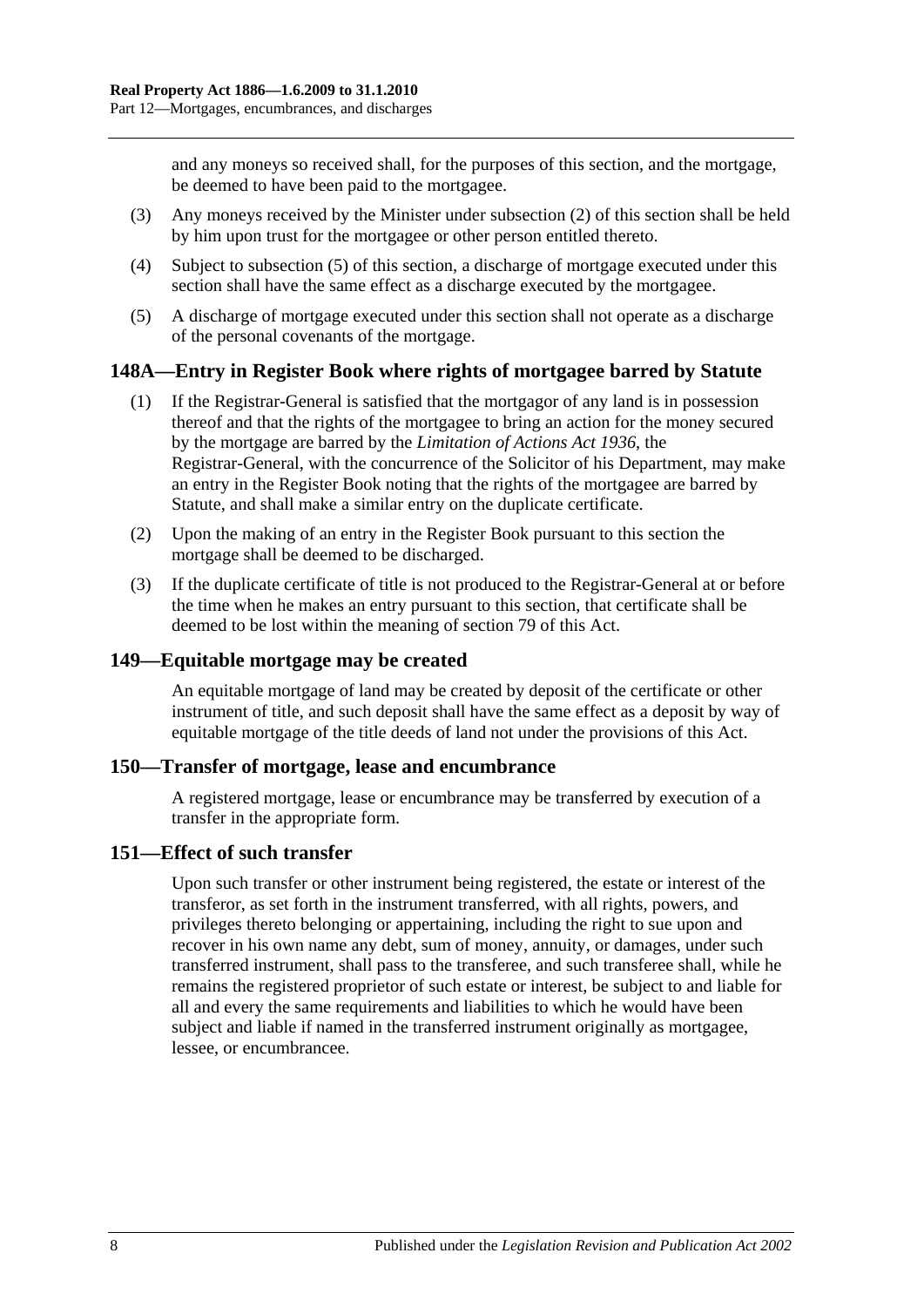and any moneys so received shall, for the purposes of this section, and the mortgage, be deemed to have been paid to the mortgagee.

(3) Any moneys received by the Minister under subsection (2) of this section shall be held by him upon trust for the mortgagee or other person entitled thereto.

(4) Subject to subsection (5) of this section, a discharge of mortgage executed under this section shall have the same effect as a discharge executed by the mortgagee.

(5) A discharge of mortgage executed under this section shall not operate as a discharge of the personal covenants of the mortgage.

## 148A—Entry in Register Book where rights of mortgagee barred by Statute

(1) If the Registrar-General is satisfied that the mortgagor of any land is in possession thereof and that the rights of the mortgagee to bring an action for the money secured by the mortgage are barred by the *Limitation of Actions Act 1936*, the Registrar-General, with the concurrence of the Solicitor of his Department, may make an entry in the Register Book noting that the rights of the mortgagee are barred by Statute, and shall make a similar entry on the duplicate certificate.

(2) Upon the making of an entry in the Register Book pursuant to this section the mortgage shall be deemed to be discharged.

(3) If the duplicate certificate of title is not produced to the Registrar-General at or before the time when he makes an entry pursuant to this section, that certificate shall be deemed to be lost within the meaning of section 79 of this Act.

## 149—Equitable mortgage may be created

An equitable mortgage of land may be created by deposit of the certificate or other instrument of title, and such deposit shall have the same effect as a deposit by way of equitable mortgage of the title deeds of land not under the provisions of this Act.

## 150—Transfer of mortgage, lease and encumbrance

A registered mortgage, lease or encumbrance may be transferred by execution of a transfer in the appropriate form.

## 151—Effect of such transfer

Upon such transfer or other instrument being registered, the estate or interest of the transferor, as set forth in the instrument transferred, with all rights, powers, and privileges thereto belonging or appertaining, including the right to sue upon and recover in his own name any debt, sum of money, annuity, or damages, under such transferred instrument, shall pass to the transferee, and such transferee shall, while he remains the registered proprietor of such estate or interest, be subject to and liable for all and every the same requirements and liabilities to which he would have been subject and liable if named in the transferred instrument originally as mortgagee, lessee, or encumbrancee.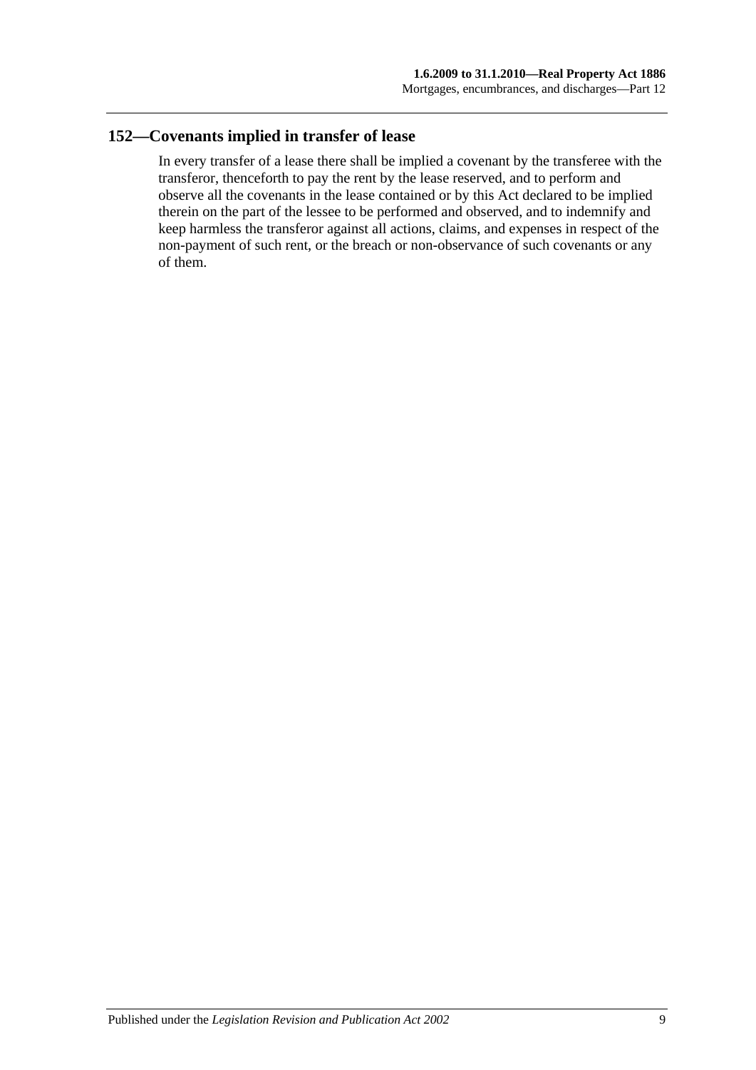## 152—Covenants implied in transfer of lease

In every transfer of a lease there shall be implied a covenant by the transferee with the transferor, thenceforth to pay the rent by the lease reserved, and to perform and observe all the covenants in the lease contained or by this Act declared to be implied therein on the part of the lessee to be performed and observed, and to indemnify and keep harmless the transferor against all actions, claims, and expenses in respect of the non-payment of such rent, or the breach or non-observance of such covenants or any of them.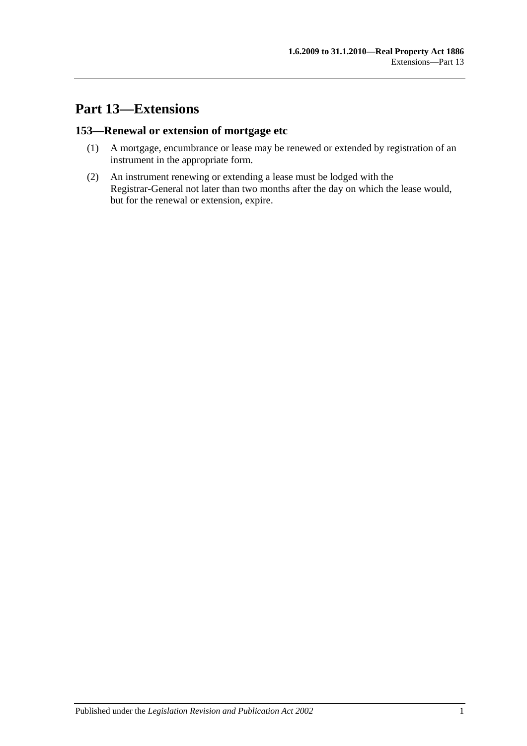# Part 13—Extensions

## 153—Renewal or extension of mortgage etc

(1) A mortgage, encumbrance or lease may be renewed or extended by registration of an instrument in the appropriate form.

(2) An instrument renewing or extending a lease must be lodged with the Registrar-General not later than two months after the day on which the lease would, but for the renewal or extension, expire.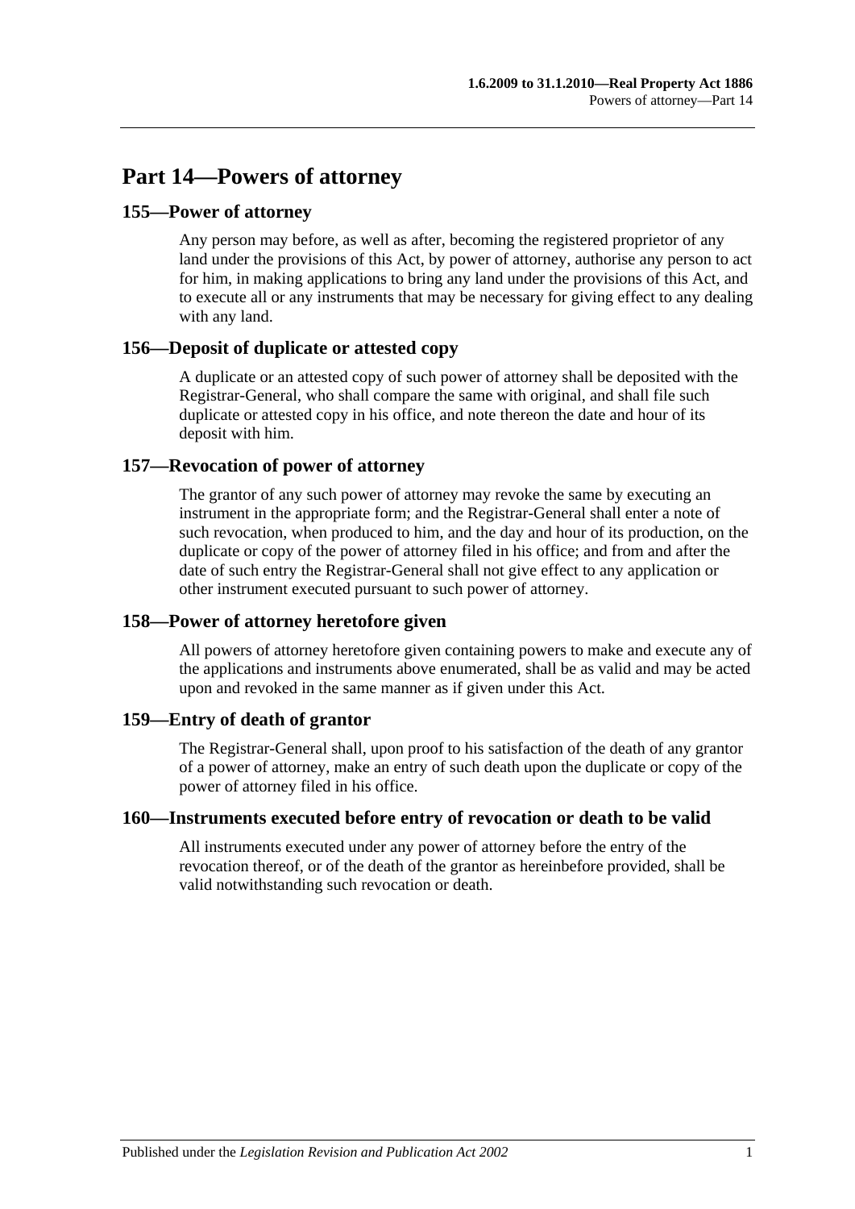# Part 14—Powers of attorney

## 155—Power of attorney

Any person may before, as well as after, becoming the registered proprietor of any land under the provisions of this Act, by power of attorney, authorise any person to act for him, in making applications to bring any land under the provisions of this Act, and to execute all or any instruments that may be necessary for giving effect to any dealing with any land.

## 156—Deposit of duplicate or attested copy

A duplicate or an attested copy of such power of attorney shall be deposited with the Registrar-General, who shall compare the same with original, and shall file such duplicate or attested copy in his office, and note thereon the date and hour of its deposit with him.

## 157—Revocation of power of attorney

The grantor of any such power of attorney may revoke the same by executing an instrument in the appropriate form; and the Registrar-General shall enter a note of such revocation, when produced to him, and the day and hour of its production, on the duplicate or copy of the power of attorney filed in his office; and from and after the date of such entry the Registrar-General shall not give effect to any application or other instrument executed pursuant to such power of attorney.

## 158—Power of attorney heretofore given

All powers of attorney heretofore given containing powers to make and execute any of the applications and instruments above enumerated, shall be as valid and may be acted upon and revoked in the same manner as if given under this Act.

## 159—Entry of death of grantor

The Registrar-General shall, upon proof to his satisfaction of the death of any grantor of a power of attorney, make an entry of such death upon the duplicate or copy of the power of attorney filed in his office.

## 160—Instruments executed before entry of revocation or death to be valid

All instruments executed under any power of attorney before the entry of the revocation thereof, or of the death of the grantor as hereinbefore provided, shall be valid notwithstanding such revocation or death.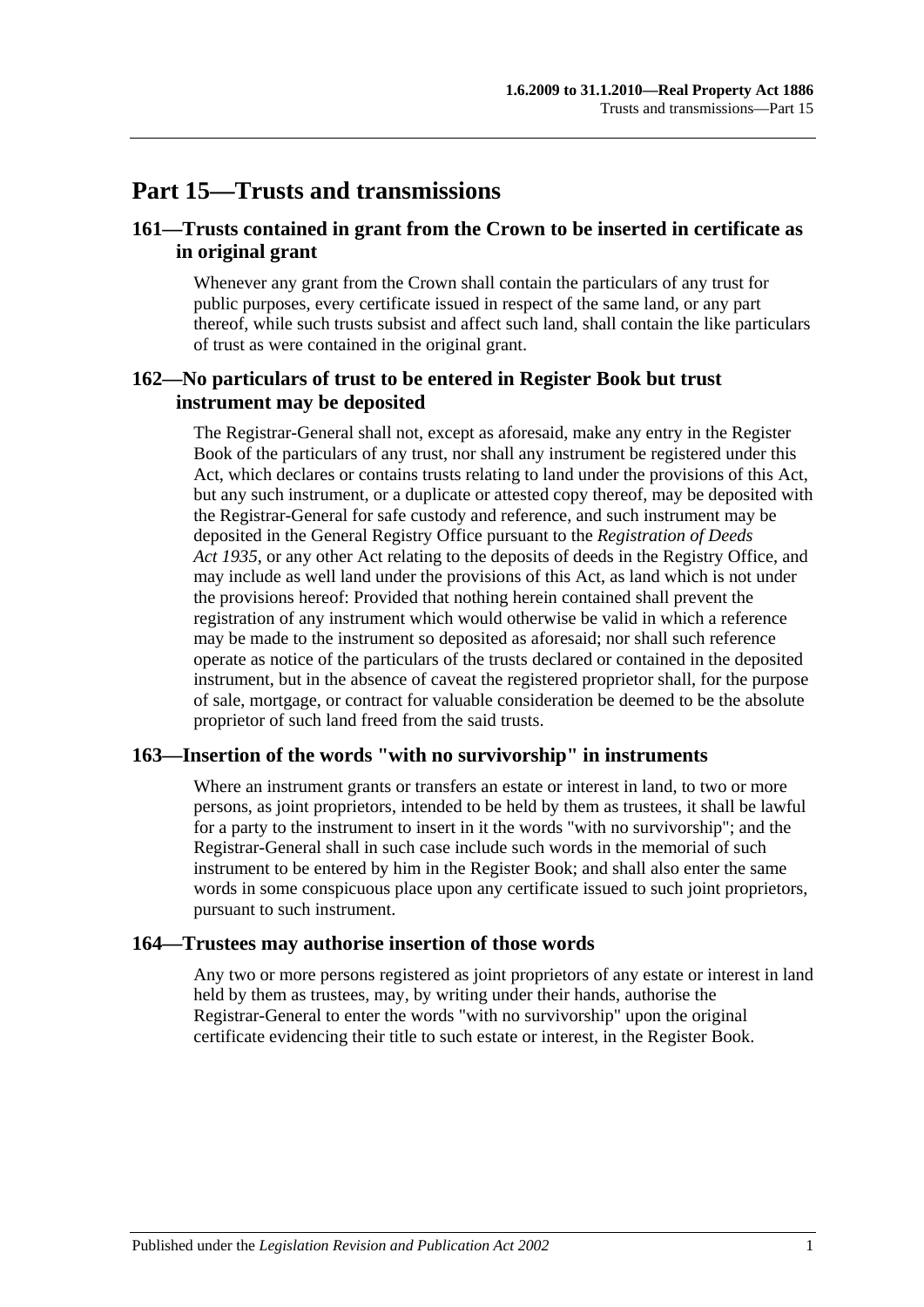# Part 15—Trusts and transmissions

## 161—Trusts contained in grant from the Crown to be inserted in certificate as in original grant

Whenever any grant from the Crown shall contain the particulars of any trust for public purposes, every certificate issued in respect of the same land, or any part thereof, while such trusts subsist and affect such land, shall contain the like particulars of trust as were contained in the original grant.

## 162—No particulars of trust to be entered in Register Book but trust instrument may be deposited

The Registrar-General shall not, except as aforesaid, make any entry in the Register Book of the particulars of any trust, nor shall any instrument be registered under this Act, which declares or contains trusts relating to land under the provisions of this Act, but any such instrument, or a duplicate or attested copy thereof, may be deposited with the Registrar-General for safe custody and reference, and such instrument may be deposited in the General Registry Office pursuant to the *Registration of Deeds Act 1935*, or any other Act relating to the deposits of deeds in the Registry Office, and may include as well land under the provisions of this Act, as land which is not under the provisions hereof: Provided that nothing herein contained shall prevent the registration of any instrument which would otherwise be valid in which a reference may be made to the instrument so deposited as aforesaid; nor shall such reference operate as notice of the particulars of the trusts declared or contained in the deposited instrument, but in the absence of caveat the registered proprietor shall, for the purpose of sale, mortgage, or contract for valuable consideration be deemed to be the absolute proprietor of such land freed from the said trusts.

## 163—Insertion of the words "with no survivorship" in instruments

Where an instrument grants or transfers an estate or interest in land, to two or more persons, as joint proprietors, intended to be held by them as trustees, it shall be lawful for a party to the instrument to insert in it the words "with no survivorship"; and the Registrar-General shall in such case include such words in the memorial of such instrument to be entered by him in the Register Book; and shall also enter the same words in some conspicuous place upon any certificate issued to such joint proprietors, pursuant to such instrument.

## 164—Trustees may authorise insertion of those words

Any two or more persons registered as joint proprietors of any estate or interest in land held by them as trustees, may, by writing under their hands, authorise the Registrar-General to enter the words "with no survivorship" upon the original certificate evidencing their title to such estate or interest, in the Register Book.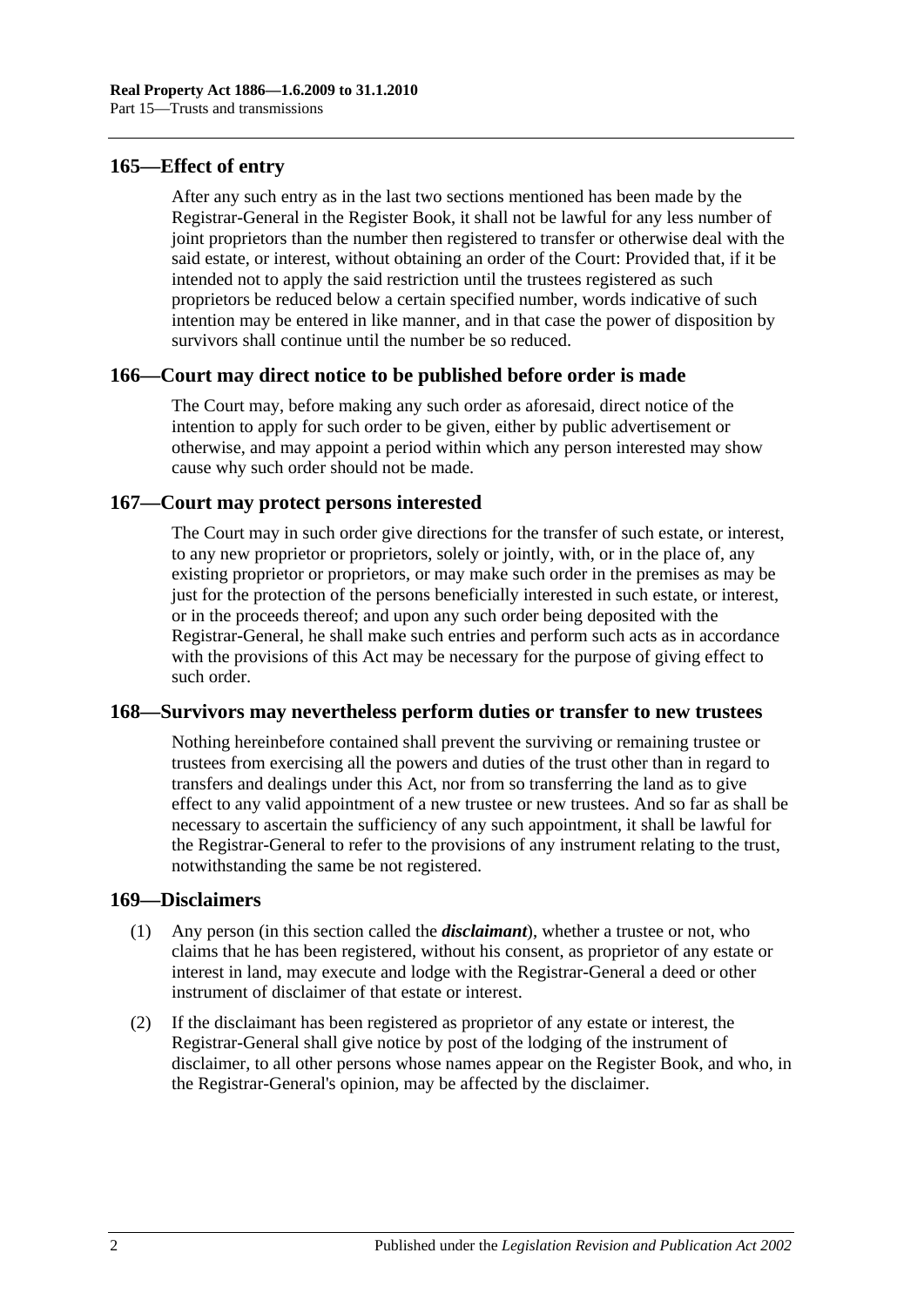## 165—Effect of entry

After any such entry as in the last two sections mentioned has been made by the Registrar-General in the Register Book, it shall not be lawful for any less number of joint proprietors than the number then registered to transfer or otherwise deal with the said estate, or interest, without obtaining an order of the Court: Provided that, if it be intended not to apply the said restriction until the trustees registered as such proprietors be reduced below a certain specified number, words indicative of such intention may be entered in like manner, and in that case the power of disposition by survivors shall continue until the number be so reduced.

## 166—Court may direct notice to be published before order is made

The Court may, before making any such order as aforesaid, direct notice of the intention to apply for such order to be given, either by public advertisement or otherwise, and may appoint a period within which any person interested may show cause why such order should not be made.

## 167—Court may protect persons interested

The Court may in such order give directions for the transfer of such estate, or interest, to any new proprietor or proprietors, solely or jointly, with, or in the place of, any existing proprietor or proprietors, or may make such order in the premises as may be just for the protection of the persons beneficially interested in such estate, or interest, or in the proceeds thereof; and upon any such order being deposited with the Registrar-General, he shall make such entries and perform such acts as in accordance with the provisions of this Act may be necessary for the purpose of giving effect to such order.

## 168—Survivors may nevertheless perform duties or transfer to new trustees

Nothing hereinbefore contained shall prevent the surviving or remaining trustee or trustees from exercising all the powers and duties of the trust other than in regard to transfers and dealings under this Act, nor from so transferring the land as to give effect to any valid appointment of a new trustee or new trustees. And so far as shall be necessary to ascertain the sufficiency of any such appointment, it shall be lawful for the Registrar-General to refer to the provisions of any instrument relating to the trust, notwithstanding the same be not registered.

## 169—Disclaimers

(1) Any person (in this section called the ***disclaimant***), whether a trustee or not, who claims that he has been registered, without his consent, as proprietor of any estate or interest in land, may execute and lodge with the Registrar-General a deed or other instrument of disclaimer of that estate or interest.

(2) If the disclaimant has been registered as proprietor of any estate or interest, the Registrar-General shall give notice by post of the lodging of the instrument of disclaimer, to all other persons whose names appear on the Register Book, and who, in the Registrar-General's opinion, may be affected by the disclaimer.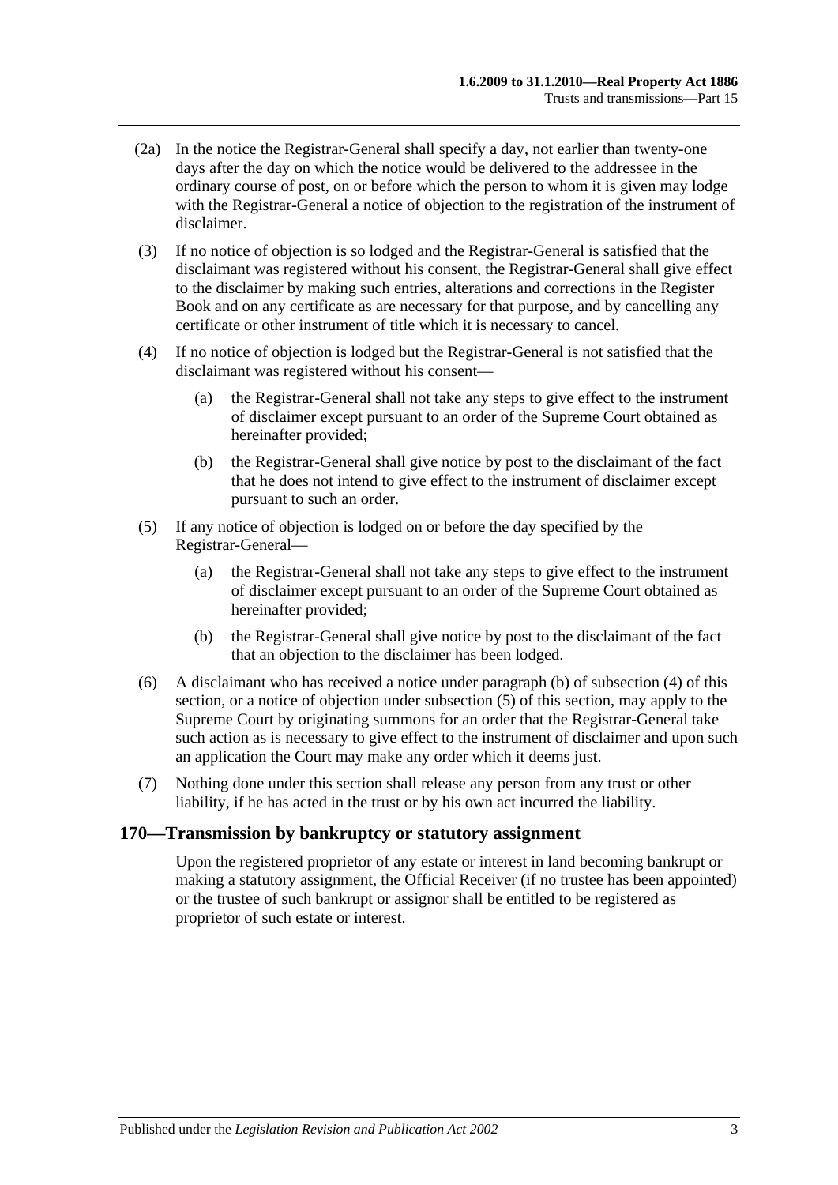(2a) In the notice the Registrar-General shall specify a day, not earlier than twenty-one days after the day on which the notice would be delivered to the addressee in the ordinary course of post, on or before which the person to whom it is given may lodge with the Registrar-General a notice of objection to the registration of the instrument of disclaimer.

(3) If no notice of objection is so lodged and the Registrar-General is satisfied that the disclaimant was registered without his consent, the Registrar-General shall give effect to the disclaimer by making such entries, alterations and corrections in the Register Book and on any certificate as are necessary for that purpose, and by cancelling any certificate or other instrument of title which it is necessary to cancel.

(4) If no notice of objection is lodged but the Registrar-General is not satisfied that the disclaimant was registered without his consent—

- (a) the Registrar-General shall not take any steps to give effect to the instrument of disclaimer except pursuant to an order of the Supreme Court obtained as hereinafter provided;
- (b) the Registrar-General shall give notice by post to the disclaimant of the fact that he does not intend to give effect to the instrument of disclaimer except pursuant to such an order.

(5) If any notice of objection is lodged on or before the day specified by the Registrar-General—

- (a) the Registrar-General shall not take any steps to give effect to the instrument of disclaimer except pursuant to an order of the Supreme Court obtained as hereinafter provided;
- (b) the Registrar-General shall give notice by post to the disclaimant of the fact that an objection to the disclaimer has been lodged.

(6) A disclaimant who has received a notice under paragraph (b) of subsection (4) of this section, or a notice of objection under subsection (5) of this section, may apply to the Supreme Court by originating summons for an order that the Registrar-General take such action as is necessary to give effect to the instrument of disclaimer and upon such an application the Court may make any order which it deems just.

(7) Nothing done under this section shall release any person from any trust or other liability, if he has acted in the trust or by his own act incurred the liability.

## 170—Transmission by bankruptcy or statutory assignment

Upon the registered proprietor of any estate or interest in land becoming bankrupt or making a statutory assignment, the Official Receiver (if no trustee has been appointed) or the trustee of such bankrupt or assignor shall be entitled to be registered as proprietor of such estate or interest.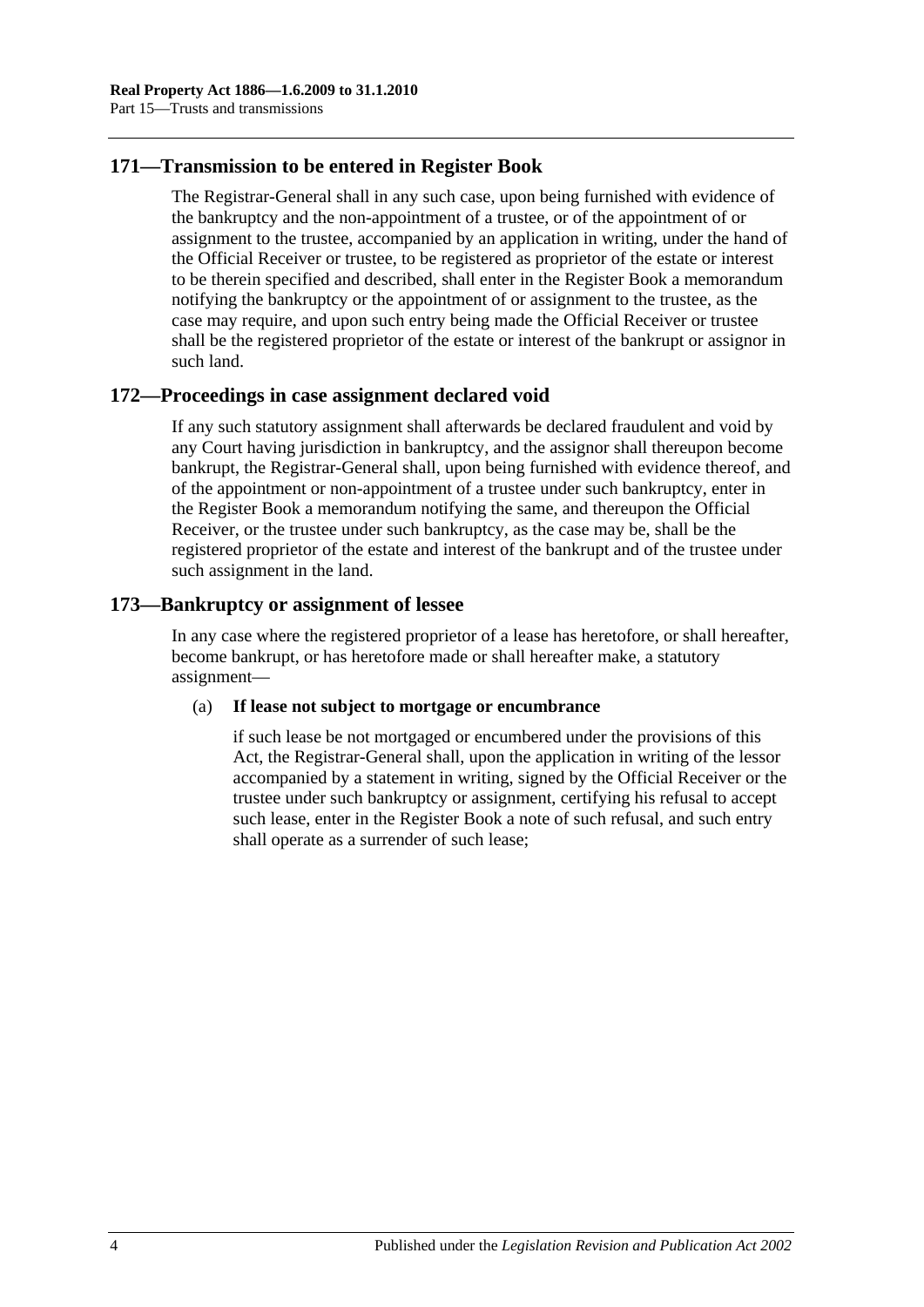## 171—Transmission to be entered in Register Book

The Registrar-General shall in any such case, upon being furnished with evidence of the bankruptcy and the non-appointment of a trustee, or of the appointment of or assignment to the trustee, accompanied by an application in writing, under the hand of the Official Receiver or trustee, to be registered as proprietor of the estate or interest to be therein specified and described, shall enter in the Register Book a memorandum notifying the bankruptcy or the appointment of or assignment to the trustee, as the case may require, and upon such entry being made the Official Receiver or trustee shall be the registered proprietor of the estate or interest of the bankrupt or assignor in such land.

## 172—Proceedings in case assignment declared void

If any such statutory assignment shall afterwards be declared fraudulent and void by any Court having jurisdiction in bankruptcy, and the assignor shall thereupon become bankrupt, the Registrar-General shall, upon being furnished with evidence thereof, and of the appointment or non-appointment of a trustee under such bankruptcy, enter in the Register Book a memorandum notifying the same, and thereupon the Official Receiver, or the trustee under such bankruptcy, as the case may be, shall be the registered proprietor of the estate and interest of the bankrupt and of the trustee under such assignment in the land.

## 173—Bankruptcy or assignment of lessee

In any case where the registered proprietor of a lease has heretofore, or shall hereafter, become bankrupt, or has heretofore made or shall hereafter make, a statutory assignment—

(a) **If lease not subject to mortgage or encumbrance**

if such lease be not mortgaged or encumbered under the provisions of this Act, the Registrar-General shall, upon the application in writing of the lessor accompanied by a statement in writing, signed by the Official Receiver or the trustee under such bankruptcy or assignment, certifying his refusal to accept such lease, enter in the Register Book a note of such refusal, and such entry shall operate as a surrender of such lease;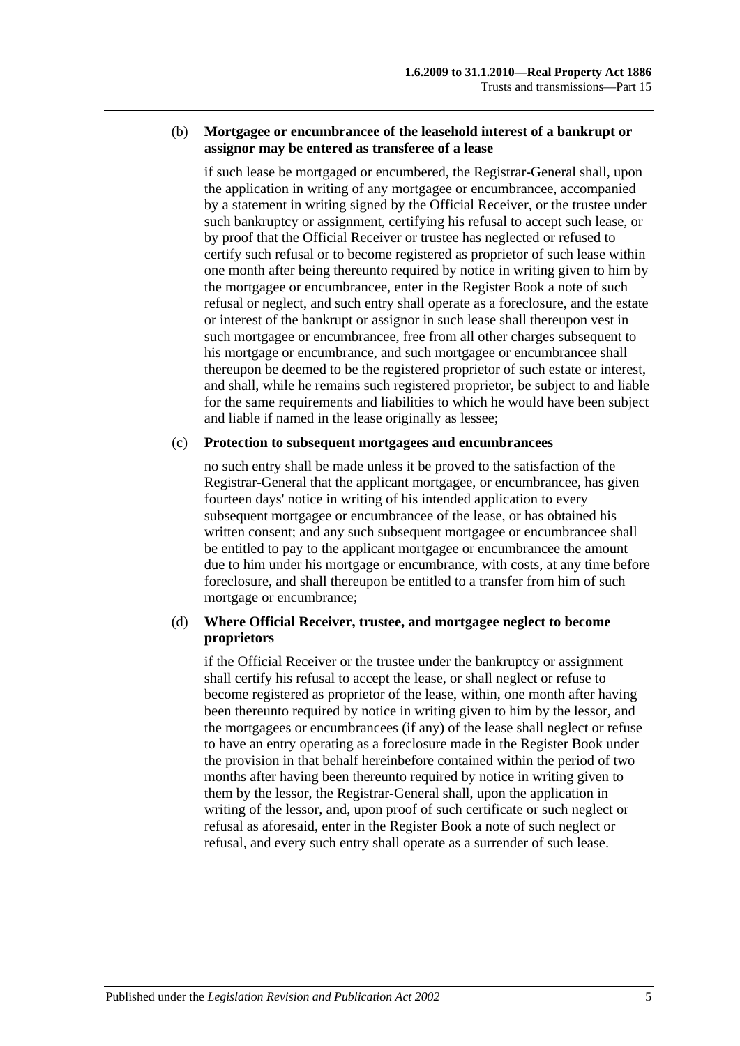(b) **Mortgagee or encumbrancee of the leasehold interest of a bankrupt or assignor may be entered as transferee of a lease**

if such lease be mortgaged or encumbered, the Registrar-General shall, upon the application in writing of any mortgagee or encumbrancee, accompanied by a statement in writing signed by the Official Receiver, or the trustee under such bankruptcy or assignment, certifying his refusal to accept such lease, or by proof that the Official Receiver or trustee has neglected or refused to certify such refusal or to become registered as proprietor of such lease within one month after being thereunto required by notice in writing given to him by the mortgagee or encumbrancee, enter in the Register Book a note of such refusal or neglect, and such entry shall operate as a foreclosure, and the estate or interest of the bankrupt or assignor in such lease shall thereupon vest in such mortgagee or encumbrancee, free from all other charges subsequent to his mortgage or encumbrance, and such mortgagee or encumbrancee shall thereupon be deemed to be the registered proprietor of such estate or interest, and shall, while he remains such registered proprietor, be subject to and liable for the same requirements and liabilities to which he would have been subject and liable if named in the lease originally as lessee;

(c) **Protection to subsequent mortgagees and encumbrancees**

no such entry shall be made unless it be proved to the satisfaction of the Registrar-General that the applicant mortgagee, or encumbrancee, has given fourteen days' notice in writing of his intended application to every subsequent mortgagee or encumbrancee of the lease, or has obtained his written consent; and any such subsequent mortgagee or encumbrancee shall be entitled to pay to the applicant mortgagee or encumbrancee the amount due to him under his mortgage or encumbrance, with costs, at any time before foreclosure, and shall thereupon be entitled to a transfer from him of such mortgage or encumbrance;

(d) **Where Official Receiver, trustee, and mortgagee neglect to become proprietors**

if the Official Receiver or the trustee under the bankruptcy or assignment shall certify his refusal to accept the lease, or shall neglect or refuse to become registered as proprietor of the lease, within, one month after having been thereunto required by notice in writing given to him by the lessor, and the mortgagees or encumbrancees (if any) of the lease shall neglect or refuse to have an entry operating as a foreclosure made in the Register Book under the provision in that behalf hereinbefore contained within the period of two months after having been thereunto required by notice in writing given to them by the lessor, the Registrar-General shall, upon the application in writing of the lessor, and, upon proof of such certificate or such neglect or refusal as aforesaid, enter in the Register Book a note of such neglect or refusal, and every such entry shall operate as a surrender of such lease.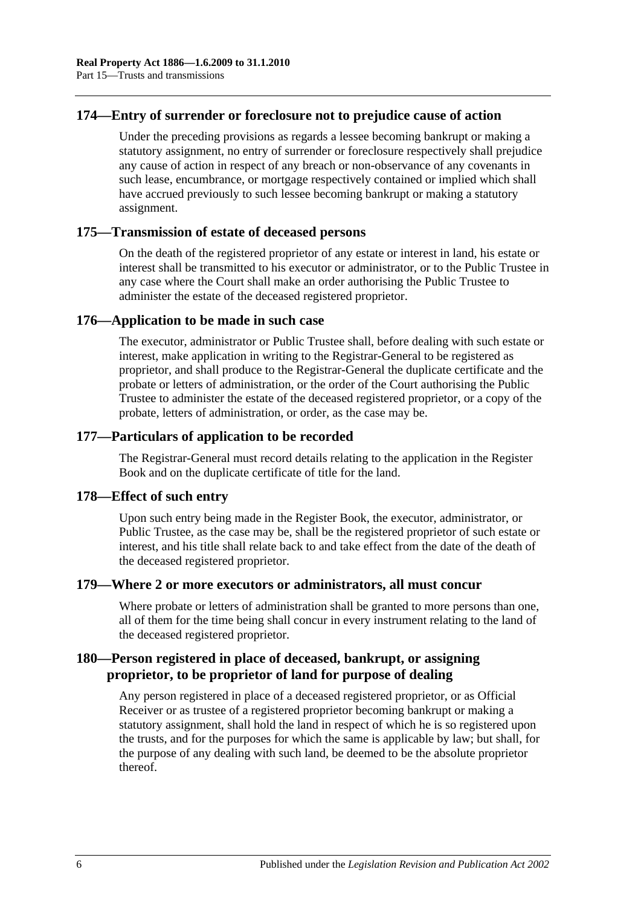## 174—Entry of surrender or foreclosure not to prejudice cause of action

Under the preceding provisions as regards a lessee becoming bankrupt or making a statutory assignment, no entry of surrender or foreclosure respectively shall prejudice any cause of action in respect of any breach or non-observance of any covenants in such lease, encumbrance, or mortgage respectively contained or implied which shall have accrued previously to such lessee becoming bankrupt or making a statutory assignment.

## 175—Transmission of estate of deceased persons

On the death of the registered proprietor of any estate or interest in land, his estate or interest shall be transmitted to his executor or administrator, or to the Public Trustee in any case where the Court shall make an order authorising the Public Trustee to administer the estate of the deceased registered proprietor.

## 176—Application to be made in such case

The executor, administrator or Public Trustee shall, before dealing with such estate or interest, make application in writing to the Registrar-General to be registered as proprietor, and shall produce to the Registrar-General the duplicate certificate and the probate or letters of administration, or the order of the Court authorising the Public Trustee to administer the estate of the deceased registered proprietor, or a copy of the probate, letters of administration, or order, as the case may be.

## 177—Particulars of application to be recorded

The Registrar-General must record details relating to the application in the Register Book and on the duplicate certificate of title for the land.

## 178—Effect of such entry

Upon such entry being made in the Register Book, the executor, administrator, or Public Trustee, as the case may be, shall be the registered proprietor of such estate or interest, and his title shall relate back to and take effect from the date of the death of the deceased registered proprietor.

## 179—Where 2 or more executors or administrators, all must concur

Where probate or letters of administration shall be granted to more persons than one, all of them for the time being shall concur in every instrument relating to the land of the deceased registered proprietor.

## 180—Person registered in place of deceased, bankrupt, or assigning proprietor, to be proprietor of land for purpose of dealing

Any person registered in place of a deceased registered proprietor, or as Official Receiver or as trustee of a registered proprietor becoming bankrupt or making a statutory assignment, shall hold the land in respect of which he is so registered upon the trusts, and for the purposes for which the same is applicable by law; but shall, for the purpose of any dealing with such land, be deemed to be the absolute proprietor thereof.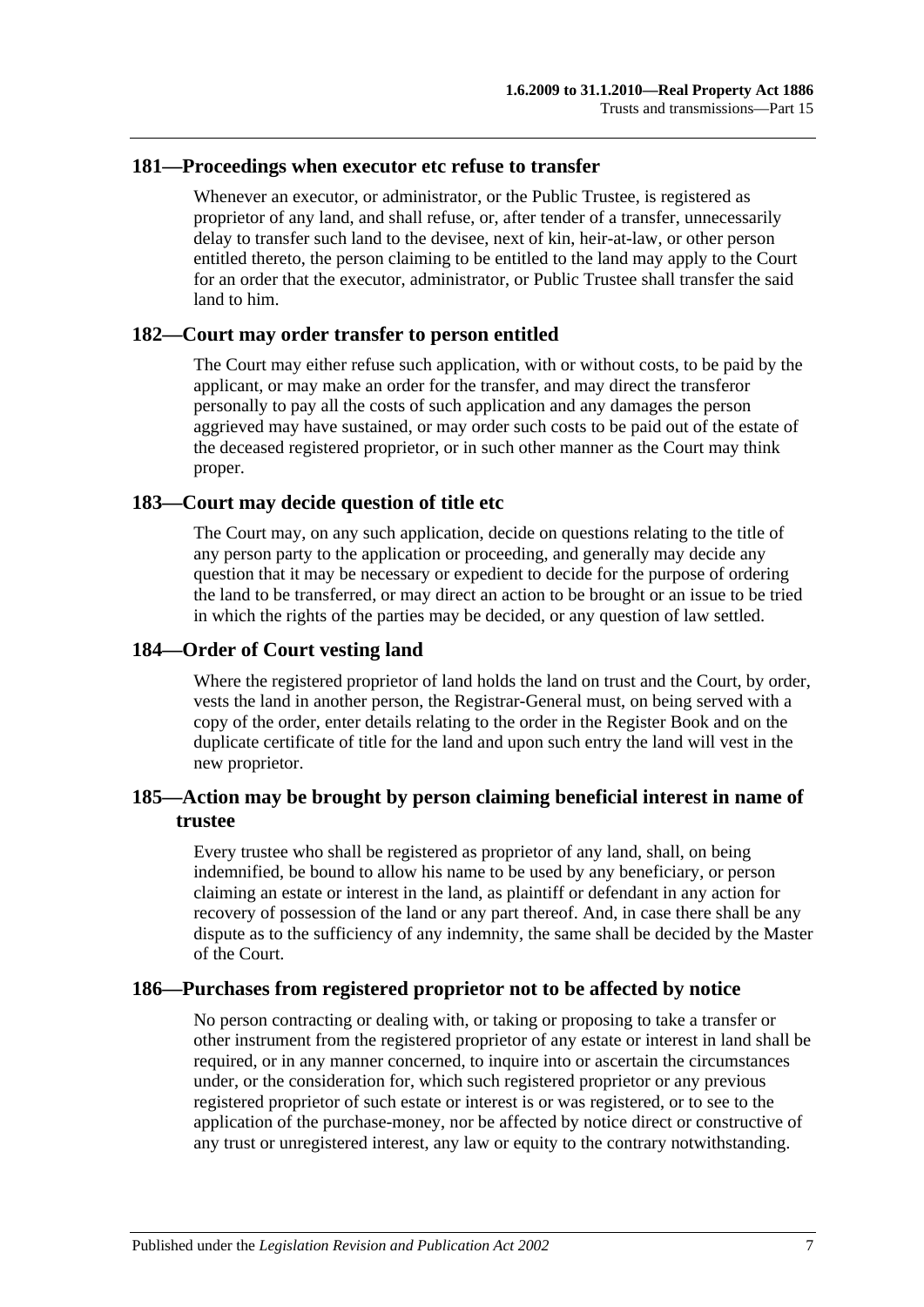## 181—Proceedings when executor etc refuse to transfer

Whenever an executor, or administrator, or the Public Trustee, is registered as proprietor of any land, and shall refuse, or, after tender of a transfer, unnecessarily delay to transfer such land to the devisee, next of kin, heir-at-law, or other person entitled thereto, the person claiming to be entitled to the land may apply to the Court for an order that the executor, administrator, or Public Trustee shall transfer the said land to him.

## 182—Court may order transfer to person entitled

The Court may either refuse such application, with or without costs, to be paid by the applicant, or may make an order for the transfer, and may direct the transferor personally to pay all the costs of such application and any damages the person aggrieved may have sustained, or may order such costs to be paid out of the estate of the deceased registered proprietor, or in such other manner as the Court may think proper.

## 183—Court may decide question of title etc

The Court may, on any such application, decide on questions relating to the title of any person party to the application or proceeding, and generally may decide any question that it may be necessary or expedient to decide for the purpose of ordering the land to be transferred, or may direct an action to be brought or an issue to be tried in which the rights of the parties may be decided, or any question of law settled.

## 184—Order of Court vesting land

Where the registered proprietor of land holds the land on trust and the Court, by order, vests the land in another person, the Registrar-General must, on being served with a copy of the order, enter details relating to the order in the Register Book and on the duplicate certificate of title for the land and upon such entry the land will vest in the new proprietor.

## 185—Action may be brought by person claiming beneficial interest in name of trustee

Every trustee who shall be registered as proprietor of any land, shall, on being indemnified, be bound to allow his name to be used by any beneficiary, or person claiming an estate or interest in the land, as plaintiff or defendant in any action for recovery of possession of the land or any part thereof. And, in case there shall be any dispute as to the sufficiency of any indemnity, the same shall be decided by the Master of the Court.

## 186—Purchases from registered proprietor not to be affected by notice

No person contracting or dealing with, or taking or proposing to take a transfer or other instrument from the registered proprietor of any estate or interest in land shall be required, or in any manner concerned, to inquire into or ascertain the circumstances under, or the consideration for, which such registered proprietor or any previous registered proprietor of such estate or interest is or was registered, or to see to the application of the purchase-money, nor be affected by notice direct or constructive of any trust or unregistered interest, any law or equity to the contrary notwithstanding.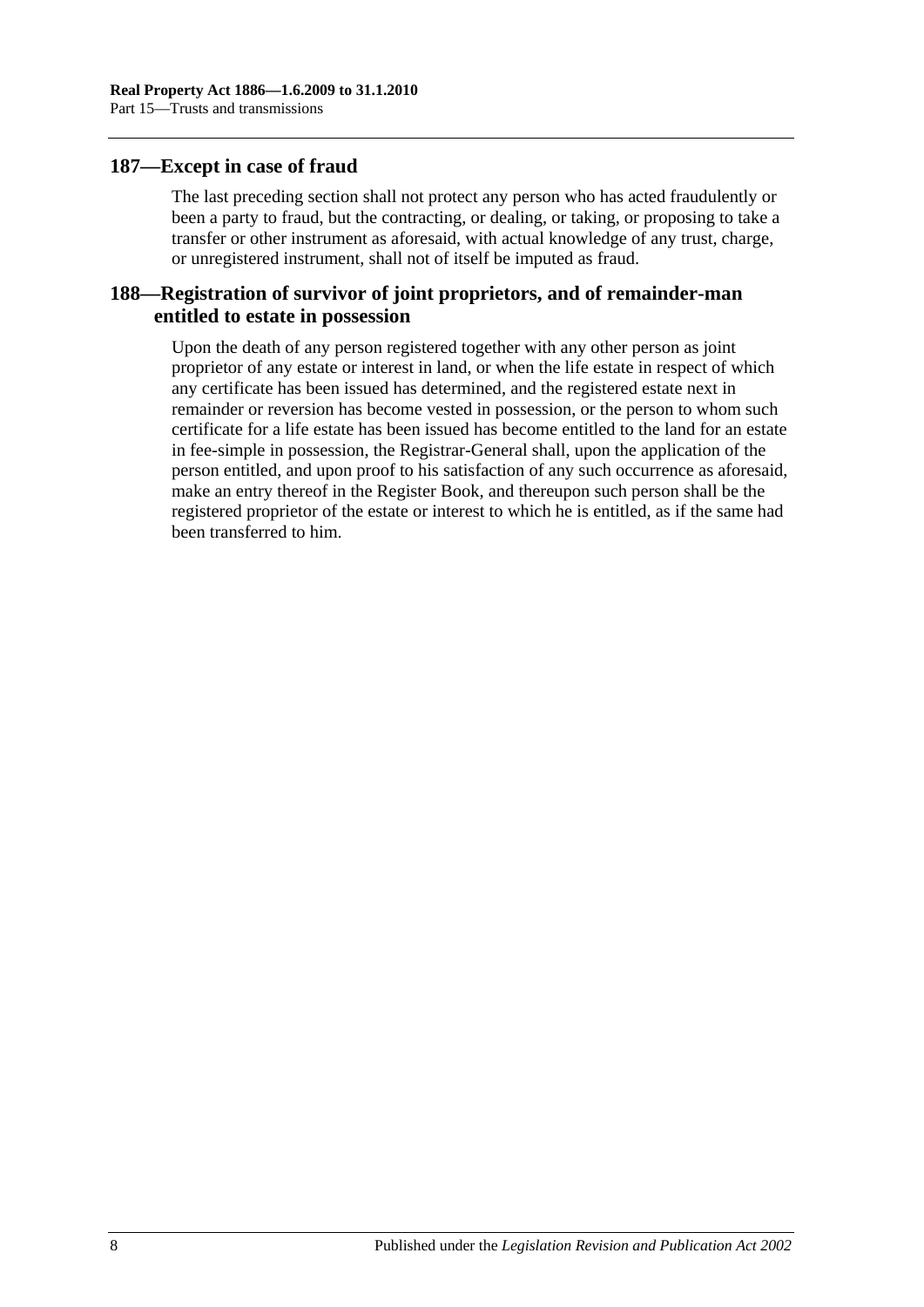## 187—Except in case of fraud

The last preceding section shall not protect any person who has acted fraudulently or been a party to fraud, but the contracting, or dealing, or taking, or proposing to take a transfer or other instrument as aforesaid, with actual knowledge of any trust, charge, or unregistered instrument, shall not of itself be imputed as fraud.

## 188—Registration of survivor of joint proprietors, and of remainder-man entitled to estate in possession

Upon the death of any person registered together with any other person as joint proprietor of any estate or interest in land, or when the life estate in respect of which any certificate has been issued has determined, and the registered estate next in remainder or reversion has become vested in possession, or the person to whom such certificate for a life estate has been issued has become entitled to the land for an estate in fee-simple in possession, the Registrar-General shall, upon the application of the person entitled, and upon proof to his satisfaction of any such occurrence as aforesaid, make an entry thereof in the Register Book, and thereupon such person shall be the registered proprietor of the estate or interest to which he is entitled, as if the same had been transferred to him.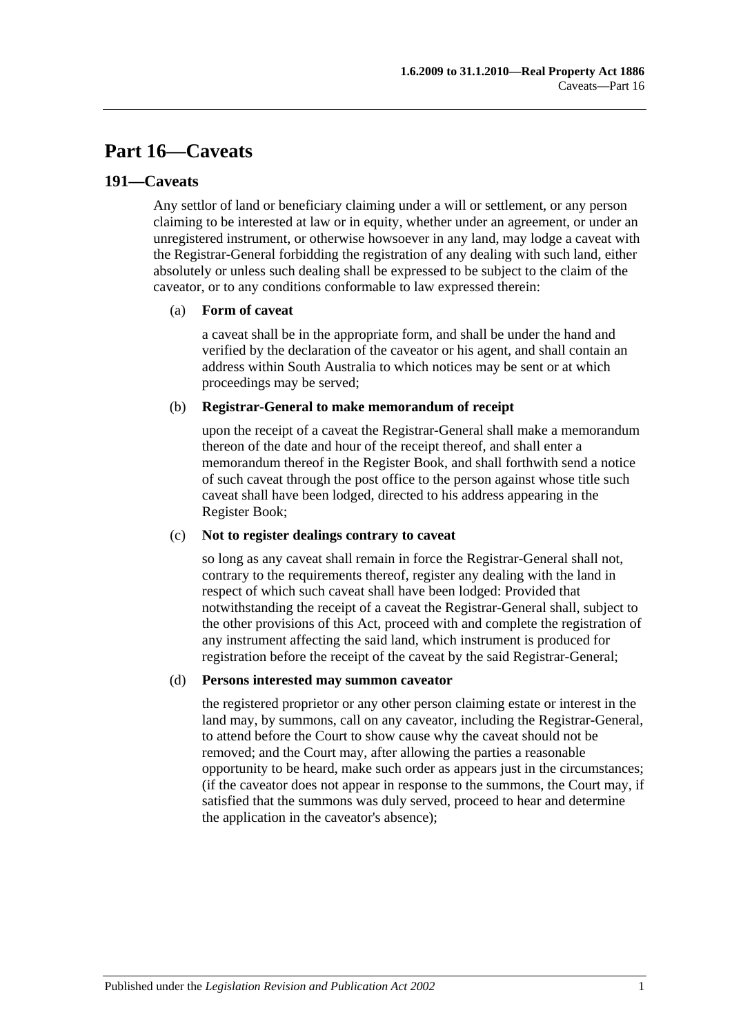# Part 16—Caveats

## 191—Caveats

Any settlor of land or beneficiary claiming under a will or settlement, or any person claiming to be interested at law or in equity, whether under an agreement, or under an unregistered instrument, or otherwise howsoever in any land, may lodge a caveat with the Registrar-General forbidding the registration of any dealing with such land, either absolutely or unless such dealing shall be expressed to be subject to the claim of the caveator, or to any conditions conformable to law expressed therein:

(a) **Form of caveat**

a caveat shall be in the appropriate form, and shall be under the hand and verified by the declaration of the caveator or his agent, and shall contain an address within South Australia to which notices may be sent or at which proceedings may be served;

(b) **Registrar-General to make memorandum of receipt**

upon the receipt of a caveat the Registrar-General shall make a memorandum thereon of the date and hour of the receipt thereof, and shall enter a memorandum thereof in the Register Book, and shall forthwith send a notice of such caveat through the post office to the person against whose title such caveat shall have been lodged, directed to his address appearing in the Register Book;

(c) **Not to register dealings contrary to caveat**

so long as any caveat shall remain in force the Registrar-General shall not, contrary to the requirements thereof, register any dealing with the land in respect of which such caveat shall have been lodged: Provided that notwithstanding the receipt of a caveat the Registrar-General shall, subject to the other provisions of this Act, proceed with and complete the registration of any instrument affecting the said land, which instrument is produced for registration before the receipt of the caveat by the said Registrar-General;

(d) **Persons interested may summon caveator**

the registered proprietor or any other person claiming estate or interest in the land may, by summons, call on any caveator, including the Registrar-General, to attend before the Court to show cause why the caveat should not be removed; and the Court may, after allowing the parties a reasonable opportunity to be heard, make such order as appears just in the circumstances; (if the caveator does not appear in response to the summons, the Court may, if satisfied that the summons was duly served, proceed to hear and determine the application in the caveator's absence);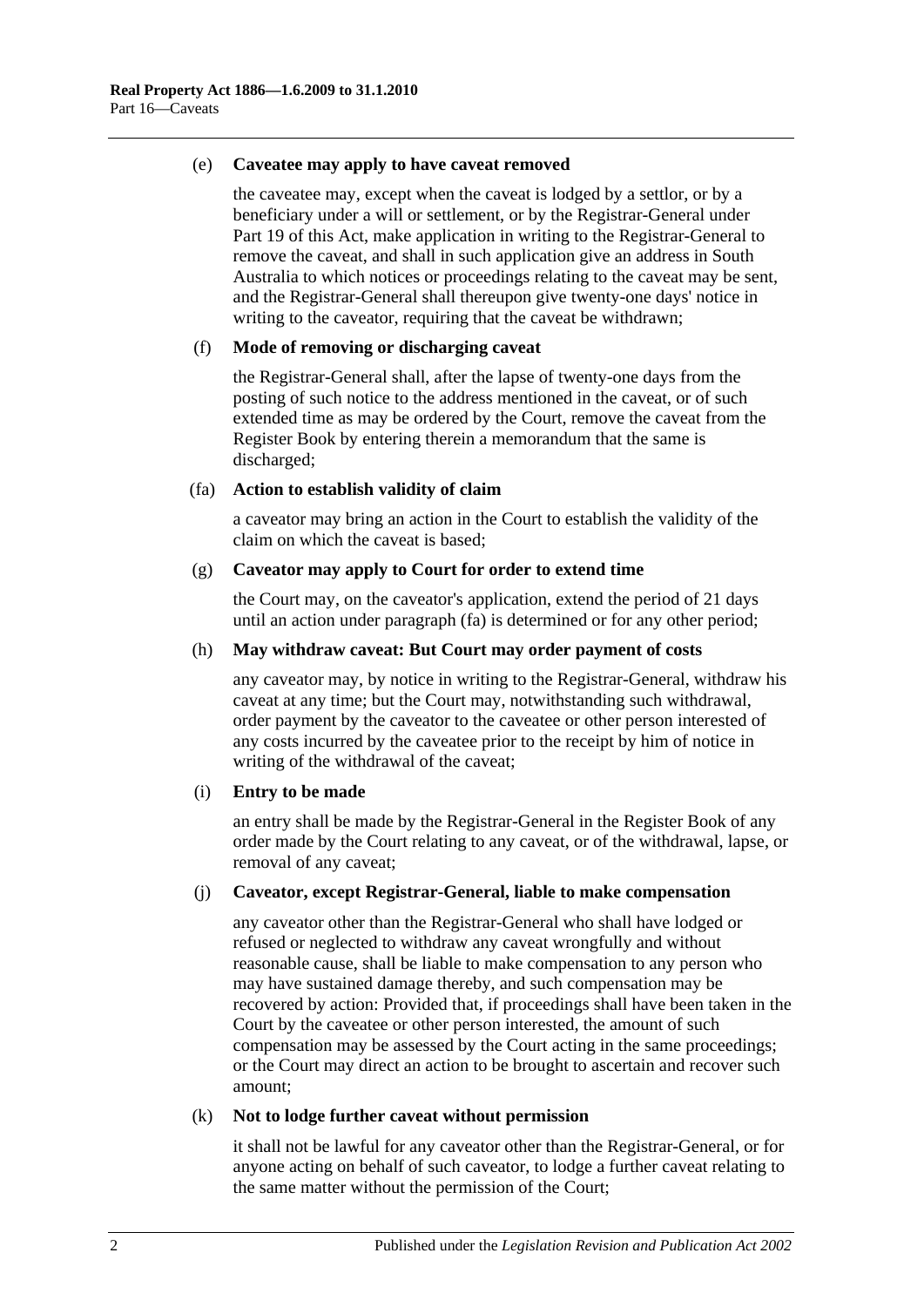(e) **Caveatee may apply to have caveat removed**

the caveatee may, except when the caveat is lodged by a settlor, or by a beneficiary under a will or settlement, or by the Registrar-General under Part 19 of this Act, make application in writing to the Registrar-General to remove the caveat, and shall in such application give an address in South Australia to which notices or proceedings relating to the caveat may be sent, and the Registrar-General shall thereupon give twenty-one days' notice in writing to the caveator, requiring that the caveat be withdrawn;

(f) **Mode of removing or discharging caveat**

the Registrar-General shall, after the lapse of twenty-one days from the posting of such notice to the address mentioned in the caveat, or of such extended time as may be ordered by the Court, remove the caveat from the Register Book by entering therein a memorandum that the same is discharged;

(fa) **Action to establish validity of claim**

a caveator may bring an action in the Court to establish the validity of the claim on which the caveat is based;

(g) **Caveator may apply to Court for order to extend time**

the Court may, on the caveator's application, extend the period of 21 days until an action under paragraph (fa) is determined or for any other period;

(h) **May withdraw caveat: But Court may order payment of costs**

any caveator may, by notice in writing to the Registrar-General, withdraw his caveat at any time; but the Court may, notwithstanding such withdrawal, order payment by the caveator to the caveatee or other person interested of any costs incurred by the caveatee prior to the receipt by him of notice in writing of the withdrawal of the caveat;

(i) **Entry to be made**

an entry shall be made by the Registrar-General in the Register Book of any order made by the Court relating to any caveat, or of the withdrawal, lapse, or removal of any caveat;

(j) **Caveator, except Registrar-General, liable to make compensation**

any caveator other than the Registrar-General who shall have lodged or refused or neglected to withdraw any caveat wrongfully and without reasonable cause, shall be liable to make compensation to any person who may have sustained damage thereby, and such compensation may be recovered by action: Provided that, if proceedings shall have been taken in the Court by the caveatee or other person interested, the amount of such compensation may be assessed by the Court acting in the same proceedings; or the Court may direct an action to be brought to ascertain and recover such amount;

(k) **Not to lodge further caveat without permission**

it shall not be lawful for any caveator other than the Registrar-General, or for anyone acting on behalf of such caveator, to lodge a further caveat relating to the same matter without the permission of the Court;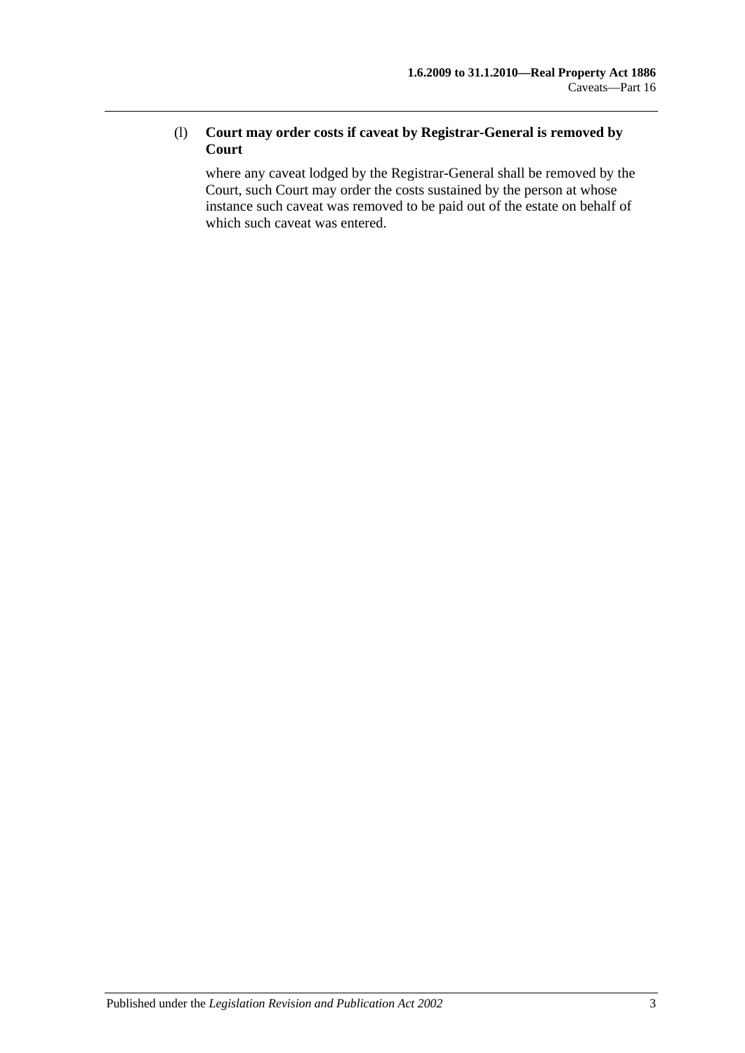(l) **Court may order costs if caveat by Registrar-General is removed by Court**

where any caveat lodged by the Registrar-General shall be removed by the Court, such Court may order the costs sustained by the person at whose instance such caveat was removed to be paid out of the estate on behalf of which such caveat was entered.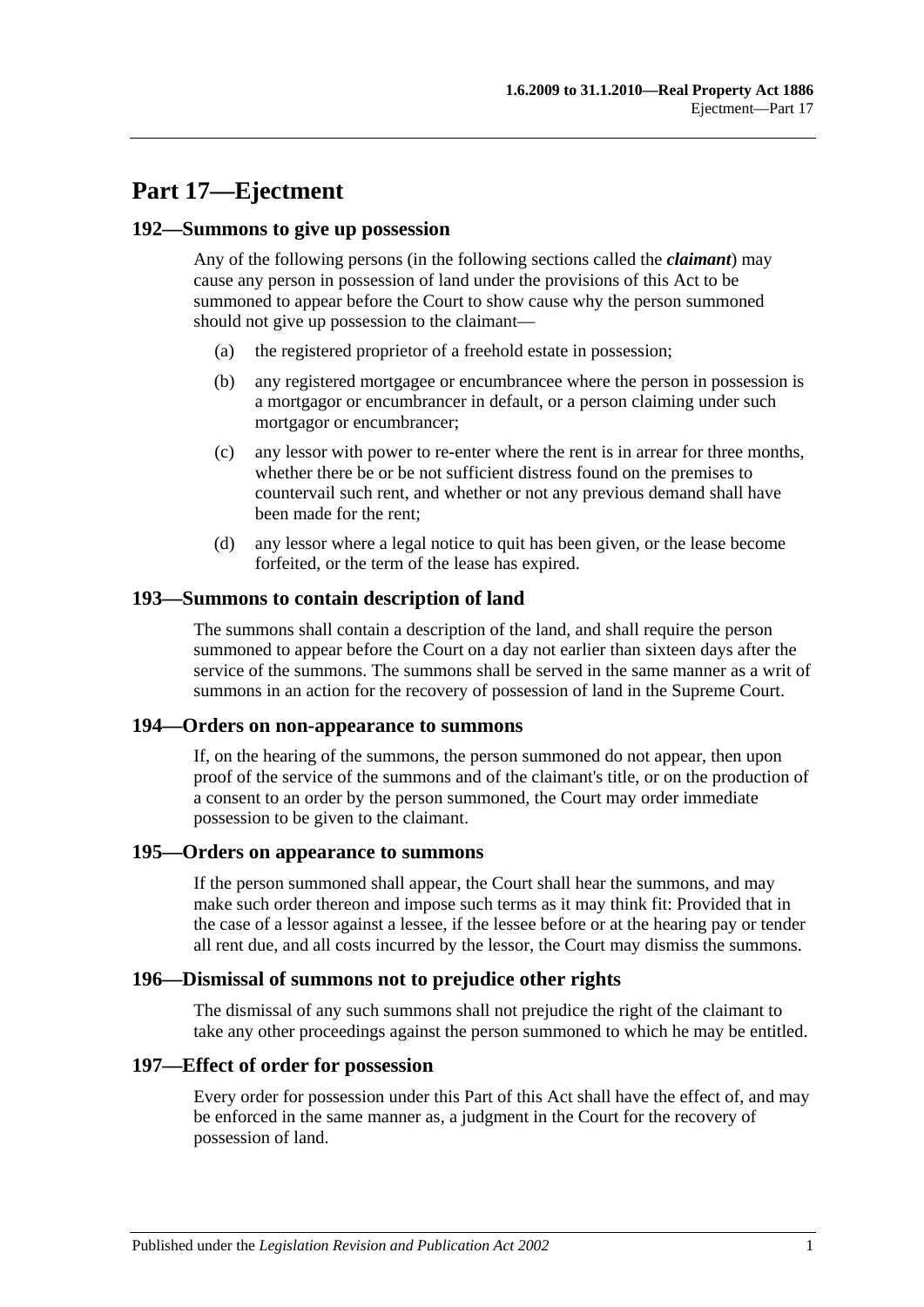# Part 17—Ejectment

## 192—Summons to give up possession

Any of the following persons (in the following sections called the ***claimant***) may cause any person in possession of land under the provisions of this Act to be summoned to appear before the Court to show cause why the person summoned should not give up possession to the claimant—

(a) the registered proprietor of a freehold estate in possession;

(b) any registered mortgagee or encumbrancee where the person in possession is a mortgagor or encumbrancer in default, or a person claiming under such mortgagor or encumbrancer;

(c) any lessor with power to re-enter where the rent is in arrear for three months, whether there be or be not sufficient distress found on the premises to countervail such rent, and whether or not any previous demand shall have been made for the rent;

(d) any lessor where a legal notice to quit has been given, or the lease become forfeited, or the term of the lease has expired.

## 193—Summons to contain description of land

The summons shall contain a description of the land, and shall require the person summoned to appear before the Court on a day not earlier than sixteen days after the service of the summons. The summons shall be served in the same manner as a writ of summons in an action for the recovery of possession of land in the Supreme Court.

## 194—Orders on non-appearance to summons

If, on the hearing of the summons, the person summoned do not appear, then upon proof of the service of the summons and of the claimant's title, or on the production of a consent to an order by the person summoned, the Court may order immediate possession to be given to the claimant.

## 195—Orders on appearance to summons

If the person summoned shall appear, the Court shall hear the summons, and may make such order thereon and impose such terms as it may think fit: Provided that in the case of a lessor against a lessee, if the lessee before or at the hearing pay or tender all rent due, and all costs incurred by the lessor, the Court may dismiss the summons.

## 196—Dismissal of summons not to prejudice other rights

The dismissal of any such summons shall not prejudice the right of the claimant to take any other proceedings against the person summoned to which he may be entitled.

## 197—Effect of order for possession

Every order for possession under this Part of this Act shall have the effect of, and may be enforced in the same manner as, a judgment in the Court for the recovery of possession of land.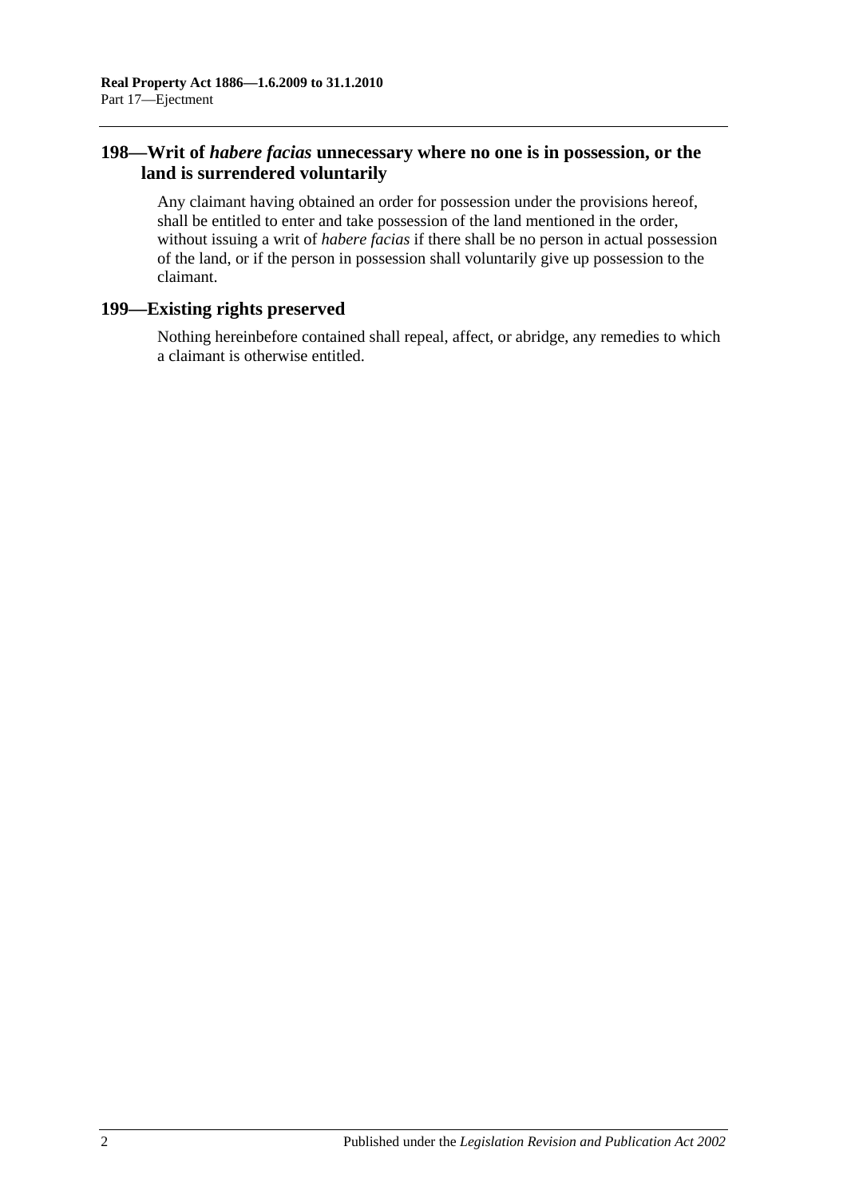## 198—Writ of *habere facias* unnecessary where no one is in possession, or the land is surrendered voluntarily

Any claimant having obtained an order for possession under the provisions hereof, shall be entitled to enter and take possession of the land mentioned in the order, without issuing a writ of *habere facias* if there shall be no person in actual possession of the land, or if the person in possession shall voluntarily give up possession to the claimant.

## 199—Existing rights preserved

Nothing hereinbefore contained shall repeal, affect, or abridge, any remedies to which a claimant is otherwise entitled.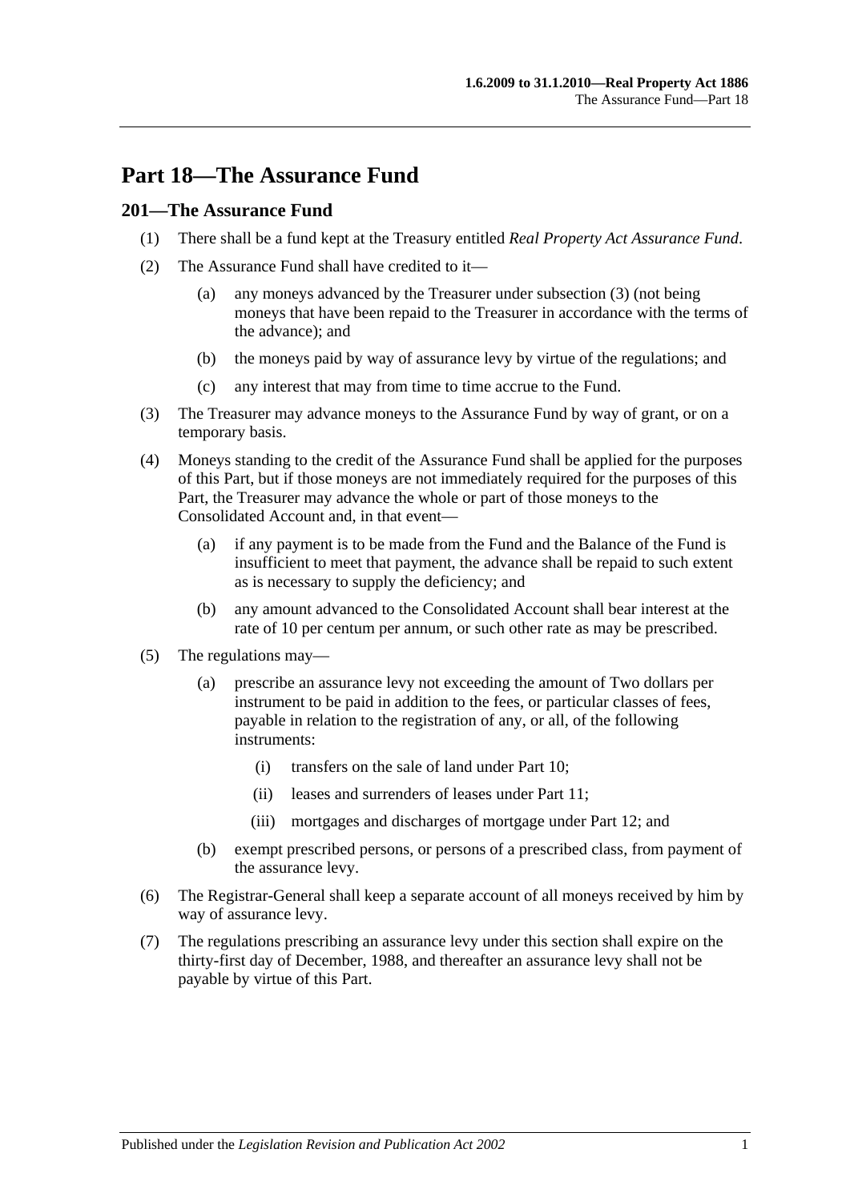# Part 18—The Assurance Fund

## 201—The Assurance Fund

(1) There shall be a fund kept at the Treasury entitled *Real Property Act Assurance Fund*.

(2) The Assurance Fund shall have credited to it—

(a) any moneys advanced by the Treasurer under subsection (3) (not being moneys that have been repaid to the Treasurer in accordance with the terms of the advance); and

(b) the moneys paid by way of assurance levy by virtue of the regulations; and

(c) any interest that may from time to time accrue to the Fund.

(3) The Treasurer may advance moneys to the Assurance Fund by way of grant, or on a temporary basis.

(4) Moneys standing to the credit of the Assurance Fund shall be applied for the purposes of this Part, but if those moneys are not immediately required for the purposes of this Part, the Treasurer may advance the whole or part of those moneys to the Consolidated Account and, in that event—

(a) if any payment is to be made from the Fund and the Balance of the Fund is insufficient to meet that payment, the advance shall be repaid to such extent as is necessary to supply the deficiency; and

(b) any amount advanced to the Consolidated Account shall bear interest at the rate of 10 per centum per annum, or such other rate as may be prescribed.

(5) The regulations may—

(a) prescribe an assurance levy not exceeding the amount of Two dollars per instrument to be paid in addition to the fees, or particular classes of fees, payable in relation to the registration of any, or all, of the following instruments:

(i) transfers on the sale of land under Part 10;

(ii) leases and surrenders of leases under Part 11;

(iii) mortgages and discharges of mortgage under Part 12; and

(b) exempt prescribed persons, or persons of a prescribed class, from payment of the assurance levy.

(6) The Registrar-General shall keep a separate account of all moneys received by him by way of assurance levy.

(7) The regulations prescribing an assurance levy under this section shall expire on the thirty-first day of December, 1988, and thereafter an assurance levy shall not be payable by virtue of this Part.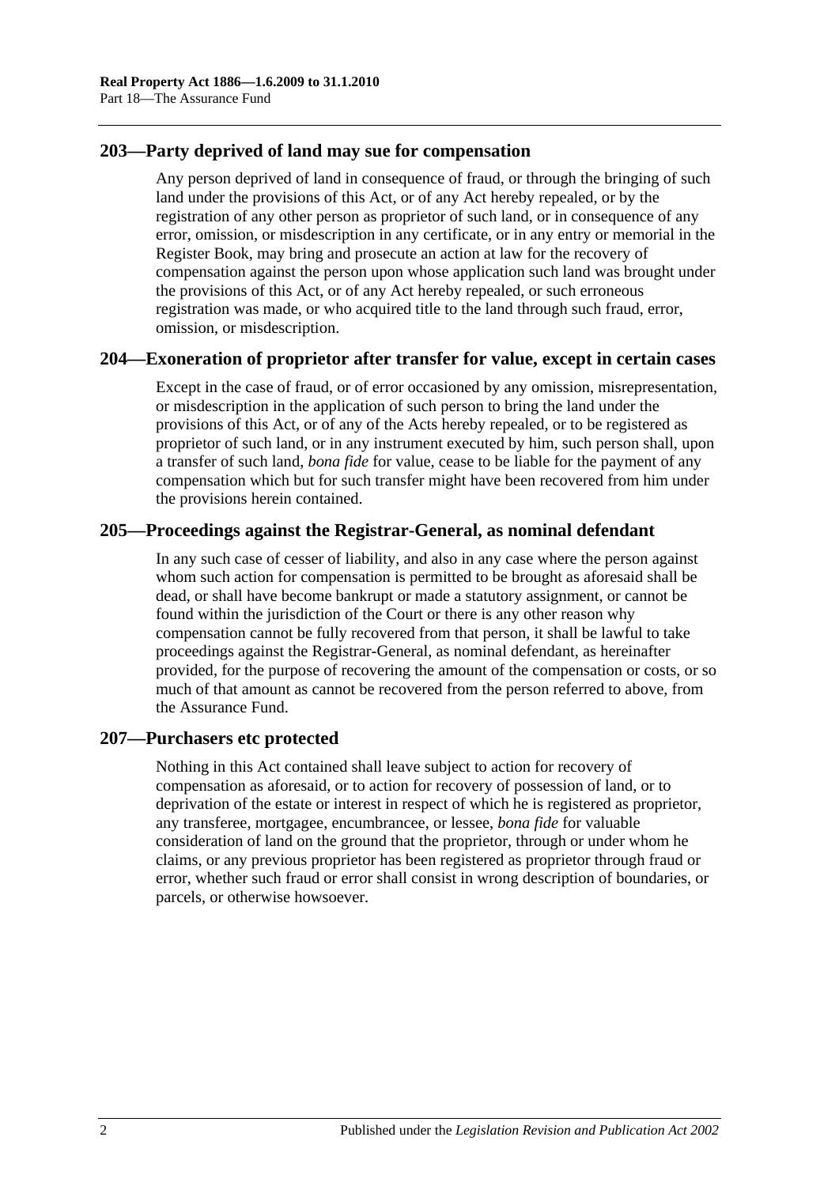## 203—Party deprived of land may sue for compensation

Any person deprived of land in consequence of fraud, or through the bringing of such land under the provisions of this Act, or of any Act hereby repealed, or by the registration of any other person as proprietor of such land, or in consequence of any error, omission, or misdescription in any certificate, or in any entry or memorial in the Register Book, may bring and prosecute an action at law for the recovery of compensation against the person upon whose application such land was brought under the provisions of this Act, or of any Act hereby repealed, or such erroneous registration was made, or who acquired title to the land through such fraud, error, omission, or misdescription.

## 204—Exoneration of proprietor after transfer for value, except in certain cases

Except in the case of fraud, or of error occasioned by any omission, misrepresentation, or misdescription in the application of such person to bring the land under the provisions of this Act, or of any of the Acts hereby repealed, or to be registered as proprietor of such land, or in any instrument executed by him, such person shall, upon a transfer of such land, *bona fide* for value, cease to be liable for the payment of any compensation which but for such transfer might have been recovered from him under the provisions herein contained.

## 205—Proceedings against the Registrar-General, as nominal defendant

In any such case of cesser of liability, and also in any case where the person against whom such action for compensation is permitted to be brought as aforesaid shall be dead, or shall have become bankrupt or made a statutory assignment, or cannot be found within the jurisdiction of the Court or there is any other reason why compensation cannot be fully recovered from that person, it shall be lawful to take proceedings against the Registrar-General, as nominal defendant, as hereinafter provided, for the purpose of recovering the amount of the compensation or costs, or so much of that amount as cannot be recovered from the person referred to above, from the Assurance Fund.

## 207—Purchasers etc protected

Nothing in this Act contained shall leave subject to action for recovery of compensation as aforesaid, or to action for recovery of possession of land, or to deprivation of the estate or interest in respect of which he is registered as proprietor, any transferee, mortgagee, encumbrancee, or lessee, *bona fide* for valuable consideration of land on the ground that the proprietor, through or under whom he claims, or any previous proprietor has been registered as proprietor through fraud or error, whether such fraud or error shall consist in wrong description of boundaries, or parcels, or otherwise howsoever.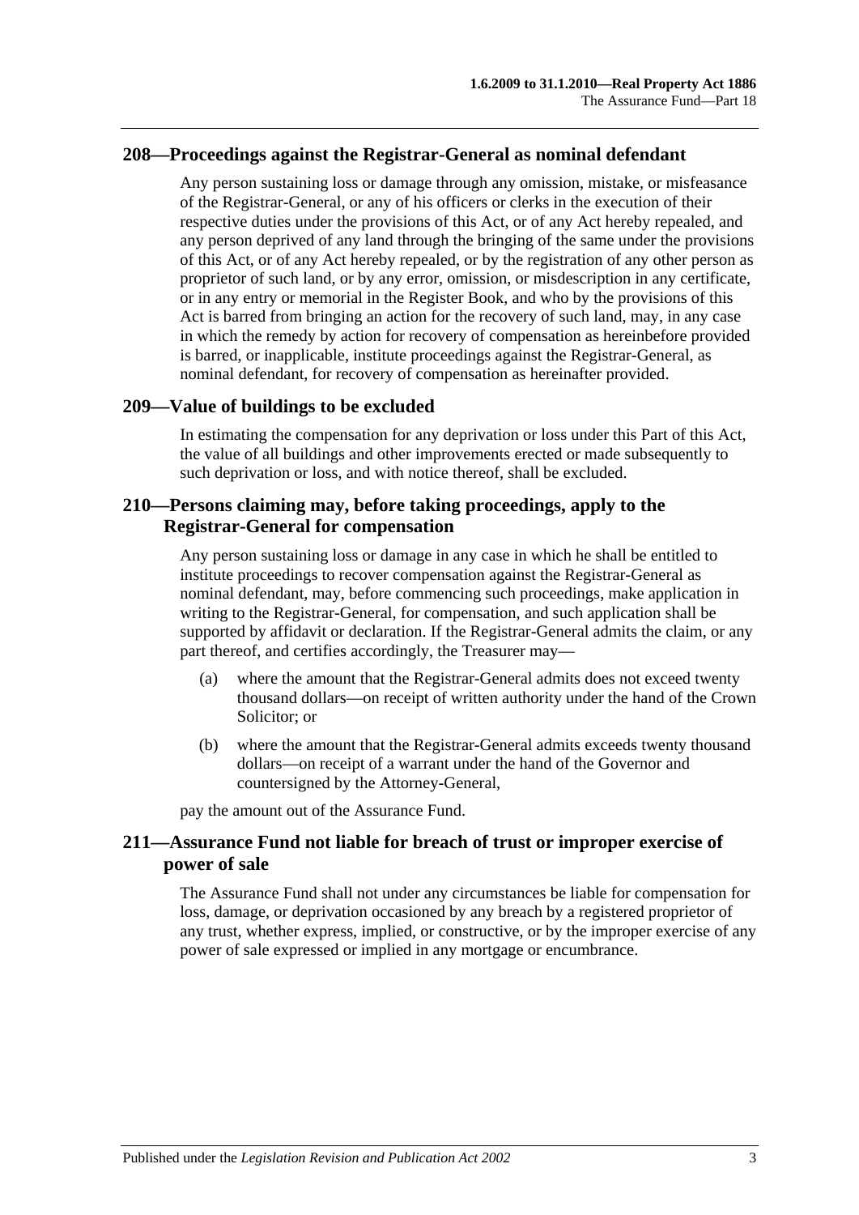## 208—Proceedings against the Registrar-General as nominal defendant

Any person sustaining loss or damage through any omission, mistake, or misfeasance of the Registrar-General, or any of his officers or clerks in the execution of their respective duties under the provisions of this Act, or of any Act hereby repealed, and any person deprived of any land through the bringing of the same under the provisions of this Act, or of any Act hereby repealed, or by the registration of any other person as proprietor of such land, or by any error, omission, or misdescription in any certificate, or in any entry or memorial in the Register Book, and who by the provisions of this Act is barred from bringing an action for the recovery of such land, may, in any case in which the remedy by action for recovery of compensation as hereinbefore provided is barred, or inapplicable, institute proceedings against the Registrar-General, as nominal defendant, for recovery of compensation as hereinafter provided.

## 209—Value of buildings to be excluded

In estimating the compensation for any deprivation or loss under this Part of this Act, the value of all buildings and other improvements erected or made subsequently to such deprivation or loss, and with notice thereof, shall be excluded.

## 210—Persons claiming may, before taking proceedings, apply to the Registrar-General for compensation

Any person sustaining loss or damage in any case in which he shall be entitled to institute proceedings to recover compensation against the Registrar-General as nominal defendant, may, before commencing such proceedings, make application in writing to the Registrar-General, for compensation, and such application shall be supported by affidavit or declaration. If the Registrar-General admits the claim, or any part thereof, and certifies accordingly, the Treasurer may—

(a) where the amount that the Registrar-General admits does not exceed twenty thousand dollars—on receipt of written authority under the hand of the Crown Solicitor; or

(b) where the amount that the Registrar-General admits exceeds twenty thousand dollars—on receipt of a warrant under the hand of the Governor and countersigned by the Attorney-General,

pay the amount out of the Assurance Fund.

## 211—Assurance Fund not liable for breach of trust or improper exercise of power of sale

The Assurance Fund shall not under any circumstances be liable for compensation for loss, damage, or deprivation occasioned by any breach by a registered proprietor of any trust, whether express, implied, or constructive, or by the improper exercise of any power of sale expressed or implied in any mortgage or encumbrance.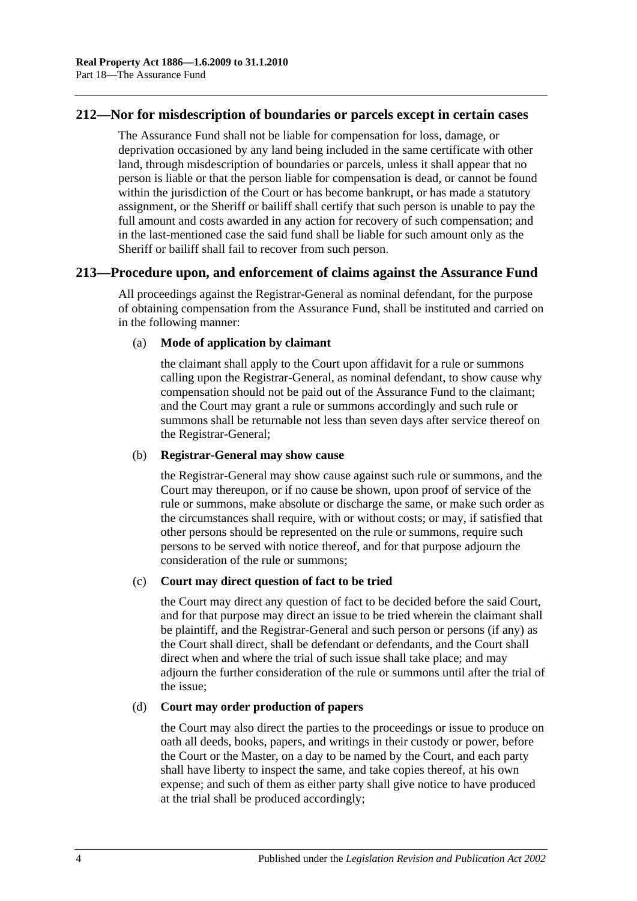## 212—Nor for misdescription of boundaries or parcels except in certain cases

The Assurance Fund shall not be liable for compensation for loss, damage, or deprivation occasioned by any land being included in the same certificate with other land, through misdescription of boundaries or parcels, unless it shall appear that no person is liable or that the person liable for compensation is dead, or cannot be found within the jurisdiction of the Court or has become bankrupt, or has made a statutory assignment, or the Sheriff or bailiff shall certify that such person is unable to pay the full amount and costs awarded in any action for recovery of such compensation; and in the last-mentioned case the said fund shall be liable for such amount only as the Sheriff or bailiff shall fail to recover from such person.

## 213—Procedure upon, and enforcement of claims against the Assurance Fund

All proceedings against the Registrar-General as nominal defendant, for the purpose of obtaining compensation from the Assurance Fund, shall be instituted and carried on in the following manner:

(a) **Mode of application by claimant**

the claimant shall apply to the Court upon affidavit for a rule or summons calling upon the Registrar-General, as nominal defendant, to show cause why compensation should not be paid out of the Assurance Fund to the claimant; and the Court may grant a rule or summons accordingly and such rule or summons shall be returnable not less than seven days after service thereof on the Registrar-General;

(b) **Registrar-General may show cause**

the Registrar-General may show cause against such rule or summons, and the Court may thereupon, or if no cause be shown, upon proof of service of the rule or summons, make absolute or discharge the same, or make such order as the circumstances shall require, with or without costs; or may, if satisfied that other persons should be represented on the rule or summons, require such persons to be served with notice thereof, and for that purpose adjourn the consideration of the rule or summons;

(c) **Court may direct question of fact to be tried**

the Court may direct any question of fact to be decided before the said Court, and for that purpose may direct an issue to be tried wherein the claimant shall be plaintiff, and the Registrar-General and such person or persons (if any) as the Court shall direct, shall be defendant or defendants, and the Court shall direct when and where the trial of such issue shall take place; and may adjourn the further consideration of the rule or summons until after the trial of the issue;

(d) **Court may order production of papers**

the Court may also direct the parties to the proceedings or issue to produce on oath all deeds, books, papers, and writings in their custody or power, before the Court or the Master, on a day to be named by the Court, and each party shall have liberty to inspect the same, and take copies thereof, at his own expense; and such of them as either party shall give notice to have produced at the trial shall be produced accordingly;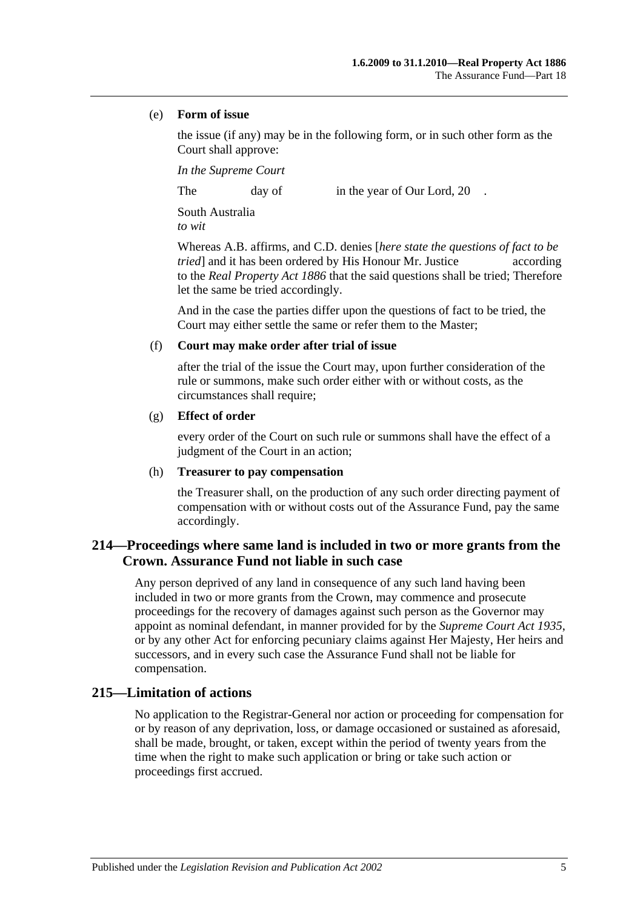(e) **Form of issue**

the issue (if any) may be in the following form, or in such other form as the Court shall approve:

*In the Supreme Court*

The day of in the year of Our Lord, 20 .

South Australia
*to wit*

Whereas A.B. affirms, and C.D. denies [*here state the questions of fact to be tried*] and it has been ordered by His Honour Mr. Justice according to the *Real Property Act 1886* that the said questions shall be tried; Therefore let the same be tried accordingly.

And in the case the parties differ upon the questions of fact to be tried, the Court may either settle the same or refer them to the Master;

(f) **Court may make order after trial of issue**

after the trial of the issue the Court may, upon further consideration of the rule or summons, make such order either with or without costs, as the circumstances shall require;

(g) **Effect of order**

every order of the Court on such rule or summons shall have the effect of a judgment of the Court in an action;

(h) **Treasurer to pay compensation**

the Treasurer shall, on the production of any such order directing payment of compensation with or without costs out of the Assurance Fund, pay the same accordingly.

## 214—Proceedings where same land is included in two or more grants from the Crown. Assurance Fund not liable in such case

Any person deprived of any land in consequence of any such land having been included in two or more grants from the Crown, may commence and prosecute proceedings for the recovery of damages against such person as the Governor may appoint as nominal defendant, in manner provided for by the *Supreme Court Act 1935*, or by any other Act for enforcing pecuniary claims against Her Majesty, Her heirs and successors, and in every such case the Assurance Fund shall not be liable for compensation.

## 215—Limitation of actions

No application to the Registrar-General nor action or proceeding for compensation for or by reason of any deprivation, loss, or damage occasioned or sustained as aforesaid, shall be made, brought, or taken, except within the period of twenty years from the time when the right to make such application or bring or take such action or proceedings first accrued.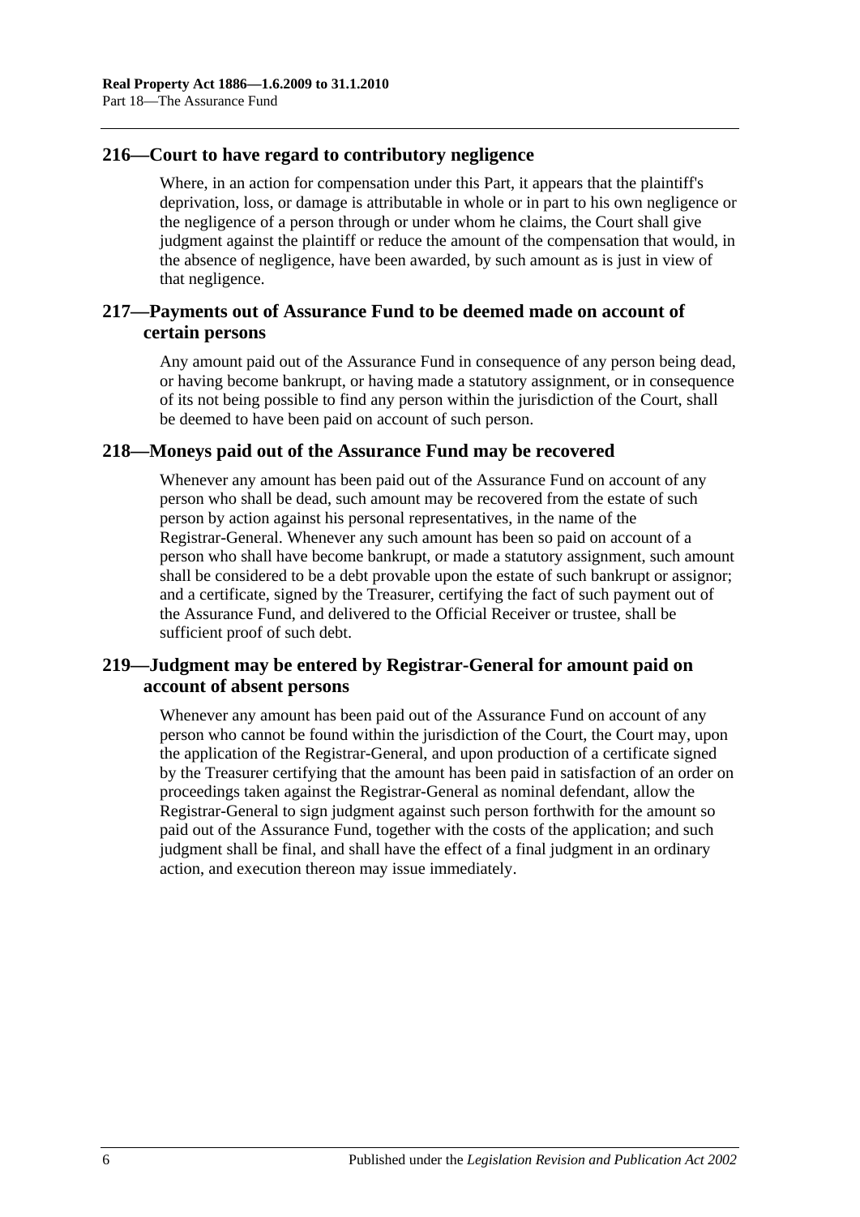## 216—Court to have regard to contributory negligence

Where, in an action for compensation under this Part, it appears that the plaintiff's deprivation, loss, or damage is attributable in whole or in part to his own negligence or the negligence of a person through or under whom he claims, the Court shall give judgment against the plaintiff or reduce the amount of the compensation that would, in the absence of negligence, have been awarded, by such amount as is just in view of that negligence.

## 217—Payments out of Assurance Fund to be deemed made on account of certain persons

Any amount paid out of the Assurance Fund in consequence of any person being dead, or having become bankrupt, or having made a statutory assignment, or in consequence of its not being possible to find any person within the jurisdiction of the Court, shall be deemed to have been paid on account of such person.

## 218—Moneys paid out of the Assurance Fund may be recovered

Whenever any amount has been paid out of the Assurance Fund on account of any person who shall be dead, such amount may be recovered from the estate of such person by action against his personal representatives, in the name of the Registrar-General. Whenever any such amount has been so paid on account of a person who shall have become bankrupt, or made a statutory assignment, such amount shall be considered to be a debt provable upon the estate of such bankrupt or assignor; and a certificate, signed by the Treasurer, certifying the fact of such payment out of the Assurance Fund, and delivered to the Official Receiver or trustee, shall be sufficient proof of such debt.

## 219—Judgment may be entered by Registrar-General for amount paid on account of absent persons

Whenever any amount has been paid out of the Assurance Fund on account of any person who cannot be found within the jurisdiction of the Court, the Court may, upon the application of the Registrar-General, and upon production of a certificate signed by the Treasurer certifying that the amount has been paid in satisfaction of an order on proceedings taken against the Registrar-General as nominal defendant, allow the Registrar-General to sign judgment against such person forthwith for the amount so paid out of the Assurance Fund, together with the costs of the application; and such judgment shall be final, and shall have the effect of a final judgment in an ordinary action, and execution thereon may issue immediately.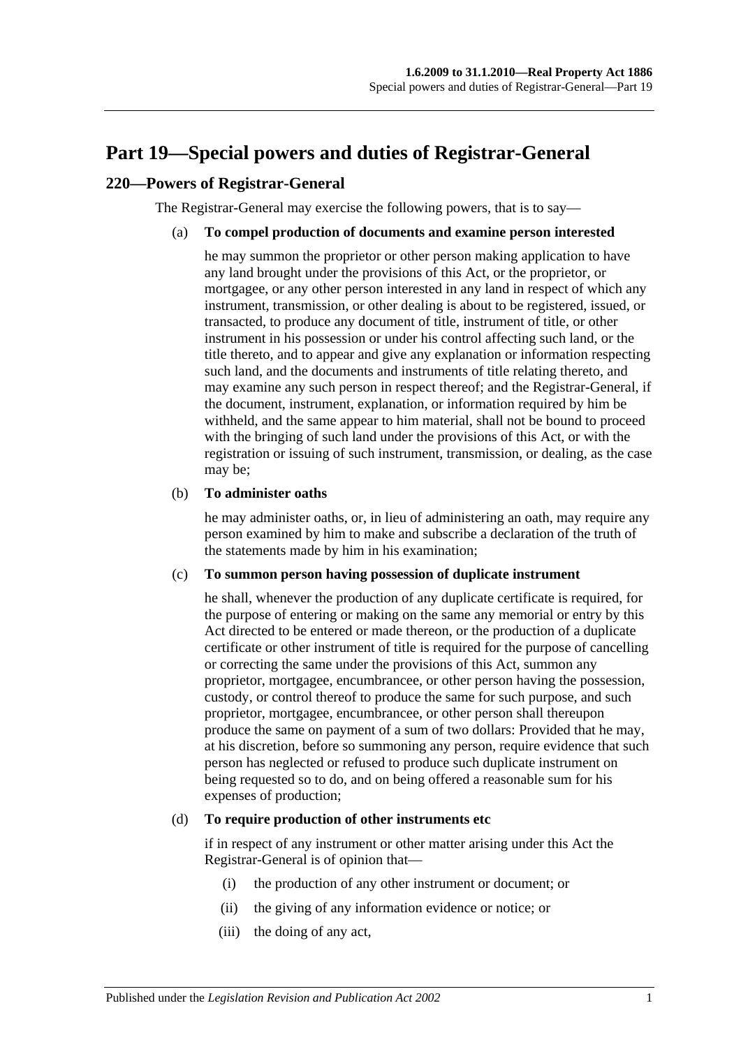# Part 19—Special powers and duties of Registrar-General

## 220—Powers of Registrar-General

The Registrar-General may exercise the following powers, that is to say—

(a) **To compel production of documents and examine person interested**

he may summon the proprietor or other person making application to have any land brought under the provisions of this Act, or the proprietor, or mortgagee, or any other person interested in any land in respect of which any instrument, transmission, or other dealing is about to be registered, issued, or transacted, to produce any document of title, instrument of title, or other instrument in his possession or under his control affecting such land, or the title thereto, and to appear and give any explanation or information respecting such land, and the documents and instruments of title relating thereto, and may examine any such person in respect thereof; and the Registrar-General, if the document, instrument, explanation, or information required by him be withheld, and the same appear to him material, shall not be bound to proceed with the bringing of such land under the provisions of this Act, or with the registration or issuing of such instrument, transmission, or dealing, as the case may be;

(b) **To administer oaths**

he may administer oaths, or, in lieu of administering an oath, may require any person examined by him to make and subscribe a declaration of the truth of the statements made by him in his examination;

(c) **To summon person having possession of duplicate instrument**

he shall, whenever the production of any duplicate certificate is required, for the purpose of entering or making on the same any memorial or entry by this Act directed to be entered or made thereon, or the production of a duplicate certificate or other instrument of title is required for the purpose of cancelling or correcting the same under the provisions of this Act, summon any proprietor, mortgagee, encumbrancee, or other person having the possession, custody, or control thereof to produce the same for such purpose, and such proprietor, mortgagee, encumbrancee, or other person shall thereupon produce the same on payment of a sum of two dollars: Provided that he may, at his discretion, before so summoning any person, require evidence that such person has neglected or refused to produce such duplicate instrument on being requested so to do, and on being offered a reasonable sum for his expenses of production;

(d) **To require production of other instruments etc**

if in respect of any instrument or other matter arising under this Act the Registrar-General is of opinion that—

(i) the production of any other instrument or document; or

(ii) the giving of any information evidence or notice; or

(iii) the doing of any act,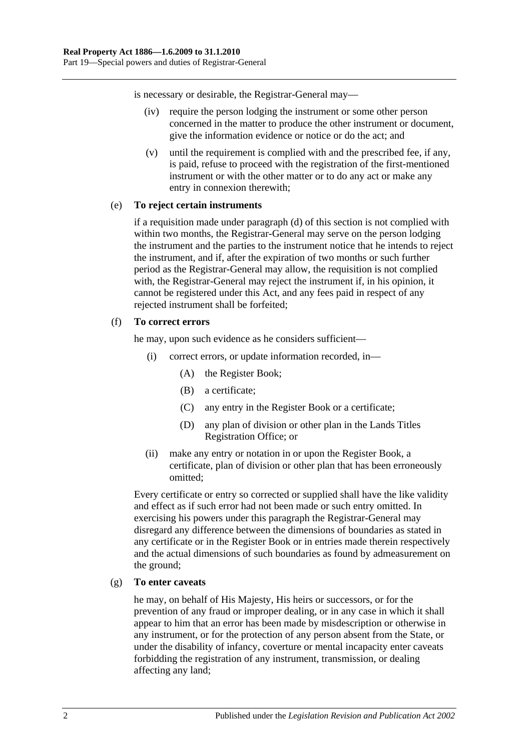is necessary or desirable, the Registrar-General may—

- (iv) require the person lodging the instrument or some other person concerned in the matter to produce the other instrument or document, give the information evidence or notice or do the act; and
- (v) until the requirement is complied with and the prescribed fee, if any, is paid, refuse to proceed with the registration of the first-mentioned instrument or with the other matter or to do any act or make any entry in connexion therewith;

(e) **To reject certain instruments**

if a requisition made under paragraph (d) of this section is not complied with within two months, the Registrar-General may serve on the person lodging the instrument and the parties to the instrument notice that he intends to reject the instrument, and if, after the expiration of two months or such further period as the Registrar-General may allow, the requisition is not complied with, the Registrar-General may reject the instrument if, in his opinion, it cannot be registered under this Act, and any fees paid in respect of any rejected instrument shall be forfeited;

(f) **To correct errors**

he may, upon such evidence as he considers sufficient—

- (i) correct errors, or update information recorded, in—
  - (A) the Register Book;
  - (B) a certificate;
  - (C) any entry in the Register Book or a certificate;
  - (D) any plan of division or other plan in the Lands Titles Registration Office; or
- (ii) make any entry or notation in or upon the Register Book, a certificate, plan of division or other plan that has been erroneously omitted;

Every certificate or entry so corrected or supplied shall have the like validity and effect as if such error had not been made or such entry omitted. In exercising his powers under this paragraph the Registrar-General may disregard any difference between the dimensions of boundaries as stated in any certificate or in the Register Book or in entries made therein respectively and the actual dimensions of such boundaries as found by admeasurement on the ground;

(g) **To enter caveats**

he may, on behalf of His Majesty, His heirs or successors, or for the prevention of any fraud or improper dealing, or in any case in which it shall appear to him that an error has been made by misdescription or otherwise in any instrument, or for the protection of any person absent from the State, or under the disability of infancy, coverture or mental incapacity enter caveats forbidding the registration of any instrument, transmission, or dealing affecting any land;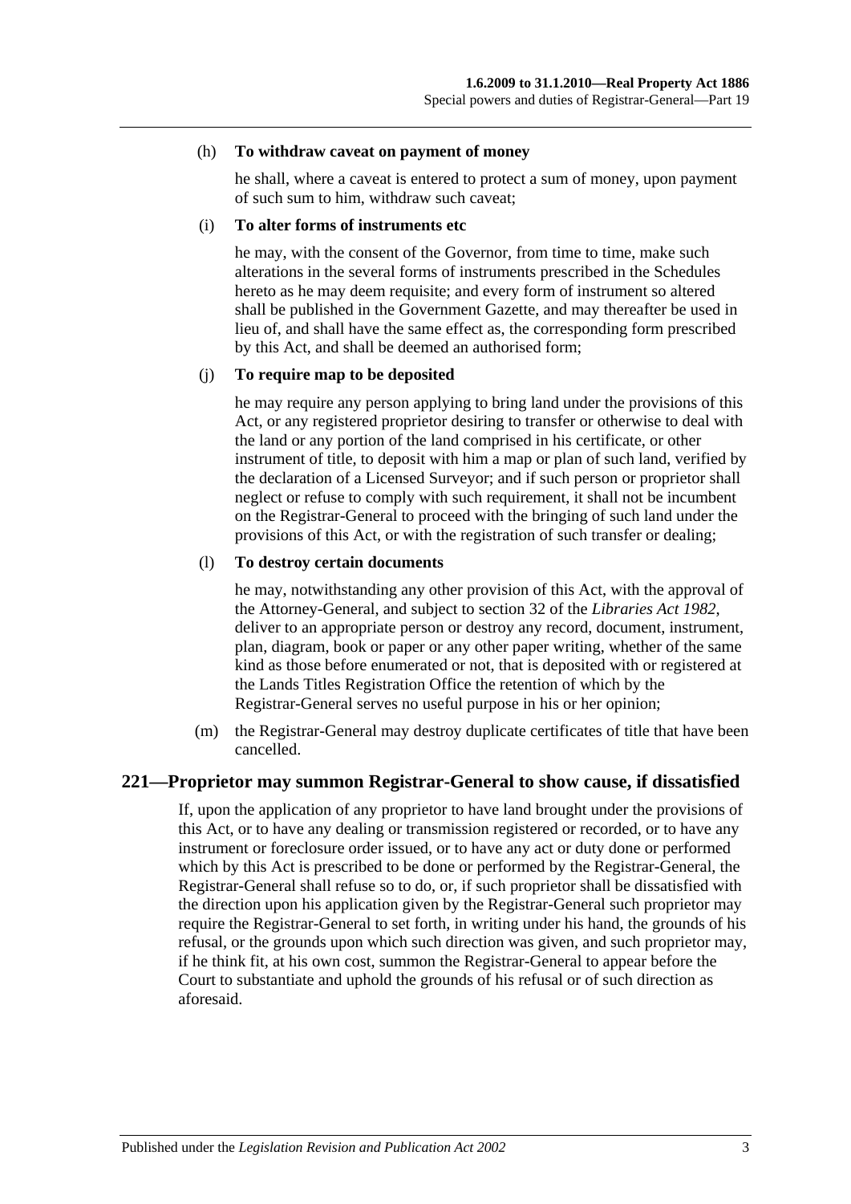(h) **To withdraw caveat on payment of money**

he shall, where a caveat is entered to protect a sum of money, upon payment of such sum to him, withdraw such caveat;

(i) **To alter forms of instruments etc**

he may, with the consent of the Governor, from time to time, make such alterations in the several forms of instruments prescribed in the Schedules hereto as he may deem requisite; and every form of instrument so altered shall be published in the Government Gazette, and may thereafter be used in lieu of, and shall have the same effect as, the corresponding form prescribed by this Act, and shall be deemed an authorised form;

(j) **To require map to be deposited**

he may require any person applying to bring land under the provisions of this Act, or any registered proprietor desiring to transfer or otherwise to deal with the land or any portion of the land comprised in his certificate, or other instrument of title, to deposit with him a map or plan of such land, verified by the declaration of a Licensed Surveyor; and if such person or proprietor shall neglect or refuse to comply with such requirement, it shall not be incumbent on the Registrar-General to proceed with the bringing of such land under the provisions of this Act, or with the registration of such transfer or dealing;

(l) **To destroy certain documents**

he may, notwithstanding any other provision of this Act, with the approval of the Attorney-General, and subject to section 32 of the *Libraries Act 1982*, deliver to an appropriate person or destroy any record, document, instrument, plan, diagram, book or paper or any other paper writing, whether of the same kind as those before enumerated or not, that is deposited with or registered at the Lands Titles Registration Office the retention of which by the Registrar-General serves no useful purpose in his or her opinion;

(m) the Registrar-General may destroy duplicate certificates of title that have been cancelled.

## 221—Proprietor may summon Registrar-General to show cause, if dissatisfied

If, upon the application of any proprietor to have land brought under the provisions of this Act, or to have any dealing or transmission registered or recorded, or to have any instrument or foreclosure order issued, or to have any act or duty done or performed which by this Act is prescribed to be done or performed by the Registrar-General, the Registrar-General shall refuse so to do, or, if such proprietor shall be dissatisfied with the direction upon his application given by the Registrar-General such proprietor may require the Registrar-General to set forth, in writing under his hand, the grounds of his refusal, or the grounds upon which such direction was given, and such proprietor may, if he think fit, at his own cost, summon the Registrar-General to appear before the Court to substantiate and uphold the grounds of his refusal or of such direction as aforesaid.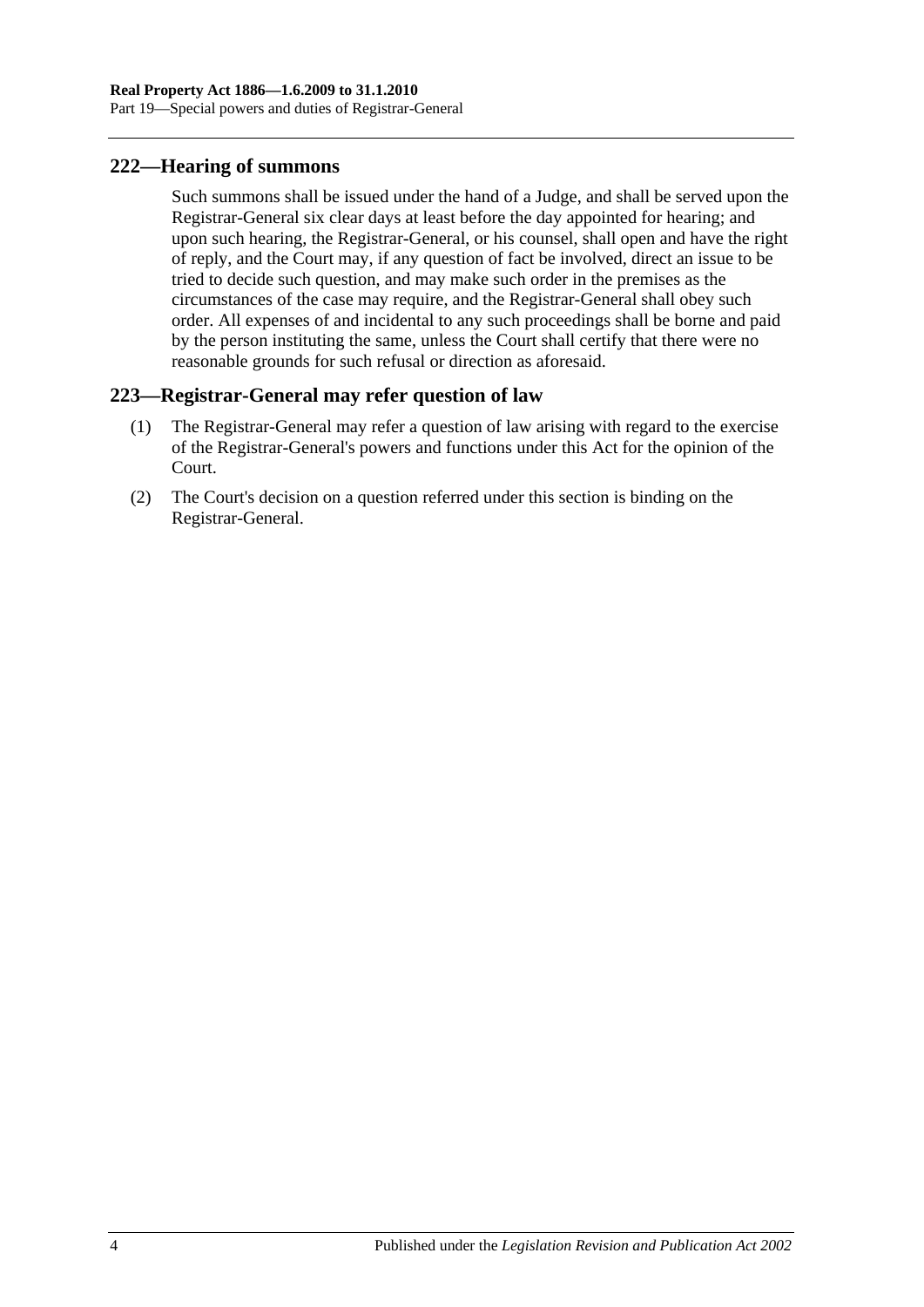## 222—Hearing of summons

Such summons shall be issued under the hand of a Judge, and shall be served upon the Registrar-General six clear days at least before the day appointed for hearing; and upon such hearing, the Registrar-General, or his counsel, shall open and have the right of reply, and the Court may, if any question of fact be involved, direct an issue to be tried to decide such question, and may make such order in the premises as the circumstances of the case may require, and the Registrar-General shall obey such order. All expenses of and incidental to any such proceedings shall be borne and paid by the person instituting the same, unless the Court shall certify that there were no reasonable grounds for such refusal or direction as aforesaid.

## 223—Registrar-General may refer question of law

(1) The Registrar-General may refer a question of law arising with regard to the exercise of the Registrar-General's powers and functions under this Act for the opinion of the Court.

(2) The Court's decision on a question referred under this section is binding on the Registrar-General.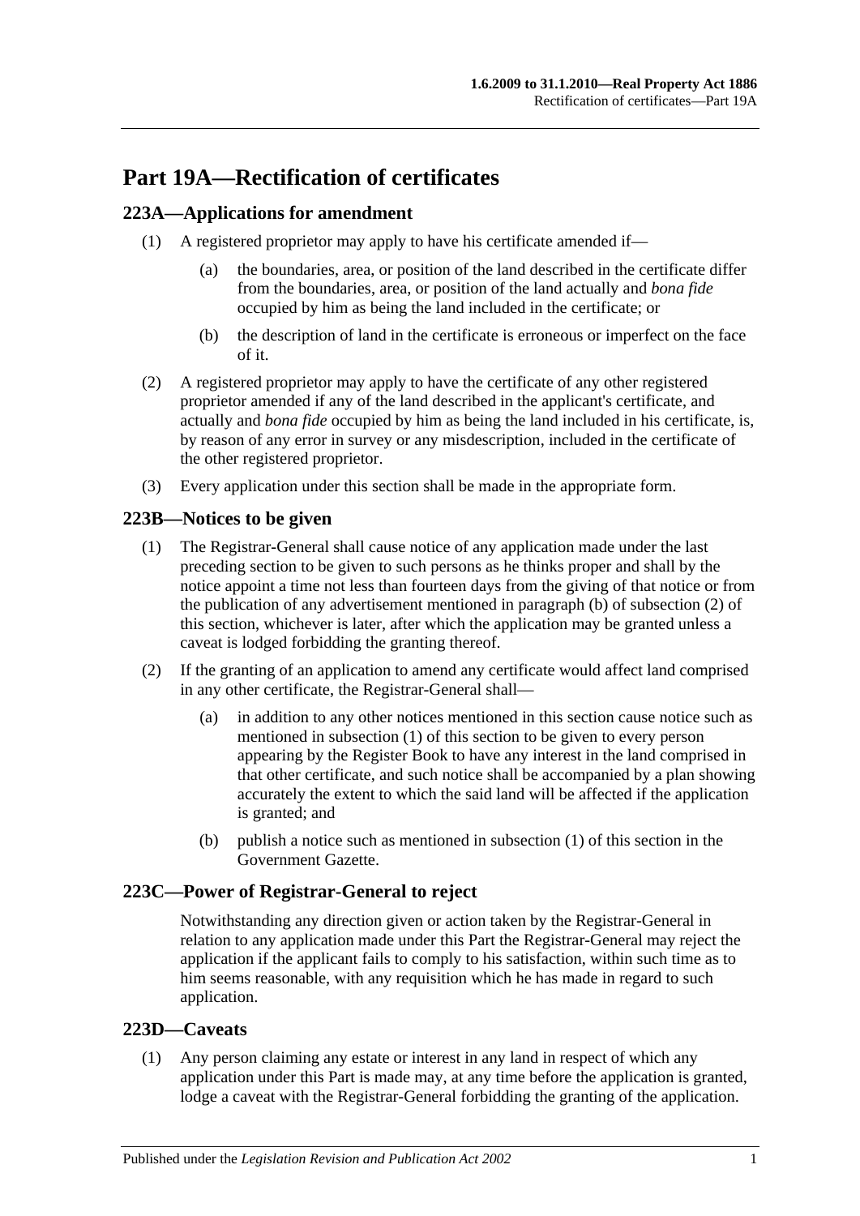# Part 19A—Rectification of certificates

## 223A—Applications for amendment

(1) A registered proprietor may apply to have his certificate amended if—

(a) the boundaries, area, or position of the land described in the certificate differ from the boundaries, area, or position of the land actually and *bona fide* occupied by him as being the land included in the certificate; or

(b) the description of land in the certificate is erroneous or imperfect on the face of it.

(2) A registered proprietor may apply to have the certificate of any other registered proprietor amended if any of the land described in the applicant's certificate, and actually and *bona fide* occupied by him as being the land included in his certificate, is, by reason of any error in survey or any misdescription, included in the certificate of the other registered proprietor.

(3) Every application under this section shall be made in the appropriate form.

## 223B—Notices to be given

(1) The Registrar-General shall cause notice of any application made under the last preceding section to be given to such persons as he thinks proper and shall by the notice appoint a time not less than fourteen days from the giving of that notice or from the publication of any advertisement mentioned in paragraph (b) of subsection (2) of this section, whichever is later, after which the application may be granted unless a caveat is lodged forbidding the granting thereof.

(2) If the granting of an application to amend any certificate would affect land comprised in any other certificate, the Registrar-General shall—

(a) in addition to any other notices mentioned in this section cause notice such as mentioned in subsection (1) of this section to be given to every person appearing by the Register Book to have any interest in the land comprised in that other certificate, and such notice shall be accompanied by a plan showing accurately the extent to which the said land will be affected if the application is granted; and

(b) publish a notice such as mentioned in subsection (1) of this section in the Government Gazette.

## 223C—Power of Registrar-General to reject

Notwithstanding any direction given or action taken by the Registrar-General in relation to any application made under this Part the Registrar-General may reject the application if the applicant fails to comply to his satisfaction, within such time as to him seems reasonable, with any requisition which he has made in regard to such application.

## 223D—Caveats

(1) Any person claiming any estate or interest in any land in respect of which any application under this Part is made may, at any time before the application is granted, lodge a caveat with the Registrar-General forbidding the granting of the application.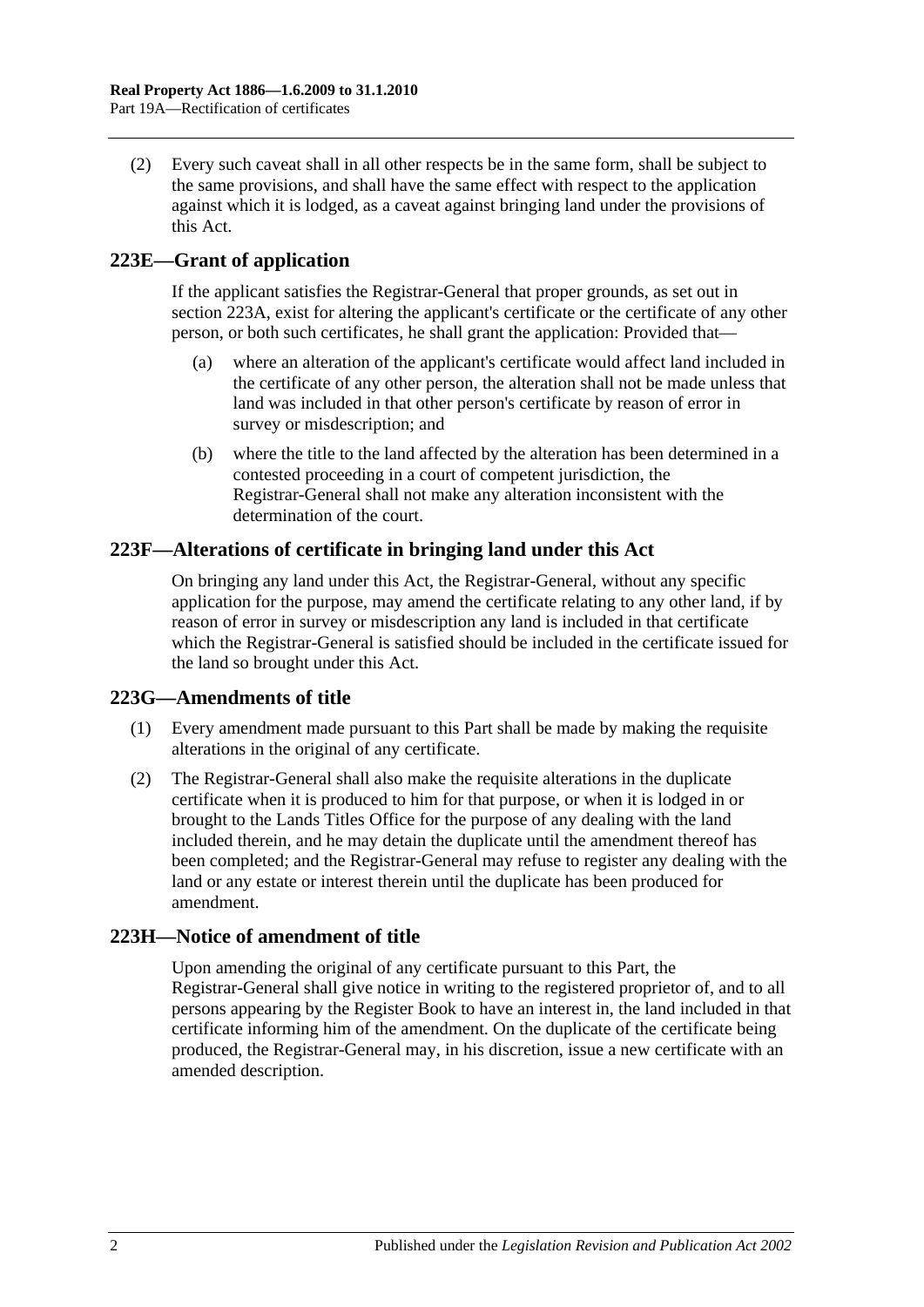(2) Every such caveat shall in all other respects be in the same form, shall be subject to the same provisions, and shall have the same effect with respect to the application against which it is lodged, as a caveat against bringing land under the provisions of this Act.

## 223E—Grant of application

If the applicant satisfies the Registrar-General that proper grounds, as set out in section 223A, exist for altering the applicant's certificate or the certificate of any other person, or both such certificates, he shall grant the application: Provided that—

(a) where an alteration of the applicant's certificate would affect land included in the certificate of any other person, the alteration shall not be made unless that land was included in that other person's certificate by reason of error in survey or misdescription; and

(b) where the title to the land affected by the alteration has been determined in a contested proceeding in a court of competent jurisdiction, the Registrar-General shall not make any alteration inconsistent with the determination of the court.

## 223F—Alterations of certificate in bringing land under this Act

On bringing any land under this Act, the Registrar-General, without any specific application for the purpose, may amend the certificate relating to any other land, if by reason of error in survey or misdescription any land is included in that certificate which the Registrar-General is satisfied should be included in the certificate issued for the land so brought under this Act.

## 223G—Amendments of title

(1) Every amendment made pursuant to this Part shall be made by making the requisite alterations in the original of any certificate.

(2) The Registrar-General shall also make the requisite alterations in the duplicate certificate when it is produced to him for that purpose, or when it is lodged in or brought to the Lands Titles Office for the purpose of any dealing with the land included therein, and he may detain the duplicate until the amendment thereof has been completed; and the Registrar-General may refuse to register any dealing with the land or any estate or interest therein until the duplicate has been produced for amendment.

## 223H—Notice of amendment of title

Upon amending the original of any certificate pursuant to this Part, the Registrar-General shall give notice in writing to the registered proprietor of, and to all persons appearing by the Register Book to have an interest in, the land included in that certificate informing him of the amendment. On the duplicate of the certificate being produced, the Registrar-General may, in his discretion, issue a new certificate with an amended description.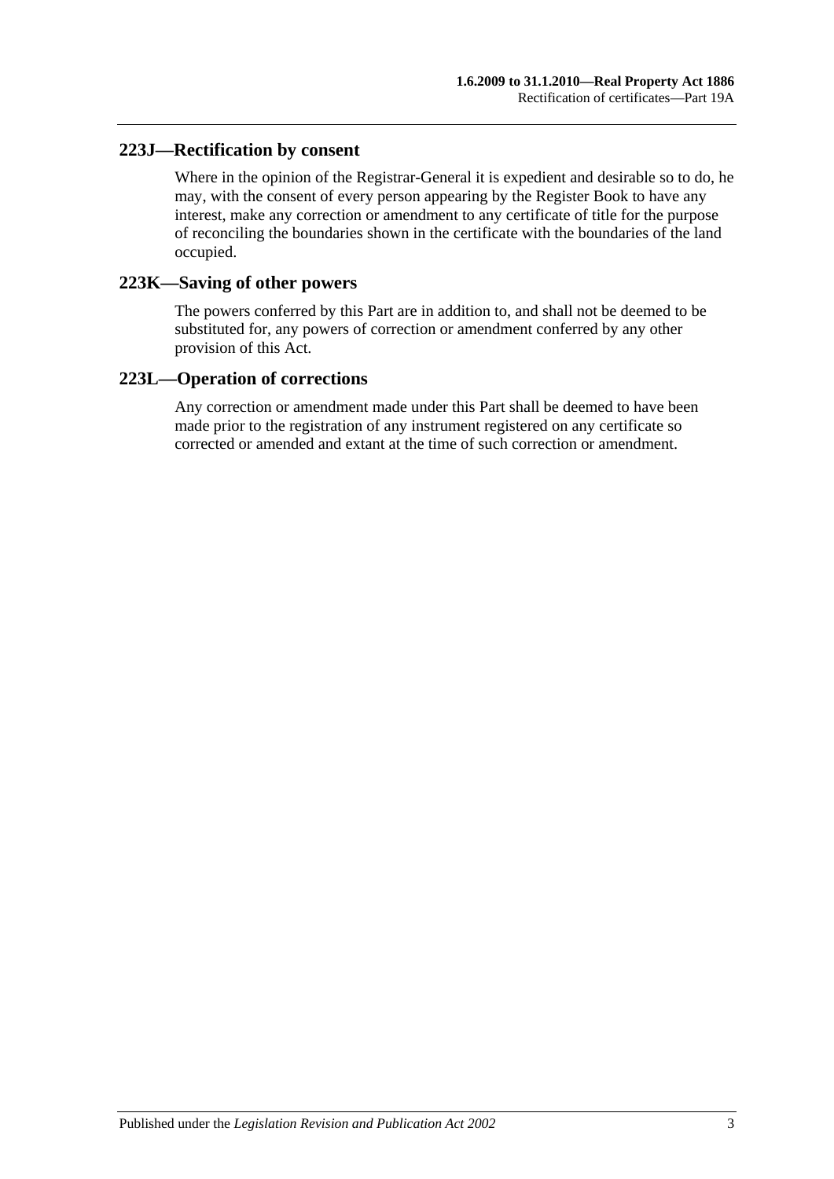## 223J—Rectification by consent

Where in the opinion of the Registrar-General it is expedient and desirable so to do, he may, with the consent of every person appearing by the Register Book to have any interest, make any correction or amendment to any certificate of title for the purpose of reconciling the boundaries shown in the certificate with the boundaries of the land occupied.

## 223K—Saving of other powers

The powers conferred by this Part are in addition to, and shall not be deemed to be substituted for, any powers of correction or amendment conferred by any other provision of this Act.

## 223L—Operation of corrections

Any correction or amendment made under this Part shall be deemed to have been made prior to the registration of any instrument registered on any certificate so corrected or amended and extant at the time of such correction or amendment.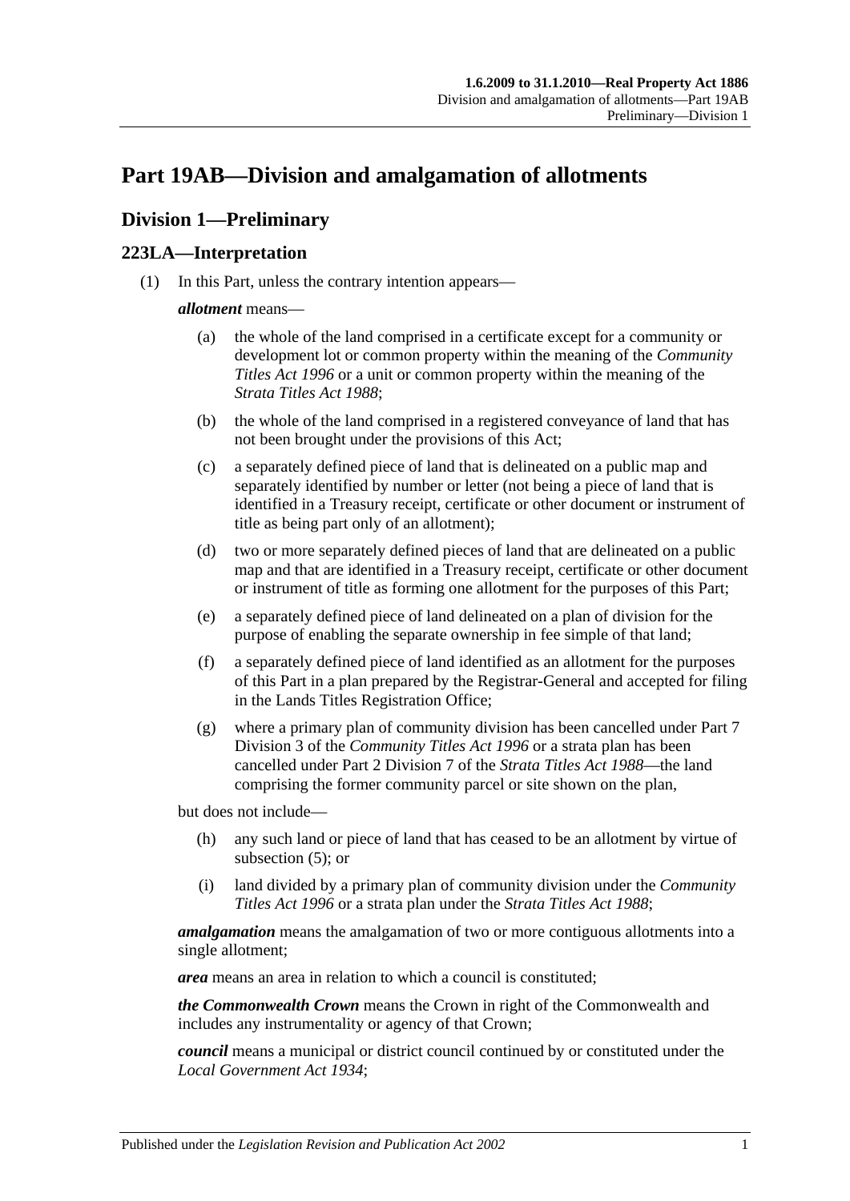# Part 19AB—Division and amalgamation of allotments

## Division 1—Preliminary

### 223LA—Interpretation

(1) In this Part, unless the contrary intention appears—

***allotment*** means—

(a) the whole of the land comprised in a certificate except for a community or development lot or common property within the meaning of the *Community Titles Act 1996* or a unit or common property within the meaning of the *Strata Titles Act 1988*;

(b) the whole of the land comprised in a registered conveyance of land that has not been brought under the provisions of this Act;

(c) a separately defined piece of land that is delineated on a public map and separately identified by number or letter (not being a piece of land that is identified in a Treasury receipt, certificate or other document or instrument of title as being part only of an allotment);

(d) two or more separately defined pieces of land that are delineated on a public map and that are identified in a Treasury receipt, certificate or other document or instrument of title as forming one allotment for the purposes of this Part;

(e) a separately defined piece of land delineated on a plan of division for the purpose of enabling the separate ownership in fee simple of that land;

(f) a separately defined piece of land identified as an allotment for the purposes of this Part in a plan prepared by the Registrar-General and accepted for filing in the Lands Titles Registration Office;

(g) where a primary plan of community division has been cancelled under Part 7 Division 3 of the *Community Titles Act 1996* or a strata plan has been cancelled under Part 2 Division 7 of the *Strata Titles Act 1988*—the land comprising the former community parcel or site shown on the plan,

but does not include—

(h) any such land or piece of land that has ceased to be an allotment by virtue of subsection (5); or

(i) land divided by a primary plan of community division under the *Community Titles Act 1996* or a strata plan under the *Strata Titles Act 1988*;

***amalgamation*** means the amalgamation of two or more contiguous allotments into a single allotment;

***area*** means an area in relation to which a council is constituted;

***the Commonwealth Crown*** means the Crown in right of the Commonwealth and includes any instrumentality or agency of that Crown;

***council*** means a municipal or district council continued by or constituted under the *Local Government Act 1934*;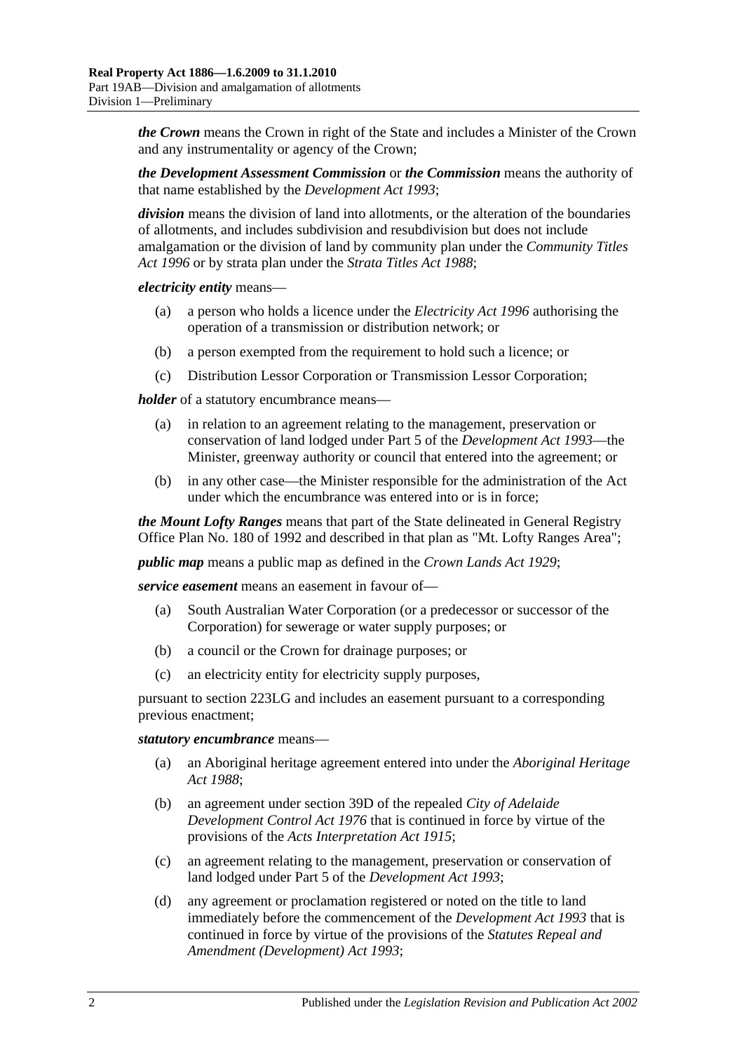***the Crown*** means the Crown in right of the State and includes a Minister of the Crown and any instrumentality or agency of the Crown;

***the Development Assessment Commission*** or ***the Commission*** means the authority of that name established by the *Development Act 1993*;

***division*** means the division of land into allotments, or the alteration of the boundaries of allotments, and includes subdivision and resubdivision but does not include amalgamation or the division of land by community plan under the *Community Titles Act 1996* or by strata plan under the *Strata Titles Act 1988*;

***electricity entity*** means—

- (a) a person who holds a licence under the *Electricity Act 1996* authorising the operation of a transmission or distribution network; or
- (b) a person exempted from the requirement to hold such a licence; or
- (c) Distribution Lessor Corporation or Transmission Lessor Corporation;

***holder*** of a statutory encumbrance means—

- (a) in relation to an agreement relating to the management, preservation or conservation of land lodged under Part 5 of the *Development Act 1993*—the Minister, greenway authority or council that entered into the agreement; or
- (b) in any other case—the Minister responsible for the administration of the Act under which the encumbrance was entered into or is in force;

***the Mount Lofty Ranges*** means that part of the State delineated in General Registry Office Plan No. 180 of 1992 and described in that plan as "Mt. Lofty Ranges Area";

***public map*** means a public map as defined in the *Crown Lands Act 1929*;

***service easement*** means an easement in favour of—

- (a) South Australian Water Corporation (or a predecessor or successor of the Corporation) for sewerage or water supply purposes; or
- (b) a council or the Crown for drainage purposes; or
- (c) an electricity entity for electricity supply purposes,

pursuant to section 223LG and includes an easement pursuant to a corresponding previous enactment;

***statutory encumbrance*** means—

- (a) an Aboriginal heritage agreement entered into under the *Aboriginal Heritage Act 1988*;
- (b) an agreement under section 39D of the repealed *City of Adelaide Development Control Act 1976* that is continued in force by virtue of the provisions of the *Acts Interpretation Act 1915*;
- (c) an agreement relating to the management, preservation or conservation of land lodged under Part 5 of the *Development Act 1993*;
- (d) any agreement or proclamation registered or noted on the title to land immediately before the commencement of the *Development Act 1993* that is continued in force by virtue of the provisions of the *Statutes Repeal and Amendment (Development) Act 1993*;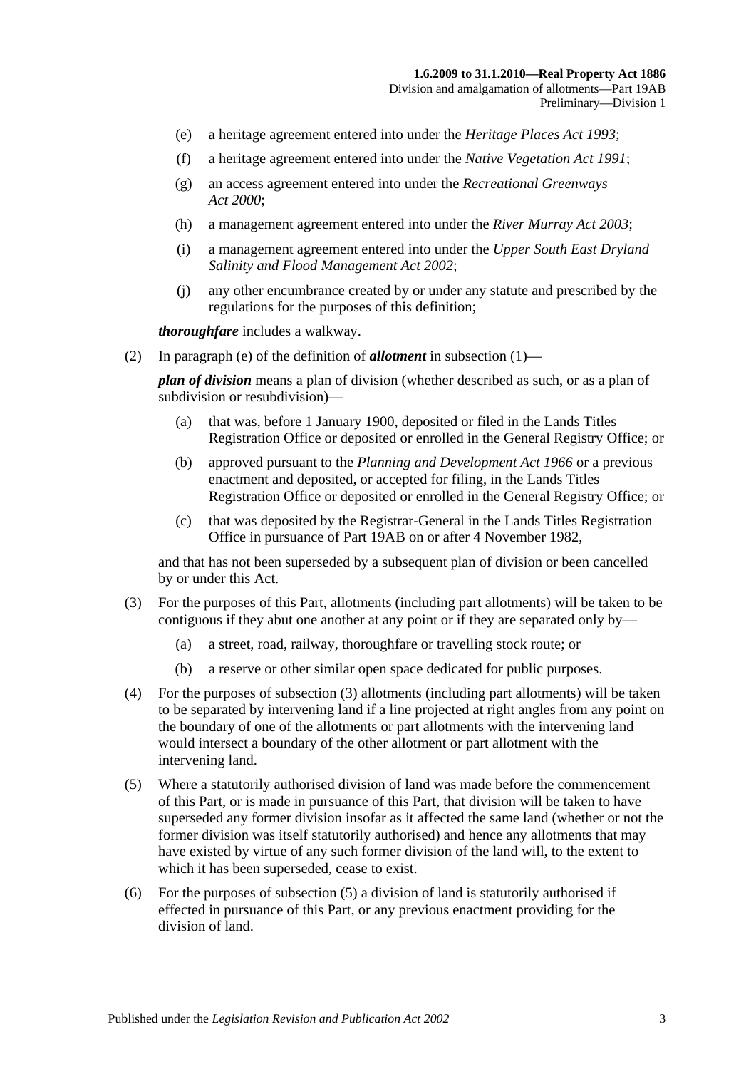(e) a heritage agreement entered into under the *Heritage Places Act 1993*;

(f) a heritage agreement entered into under the *Native Vegetation Act 1991*;

(g) an access agreement entered into under the *Recreational Greenways Act 2000*;

(h) a management agreement entered into under the *River Murray Act 2003*;

(i) a management agreement entered into under the *Upper South East Dryland Salinity and Flood Management Act 2002*;

(j) any other encumbrance created by or under any statute and prescribed by the regulations for the purposes of this definition;

***thoroughfare*** includes a walkway.

(2) In paragraph (e) of the definition of ***allotment*** in subsection (1)—

***plan of division*** means a plan of division (whether described as such, or as a plan of subdivision or resubdivision)—

(a) that was, before 1 January 1900, deposited or filed in the Lands Titles Registration Office or deposited or enrolled in the General Registry Office; or

(b) approved pursuant to the *Planning and Development Act 1966* or a previous enactment and deposited, or accepted for filing, in the Lands Titles Registration Office or deposited or enrolled in the General Registry Office; or

(c) that was deposited by the Registrar-General in the Lands Titles Registration Office in pursuance of Part 19AB on or after 4 November 1982,

and that has not been superseded by a subsequent plan of division or been cancelled by or under this Act.

(3) For the purposes of this Part, allotments (including part allotments) will be taken to be contiguous if they abut one another at any point or if they are separated only by—

(a) a street, road, railway, thoroughfare or travelling stock route; or

(b) a reserve or other similar open space dedicated for public purposes.

(4) For the purposes of subsection (3) allotments (including part allotments) will be taken to be separated by intervening land if a line projected at right angles from any point on the boundary of one of the allotments or part allotments with the intervening land would intersect a boundary of the other allotment or part allotment with the intervening land.

(5) Where a statutorily authorised division of land was made before the commencement of this Part, or is made in pursuance of this Part, that division will be taken to have superseded any former division insofar as it affected the same land (whether or not the former division was itself statutorily authorised) and hence any allotments that may have existed by virtue of any such former division of the land will, to the extent to which it has been superseded, cease to exist.

(6) For the purposes of subsection (5) a division of land is statutorily authorised if effected in pursuance of this Part, or any previous enactment providing for the division of land.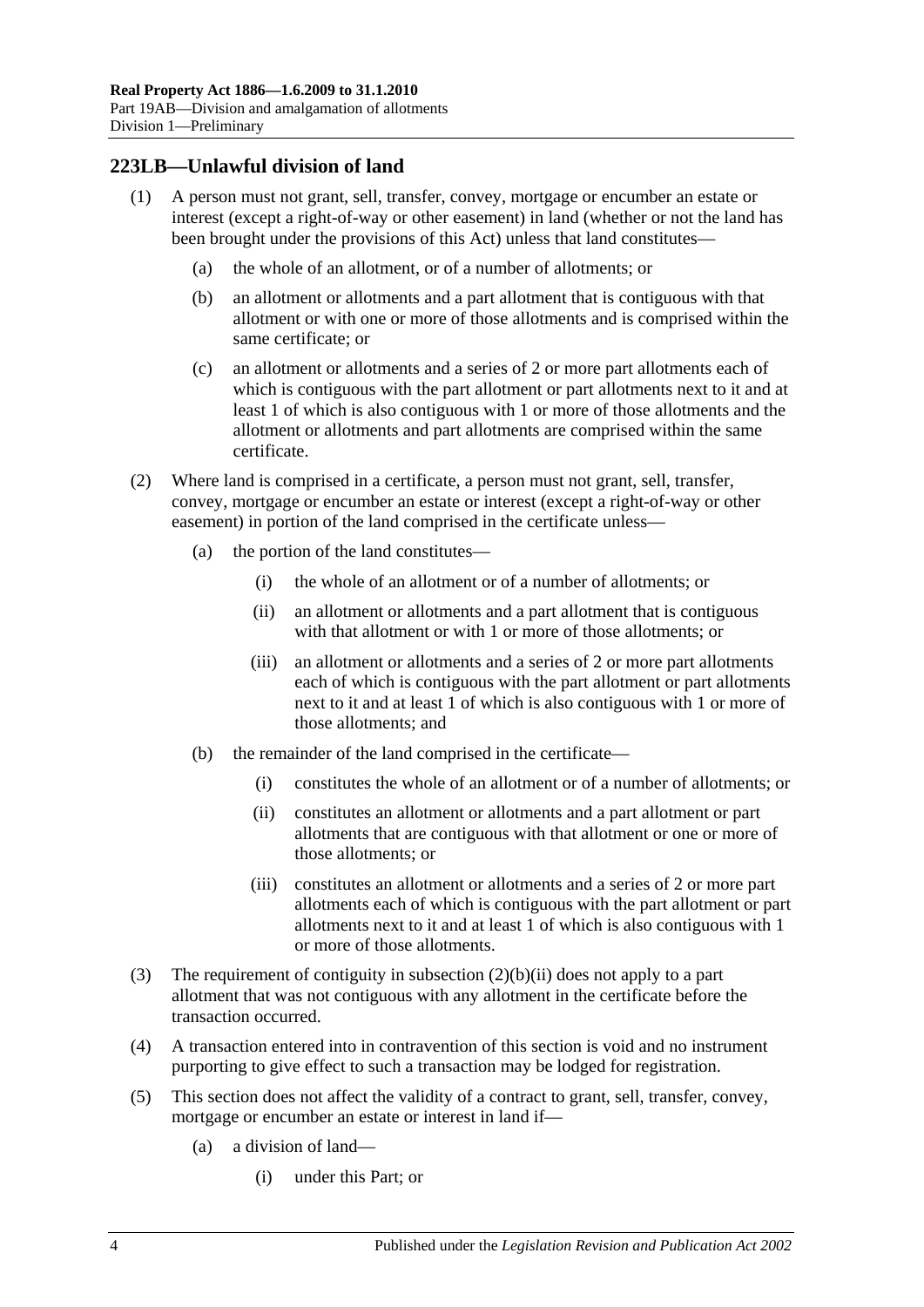## 223LB—Unlawful division of land

(1) A person must not grant, sell, transfer, convey, mortgage or encumber an estate or interest (except a right-of-way or other easement) in land (whether or not the land has been brought under the provisions of this Act) unless that land constitutes—

- (a) the whole of an allotment, or of a number of allotments; or
- (b) an allotment or allotments and a part allotment that is contiguous with that allotment or with one or more of those allotments and is comprised within the same certificate; or
- (c) an allotment or allotments and a series of 2 or more part allotments each of which is contiguous with the part allotment or part allotments next to it and at least 1 of which is also contiguous with 1 or more of those allotments and the allotment or allotments and part allotments are comprised within the same certificate.

(2) Where land is comprised in a certificate, a person must not grant, sell, transfer, convey, mortgage or encumber an estate or interest (except a right-of-way or other easement) in portion of the land comprised in the certificate unless—

- (a) the portion of the land constitutes—
  - (i) the whole of an allotment or of a number of allotments; or
  - (ii) an allotment or allotments and a part allotment that is contiguous with that allotment or with 1 or more of those allotments; or
  - (iii) an allotment or allotments and a series of 2 or more part allotments each of which is contiguous with the part allotment or part allotments next to it and at least 1 of which is also contiguous with 1 or more of those allotments; and
- (b) the remainder of the land comprised in the certificate—
  - (i) constitutes the whole of an allotment or of a number of allotments; or
  - (ii) constitutes an allotment or allotments and a part allotment or part allotments that are contiguous with that allotment or one or more of those allotments; or
  - (iii) constitutes an allotment or allotments and a series of 2 or more part allotments each of which is contiguous with the part allotment or part allotments next to it and at least 1 of which is also contiguous with 1 or more of those allotments.

(3) The requirement of contiguity in subsection (2)(b)(ii) does not apply to a part allotment that was not contiguous with any allotment in the certificate before the transaction occurred.

(4) A transaction entered into in contravention of this section is void and no instrument purporting to give effect to such a transaction may be lodged for registration.

(5) This section does not affect the validity of a contract to grant, sell, transfer, convey, mortgage or encumber an estate or interest in land if—

- (a) a division of land—
  - (i) under this Part; or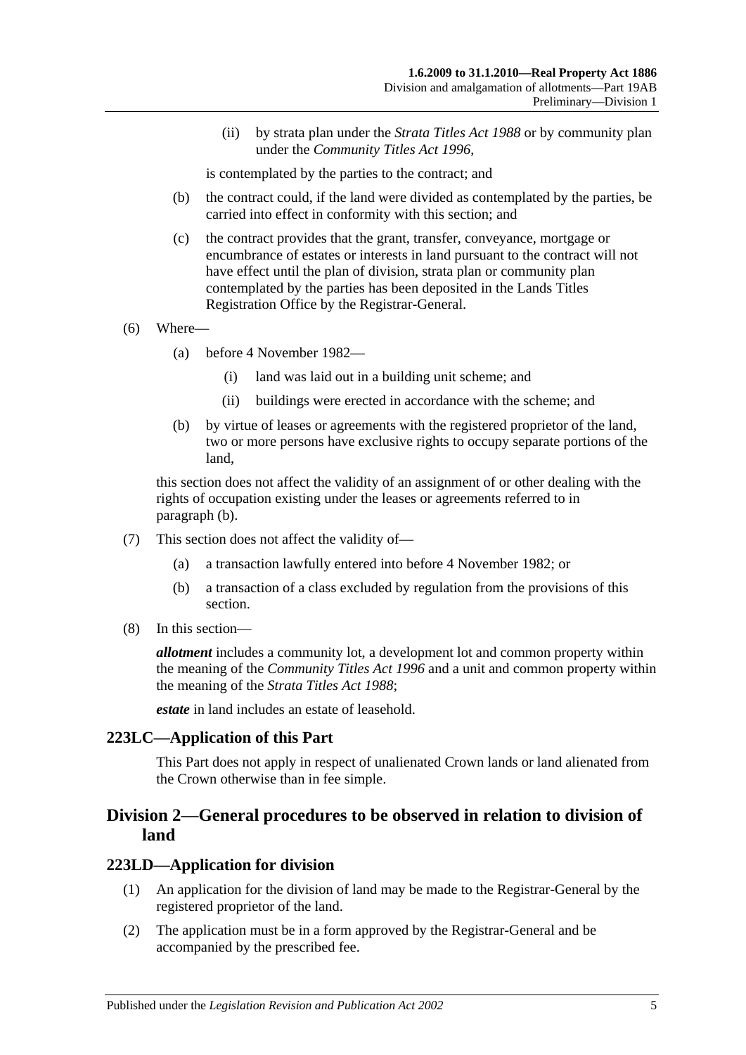(ii) by strata plan under the *Strata Titles Act 1988* or by community plan under the *Community Titles Act 1996*,

is contemplated by the parties to the contract; and

(b) the contract could, if the land were divided as contemplated by the parties, be carried into effect in conformity with this section; and

(c) the contract provides that the grant, transfer, conveyance, mortgage or encumbrance of estates or interests in land pursuant to the contract will not have effect until the plan of division, strata plan or community plan contemplated by the parties has been deposited in the Lands Titles Registration Office by the Registrar-General.

(6) Where—

(a) before 4 November 1982—

(i) land was laid out in a building unit scheme; and

(ii) buildings were erected in accordance with the scheme; and

(b) by virtue of leases or agreements with the registered proprietor of the land, two or more persons have exclusive rights to occupy separate portions of the land,

this section does not affect the validity of an assignment of or other dealing with the rights of occupation existing under the leases or agreements referred to in paragraph (b).

(7) This section does not affect the validity of—

(a) a transaction lawfully entered into before 4 November 1982; or

(b) a transaction of a class excluded by regulation from the provisions of this section.

(8) In this section—

***allotment*** includes a community lot, a development lot and common property within the meaning of the *Community Titles Act 1996* and a unit and common property within the meaning of the *Strata Titles Act 1988*;

***estate*** in land includes an estate of leasehold.

### 223LC—Application of this Part

This Part does not apply in respect of unalienated Crown lands or land alienated from the Crown otherwise than in fee simple.

## Division 2—General procedures to be observed in relation to division of land

### 223LD—Application for division

(1) An application for the division of land may be made to the Registrar-General by the registered proprietor of the land.

(2) The application must be in a form approved by the Registrar-General and be accompanied by the prescribed fee.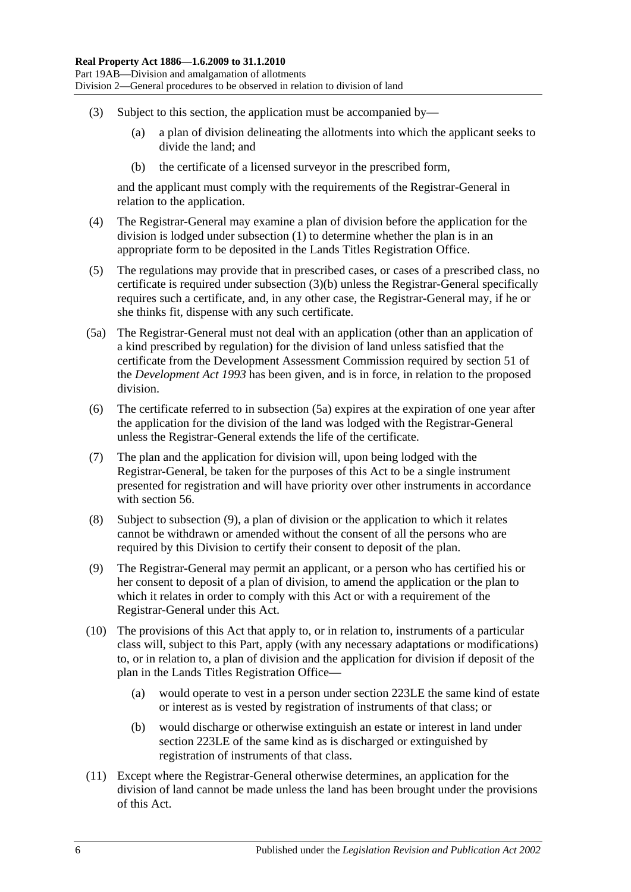(3) Subject to this section, the application must be accompanied by—

(a) a plan of division delineating the allotments into which the applicant seeks to divide the land; and

(b) the certificate of a licensed surveyor in the prescribed form,

and the applicant must comply with the requirements of the Registrar-General in relation to the application.

(4) The Registrar-General may examine a plan of division before the application for the division is lodged under subsection (1) to determine whether the plan is in an appropriate form to be deposited in the Lands Titles Registration Office.

(5) The regulations may provide that in prescribed cases, or cases of a prescribed class, no certificate is required under subsection (3)(b) unless the Registrar-General specifically requires such a certificate, and, in any other case, the Registrar-General may, if he or she thinks fit, dispense with any such certificate.

(5a) The Registrar-General must not deal with an application (other than an application of a kind prescribed by regulation) for the division of land unless satisfied that the certificate from the Development Assessment Commission required by section 51 of the *Development Act 1993* has been given, and is in force, in relation to the proposed division.

(6) The certificate referred to in subsection (5a) expires at the expiration of one year after the application for the division of the land was lodged with the Registrar-General unless the Registrar-General extends the life of the certificate.

(7) The plan and the application for division will, upon being lodged with the Registrar-General, be taken for the purposes of this Act to be a single instrument presented for registration and will have priority over other instruments in accordance with section 56.

(8) Subject to subsection (9), a plan of division or the application to which it relates cannot be withdrawn or amended without the consent of all the persons who are required by this Division to certify their consent to deposit of the plan.

(9) The Registrar-General may permit an applicant, or a person who has certified his or her consent to deposit of a plan of division, to amend the application or the plan to which it relates in order to comply with this Act or with a requirement of the Registrar-General under this Act.

(10) The provisions of this Act that apply to, or in relation to, instruments of a particular class will, subject to this Part, apply (with any necessary adaptations or modifications) to, or in relation to, a plan of division and the application for division if deposit of the plan in the Lands Titles Registration Office—

(a) would operate to vest in a person under section 223LE the same kind of estate or interest as is vested by registration of instruments of that class; or

(b) would discharge or otherwise extinguish an estate or interest in land under section 223LE of the same kind as is discharged or extinguished by registration of instruments of that class.

(11) Except where the Registrar-General otherwise determines, an application for the division of land cannot be made unless the land has been brought under the provisions of this Act.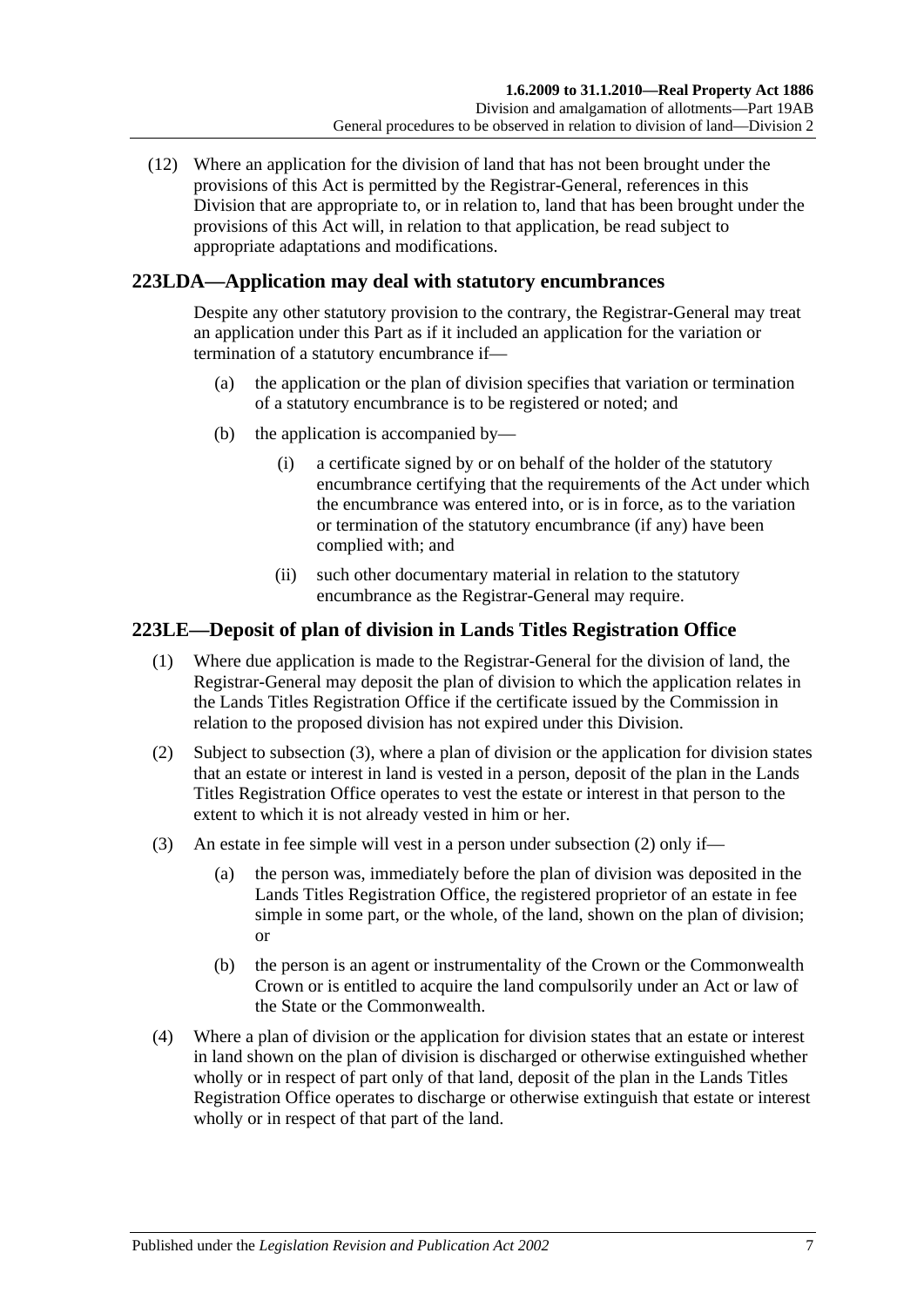(12) Where an application for the division of land that has not been brought under the provisions of this Act is permitted by the Registrar-General, references in this Division that are appropriate to, or in relation to, land that has been brought under the provisions of this Act will, in relation to that application, be read subject to appropriate adaptations and modifications.

## 223LDA—Application may deal with statutory encumbrances

Despite any other statutory provision to the contrary, the Registrar-General may treat an application under this Part as if it included an application for the variation or termination of a statutory encumbrance if—

(a) the application or the plan of division specifies that variation or termination of a statutory encumbrance is to be registered or noted; and

(b) the application is accompanied by—

(i) a certificate signed by or on behalf of the holder of the statutory encumbrance certifying that the requirements of the Act under which the encumbrance was entered into, or is in force, as to the variation or termination of the statutory encumbrance (if any) have been complied with; and

(ii) such other documentary material in relation to the statutory encumbrance as the Registrar-General may require.

## 223LE—Deposit of plan of division in Lands Titles Registration Office

(1) Where due application is made to the Registrar-General for the division of land, the Registrar-General may deposit the plan of division to which the application relates in the Lands Titles Registration Office if the certificate issued by the Commission in relation to the proposed division has not expired under this Division.

(2) Subject to subsection (3), where a plan of division or the application for division states that an estate or interest in land is vested in a person, deposit of the plan in the Lands Titles Registration Office operates to vest the estate or interest in that person to the extent to which it is not already vested in him or her.

(3) An estate in fee simple will vest in a person under subsection (2) only if—

(a) the person was, immediately before the plan of division was deposited in the Lands Titles Registration Office, the registered proprietor of an estate in fee simple in some part, or the whole, of the land, shown on the plan of division; or

(b) the person is an agent or instrumentality of the Crown or the Commonwealth Crown or is entitled to acquire the land compulsorily under an Act or law of the State or the Commonwealth.

(4) Where a plan of division or the application for division states that an estate or interest in land shown on the plan of division is discharged or otherwise extinguished whether wholly or in respect of part only of that land, deposit of the plan in the Lands Titles Registration Office operates to discharge or otherwise extinguish that estate or interest wholly or in respect of that part of the land.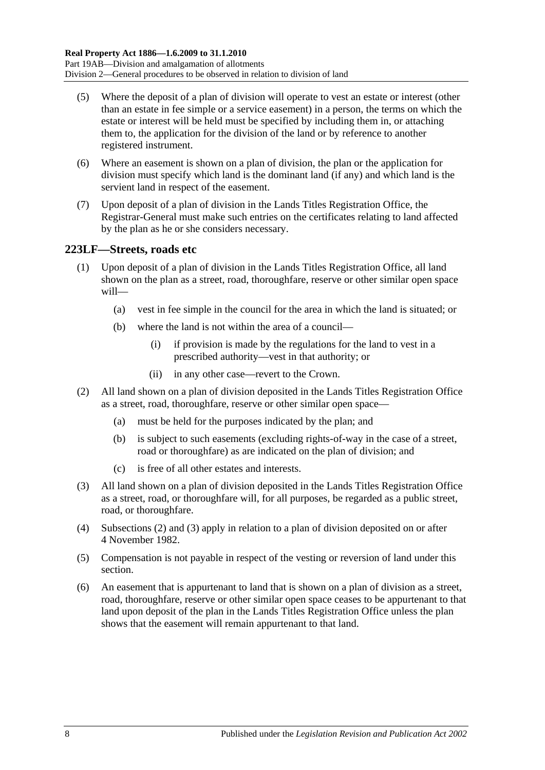(5) Where the deposit of a plan of division will operate to vest an estate or interest (other than an estate in fee simple or a service easement) in a person, the terms on which the estate or interest will be held must be specified by including them in, or attaching them to, the application for the division of the land or by reference to another registered instrument.

(6) Where an easement is shown on a plan of division, the plan or the application for division must specify which land is the dominant land (if any) and which land is the servient land in respect of the easement.

(7) Upon deposit of a plan of division in the Lands Titles Registration Office, the Registrar-General must make such entries on the certificates relating to land affected by the plan as he or she considers necessary.

## 223LF—Streets, roads etc

(1) Upon deposit of a plan of division in the Lands Titles Registration Office, all land shown on the plan as a street, road, thoroughfare, reserve or other similar open space will—

- (a) vest in fee simple in the council for the area in which the land is situated; or
- (b) where the land is not within the area of a council—
  - (i) if provision is made by the regulations for the land to vest in a prescribed authority—vest in that authority; or
  - (ii) in any other case—revert to the Crown.

(2) All land shown on a plan of division deposited in the Lands Titles Registration Office as a street, road, thoroughfare, reserve or other similar open space—

- (a) must be held for the purposes indicated by the plan; and
- (b) is subject to such easements (excluding rights-of-way in the case of a street, road or thoroughfare) as are indicated on the plan of division; and
- (c) is free of all other estates and interests.

(3) All land shown on a plan of division deposited in the Lands Titles Registration Office as a street, road, or thoroughfare will, for all purposes, be regarded as a public street, road, or thoroughfare.

(4) Subsections (2) and (3) apply in relation to a plan of division deposited on or after 4 November 1982.

(5) Compensation is not payable in respect of the vesting or reversion of land under this section.

(6) An easement that is appurtenant to land that is shown on a plan of division as a street, road, thoroughfare, reserve or other similar open space ceases to be appurtenant to that land upon deposit of the plan in the Lands Titles Registration Office unless the plan shows that the easement will remain appurtenant to that land.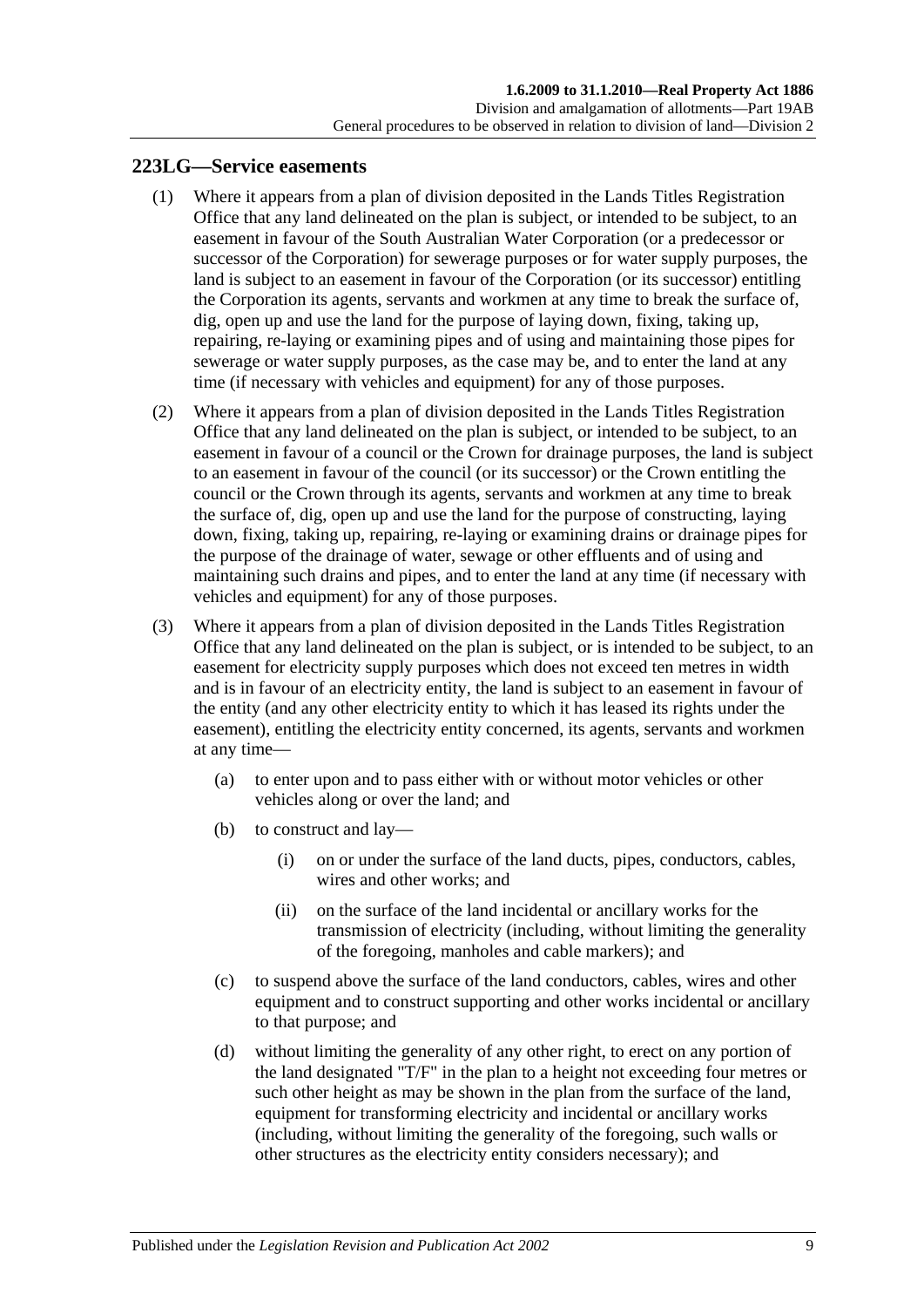## 223LG—Service easements

(1) Where it appears from a plan of division deposited in the Lands Titles Registration Office that any land delineated on the plan is subject, or intended to be subject, to an easement in favour of the South Australian Water Corporation (or a predecessor or successor of the Corporation) for sewerage purposes or for water supply purposes, the land is subject to an easement in favour of the Corporation (or its successor) entitling the Corporation its agents, servants and workmen at any time to break the surface of, dig, open up and use the land for the purpose of laying down, fixing, taking up, repairing, re-laying or examining pipes and of using and maintaining those pipes for sewerage or water supply purposes, as the case may be, and to enter the land at any time (if necessary with vehicles and equipment) for any of those purposes.

(2) Where it appears from a plan of division deposited in the Lands Titles Registration Office that any land delineated on the plan is subject, or intended to be subject, to an easement in favour of a council or the Crown for drainage purposes, the land is subject to an easement in favour of the council (or its successor) or the Crown entitling the council or the Crown through its agents, servants and workmen at any time to break the surface of, dig, open up and use the land for the purpose of constructing, laying down, fixing, taking up, repairing, re-laying or examining drains or drainage pipes for the purpose of the drainage of water, sewage or other effluents and of using and maintaining such drains and pipes, and to enter the land at any time (if necessary with vehicles and equipment) for any of those purposes.

(3) Where it appears from a plan of division deposited in the Lands Titles Registration Office that any land delineated on the plan is subject, or is intended to be subject, to an easement for electricity supply purposes which does not exceed ten metres in width and is in favour of an electricity entity, the land is subject to an easement in favour of the entity (and any other electricity entity to which it has leased its rights under the easement), entitling the electricity entity concerned, its agents, servants and workmen at any time—

(a) to enter upon and to pass either with or without motor vehicles or other vehicles along or over the land; and

(b) to construct and lay—

(i) on or under the surface of the land ducts, pipes, conductors, cables, wires and other works; and

(ii) on the surface of the land incidental or ancillary works for the transmission of electricity (including, without limiting the generality of the foregoing, manholes and cable markers); and

(c) to suspend above the surface of the land conductors, cables, wires and other equipment and to construct supporting and other works incidental or ancillary to that purpose; and

(d) without limiting the generality of any other right, to erect on any portion of the land designated "T/F" in the plan to a height not exceeding four metres or such other height as may be shown in the plan from the surface of the land, equipment for transforming electricity and incidental or ancillary works (including, without limiting the generality of the foregoing, such walls or other structures as the electricity entity considers necessary); and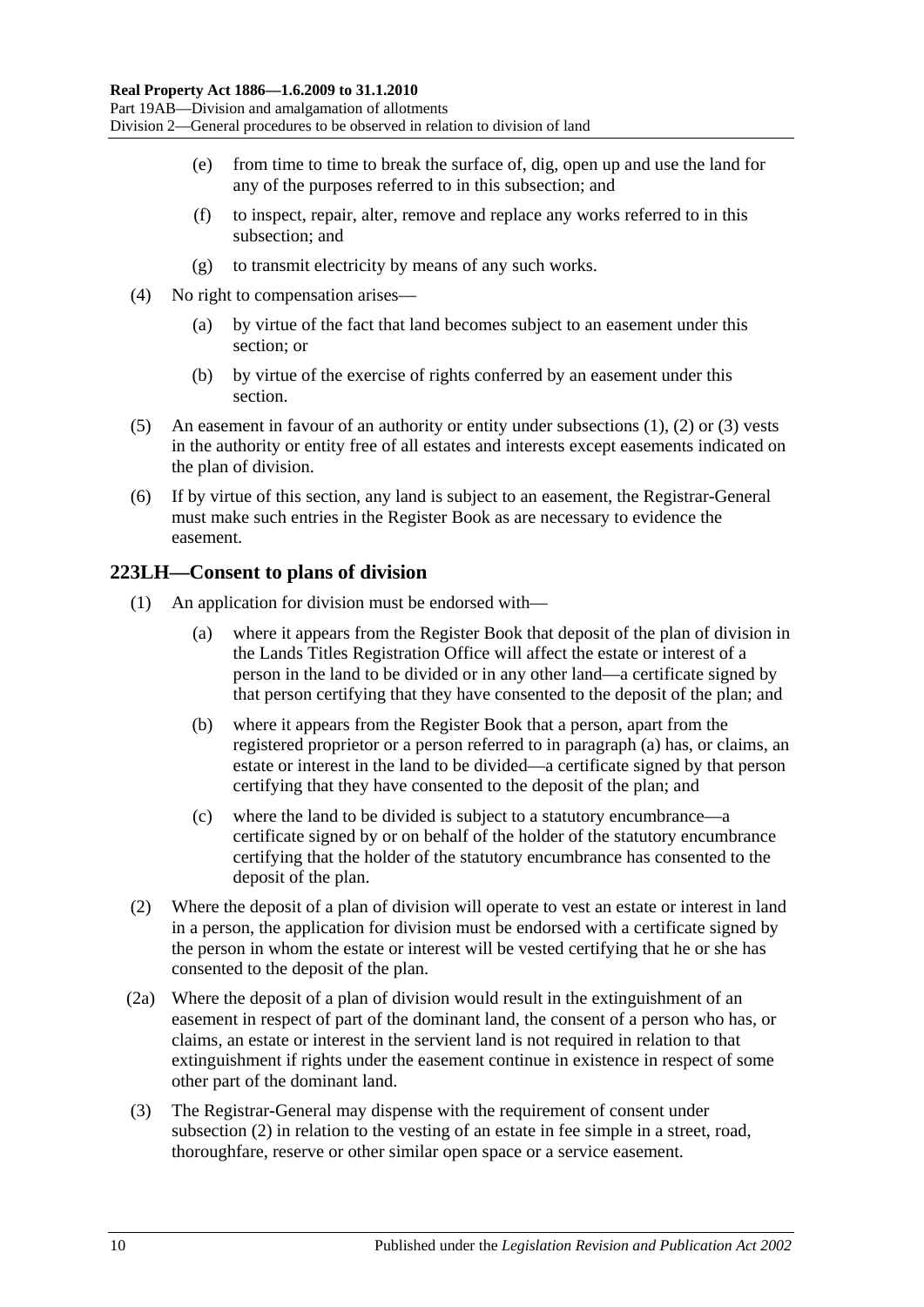(e) from time to time to break the surface of, dig, open up and use the land for any of the purposes referred to in this subsection; and

(f) to inspect, repair, alter, remove and replace any works referred to in this subsection; and

(g) to transmit electricity by means of any such works.

(4) No right to compensation arises—

(a) by virtue of the fact that land becomes subject to an easement under this section; or

(b) by virtue of the exercise of rights conferred by an easement under this section.

(5) An easement in favour of an authority or entity under subsections (1), (2) or (3) vests in the authority or entity free of all estates and interests except easements indicated on the plan of division.

(6) If by virtue of this section, any land is subject to an easement, the Registrar-General must make such entries in the Register Book as are necessary to evidence the easement.

## 223LH—Consent to plans of division

(1) An application for division must be endorsed with—

(a) where it appears from the Register Book that deposit of the plan of division in the Lands Titles Registration Office will affect the estate or interest of a person in the land to be divided or in any other land—a certificate signed by that person certifying that they have consented to the deposit of the plan; and

(b) where it appears from the Register Book that a person, apart from the registered proprietor or a person referred to in paragraph (a) has, or claims, an estate or interest in the land to be divided—a certificate signed by that person certifying that they have consented to the deposit of the plan; and

(c) where the land to be divided is subject to a statutory encumbrance—a certificate signed by or on behalf of the holder of the statutory encumbrance certifying that the holder of the statutory encumbrance has consented to the deposit of the plan.

(2) Where the deposit of a plan of division will operate to vest an estate or interest in land in a person, the application for division must be endorsed with a certificate signed by the person in whom the estate or interest will be vested certifying that he or she has consented to the deposit of the plan.

(2a) Where the deposit of a plan of division would result in the extinguishment of an easement in respect of part of the dominant land, the consent of a person who has, or claims, an estate or interest in the servient land is not required in relation to that extinguishment if rights under the easement continue in existence in respect of some other part of the dominant land.

(3) The Registrar-General may dispense with the requirement of consent under subsection (2) in relation to the vesting of an estate in fee simple in a street, road, thoroughfare, reserve or other similar open space or a service easement.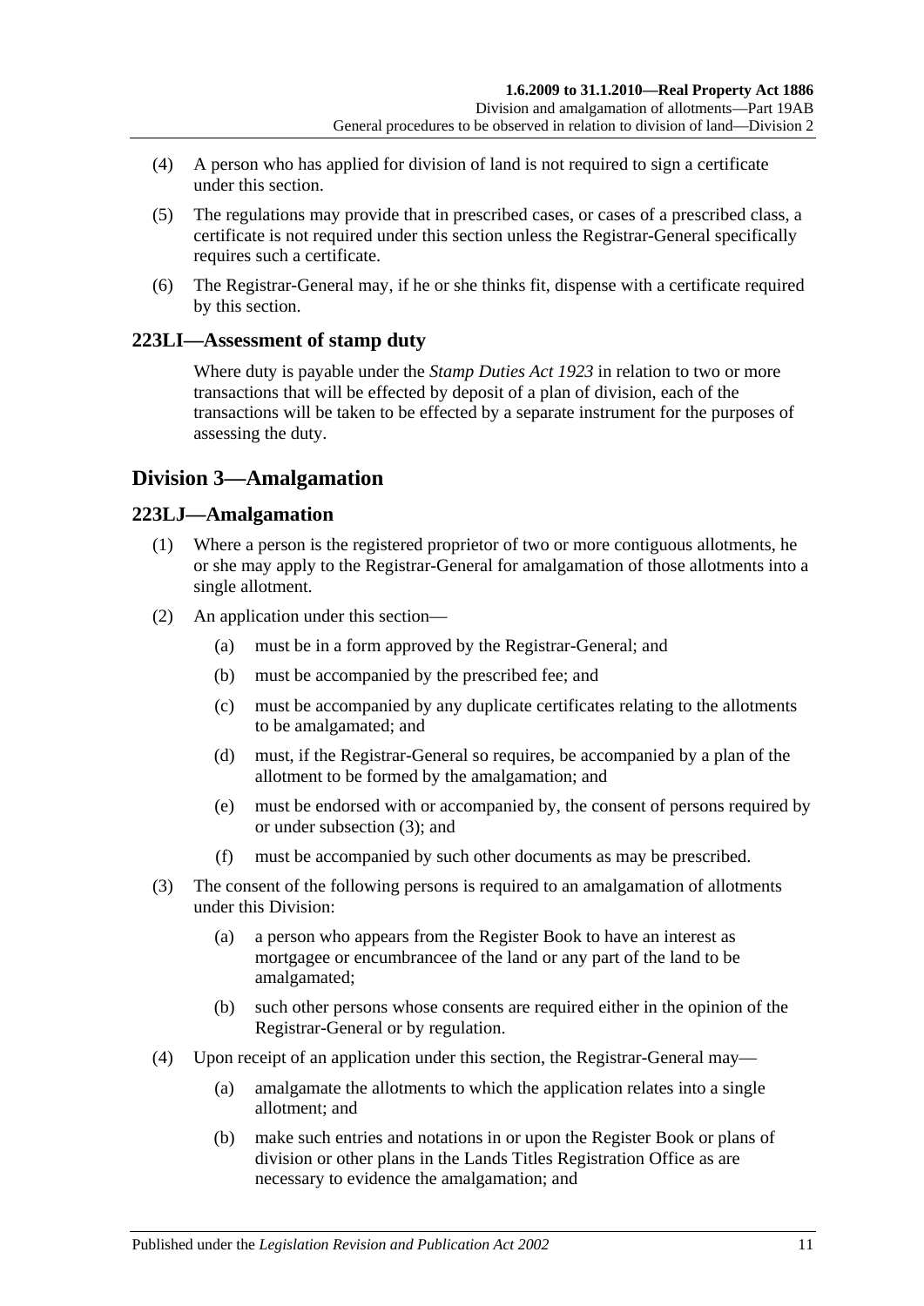(4) A person who has applied for division of land is not required to sign a certificate under this section.

(5) The regulations may provide that in prescribed cases, or cases of a prescribed class, a certificate is not required under this section unless the Registrar-General specifically requires such a certificate.

(6) The Registrar-General may, if he or she thinks fit, dispense with a certificate required by this section.

### 223LI—Assessment of stamp duty

Where duty is payable under the *Stamp Duties Act 1923* in relation to two or more transactions that will be effected by deposit of a plan of division, each of the transactions will be taken to be effected by a separate instrument for the purposes of assessing the duty.

## Division 3—Amalgamation

### 223LJ—Amalgamation

(1) Where a person is the registered proprietor of two or more contiguous allotments, he or she may apply to the Registrar-General for amalgamation of those allotments into a single allotment.

(2) An application under this section—

- (a) must be in a form approved by the Registrar-General; and
- (b) must be accompanied by the prescribed fee; and
- (c) must be accompanied by any duplicate certificates relating to the allotments to be amalgamated; and
- (d) must, if the Registrar-General so requires, be accompanied by a plan of the allotment to be formed by the amalgamation; and
- (e) must be endorsed with or accompanied by, the consent of persons required by or under subsection (3); and
- (f) must be accompanied by such other documents as may be prescribed.

(3) The consent of the following persons is required to an amalgamation of allotments under this Division:

- (a) a person who appears from the Register Book to have an interest as mortgagee or encumbrancee of the land or any part of the land to be amalgamated;
- (b) such other persons whose consents are required either in the opinion of the Registrar-General or by regulation.

(4) Upon receipt of an application under this section, the Registrar-General may—

- (a) amalgamate the allotments to which the application relates into a single allotment; and
- (b) make such entries and notations in or upon the Register Book or plans of division or other plans in the Lands Titles Registration Office as are necessary to evidence the amalgamation; and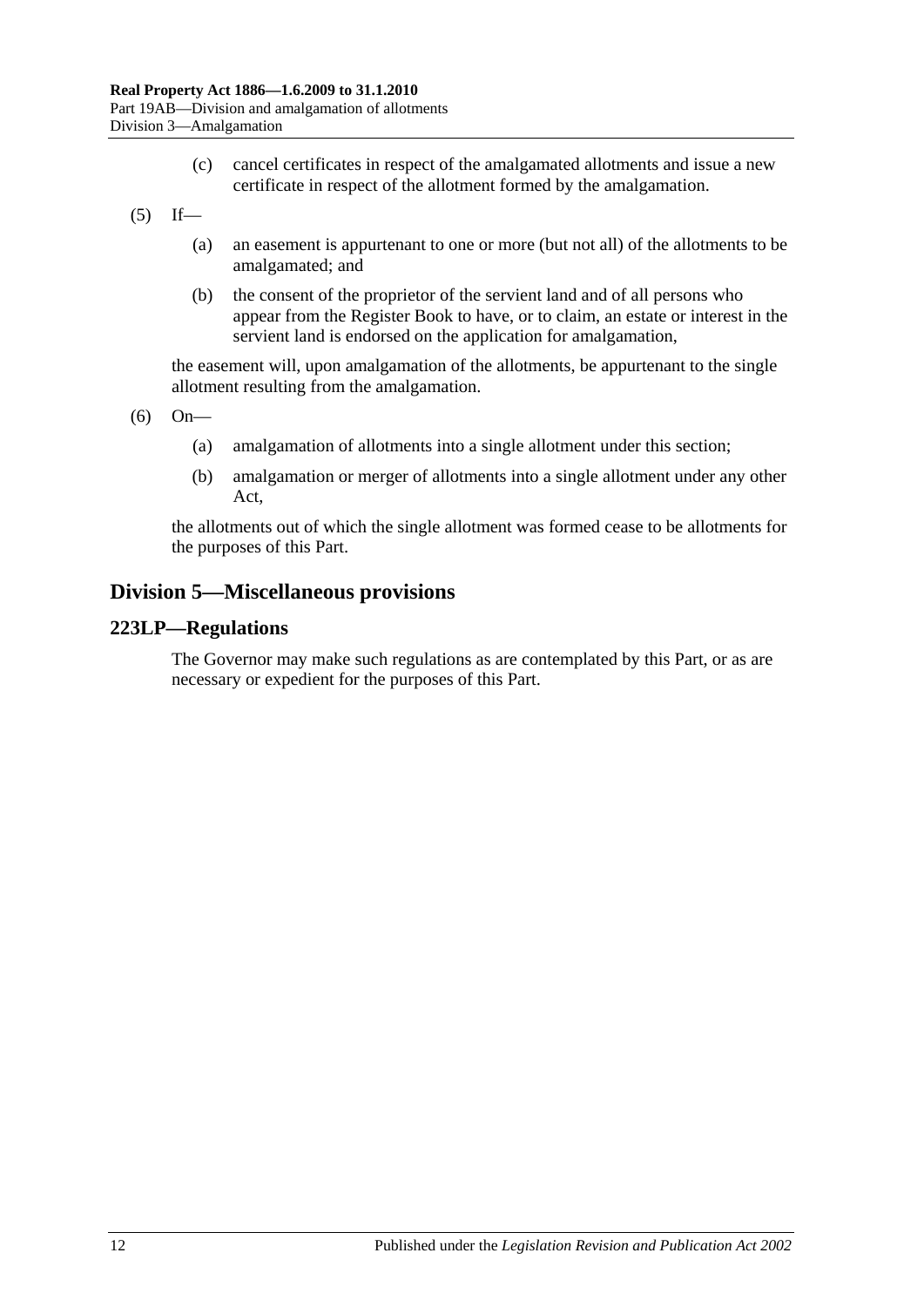(c) cancel certificates in respect of the amalgamated allotments and issue a new certificate in respect of the allotment formed by the amalgamation.

(5) If—

(a) an easement is appurtenant to one or more (but not all) of the allotments to be amalgamated; and

(b) the consent of the proprietor of the servient land and of all persons who appear from the Register Book to have, or to claim, an estate or interest in the servient land is endorsed on the application for amalgamation,

the easement will, upon amalgamation of the allotments, be appurtenant to the single allotment resulting from the amalgamation.

(6) On—

(a) amalgamation of allotments into a single allotment under this section;

(b) amalgamation or merger of allotments into a single allotment under any other Act,

the allotments out of which the single allotment was formed cease to be allotments for the purposes of this Part.

## Division 5—Miscellaneous provisions

### 223LP—Regulations

The Governor may make such regulations as are contemplated by this Part, or as are necessary or expedient for the purposes of this Part.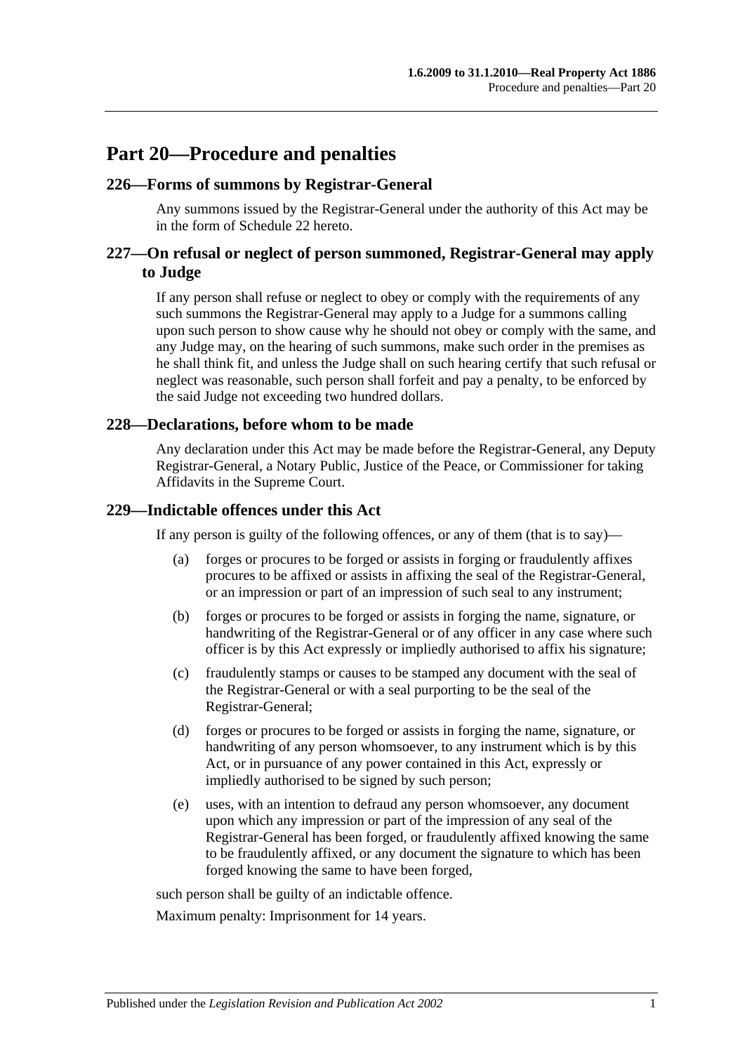# Part 20—Procedure and penalties

## 226—Forms of summons by Registrar-General

Any summons issued by the Registrar-General under the authority of this Act may be in the form of Schedule 22 hereto.

## 227—On refusal or neglect of person summoned, Registrar-General may apply to Judge

If any person shall refuse or neglect to obey or comply with the requirements of any such summons the Registrar-General may apply to a Judge for a summons calling upon such person to show cause why he should not obey or comply with the same, and any Judge may, on the hearing of such summons, make such order in the premises as he shall think fit, and unless the Judge shall on such hearing certify that such refusal or neglect was reasonable, such person shall forfeit and pay a penalty, to be enforced by the said Judge not exceeding two hundred dollars.

## 228—Declarations, before whom to be made

Any declaration under this Act may be made before the Registrar-General, any Deputy Registrar-General, a Notary Public, Justice of the Peace, or Commissioner for taking Affidavits in the Supreme Court.

## 229—Indictable offences under this Act

If any person is guilty of the following offences, or any of them (that is to say)—

(a) forges or procures to be forged or assists in forging or fraudulently affixes procures to be affixed or assists in affixing the seal of the Registrar-General, or an impression or part of an impression of such seal to any instrument;

(b) forges or procures to be forged or assists in forging the name, signature, or handwriting of the Registrar-General or of any officer in any case where such officer is by this Act expressly or impliedly authorised to affix his signature;

(c) fraudulently stamps or causes to be stamped any document with the seal of the Registrar-General or with a seal purporting to be the seal of the Registrar-General;

(d) forges or procures to be forged or assists in forging the name, signature, or handwriting of any person whomsoever, to any instrument which is by this Act, or in pursuance of any power contained in this Act, expressly or impliedly authorised to be signed by such person;

(e) uses, with an intention to defraud any person whomsoever, any document upon which any impression or part of the impression of any seal of the Registrar-General has been forged, or fraudulently affixed knowing the same to be fraudulently affixed, or any document the signature to which has been forged knowing the same to have been forged,

such person shall be guilty of an indictable offence.

Maximum penalty: Imprisonment for 14 years.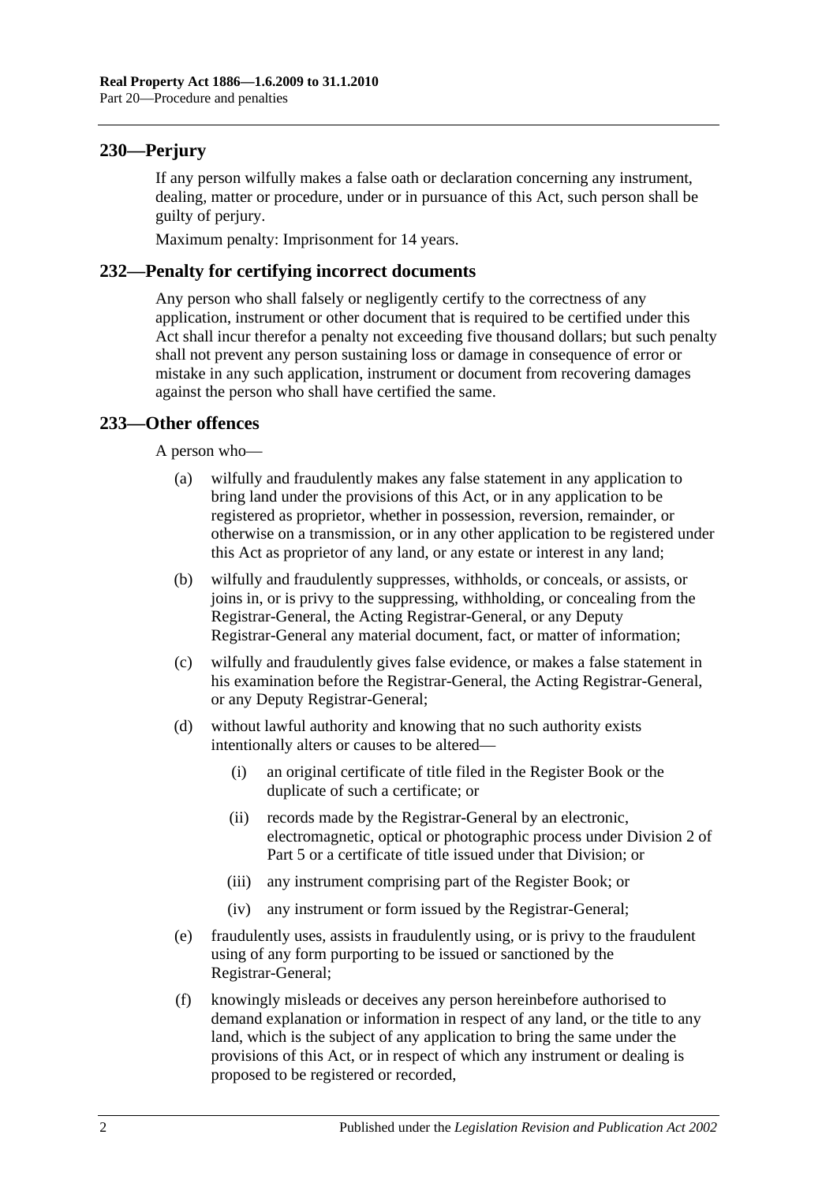## 230—Perjury

If any person wilfully makes a false oath or declaration concerning any instrument, dealing, matter or procedure, under or in pursuance of this Act, such person shall be guilty of perjury.

Maximum penalty: Imprisonment for 14 years.

## 232—Penalty for certifying incorrect documents

Any person who shall falsely or negligently certify to the correctness of any application, instrument or other document that is required to be certified under this Act shall incur therefor a penalty not exceeding five thousand dollars; but such penalty shall not prevent any person sustaining loss or damage in consequence of error or mistake in any such application, instrument or document from recovering damages against the person who shall have certified the same.

## 233—Other offences

A person who—

- (a) wilfully and fraudulently makes any false statement in any application to bring land under the provisions of this Act, or in any application to be registered as proprietor, whether in possession, reversion, remainder, or otherwise on a transmission, or in any other application to be registered under this Act as proprietor of any land, or any estate or interest in any land;
- (b) wilfully and fraudulently suppresses, withholds, or conceals, or assists, or joins in, or is privy to the suppressing, withholding, or concealing from the Registrar-General, the Acting Registrar-General, or any Deputy Registrar-General any material document, fact, or matter of information;
- (c) wilfully and fraudulently gives false evidence, or makes a false statement in his examination before the Registrar-General, the Acting Registrar-General, or any Deputy Registrar-General;
- (d) without lawful authority and knowing that no such authority exists intentionally alters or causes to be altered—
  - (i) an original certificate of title filed in the Register Book or the duplicate of such a certificate; or
  - (ii) records made by the Registrar-General by an electronic, electromagnetic, optical or photographic process under Division 2 of Part 5 or a certificate of title issued under that Division; or
  - (iii) any instrument comprising part of the Register Book; or
  - (iv) any instrument or form issued by the Registrar-General;
- (e) fraudulently uses, assists in fraudulently using, or is privy to the fraudulent using of any form purporting to be issued or sanctioned by the Registrar-General;
- (f) knowingly misleads or deceives any person hereinbefore authorised to demand explanation or information in respect of any land, or the title to any land, which is the subject of any application to bring the same under the provisions of this Act, or in respect of which any instrument or dealing is proposed to be registered or recorded,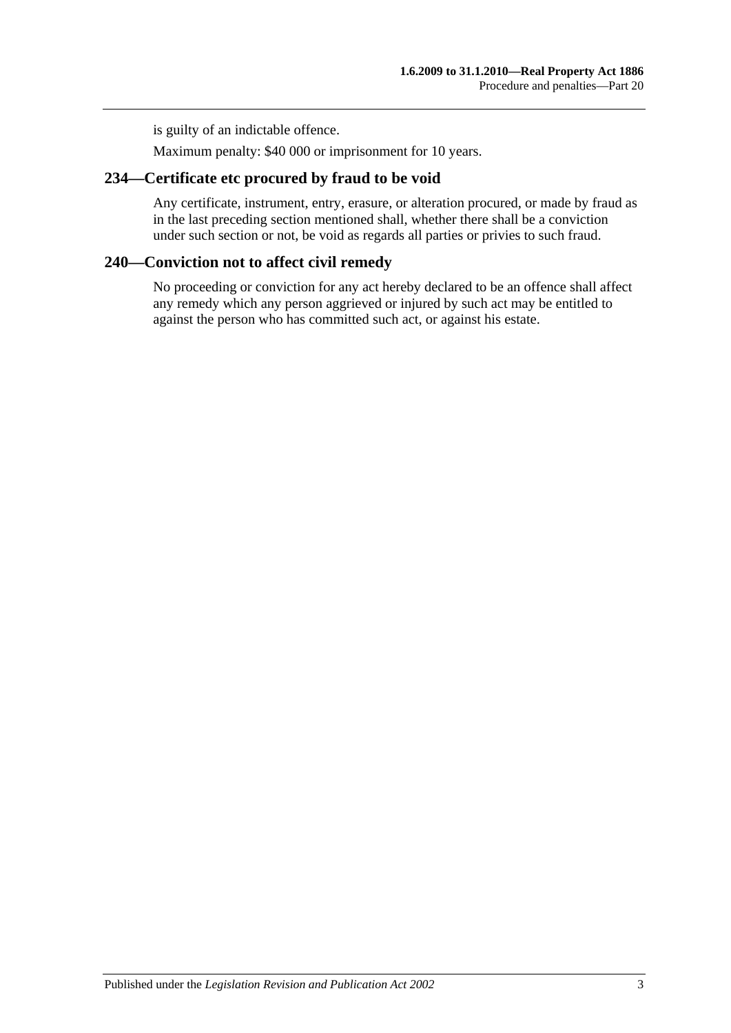is guilty of an indictable offence.

Maximum penalty: $40 000 or imprisonment for 10 years.

## 234—Certificate etc procured by fraud to be void

Any certificate, instrument, entry, erasure, or alteration procured, or made by fraud as in the last preceding section mentioned shall, whether there shall be a conviction under such section or not, be void as regards all parties or privies to such fraud.

## 240—Conviction not to affect civil remedy

No proceeding or conviction for any act hereby declared to be an offence shall affect any remedy which any person aggrieved or injured by such act may be entitled to against the person who has committed such act, or against his estate.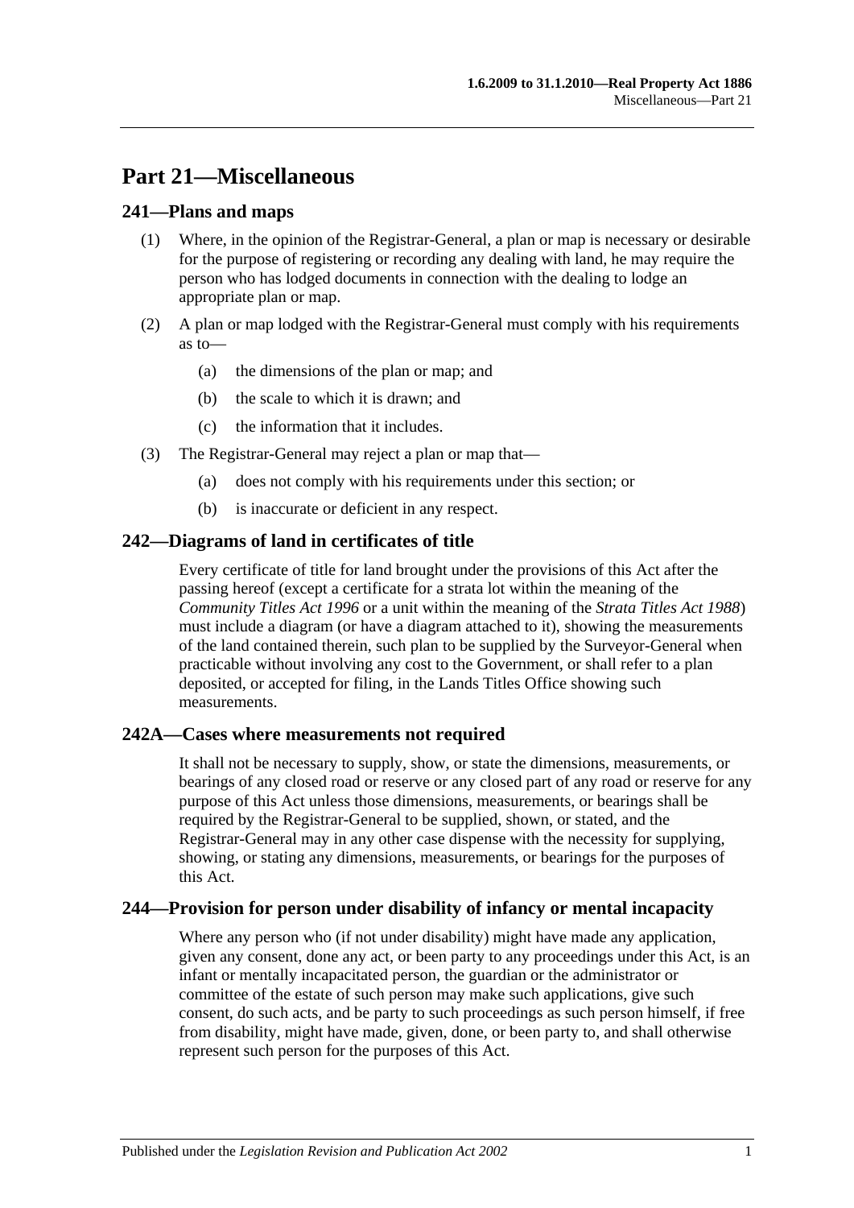# Part 21—Miscellaneous

## 241—Plans and maps

(1) Where, in the opinion of the Registrar-General, a plan or map is necessary or desirable for the purpose of registering or recording any dealing with land, he may require the person who has lodged documents in connection with the dealing to lodge an appropriate plan or map.

(2) A plan or map lodged with the Registrar-General must comply with his requirements as to—

(a) the dimensions of the plan or map; and

(b) the scale to which it is drawn; and

(c) the information that it includes.

(3) The Registrar-General may reject a plan or map that—

(a) does not comply with his requirements under this section; or

(b) is inaccurate or deficient in any respect.

## 242—Diagrams of land in certificates of title

Every certificate of title for land brought under the provisions of this Act after the passing hereof (except a certificate for a strata lot within the meaning of the *Community Titles Act 1996* or a unit within the meaning of the *Strata Titles Act 1988*) must include a diagram (or have a diagram attached to it), showing the measurements of the land contained therein, such plan to be supplied by the Surveyor-General when practicable without involving any cost to the Government, or shall refer to a plan deposited, or accepted for filing, in the Lands Titles Office showing such measurements.

## 242A—Cases where measurements not required

It shall not be necessary to supply, show, or state the dimensions, measurements, or bearings of any closed road or reserve or any closed part of any road or reserve for any purpose of this Act unless those dimensions, measurements, or bearings shall be required by the Registrar-General to be supplied, shown, or stated, and the Registrar-General may in any other case dispense with the necessity for supplying, showing, or stating any dimensions, measurements, or bearings for the purposes of this Act.

## 244—Provision for person under disability of infancy or mental incapacity

Where any person who (if not under disability) might have made any application, given any consent, done any act, or been party to any proceedings under this Act, is an infant or mentally incapacitated person, the guardian or the administrator or committee of the estate of such person may make such applications, give such consent, do such acts, and be party to such proceedings as such person himself, if free from disability, might have made, given, done, or been party to, and shall otherwise represent such person for the purposes of this Act.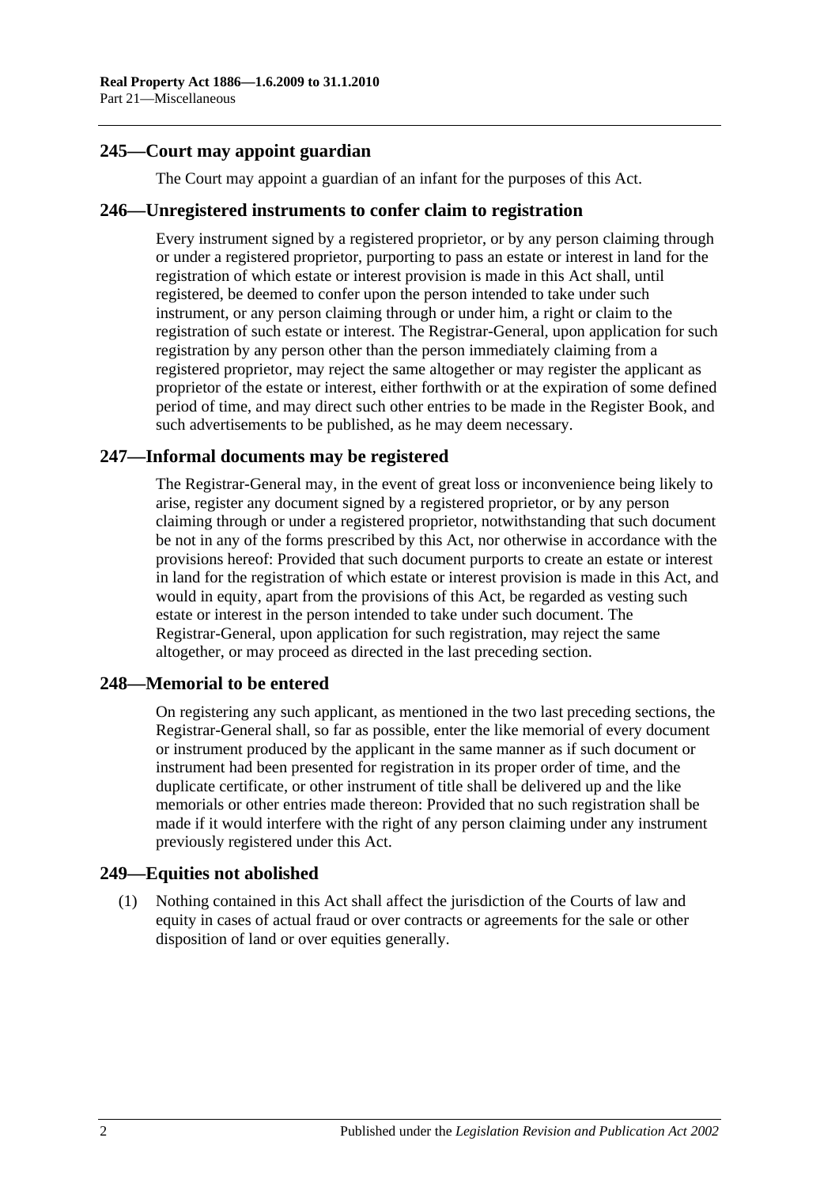## 245—Court may appoint guardian

The Court may appoint a guardian of an infant for the purposes of this Act.

## 246—Unregistered instruments to confer claim to registration

Every instrument signed by a registered proprietor, or by any person claiming through or under a registered proprietor, purporting to pass an estate or interest in land for the registration of which estate or interest provision is made in this Act shall, until registered, be deemed to confer upon the person intended to take under such instrument, or any person claiming through or under him, a right or claim to the registration of such estate or interest. The Registrar-General, upon application for such registration by any person other than the person immediately claiming from a registered proprietor, may reject the same altogether or may register the applicant as proprietor of the estate or interest, either forthwith or at the expiration of some defined period of time, and may direct such other entries to be made in the Register Book, and such advertisements to be published, as he may deem necessary.

## 247—Informal documents may be registered

The Registrar-General may, in the event of great loss or inconvenience being likely to arise, register any document signed by a registered proprietor, or by any person claiming through or under a registered proprietor, notwithstanding that such document be not in any of the forms prescribed by this Act, nor otherwise in accordance with the provisions hereof: Provided that such document purports to create an estate or interest in land for the registration of which estate or interest provision is made in this Act, and would in equity, apart from the provisions of this Act, be regarded as vesting such estate or interest in the person intended to take under such document. The Registrar-General, upon application for such registration, may reject the same altogether, or may proceed as directed in the last preceding section.

## 248—Memorial to be entered

On registering any such applicant, as mentioned in the two last preceding sections, the Registrar-General shall, so far as possible, enter the like memorial of every document or instrument produced by the applicant in the same manner as if such document or instrument had been presented for registration in its proper order of time, and the duplicate certificate, or other instrument of title shall be delivered up and the like memorials or other entries made thereon: Provided that no such registration shall be made if it would interfere with the right of any person claiming under any instrument previously registered under this Act.

## 249—Equities not abolished

(1) Nothing contained in this Act shall affect the jurisdiction of the Courts of law and equity in cases of actual fraud or over contracts or agreements for the sale or other disposition of land or over equities generally.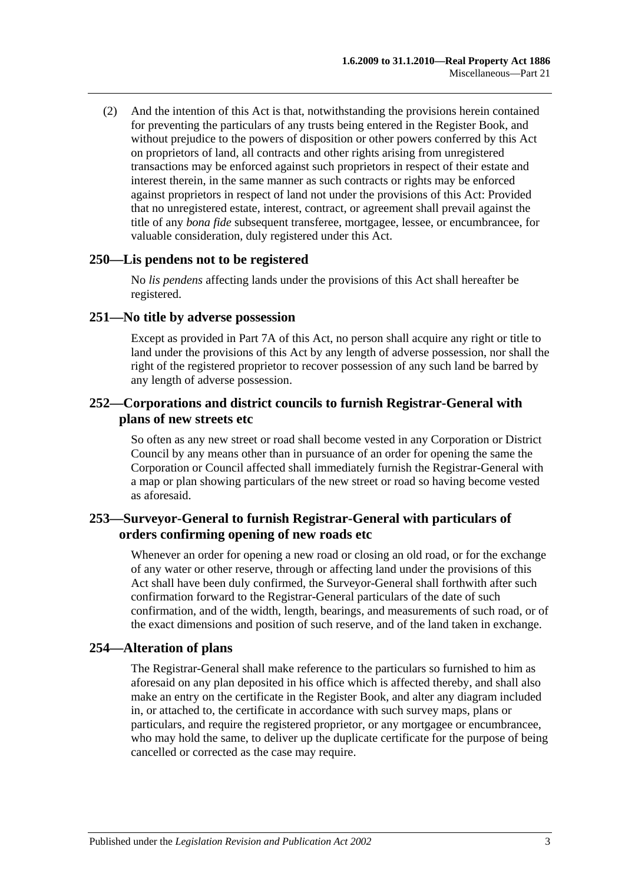(2) And the intention of this Act is that, notwithstanding the provisions herein contained for preventing the particulars of any trusts being entered in the Register Book, and without prejudice to the powers of disposition or other powers conferred by this Act on proprietors of land, all contracts and other rights arising from unregistered transactions may be enforced against such proprietors in respect of their estate and interest therein, in the same manner as such contracts or rights may be enforced against proprietors in respect of land not under the provisions of this Act: Provided that no unregistered estate, interest, contract, or agreement shall prevail against the title of any *bona fide* subsequent transferee, mortgagee, lessee, or encumbrancee, for valuable consideration, duly registered under this Act.

## 250—Lis pendens not to be registered

No *lis pendens* affecting lands under the provisions of this Act shall hereafter be registered.

## 251—No title by adverse possession

Except as provided in Part 7A of this Act, no person shall acquire any right or title to land under the provisions of this Act by any length of adverse possession, nor shall the right of the registered proprietor to recover possession of any such land be barred by any length of adverse possession.

## 252—Corporations and district councils to furnish Registrar-General with plans of new streets etc

So often as any new street or road shall become vested in any Corporation or District Council by any means other than in pursuance of an order for opening the same the Corporation or Council affected shall immediately furnish the Registrar-General with a map or plan showing particulars of the new street or road so having become vested as aforesaid.

## 253—Surveyor-General to furnish Registrar-General with particulars of orders confirming opening of new roads etc

Whenever an order for opening a new road or closing an old road, or for the exchange of any water or other reserve, through or affecting land under the provisions of this Act shall have been duly confirmed, the Surveyor-General shall forthwith after such confirmation forward to the Registrar-General particulars of the date of such confirmation, and of the width, length, bearings, and measurements of such road, or of the exact dimensions and position of such reserve, and of the land taken in exchange.

## 254—Alteration of plans

The Registrar-General shall make reference to the particulars so furnished to him as aforesaid on any plan deposited in his office which is affected thereby, and shall also make an entry on the certificate in the Register Book, and alter any diagram included in, or attached to, the certificate in accordance with such survey maps, plans or particulars, and require the registered proprietor, or any mortgagee or encumbrancee, who may hold the same, to deliver up the duplicate certificate for the purpose of being cancelled or corrected as the case may require.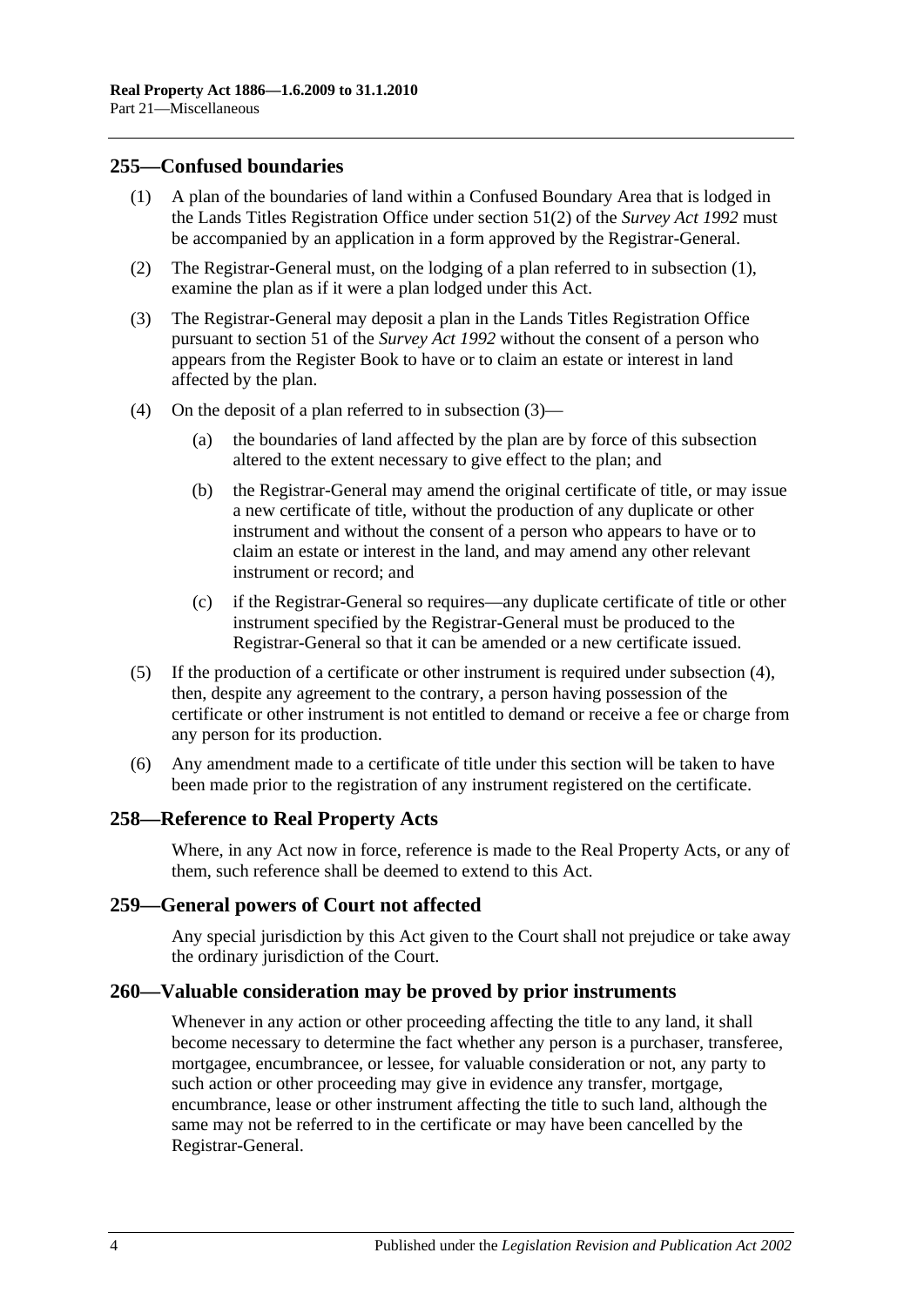## 255—Confused boundaries

(1) A plan of the boundaries of land within a Confused Boundary Area that is lodged in the Lands Titles Registration Office under section 51(2) of the *Survey Act 1992* must be accompanied by an application in a form approved by the Registrar-General.

(2) The Registrar-General must, on the lodging of a plan referred to in subsection (1), examine the plan as if it were a plan lodged under this Act.

(3) The Registrar-General may deposit a plan in the Lands Titles Registration Office pursuant to section 51 of the *Survey Act 1992* without the consent of a person who appears from the Register Book to have or to claim an estate or interest in land affected by the plan.

(4) On the deposit of a plan referred to in subsection (3)—

(a) the boundaries of land affected by the plan are by force of this subsection altered to the extent necessary to give effect to the plan; and

(b) the Registrar-General may amend the original certificate of title, or may issue a new certificate of title, without the production of any duplicate or other instrument and without the consent of a person who appears to have or to claim an estate or interest in the land, and may amend any other relevant instrument or record; and

(c) if the Registrar-General so requires—any duplicate certificate of title or other instrument specified by the Registrar-General must be produced to the Registrar-General so that it can be amended or a new certificate issued.

(5) If the production of a certificate or other instrument is required under subsection (4), then, despite any agreement to the contrary, a person having possession of the certificate or other instrument is not entitled to demand or receive a fee or charge from any person for its production.

(6) Any amendment made to a certificate of title under this section will be taken to have been made prior to the registration of any instrument registered on the certificate.

## 258—Reference to Real Property Acts

Where, in any Act now in force, reference is made to the Real Property Acts, or any of them, such reference shall be deemed to extend to this Act.

## 259—General powers of Court not affected

Any special jurisdiction by this Act given to the Court shall not prejudice or take away the ordinary jurisdiction of the Court.

## 260—Valuable consideration may be proved by prior instruments

Whenever in any action or other proceeding affecting the title to any land, it shall become necessary to determine the fact whether any person is a purchaser, transferee, mortgagee, encumbrancee, or lessee, for valuable consideration or not, any party to such action or other proceeding may give in evidence any transfer, mortgage, encumbrance, lease or other instrument affecting the title to such land, although the same may not be referred to in the certificate or may have been cancelled by the Registrar-General.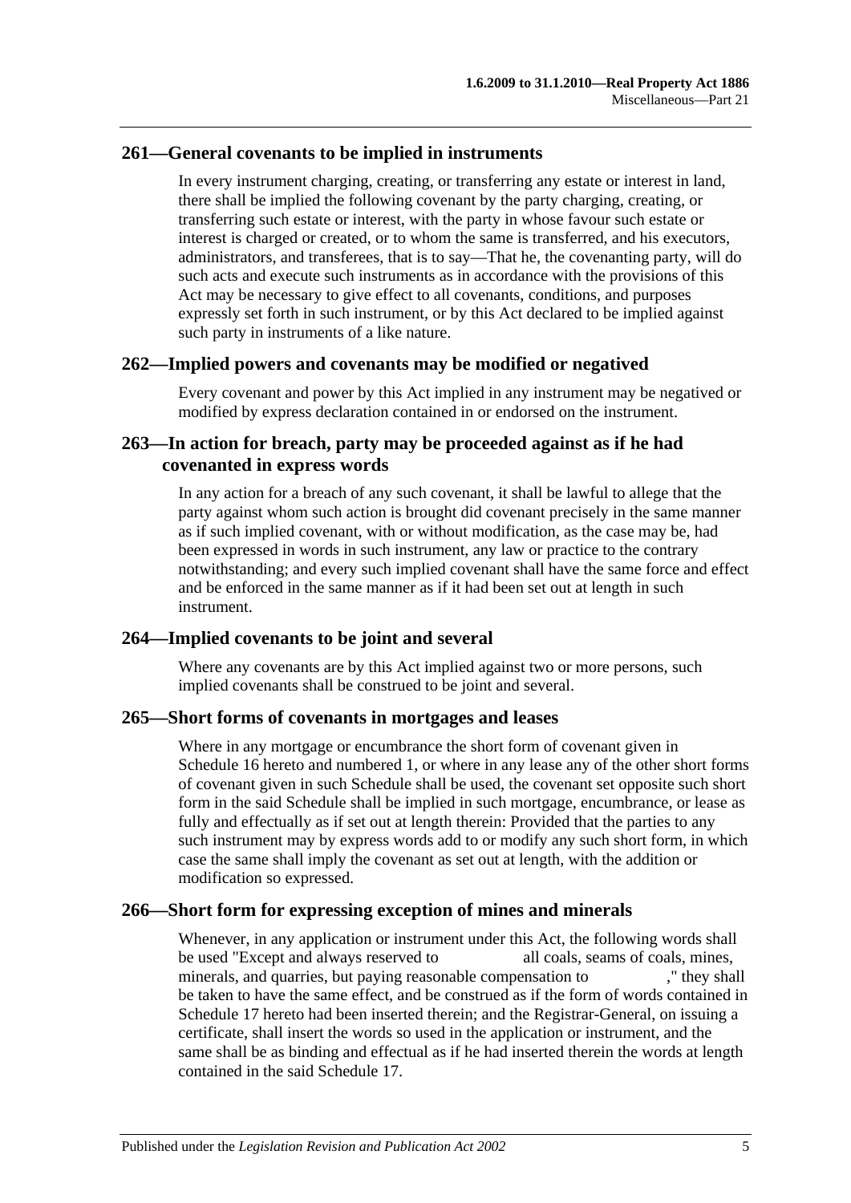## 261—General covenants to be implied in instruments

In every instrument charging, creating, or transferring any estate or interest in land, there shall be implied the following covenant by the party charging, creating, or transferring such estate or interest, with the party in whose favour such estate or interest is charged or created, or to whom the same is transferred, and his executors, administrators, and transferees, that is to say—That he, the covenanting party, will do such acts and execute such instruments as in accordance with the provisions of this Act may be necessary to give effect to all covenants, conditions, and purposes expressly set forth in such instrument, or by this Act declared to be implied against such party in instruments of a like nature.

## 262—Implied powers and covenants may be modified or negatived

Every covenant and power by this Act implied in any instrument may be negatived or modified by express declaration contained in or endorsed on the instrument.

## 263—In action for breach, party may be proceeded against as if he had covenanted in express words

In any action for a breach of any such covenant, it shall be lawful to allege that the party against whom such action is brought did covenant precisely in the same manner as if such implied covenant, with or without modification, as the case may be, had been expressed in words in such instrument, any law or practice to the contrary notwithstanding; and every such implied covenant shall have the same force and effect and be enforced in the same manner as if it had been set out at length in such instrument.

## 264—Implied covenants to be joint and several

Where any covenants are by this Act implied against two or more persons, such implied covenants shall be construed to be joint and several.

## 265—Short forms of covenants in mortgages and leases

Where in any mortgage or encumbrance the short form of covenant given in Schedule 16 hereto and numbered 1, or where in any lease any of the other short forms of covenant given in such Schedule shall be used, the covenant set opposite such short form in the said Schedule shall be implied in such mortgage, encumbrance, or lease as fully and effectually as if set out at length therein: Provided that the parties to any such instrument may by express words add to or modify any such short form, in which case the same shall imply the covenant as set out at length, with the addition or modification so expressed.

## 266—Short form for expressing exception of mines and minerals

Whenever, in any application or instrument under this Act, the following words shall be used "Except and always reserved to all coals, seams of coals, mines, minerals, and quarries, but paying reasonable compensation to ," they shall be taken to have the same effect, and be construed as if the form of words contained in Schedule 17 hereto had been inserted therein; and the Registrar-General, on issuing a certificate, shall insert the words so used in the application or instrument, and the same shall be as binding and effectual as if he had inserted therein the words at length contained in the said Schedule 17.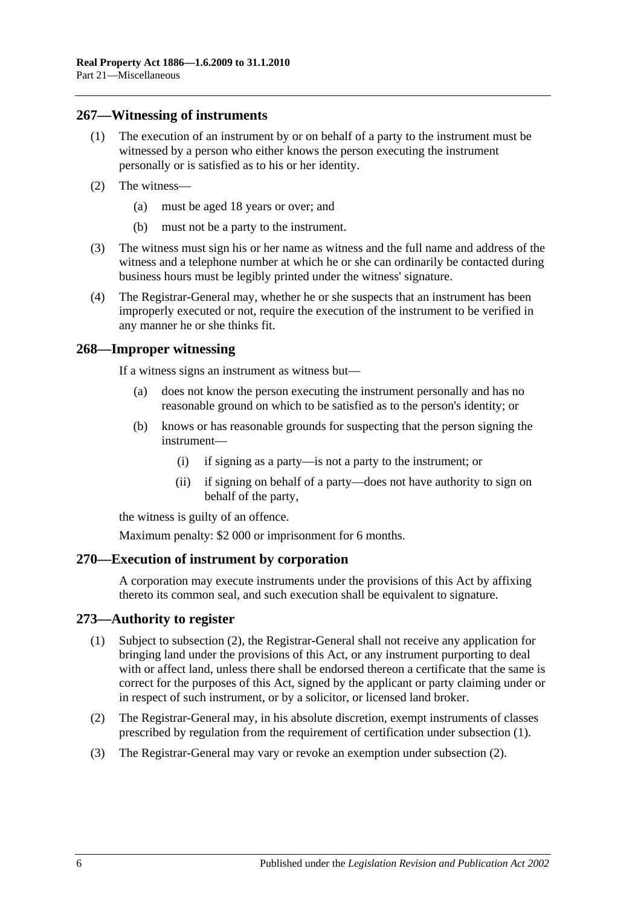## 267—Witnessing of instruments

(1) The execution of an instrument by or on behalf of a party to the instrument must be witnessed by a person who either knows the person executing the instrument personally or is satisfied as to his or her identity.

(2) The witness—

(a) must be aged 18 years or over; and

(b) must not be a party to the instrument.

(3) The witness must sign his or her name as witness and the full name and address of the witness and a telephone number at which he or she can ordinarily be contacted during business hours must be legibly printed under the witness' signature.

(4) The Registrar-General may, whether he or she suspects that an instrument has been improperly executed or not, require the execution of the instrument to be verified in any manner he or she thinks fit.

## 268—Improper witnessing

If a witness signs an instrument as witness but—

(a) does not know the person executing the instrument personally and has no reasonable ground on which to be satisfied as to the person's identity; or

(b) knows or has reasonable grounds for suspecting that the person signing the instrument—

(i) if signing as a party—is not a party to the instrument; or

(ii) if signing on behalf of a party—does not have authority to sign on behalf of the party,

the witness is guilty of an offence.

Maximum penalty: $2 000 or imprisonment for 6 months.

## 270—Execution of instrument by corporation

A corporation may execute instruments under the provisions of this Act by affixing thereto its common seal, and such execution shall be equivalent to signature.

## 273—Authority to register

(1) Subject to subsection (2), the Registrar-General shall not receive any application for bringing land under the provisions of this Act, or any instrument purporting to deal with or affect land, unless there shall be endorsed thereon a certificate that the same is correct for the purposes of this Act, signed by the applicant or party claiming under or in respect of such instrument, or by a solicitor, or licensed land broker.

(2) The Registrar-General may, in his absolute discretion, exempt instruments of classes prescribed by regulation from the requirement of certification under subsection (1).

(3) The Registrar-General may vary or revoke an exemption under subsection (2).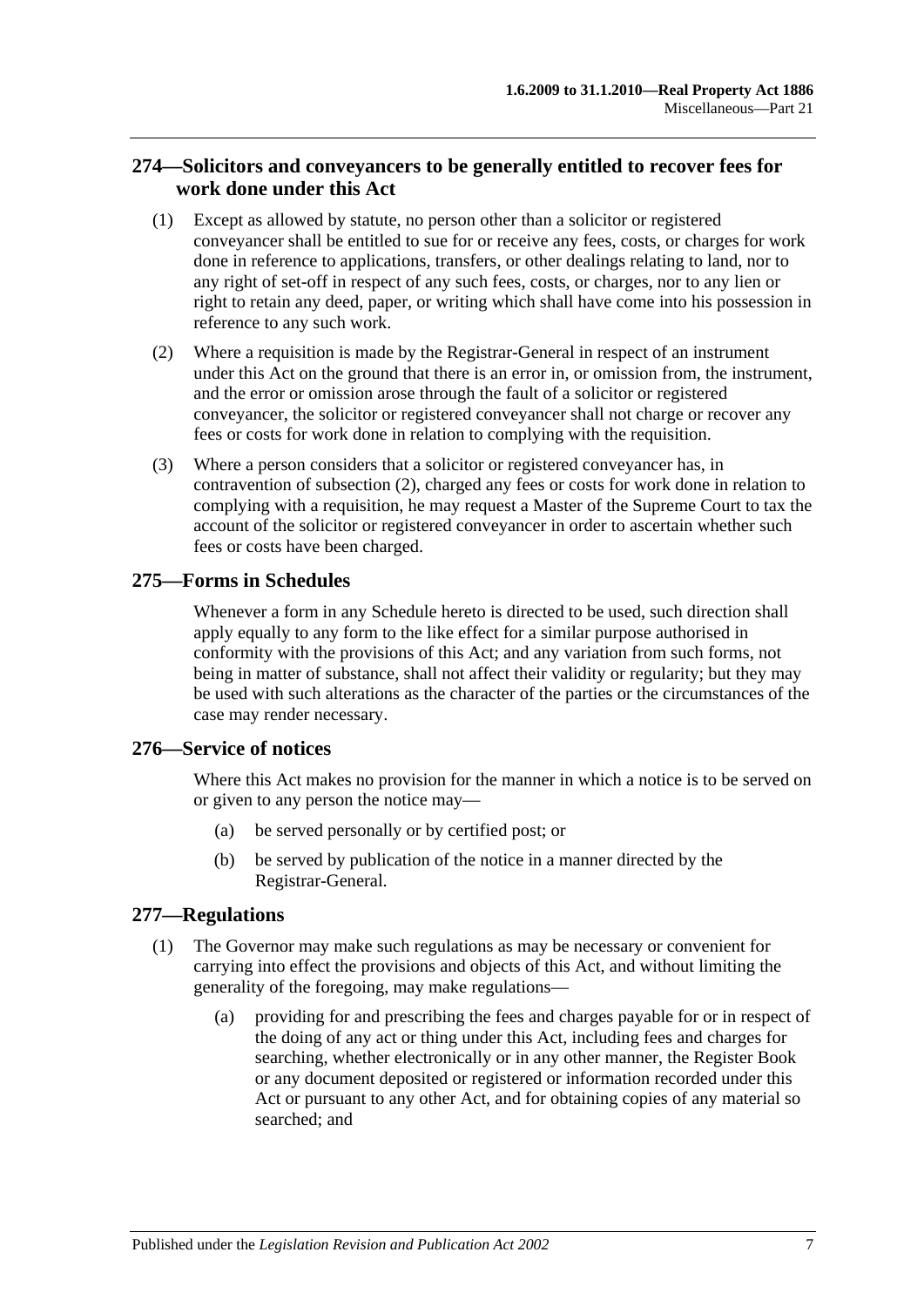## 274—Solicitors and conveyancers to be generally entitled to recover fees for work done under this Act

(1) Except as allowed by statute, no person other than a solicitor or registered conveyancer shall be entitled to sue for or receive any fees, costs, or charges for work done in reference to applications, transfers, or other dealings relating to land, nor to any right of set-off in respect of any such fees, costs, or charges, nor to any lien or right to retain any deed, paper, or writing which shall have come into his possession in reference to any such work.

(2) Where a requisition is made by the Registrar-General in respect of an instrument under this Act on the ground that there is an error in, or omission from, the instrument, and the error or omission arose through the fault of a solicitor or registered conveyancer, the solicitor or registered conveyancer shall not charge or recover any fees or costs for work done in relation to complying with the requisition.

(3) Where a person considers that a solicitor or registered conveyancer has, in contravention of subsection (2), charged any fees or costs for work done in relation to complying with a requisition, he may request a Master of the Supreme Court to tax the account of the solicitor or registered conveyancer in order to ascertain whether such fees or costs have been charged.

## 275—Forms in Schedules

Whenever a form in any Schedule hereto is directed to be used, such direction shall apply equally to any form to the like effect for a similar purpose authorised in conformity with the provisions of this Act; and any variation from such forms, not being in matter of substance, shall not affect their validity or regularity; but they may be used with such alterations as the character of the parties or the circumstances of the case may render necessary.

## 276—Service of notices

Where this Act makes no provision for the manner in which a notice is to be served on or given to any person the notice may—

(a) be served personally or by certified post; or

(b) be served by publication of the notice in a manner directed by the Registrar-General.

## 277—Regulations

(1) The Governor may make such regulations as may be necessary or convenient for carrying into effect the provisions and objects of this Act, and without limiting the generality of the foregoing, may make regulations—

(a) providing for and prescribing the fees and charges payable for or in respect of the doing of any act or thing under this Act, including fees and charges for searching, whether electronically or in any other manner, the Register Book or any document deposited or registered or information recorded under this Act or pursuant to any other Act, and for obtaining copies of any material so searched; and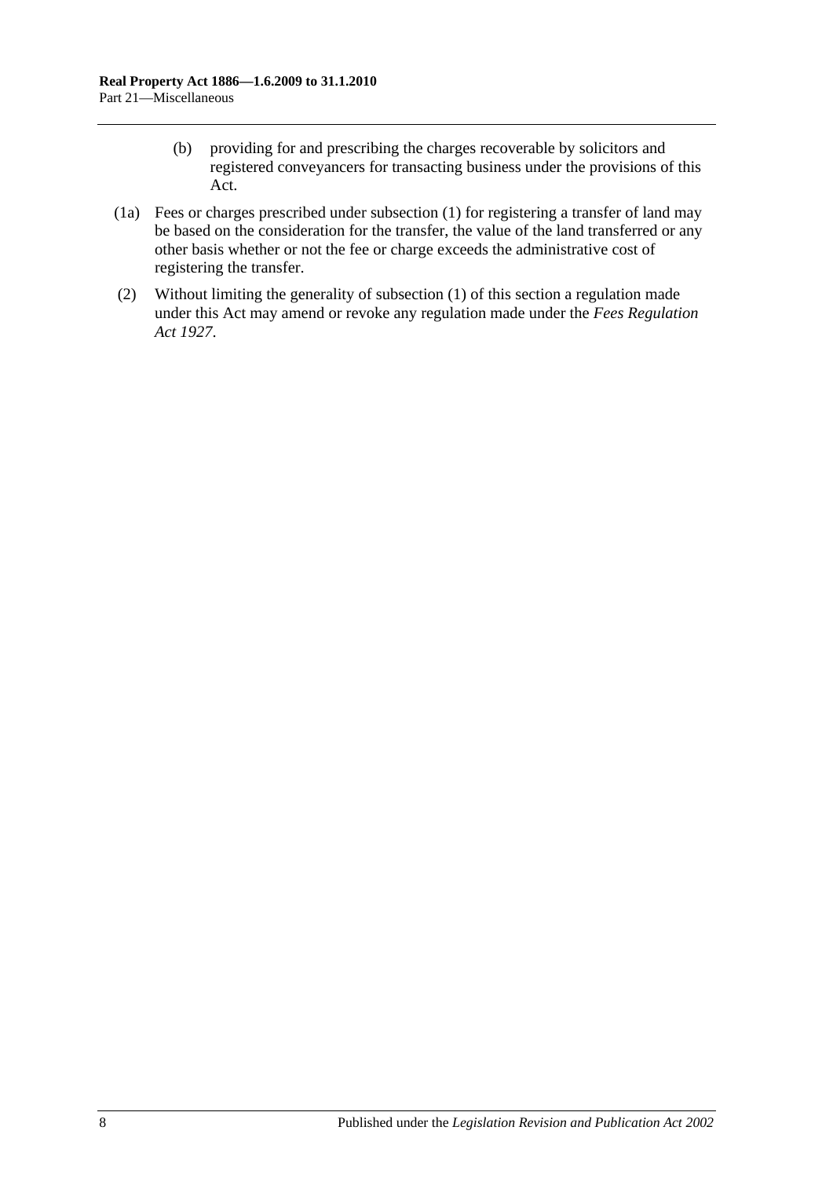(b) providing for and prescribing the charges recoverable by solicitors and registered conveyancers for transacting business under the provisions of this Act.

(1a) Fees or charges prescribed under subsection (1) for registering a transfer of land may be based on the consideration for the transfer, the value of the land transferred or any other basis whether or not the fee or charge exceeds the administrative cost of registering the transfer.

(2) Without limiting the generality of subsection (1) of this section a regulation made under this Act may amend or revoke any regulation made under the *Fees Regulation Act 1927*.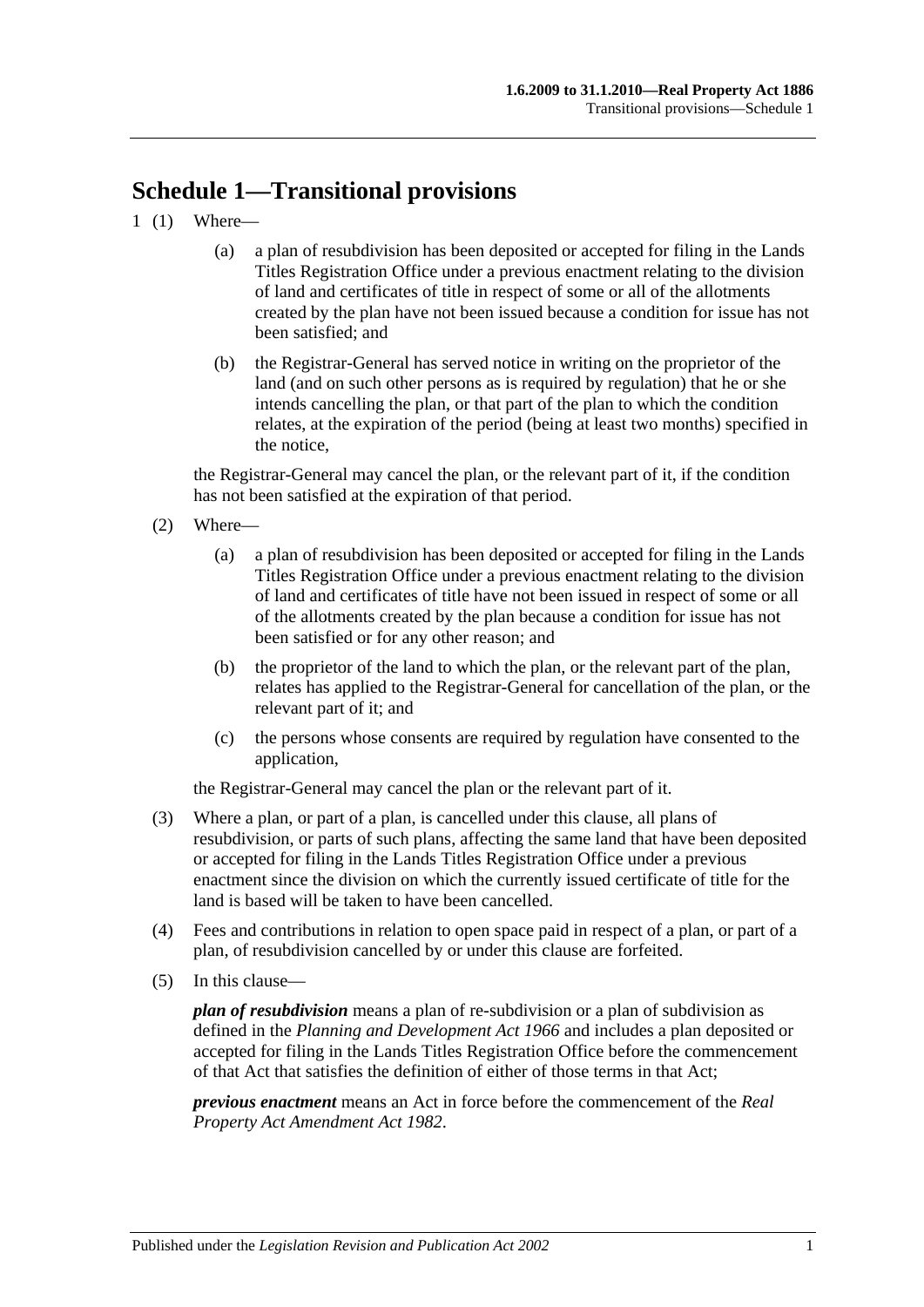## Schedule 1—Transitional provisions

1 (1) Where—

(a) a plan of resubdivision has been deposited or accepted for filing in the Lands Titles Registration Office under a previous enactment relating to the division of land and certificates of title in respect of some or all of the allotments created by the plan have not been issued because a condition for issue has not been satisfied; and

(b) the Registrar-General has served notice in writing on the proprietor of the land (and on such other persons as is required by regulation) that he or she intends cancelling the plan, or that part of the plan to which the condition relates, at the expiration of the period (being at least two months) specified in the notice,

the Registrar-General may cancel the plan, or the relevant part of it, if the condition has not been satisfied at the expiration of that period.

(2) Where—

(a) a plan of resubdivision has been deposited or accepted for filing in the Lands Titles Registration Office under a previous enactment relating to the division of land and certificates of title have not been issued in respect of some or all of the allotments created by the plan because a condition for issue has not been satisfied or for any other reason; and

(b) the proprietor of the land to which the plan, or the relevant part of the plan, relates has applied to the Registrar-General for cancellation of the plan, or the relevant part of it; and

(c) the persons whose consents are required by regulation have consented to the application,

the Registrar-General may cancel the plan or the relevant part of it.

(3) Where a plan, or part of a plan, is cancelled under this clause, all plans of resubdivision, or parts of such plans, affecting the same land that have been deposited or accepted for filing in the Lands Titles Registration Office under a previous enactment since the division on which the currently issued certificate of title for the land is based will be taken to have been cancelled.

(4) Fees and contributions in relation to open space paid in respect of a plan, or part of a plan, of resubdivision cancelled by or under this clause are forfeited.

(5) In this clause—

***plan of resubdivision*** means a plan of re-subdivision or a plan of subdivision as defined in the *Planning and Development Act 1966* and includes a plan deposited or accepted for filing in the Lands Titles Registration Office before the commencement of that Act that satisfies the definition of either of those terms in that Act;

***previous enactment*** means an Act in force before the commencement of the *Real Property Act Amendment Act 1982*.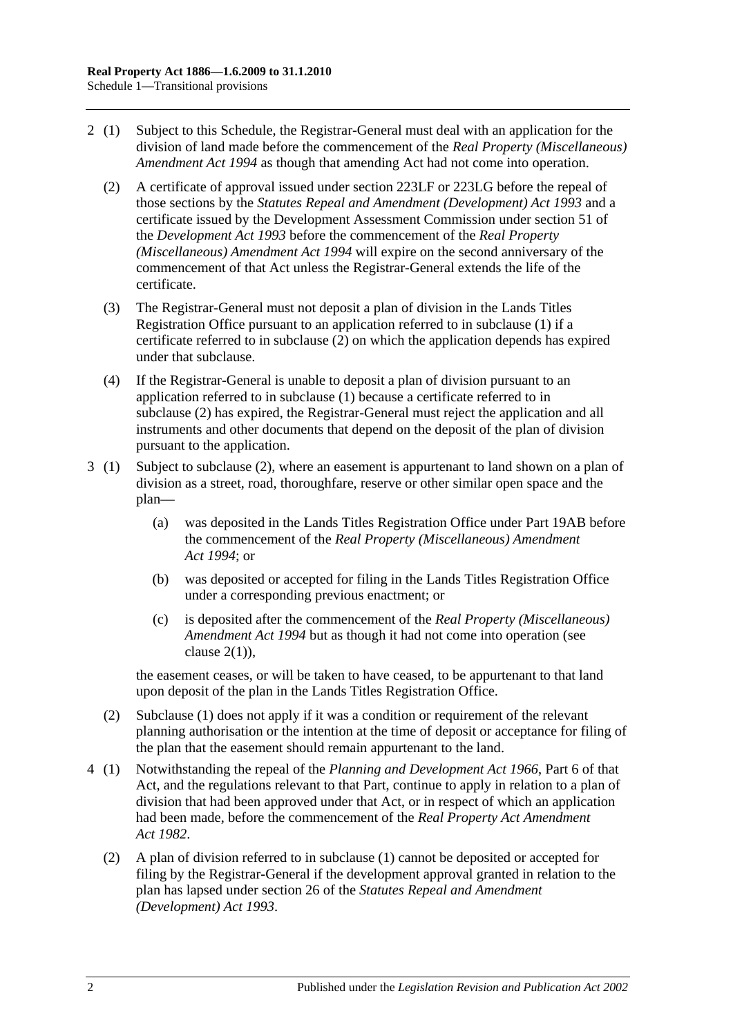2 (1) Subject to this Schedule, the Registrar-General must deal with an application for the division of land made before the commencement of the *Real Property (Miscellaneous) Amendment Act 1994* as though that amending Act had not come into operation.

(2) A certificate of approval issued under section 223LF or 223LG before the repeal of those sections by the *Statutes Repeal and Amendment (Development) Act 1993* and a certificate issued by the Development Assessment Commission under section 51 of the *Development Act 1993* before the commencement of the *Real Property (Miscellaneous) Amendment Act 1994* will expire on the second anniversary of the commencement of that Act unless the Registrar-General extends the life of the certificate.

(3) The Registrar-General must not deposit a plan of division in the Lands Titles Registration Office pursuant to an application referred to in subclause (1) if a certificate referred to in subclause (2) on which the application depends has expired under that subclause.

(4) If the Registrar-General is unable to deposit a plan of division pursuant to an application referred to in subclause (1) because a certificate referred to in subclause (2) has expired, the Registrar-General must reject the application and all instruments and other documents that depend on the deposit of the plan of division pursuant to the application.

3 (1) Subject to subclause (2), where an easement is appurtenant to land shown on a plan of division as a street, road, thoroughfare, reserve or other similar open space and the plan—

(a) was deposited in the Lands Titles Registration Office under Part 19AB before the commencement of the *Real Property (Miscellaneous) Amendment Act 1994*; or

(b) was deposited or accepted for filing in the Lands Titles Registration Office under a corresponding previous enactment; or

(c) is deposited after the commencement of the *Real Property (Miscellaneous) Amendment Act 1994* but as though it had not come into operation (see clause 2(1)),

the easement ceases, or will be taken to have ceased, to be appurtenant to that land upon deposit of the plan in the Lands Titles Registration Office.

(2) Subclause (1) does not apply if it was a condition or requirement of the relevant planning authorisation or the intention at the time of deposit or acceptance for filing of the plan that the easement should remain appurtenant to the land.

4 (1) Notwithstanding the repeal of the *Planning and Development Act 1966*, Part 6 of that Act, and the regulations relevant to that Part, continue to apply in relation to a plan of division that had been approved under that Act, or in respect of which an application had been made, before the commencement of the *Real Property Act Amendment Act 1982*.

(2) A plan of division referred to in subclause (1) cannot be deposited or accepted for filing by the Registrar-General if the development approval granted in relation to the plan has lapsed under section 26 of the *Statutes Repeal and Amendment (Development) Act 1993*.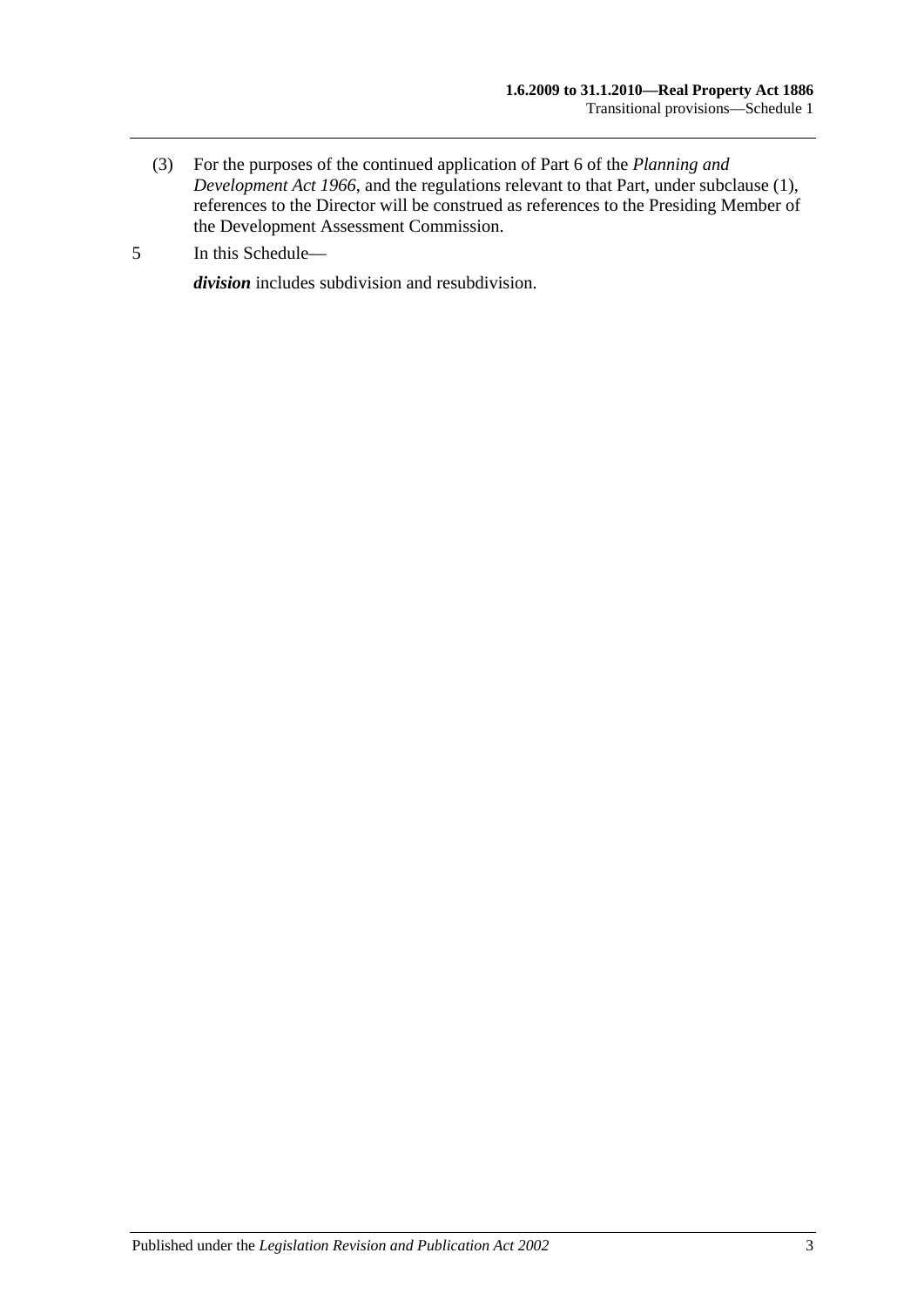(3) For the purposes of the continued application of Part 6 of the *Planning and Development Act 1966*, and the regulations relevant to that Part, under subclause (1), references to the Director will be construed as references to the Presiding Member of the Development Assessment Commission.

5 In this Schedule—

***division*** includes subdivision and resubdivision.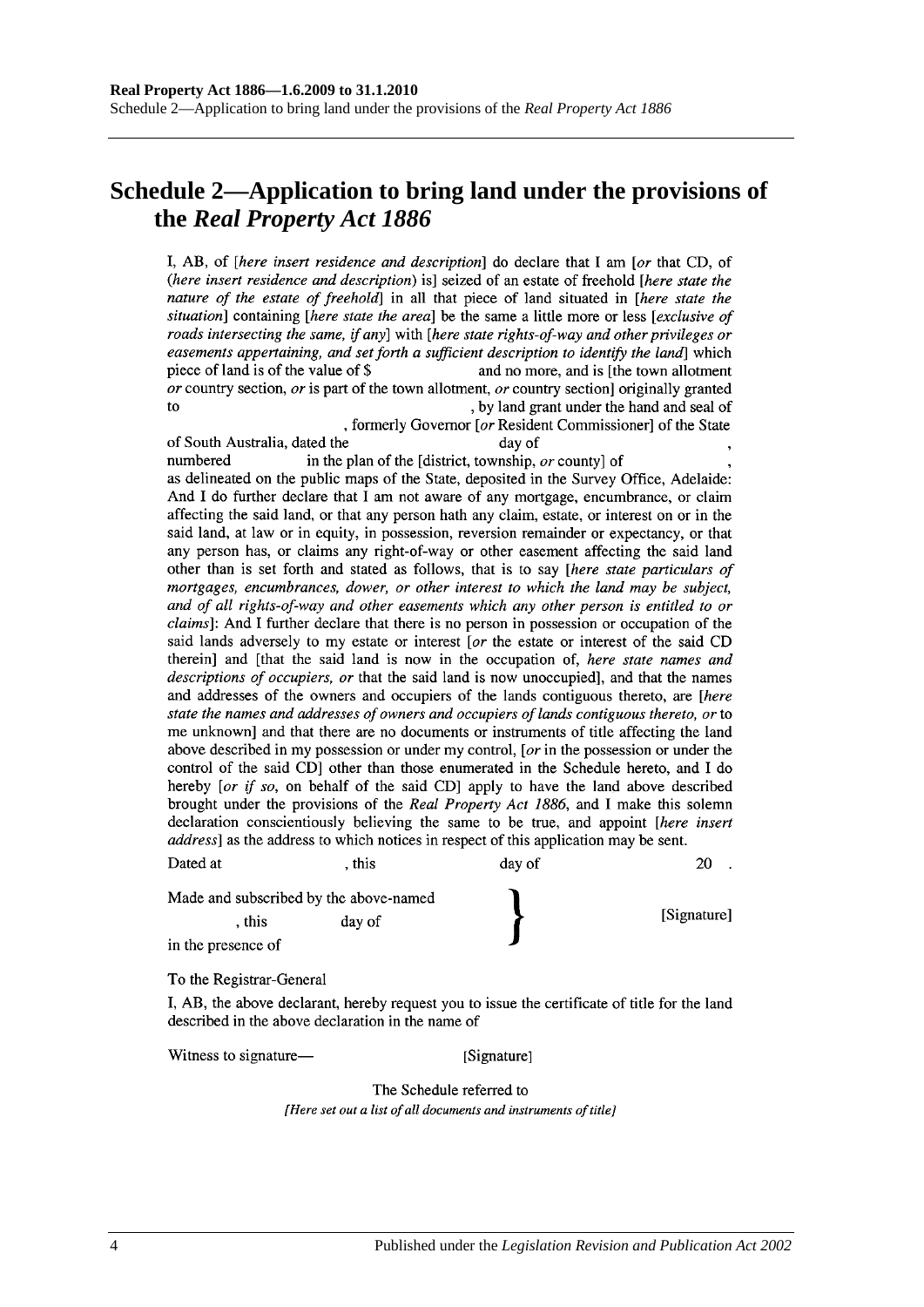# Schedule 2—Application to bring land under the provisions of the *Real Property Act 1886*

I, AB, of [*here insert residence and description*] do declare that I am [*or* that CD, of (*here insert residence and description*) is] seized of an estate of freehold [*here state the nature of the estate of freehold*] in all that piece of land situated in [*here state the situation*] containing [*here state the area*] be the same a little more or less [*exclusive of roads intersecting the same, if any*] with [*here state rights-of-way and other privileges or easements appertaining, and set forth a sufficient description to identify the land*] which piece of land is of the value of $ and no more, and is [the town allotment *or* country section, *or* is part of the town allotment, *or* country section] originally granted to , by land grant under the hand and seal of , formerly Governor [*or* Resident Commissioner] of the State of South Australia, dated the day of , numbered in the plan of the [district, township, *or* county] of , as delineated on the public maps of the State, deposited in the Survey Office, Adelaide: And I do further declare that I am not aware of any mortgage, encumbrance, or claim affecting the said land, or that any person hath any claim, estate, or interest on or in the said land, at law or in equity, in possession, reversion remainder or expectancy, or that any person has, or claims any right-of-way or other easement affecting the said land other than is set forth and stated as follows, that is to say [*here state particulars of mortgages, encumbrances, dower, or other interest to which the land may be subject, and of all rights-of-way and other easements which any other person is entitled to or claims*]: And I further declare that there is no person in possession or occupation of the said lands adversely to my estate or interest [*or* the estate or interest of the said CD therein] and [that the said land is now in the occupation of, *here state names and descriptions of occupiers, or* that the said land is now unoccupied], and that the names and addresses of the owners and occupiers of the lands contiguous thereto, are [*here state the names and addresses of owners and occupiers of lands contiguous thereto, or* to me unknown] and that there are no documents or instruments of title affecting the land above described in my possession or under my control, [*or* in the possession or under the control of the said CD] other than those enumerated in the Schedule hereto, and I do hereby [*or if so*, on behalf of the said CD] apply to have the land above described brought under the provisions of the *Real Property Act 1886*, and I make this solemn declaration conscientiously believing the same to be true, and appoint [*here insert address*] as the address to which notices in respect of this application may be sent.

Dated at , this day of 20 .

Made and subscribed by the above-named , this day of in the presence of } [Signature]

To the Registrar-General

I, AB, the above declarant, hereby request you to issue the certificate of title for the land described in the above declaration in the name of

Witness to signature— [Signature]

The Schedule referred to

*[Here set out a list of all documents and instruments of title]*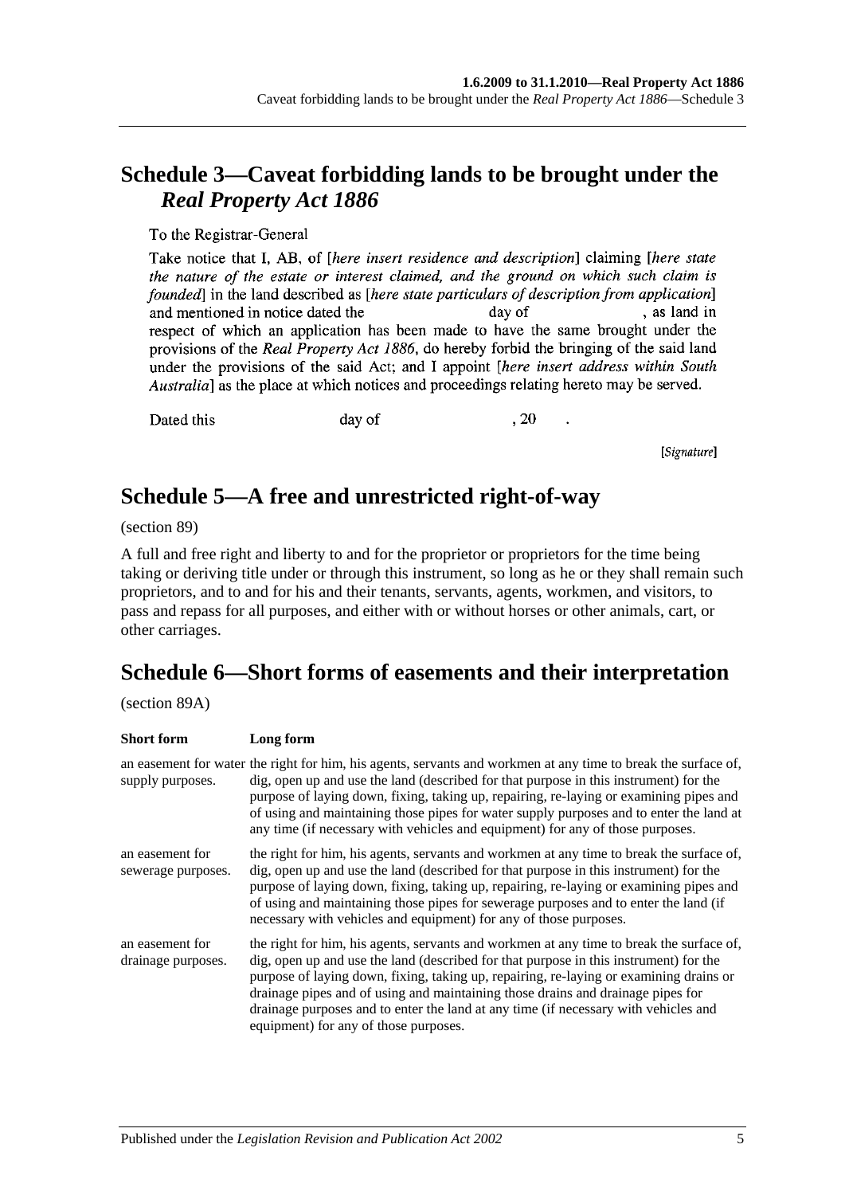## Schedule 3—Caveat forbidding lands to be brought under the *Real Property Act 1886*

To the Registrar-General

Take notice that I, AB, of [*here insert residence and description*] claiming [*here state the nature of the estate or interest claimed, and the ground on which such claim is founded*] in the land described as [*here state particulars of description from application*] and mentioned in notice dated the day of , as land in respect of which an application has been made to have the same brought under the provisions of the *Real Property Act 1886*, do hereby forbid the bringing of the said land under the provisions of the said Act; and I appoint [*here insert address within South Australia*] as the place at which notices and proceedings relating hereto may be served.

Dated this day of , 20 .

[*Signature*]

## Schedule 5—A free and unrestricted right-of-way

(section 89)

A full and free right and liberty to and for the proprietor or proprietors for the time being taking or deriving title under or through this instrument, so long as he or they shall remain such proprietors, and to and for his and their tenants, servants, agents, workmen, and visitors, to pass and repass for all purposes, and either with or without horses or other animals, cart, or other carriages.

## Schedule 6—Short forms of easements and their interpretation

(section 89A)

| Short form | Long form |
|---|---|
| an easement for water supply purposes. | the right for him, his agents, servants and workmen at any time to break the surface of, dig, open up and use the land (described for that purpose in this instrument) for the purpose of laying down, fixing, taking up, repairing, re-laying or examining pipes and of using and maintaining those pipes for water supply purposes and to enter the land at any time (if necessary with vehicles and equipment) for any of those purposes. |
| an easement for sewerage purposes. | the right for him, his agents, servants and workmen at any time to break the surface of, dig, open up and use the land (described for that purpose in this instrument) for the purpose of laying down, fixing, taking up, repairing, re-laying or examining pipes and of using and maintaining those pipes for sewerage purposes and to enter the land (if necessary with vehicles and equipment) for any of those purposes. |
| an easement for drainage purposes. | the right for him, his agents, servants and workmen at any time to break the surface of, dig, open up and use the land (described for that purpose in this instrument) for the purpose of laying down, fixing, taking up, repairing, re-laying or examining drains or drainage pipes and of using and maintaining those drains and drainage pipes for drainage purposes and to enter the land at any time (if necessary with vehicles and equipment) for any of those purposes. |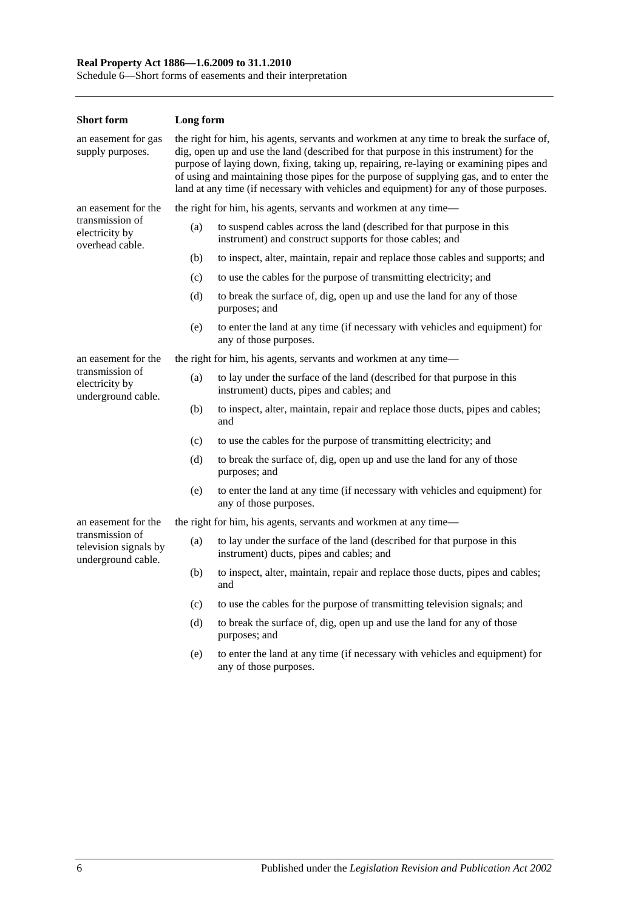| Short form | Long form |
|---|---|
| an easement for gas supply purposes. | the right for him, his agents, servants and workmen at any time to break the surface of, dig, open up and use the land (described for that purpose in this instrument) for the purpose of laying down, fixing, taking up, repairing, re-laying or examining pipes and of using and maintaining those pipes for the purpose of supplying gas, and to enter the land at any time (if necessary with vehicles and equipment) for any of those purposes. |
| an easement for the transmission of electricity by overhead cable. | the right for him, his agents, servants and workmen at any time—<br>(a) to suspend cables across the land (described for that purpose in this instrument) and construct supports for those cables; and<br>(b) to inspect, alter, maintain, repair and replace those cables and supports; and<br>(c) to use the cables for the purpose of transmitting electricity; and<br>(d) to break the surface of, dig, open up and use the land for any of those purposes; and<br>(e) to enter the land at any time (if necessary with vehicles and equipment) for any of those purposes. |
| an easement for the transmission of electricity by underground cable. | the right for him, his agents, servants and workmen at any time—<br>(a) to lay under the surface of the land (described for that purpose in this instrument) ducts, pipes and cables; and<br>(b) to inspect, alter, maintain, repair and replace those ducts, pipes and cables; and<br>(c) to use the cables for the purpose of transmitting electricity; and<br>(d) to break the surface of, dig, open up and use the land for any of those purposes; and<br>(e) to enter the land at any time (if necessary with vehicles and equipment) for any of those purposes. |
| an easement for the transmission of television signals by underground cable. | the right for him, his agents, servants and workmen at any time—<br>(a) to lay under the surface of the land (described for that purpose in this instrument) ducts, pipes and cables; and<br>(b) to inspect, alter, maintain, repair and replace those ducts, pipes and cables; and<br>(c) to use the cables for the purpose of transmitting television signals; and<br>(d) to break the surface of, dig, open up and use the land for any of those purposes; and<br>(e) to enter the land at any time (if necessary with vehicles and equipment) for any of those purposes. |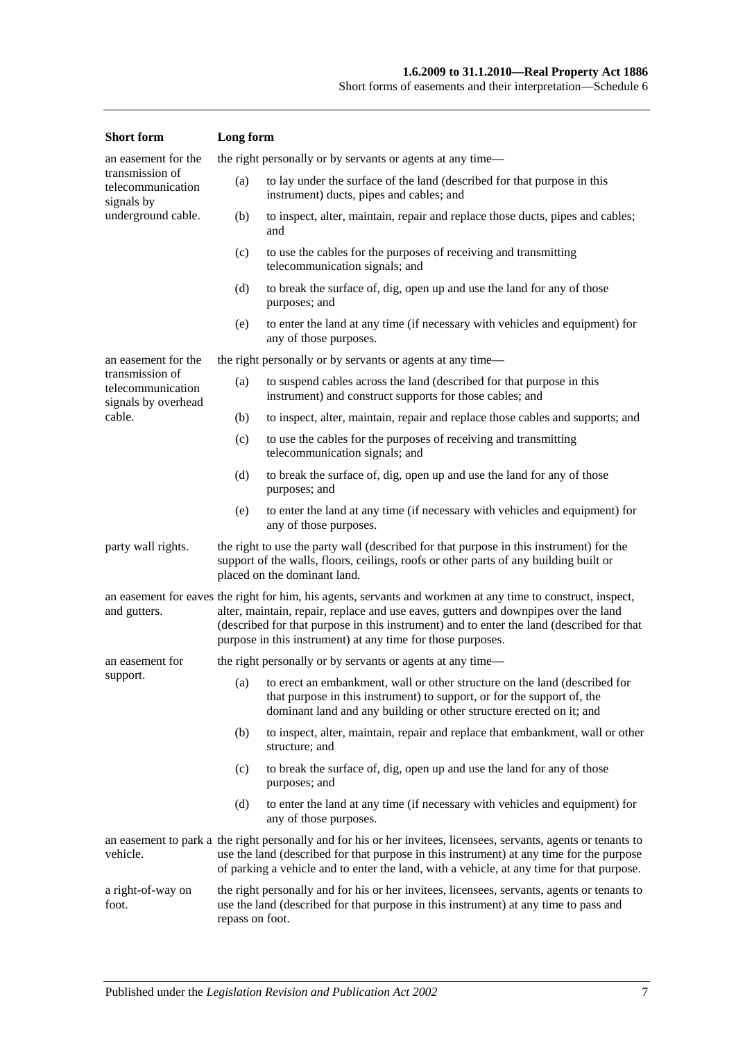| Short form | Long form |
|---|---|
| an easement for the transmission of telecommunication signals by underground cable. | the right personally or by servants or agents at any time—<br>(a) to lay under the surface of the land (described for that purpose in this instrument) ducts, pipes and cables; and<br>(b) to inspect, alter, maintain, repair and replace those ducts, pipes and cables; and<br>(c) to use the cables for the purposes of receiving and transmitting telecommunication signals; and<br>(d) to break the surface of, dig, open up and use the land for any of those purposes; and<br>(e) to enter the land at any time (if necessary with vehicles and equipment) for any of those purposes. |
| an easement for the transmission of telecommunication signals by overhead cable. | the right personally or by servants or agents at any time—<br>(a) to suspend cables across the land (described for that purpose in this instrument) and construct supports for those cables; and<br>(b) to inspect, alter, maintain, repair and replace those cables and supports; and<br>(c) to use the cables for the purposes of receiving and transmitting telecommunication signals; and<br>(d) to break the surface of, dig, open up and use the land for any of those purposes; and<br>(e) to enter the land at any time (if necessary with vehicles and equipment) for any of those purposes. |
| party wall rights. | the right to use the party wall (described for that purpose in this instrument) for the support of the walls, floors, ceilings, roofs or other parts of any building built or placed on the dominant land. |
| an easement for eaves and gutters. | the right for him, his agents, servants and workmen at any time to construct, inspect, alter, maintain, repair, replace and use eaves, gutters and downpipes over the land (described for that purpose in this instrument) and to enter the land (described for that purpose in this instrument) at any time for those purposes. |
| an easement for support. | the right personally or by servants or agents at any time—<br>(a) to erect an embankment, wall or other structure on the land (described for that purpose in this instrument) to support, or for the support of, the dominant land and any building or other structure erected on it; and<br>(b) to inspect, alter, maintain, repair and replace that embankment, wall or other structure; and<br>(c) to break the surface of, dig, open up and use the land for any of those purposes; and<br>(d) to enter the land at any time (if necessary with vehicles and equipment) for any of those purposes. |
| an easement to park a vehicle. | the right personally and for his or her invitees, licensees, servants, agents or tenants to use the land (described for that purpose in this instrument) at any time for the purpose of parking a vehicle and to enter the land, with a vehicle, at any time for that purpose. |
| a right-of-way on foot. | the right personally and for his or her invitees, licensees, servants, agents or tenants to use the land (described for that purpose in this instrument) at any time to pass and repass on foot. |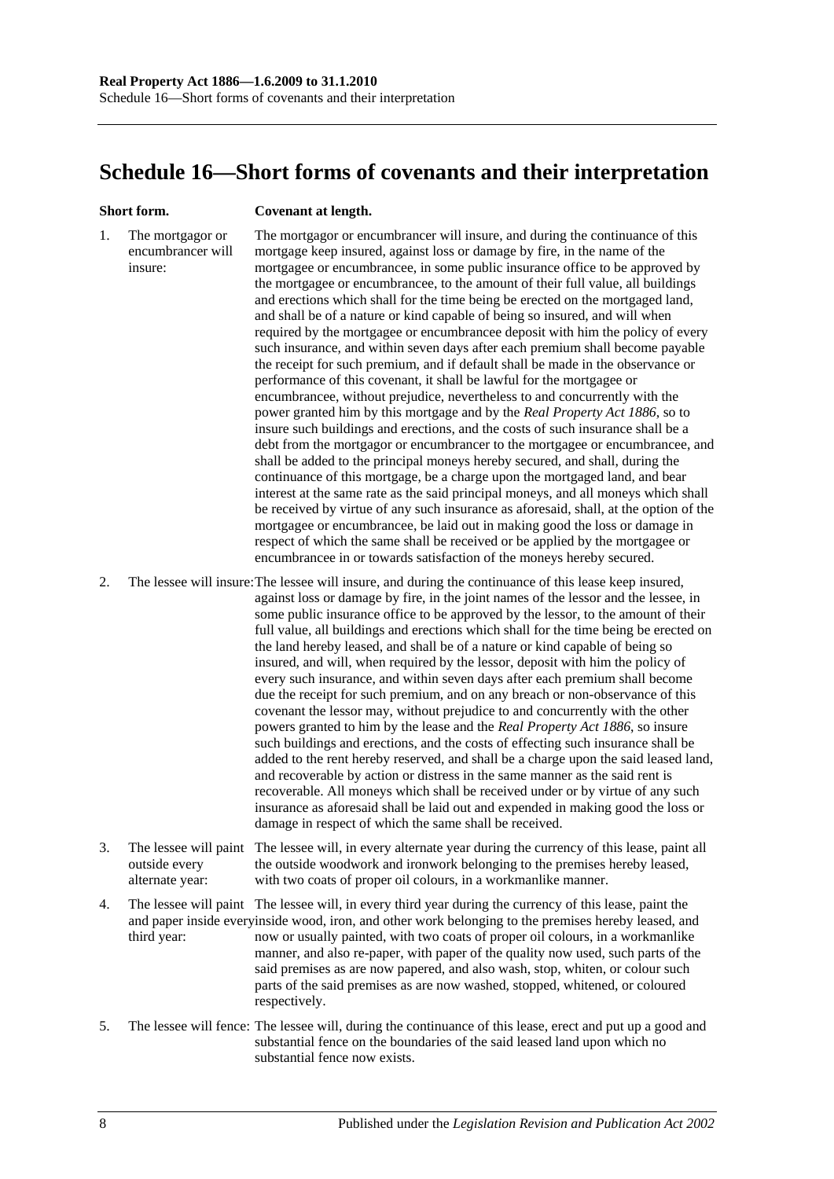# Schedule 16—Short forms of covenants and their interpretation

| | Short form. | Covenant at length. |
|---|---|---|
| 1. | The mortgagor or encumbrancer will insure: | The mortgagor or encumbrancer will insure, and during the continuance of this mortgage keep insured, against loss or damage by fire, in the name of the mortgagee or encumbrancee, in some public insurance office to be approved by the mortgagee or encumbrancee, to the amount of their full value, all buildings and erections which shall for the time being be erected on the mortgaged land, and shall be of a nature or kind capable of being so insured, and will when required by the mortgagee or encumbrancee deposit with him the policy of every such insurance, and within seven days after each premium shall become payable the receipt for such premium, and if default shall be made in the observance or performance of this covenant, it shall be lawful for the mortgagee or encumbrancee, without prejudice, nevertheless to and concurrently with the power granted him by this mortgage and by the *Real Property Act 1886*, so to insure such buildings and erections, and the costs of such insurance shall be a debt from the mortgagor or encumbrancer to the mortgagee or encumbrancee, and shall be added to the principal moneys hereby secured, and shall, during the continuance of this mortgage, be a charge upon the mortgaged land, and bear interest at the same rate as the said principal moneys, and all moneys which shall be received by virtue of any such insurance as aforesaid, shall, at the option of the mortgagee or encumbrancee, be laid out in making good the loss or damage in respect of which the same shall be received or be applied by the mortgagee or encumbrancee in or towards satisfaction of the moneys hereby secured. |
| 2. | The lessee will insure: | The lessee will insure, and during the continuance of this lease keep insured, against loss or damage by fire, in the joint names of the lessor and the lessee, in some public insurance office to be approved by the lessor, to the amount of their full value, all buildings and erections which shall for the time being be erected on the land hereby leased, and shall be of a nature or kind capable of being so insured, and will, when required by the lessor, deposit with him the policy of every such insurance, and within seven days after each premium shall become due the receipt for such premium, and on any breach or non-observance of this covenant the lessor may, without prejudice to and concurrently with the other powers granted to him by the lease and the *Real Property Act 1886*, so insure such buildings and erections, and the costs of effecting such insurance shall be added to the rent hereby reserved, and shall be a charge upon the said leased land, and recoverable by action or distress in the same manner as the said rent is recoverable. All moneys which shall be received under or by virtue of any such insurance as aforesaid shall be laid out and expended in making good the loss or damage in respect of which the same shall be received. |
| 3. | The lessee will paint outside every alternate year: | The lessee will, in every alternate year during the currency of this lease, paint all the outside woodwork and ironwork belonging to the premises hereby leased, with two coats of proper oil colours, in a workmanlike manner. |
| 4. | The lessee will paint and paper inside every third year: | The lessee will, in every third year during the currency of this lease, paint the inside wood, iron, and other work belonging to the premises hereby leased, and now or usually painted, with two coats of proper oil colours, in a workmanlike manner, and also re-paper, with paper of the quality now used, such parts of the said premises as are now papered, and also wash, stop, whiten, or colour such parts of the said premises as are now washed, stopped, whitened, or coloured respectively. |
| 5. | The lessee will fence: | The lessee will, during the continuance of this lease, erect and put up a good and substantial fence on the boundaries of the said leased land upon which no substantial fence now exists. |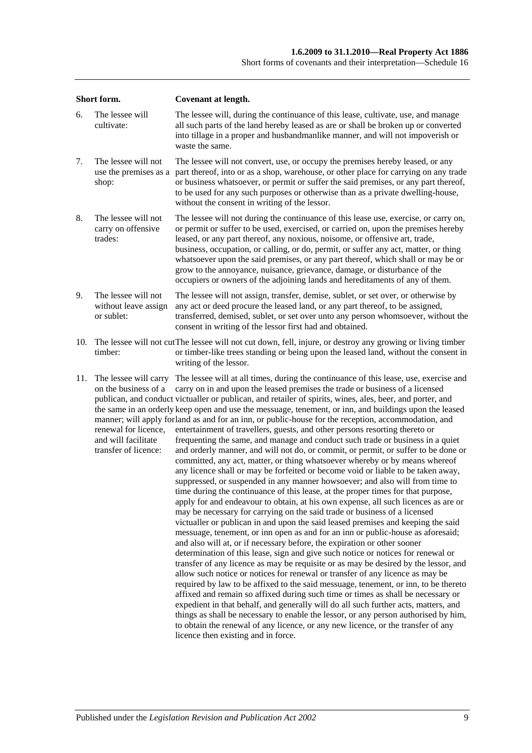| | Short form. | Covenant at length. |
|---|---|---|
| 6. | The lessee will cultivate: | The lessee will, during the continuance of this lease, cultivate, use, and manage all such parts of the land hereby leased as are or shall be broken up or converted into tillage in a proper and husbandmanlike manner, and will not impoverish or waste the same. |
| 7. | The lessee will not use the premises as a shop: | The lessee will not convert, use, or occupy the premises hereby leased, or any part thereof, into or as a shop, warehouse, or other place for carrying on any trade or business whatsoever, or permit or suffer the said premises, or any part thereof, to be used for any such purposes or otherwise than as a private dwelling-house, without the consent in writing of the lessor. |
| 8. | The lessee will not carry on offensive trades: | The lessee will not during the continuance of this lease use, exercise, or carry on, or permit or suffer to be used, exercised, or carried on, upon the premises hereby leased, or any part thereof, any noxious, noisome, or offensive art, trade, business, occupation, or calling, or do, permit, or suffer any act, matter, or thing whatsoever upon the said premises, or any part thereof, which shall or may be or grow to the annoyance, nuisance, grievance, damage, or disturbance of the occupiers or owners of the adjoining lands and hereditaments of any of them. |
| 9. | The lessee will not without leave assign or sublet: | The lessee will not assign, transfer, demise, sublet, or set over, or otherwise by any act or deed procure the leased land, or any part thereof, to be assigned, transferred, demised, sublet, or set over unto any person whomsoever, without the consent in writing of the lessor first had and obtained. |
| 10. | The lessee will not cut timber: | The lessee will not cut down, fell, injure, or destroy any growing or living timber or timber-like trees standing or being upon the leased land, without the consent in writing of the lessor. |
| 11. | The lessee will carry on the business of a publican, and conduct the same in an orderly manner; will apply for renewal for licence, and will facilitate transfer of licence: | The lessee will at all times, during the continuance of this lease, use, exercise and carry on in and upon the leased premises the trade or business of a licensed victualler or publican, and retailer of spirits, wines, ales, beer, and porter, and keep open and use the messuage, tenement, or inn, and buildings upon the leased land as and for an inn, or public-house for the reception, accommodation, and entertainment of travellers, guests, and other persons resorting thereto or frequenting the same, and manage and conduct such trade or business in a quiet and orderly manner, and will not do, or commit, or permit, or suffer to be done or committed, any act, matter, or thing whatsoever whereby or by means whereof any licence shall or may be forfeited or become void or liable to be taken away, suppressed, or suspended in any manner howsoever; and also will from time to time during the continuance of this lease, at the proper times for that purpose, apply for and endeavour to obtain, at his own expense, all such licences as are or may be necessary for carrying on the said trade or business of a licensed victualler or publican in and upon the said leased premises and keeping the said messuage, tenement, or inn open as and for an inn or public-house as aforesaid; and also will at, or if necessary before, the expiration or other sooner determination of this lease, sign and give such notice or notices for renewal or transfer of any licence as may be requisite or as may be desired by the lessor, and allow such notice or notices for renewal or transfer of any licence as may be required by law to be affixed to the said messuage, tenement, or inn, to be thereto affixed and remain so affixed during such time or times as shall be necessary or expedient in that behalf, and generally will do all such further acts, matters, and things as shall be necessary to enable the lessor, or any person authorised by him, to obtain the renewal of any licence, or any new licence, or the transfer of any licence then existing and in force. |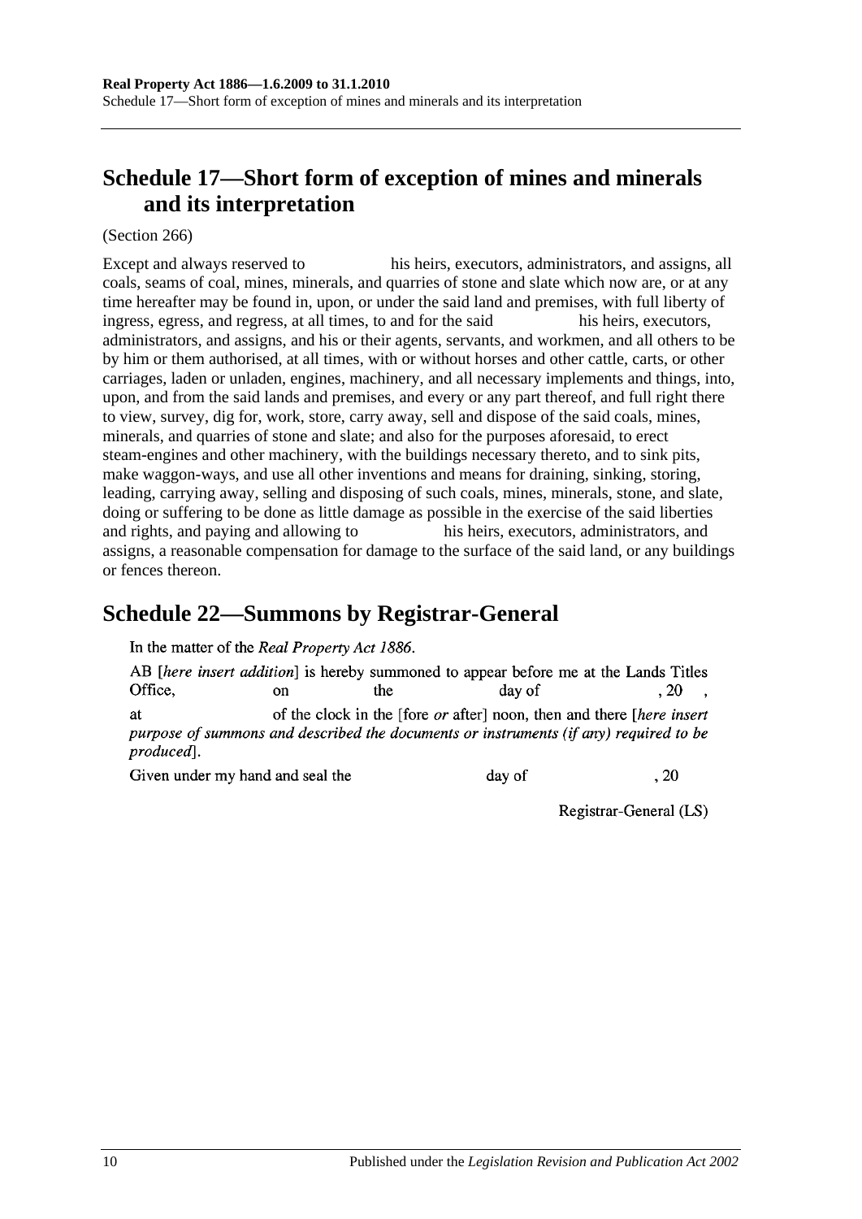## Schedule 17—Short form of exception of mines and minerals and its interpretation

(Section 266)

Except and always reserved to his heirs, executors, administrators, and assigns, all coals, seams of coal, mines, minerals, and quarries of stone and slate which now are, or at any time hereafter may be found in, upon, or under the said land and premises, with full liberty of ingress, egress, and regress, at all times, to and for the said his heirs, executors, administrators, and assigns, and his or their agents, servants, and workmen, and all others to be by him or them authorised, at all times, with or without horses and other cattle, carts, or other carriages, laden or unladen, engines, machinery, and all necessary implements and things, into, upon, and from the said lands and premises, and every or any part thereof, and full right there to view, survey, dig for, work, store, carry away, sell and dispose of the said coals, mines, minerals, and quarries of stone and slate; and also for the purposes aforesaid, to erect steam-engines and other machinery, with the buildings necessary thereto, and to sink pits, make waggon-ways, and use all other inventions and means for draining, sinking, storing, leading, carrying away, selling and disposing of such coals, mines, minerals, stone, and slate, doing or suffering to be done as little damage as possible in the exercise of the said liberties and rights, and paying and allowing to his heirs, executors, administrators, and assigns, a reasonable compensation for damage to the surface of the said land, or any buildings or fences thereon.

## Schedule 22—Summons by Registrar-General

In the matter of the *Real Property Act 1886*.

AB [*here insert addition*] is hereby summoned to appear before me at the Lands Titles Office, on the day of , 20 , at of the clock in the [fore *or* after] noon, then and there [*here insert purpose of summons and described the documents or instruments (if any) required to be produced*].

Given under my hand and seal the day of , 20

Registrar-General (LS)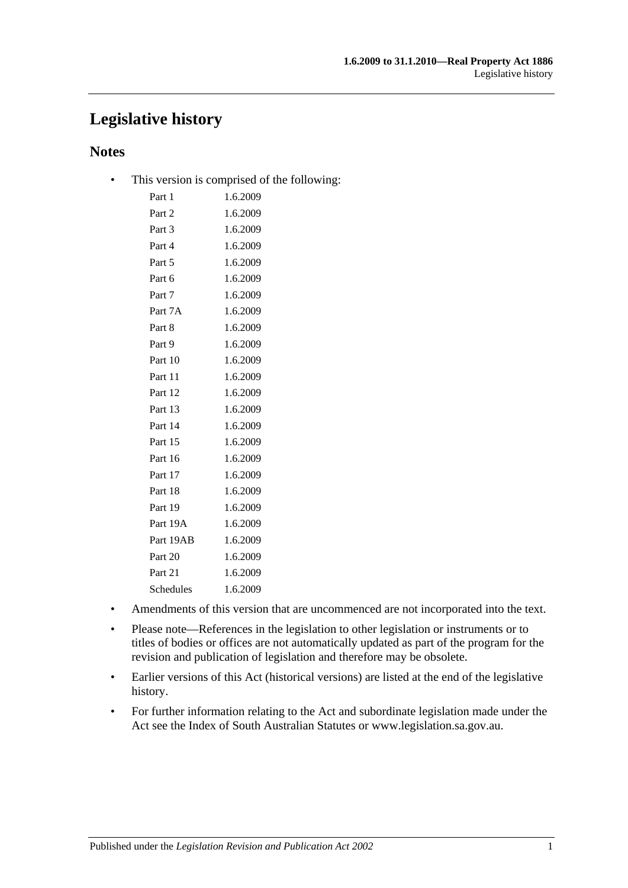# Legislative history

## Notes

- This version is comprised of the following:

| | |
|---|---|
| Part 1 | 1.6.2009 |
| Part 2 | 1.6.2009 |
| Part 3 | 1.6.2009 |
| Part 4 | 1.6.2009 |
| Part 5 | 1.6.2009 |
| Part 6 | 1.6.2009 |
| Part 7 | 1.6.2009 |
| Part 7A | 1.6.2009 |
| Part 8 | 1.6.2009 |
| Part 9 | 1.6.2009 |
| Part 10 | 1.6.2009 |
| Part 11 | 1.6.2009 |
| Part 12 | 1.6.2009 |
| Part 13 | 1.6.2009 |
| Part 14 | 1.6.2009 |
| Part 15 | 1.6.2009 |
| Part 16 | 1.6.2009 |
| Part 17 | 1.6.2009 |
| Part 18 | 1.6.2009 |
| Part 19 | 1.6.2009 |
| Part 19A | 1.6.2009 |
| Part 19AB | 1.6.2009 |
| Part 20 | 1.6.2009 |
| Part 21 | 1.6.2009 |
| Schedules | 1.6.2009 |

- Amendments of this version that are uncommenced are not incorporated into the text.
- Please note—References in the legislation to other legislation or instruments or to titles of bodies or offices are not automatically updated as part of the program for the revision and publication of legislation and therefore may be obsolete.
- Earlier versions of this Act (historical versions) are listed at the end of the legislative history.
- For further information relating to the Act and subordinate legislation made under the Act see the Index of South Australian Statutes or www.legislation.sa.gov.au.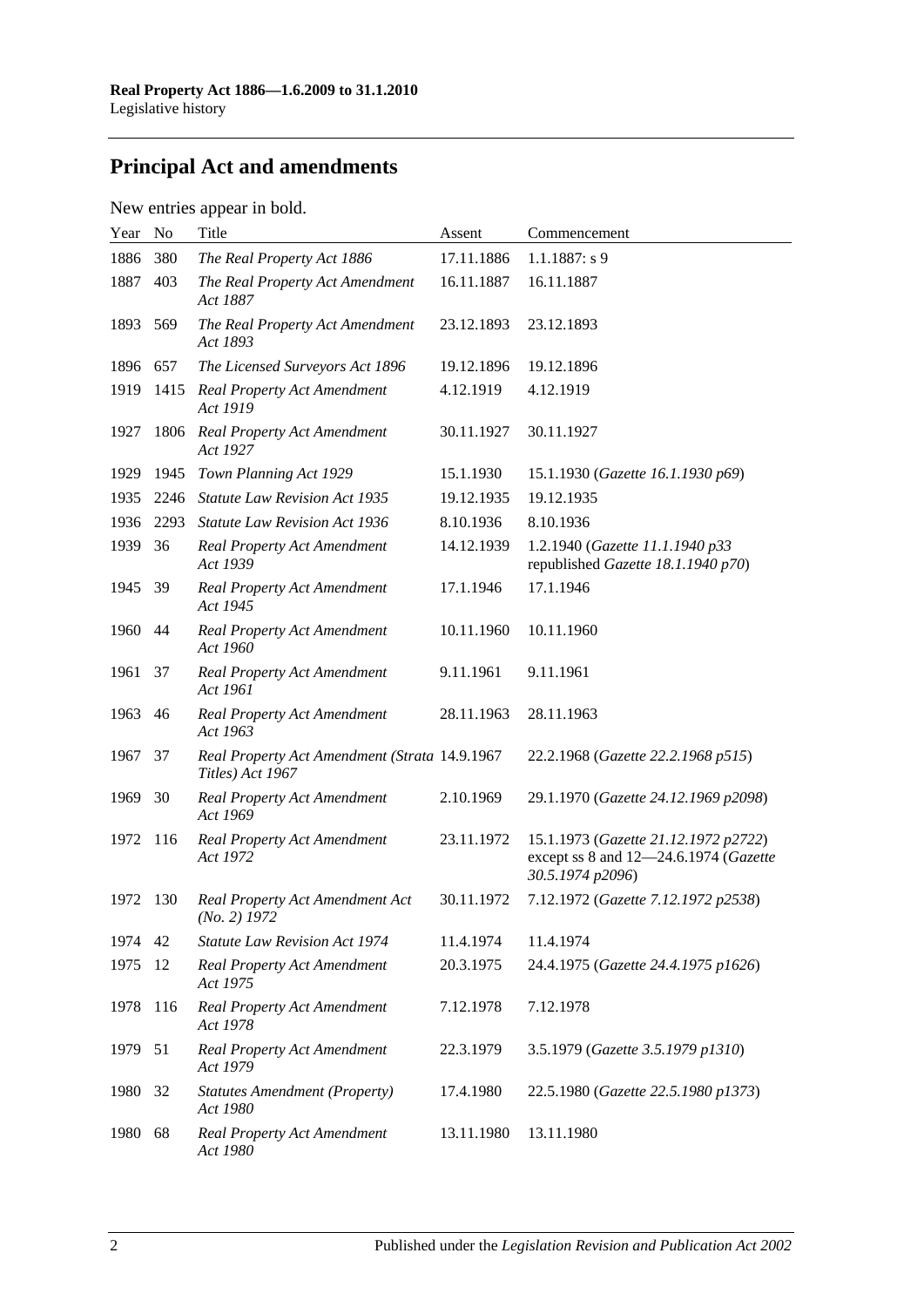## Principal Act and amendments

New entries appear in bold.

| Year | No | Title | Assent | Commencement |
|---|---|---|---|---|
| 1886 | 380 | *The Real Property Act 1886* | 17.11.1886 | 1.1.1887: s 9 |
| 1887 | 403 | *The Real Property Act Amendment Act 1887* | 16.11.1887 | 16.11.1887 |
| 1893 | 569 | *The Real Property Act Amendment Act 1893* | 23.12.1893 | 23.12.1893 |
| 1896 | 657 | *The Licensed Surveyors Act 1896* | 19.12.1896 | 19.12.1896 |
| 1919 | 1415 | *Real Property Act Amendment Act 1919* | 4.12.1919 | 4.12.1919 |
| 1927 | 1806 | *Real Property Act Amendment Act 1927* | 30.11.1927 | 30.11.1927 |
| 1929 | 1945 | *Town Planning Act 1929* | 15.1.1930 | 15.1.1930 (*Gazette 16.1.1930 p69*) |
| 1935 | 2246 | *Statute Law Revision Act 1935* | 19.12.1935 | 19.12.1935 |
| 1936 | 2293 | *Statute Law Revision Act 1936* | 8.10.1936 | 8.10.1936 |
| 1939 | 36 | *Real Property Act Amendment Act 1939* | 14.12.1939 | 1.2.1940 (*Gazette 11.1.1940 p33* republished *Gazette 18.1.1940 p70*) |
| 1945 | 39 | *Real Property Act Amendment Act 1945* | 17.1.1946 | 17.1.1946 |
| 1960 | 44 | *Real Property Act Amendment Act 1960* | 10.11.1960 | 10.11.1960 |
| 1961 | 37 | *Real Property Act Amendment Act 1961* | 9.11.1961 | 9.11.1961 |
| 1963 | 46 | *Real Property Act Amendment Act 1963* | 28.11.1963 | 28.11.1963 |
| 1967 | 37 | *Real Property Act Amendment (Strata Titles) Act 1967* | 14.9.1967 | 22.2.1968 (*Gazette 22.2.1968 p515*) |
| 1969 | 30 | *Real Property Act Amendment Act 1969* | 2.10.1969 | 29.1.1970 (*Gazette 24.12.1969 p2098*) |
| 1972 | 116 | *Real Property Act Amendment Act 1972* | 23.11.1972 | 15.1.1973 (*Gazette 21.12.1972 p2722*) except ss 8 and 12—24.6.1974 (*Gazette 30.5.1974 p2096*) |
| 1972 | 130 | *Real Property Act Amendment Act (No. 2) 1972* | 30.11.1972 | 7.12.1972 (*Gazette 7.12.1972 p2538*) |
| 1974 | 42 | *Statute Law Revision Act 1974* | 11.4.1974 | 11.4.1974 |
| 1975 | 12 | *Real Property Act Amendment Act 1975* | 20.3.1975 | 24.4.1975 (*Gazette 24.4.1975 p1626*) |
| 1978 | 116 | *Real Property Act Amendment Act 1978* | 7.12.1978 | 7.12.1978 |
| 1979 | 51 | *Real Property Act Amendment Act 1979* | 22.3.1979 | 3.5.1979 (*Gazette 3.5.1979 p1310*) |
| 1980 | 32 | *Statutes Amendment (Property) Act 1980* | 17.4.1980 | 22.5.1980 (*Gazette 22.5.1980 p1373*) |
| 1980 | 68 | *Real Property Act Amendment Act 1980* | 13.11.1980 | 13.11.1980 |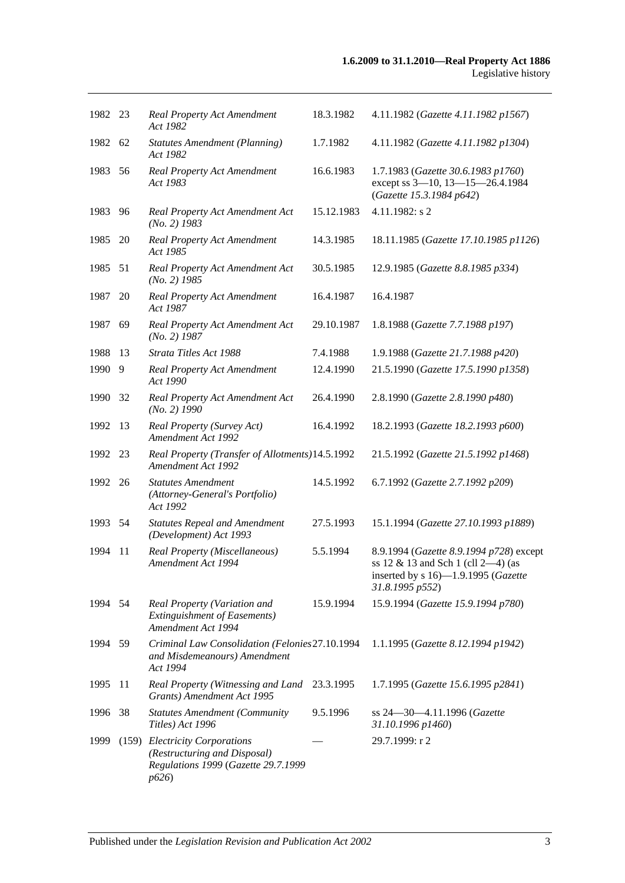| 1982 | 23 | *Real Property Act Amendment Act 1982* | 18.3.1982 | 4.11.1982 (*Gazette 4.11.1982 p1567*) |
|---|---|---|---|---|
| 1982 | 62 | *Statutes Amendment (Planning) Act 1982* | 1.7.1982 | 4.11.1982 (*Gazette 4.11.1982 p1304*) |
| 1983 | 56 | *Real Property Act Amendment Act 1983* | 16.6.1983 | 1.7.1983 (*Gazette 30.6.1983 p1760*) except ss 3—10, 13—15—26.4.1984 (*Gazette 15.3.1984 p642*) |
| 1983 | 96 | *Real Property Act Amendment Act (No. 2) 1983* | 15.12.1983 | 4.11.1982: s 2 |
| 1985 | 20 | *Real Property Act Amendment Act 1985* | 14.3.1985 | 18.11.1985 (*Gazette 17.10.1985 p1126*) |
| 1985 | 51 | *Real Property Act Amendment Act (No. 2) 1985* | 30.5.1985 | 12.9.1985 (*Gazette 8.8.1985 p334*) |
| 1987 | 20 | *Real Property Act Amendment Act 1987* | 16.4.1987 | 16.4.1987 |
| 1987 | 69 | *Real Property Act Amendment Act (No. 2) 1987* | 29.10.1987 | 1.8.1988 (*Gazette 7.7.1988 p197*) |
| 1988 | 13 | *Strata Titles Act 1988* | 7.4.1988 | 1.9.1988 (*Gazette 21.7.1988 p420*) |
| 1990 | 9 | *Real Property Act Amendment Act 1990* | 12.4.1990 | 21.5.1990 (*Gazette 17.5.1990 p1358*) |
| 1990 | 32 | *Real Property Act Amendment Act (No. 2) 1990* | 26.4.1990 | 2.8.1990 (*Gazette 2.8.1990 p480*) |
| 1992 | 13 | *Real Property (Survey Act) Amendment Act 1992* | 16.4.1992 | 18.2.1993 (*Gazette 18.2.1993 p600*) |
| 1992 | 23 | *Real Property (Transfer of Allotments) Amendment Act 1992* | 14.5.1992 | 21.5.1992 (*Gazette 21.5.1992 p1468*) |
| 1992 | 26 | *Statutes Amendment (Attorney-General's Portfolio) Act 1992* | 14.5.1992 | 6.7.1992 (*Gazette 2.7.1992 p209*) |
| 1993 | 54 | *Statutes Repeal and Amendment (Development) Act 1993* | 27.5.1993 | 15.1.1994 (*Gazette 27.10.1993 p1889*) |
| 1994 | 11 | *Real Property (Miscellaneous) Amendment Act 1994* | 5.5.1994 | 8.9.1994 (*Gazette 8.9.1994 p728*) except ss 12 & 13 and Sch 1 (cll 2—4) (as inserted by s 16)—1.9.1995 (*Gazette 31.8.1995 p552*) |
| 1994 | 54 | *Real Property (Variation and Extinguishment of Easements) Amendment Act 1994* | 15.9.1994 | 15.9.1994 (*Gazette 15.9.1994 p780*) |
| 1994 | 59 | *Criminal Law Consolidation (Felonies and Misdemeanours) Amendment Act 1994* | 27.10.1994 | 1.1.1995 (*Gazette 8.12.1994 p1942*) |
| 1995 | 11 | *Real Property (Witnessing and Land Grants) Amendment Act 1995* | 23.3.1995 | 1.7.1995 (*Gazette 15.6.1995 p2841*) |
| 1996 | 38 | *Statutes Amendment (Community Titles) Act 1996* | 9.5.1996 | ss 24—30—4.11.1996 (*Gazette 31.10.1996 p1460*) |
| 1999 | (159) | *Electricity Corporations (Restructuring and Disposal) Regulations 1999* (*Gazette 29.7.1999 p626*) | — | 29.7.1999: r 2 |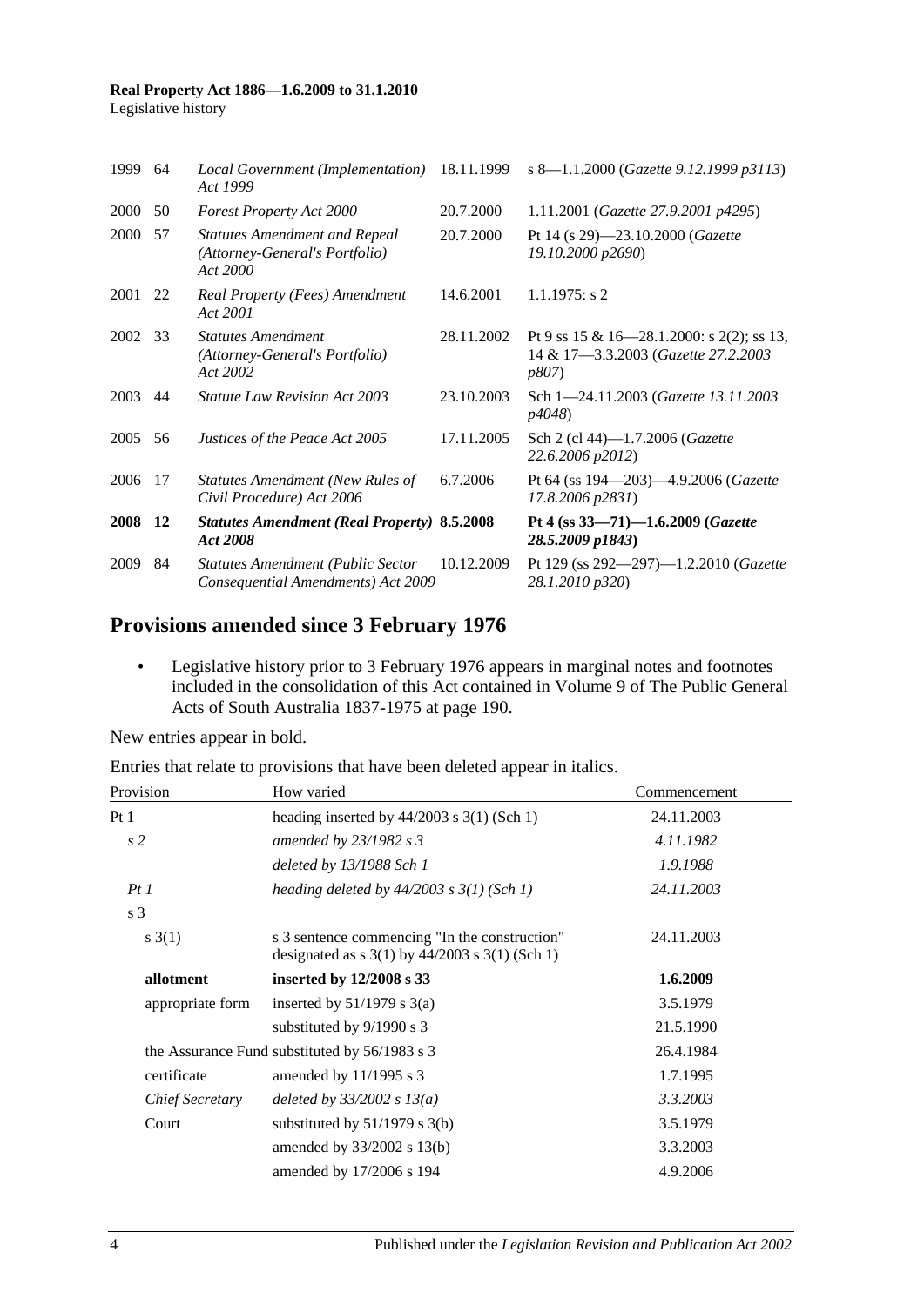| | | | | |
|---|---|---|---|---|
| 1999 | 64 | *Local Government (Implementation) Act 1999* | 18.11.1999 | s 8—1.1.2000 (*Gazette 9.12.1999 p3113*) |
| 2000 | 50 | *Forest Property Act 2000* | 20.7.2000 | 1.11.2001 (*Gazette 27.9.2001 p4295*) |
| 2000 | 57 | *Statutes Amendment and Repeal (Attorney-General's Portfolio) Act 2000* | 20.7.2000 | Pt 14 (s 29)—23.10.2000 (*Gazette 19.10.2000 p2690*) |
| 2001 | 22 | *Real Property (Fees) Amendment Act 2001* | 14.6.2001 | 1.1.1975: s 2 |
| 2002 | 33 | *Statutes Amendment (Attorney-General's Portfolio) Act 2002* | 28.11.2002 | Pt 9 ss 15 & 16—28.1.2000: s 2(2); ss 13, 14 & 17—3.3.2003 (*Gazette 27.2.2003 p807*) |
| 2003 | 44 | *Statute Law Revision Act 2003* | 23.10.2003 | Sch 1—24.11.2003 (*Gazette 13.11.2003 p4048*) |
| 2005 | 56 | *Justices of the Peace Act 2005* | 17.11.2005 | Sch 2 (cl 44)—1.7.2006 (*Gazette 22.6.2006 p2012*) |
| 2006 | 17 | *Statutes Amendment (New Rules of Civil Procedure) Act 2006* | 6.7.2006 | Pt 64 (ss 194—203)—4.9.2006 (*Gazette 17.8.2006 p2831*) |
| **2008** | **12** | ***Statutes Amendment (Real Property) Act 2008*** | **8.5.2008** | **Pt 4 (ss 33—71)—1.6.2009 (*Gazette 28.5.2009 p1843*)** |
| 2009 | 84 | *Statutes Amendment (Public Sector Consequential Amendments) Act 2009* | 10.12.2009 | Pt 129 (ss 292—297)—1.2.2010 (*Gazette 28.1.2010 p320*) |

## Provisions amended since 3 February 1976

- Legislative history prior to 3 February 1976 appears in marginal notes and footnotes included in the consolidation of this Act contained in Volume 9 of The Public General Acts of South Australia 1837-1975 at page 190.

New entries appear in bold.

Entries that relate to provisions that have been deleted appear in italics.

| Provision | How varied | Commencement |
|---|---|---|
| Pt 1 | heading inserted by 44/2003 s 3(1) (Sch 1) | 24.11.2003 |
| *s 2* | *amended by 23/1982 s 3* | *4.11.1982* |
| | *deleted by 13/1988 Sch 1* | *1.9.1988* |
| *Pt 1* | *heading deleted by 44/2003 s 3(1) (Sch 1)* | *24.11.2003* |
| s 3 | | |
| s 3(1) | s 3 sentence commencing "In the construction" designated as s 3(1) by 44/2003 s 3(1) (Sch 1) | 24.11.2003 |
| **allotment** | **inserted by 12/2008 s 33** | **1.6.2009** |
| appropriate form | inserted by 51/1979 s 3(a) | 3.5.1979 |
| | substituted by 9/1990 s 3 | 21.5.1990 |
| the Assurance Fund | substituted by 56/1983 s 3 | 26.4.1984 |
| certificate | amended by 11/1995 s 3 | 1.7.1995 |
| *Chief Secretary* | *deleted by 33/2002 s 13(a)* | *3.3.2003* |
| Court | substituted by 51/1979 s 3(b) | 3.5.1979 |
| | amended by 33/2002 s 13(b) | 3.3.2003 |
| | amended by 17/2006 s 194 | 4.9.2006 |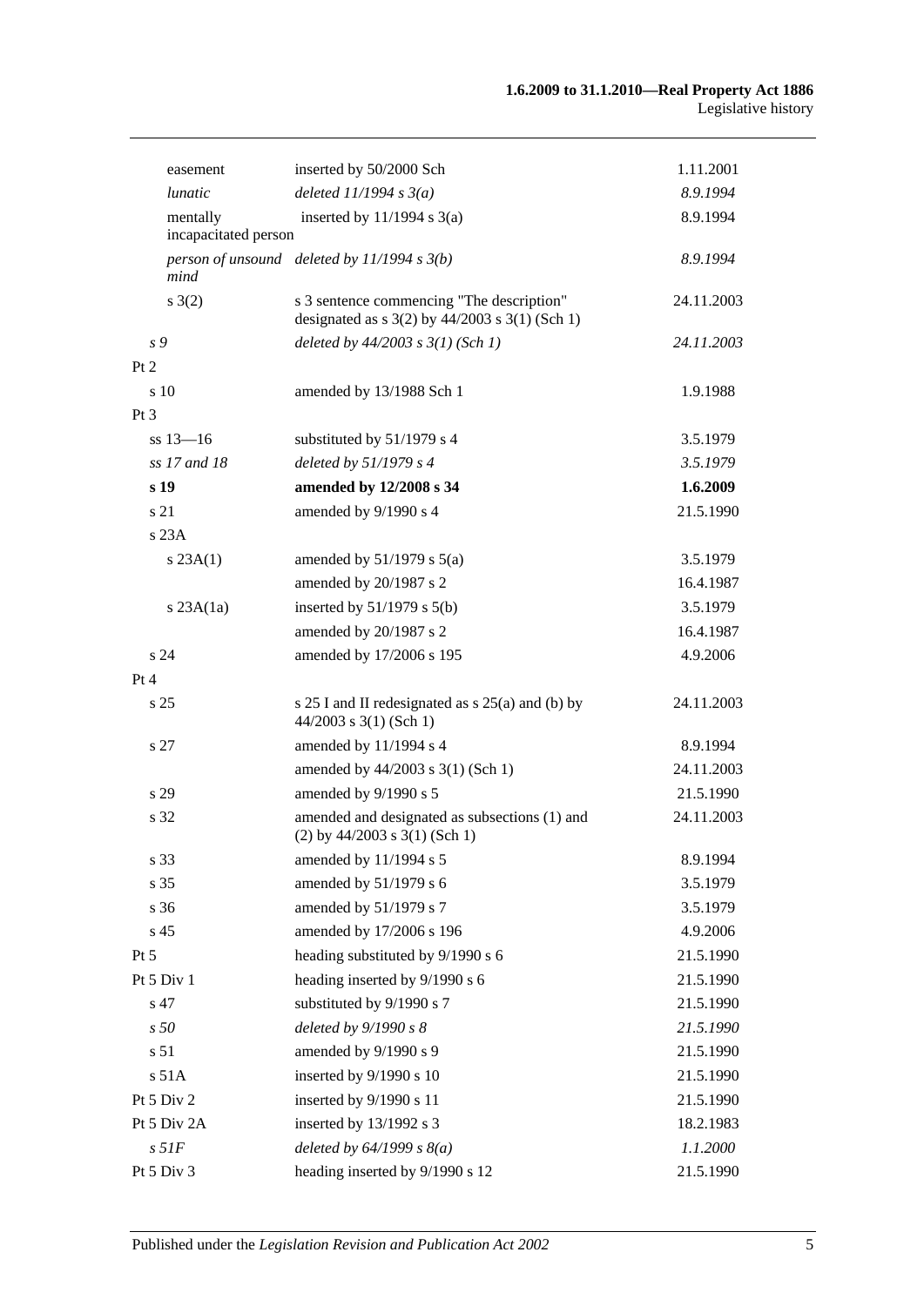| | | |
|---|---|---|
| easement | inserted by 50/2000 Sch | 1.11.2001 |
| *lunatic* | *deleted 11/1994 s 3(a)* | *8.9.1994* |
| mentally incapacitated person | inserted by 11/1994 s 3(a) | 8.9.1994 |
| *person of unsound mind* | *deleted by 11/1994 s 3(b)* | *8.9.1994* |
| s 3(2) | s 3 sentence commencing "The description" designated as s 3(2) by 44/2003 s 3(1) (Sch 1) | 24.11.2003 |
| *s 9* | *deleted by 44/2003 s 3(1) (Sch 1)* | *24.11.2003* |
| Pt 2 | | |
| s 10 | amended by 13/1988 Sch 1 | 1.9.1988 |
| Pt 3 | | |
| ss 13—16 | substituted by 51/1979 s 4 | 3.5.1979 |
| *ss 17 and 18* | *deleted by 51/1979 s 4* | *3.5.1979* |
| **s 19** | **amended by 12/2008 s 34** | **1.6.2009** |
| s 21 | amended by 9/1990 s 4 | 21.5.1990 |
| s 23A | | |
| s 23A(1) | amended by 51/1979 s 5(a) | 3.5.1979 |
| | amended by 20/1987 s 2 | 16.4.1987 |
| s 23A(1a) | inserted by 51/1979 s 5(b) | 3.5.1979 |
| | amended by 20/1987 s 2 | 16.4.1987 |
| s 24 | amended by 17/2006 s 195 | 4.9.2006 |
| Pt 4 | | |
| s 25 | s 25 I and II redesignated as s 25(a) and (b) by 44/2003 s 3(1) (Sch 1) | 24.11.2003 |
| s 27 | amended by 11/1994 s 4 | 8.9.1994 |
| | amended by 44/2003 s 3(1) (Sch 1) | 24.11.2003 |
| s 29 | amended by 9/1990 s 5 | 21.5.1990 |
| s 32 | amended and designated as subsections (1) and (2) by 44/2003 s 3(1) (Sch 1) | 24.11.2003 |
| s 33 | amended by 11/1994 s 5 | 8.9.1994 |
| s 35 | amended by 51/1979 s 6 | 3.5.1979 |
| s 36 | amended by 51/1979 s 7 | 3.5.1979 |
| s 45 | amended by 17/2006 s 196 | 4.9.2006 |
| Pt 5 | heading substituted by 9/1990 s 6 | 21.5.1990 |
| Pt 5 Div 1 | heading inserted by 9/1990 s 6 | 21.5.1990 |
| s 47 | substituted by 9/1990 s 7 | 21.5.1990 |
| *s 50* | *deleted by 9/1990 s 8* | *21.5.1990* |
| s 51 | amended by 9/1990 s 9 | 21.5.1990 |
| s 51A | inserted by 9/1990 s 10 | 21.5.1990 |
| Pt 5 Div 2 | inserted by 9/1990 s 11 | 21.5.1990 |
| Pt 5 Div 2A | inserted by 13/1992 s 3 | 18.2.1983 |
| *s 51F* | *deleted by 64/1999 s 8(a)* | *1.1.2000* |
| Pt 5 Div 3 | heading inserted by 9/1990 s 12 | 21.5.1990 |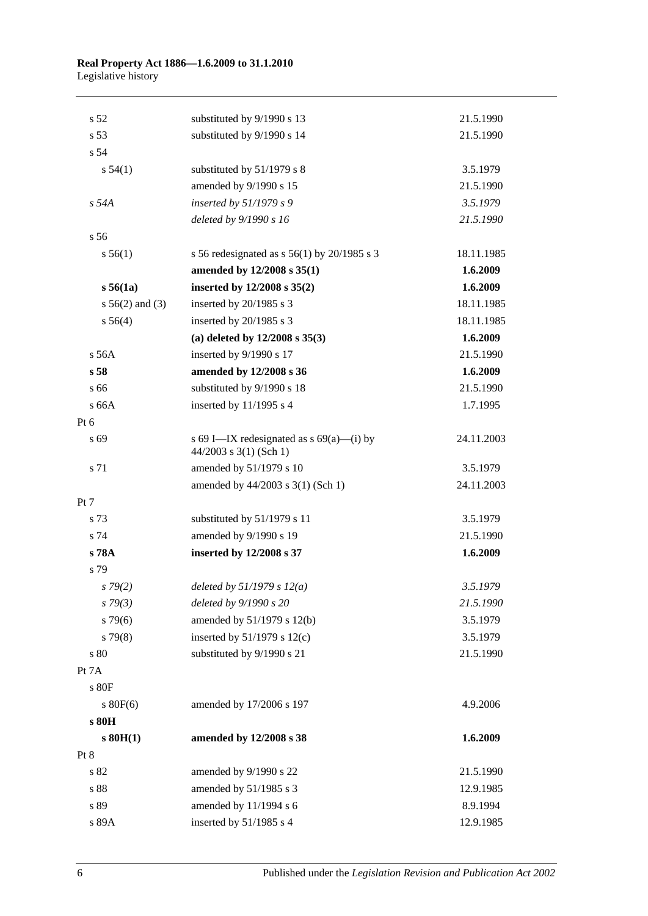| | | |
|---|---|---|
| s 52 | substituted by 9/1990 s 13 | 21.5.1990 |
| s 53 | substituted by 9/1990 s 14 | 21.5.1990 |
| s 54 | | |
| s 54(1) | substituted by 51/1979 s 8 | 3.5.1979 |
| | amended by 9/1990 s 15 | 21.5.1990 |
| *s 54A* | *inserted by 51/1979 s 9* | *3.5.1979* |
| | *deleted by 9/1990 s 16* | *21.5.1990* |
| s 56 | | |
| s 56(1) | s 56 redesignated as s 56(1) by 20/1985 s 3 | 18.11.1985 |
| | **amended by 12/2008 s 35(1)** | **1.6.2009** |
| **s 56(1a)** | **inserted by 12/2008 s 35(2)** | **1.6.2009** |
| s 56(2) and (3) | inserted by 20/1985 s 3 | 18.11.1985 |
| s 56(4) | inserted by 20/1985 s 3 | 18.11.1985 |
| | **(a) deleted by 12/2008 s 35(3)** | **1.6.2009** |
| s 56A | inserted by 9/1990 s 17 | 21.5.1990 |
| **s 58** | **amended by 12/2008 s 36** | **1.6.2009** |
| s 66 | substituted by 9/1990 s 18 | 21.5.1990 |
| s 66A | inserted by 11/1995 s 4 | 1.7.1995 |
| Pt 6 | | |
| s 69 | s 69 I—IX redesignated as s 69(a)—(i) by 44/2003 s 3(1) (Sch 1) | 24.11.2003 |
| s 71 | amended by 51/1979 s 10 | 3.5.1979 |
| | amended by 44/2003 s 3(1) (Sch 1) | 24.11.2003 |
| Pt 7 | | |
| s 73 | substituted by 51/1979 s 11 | 3.5.1979 |
| s 74 | amended by 9/1990 s 19 | 21.5.1990 |
| **s 78A** | **inserted by 12/2008 s 37** | **1.6.2009** |
| s 79 | | |
| *s 79(2)* | *deleted by 51/1979 s 12(a)* | *3.5.1979* |
| *s 79(3)* | *deleted by 9/1990 s 20* | *21.5.1990* |
| s 79(6) | amended by 51/1979 s 12(b) | 3.5.1979 |
| s 79(8) | inserted by 51/1979 s 12(c) | 3.5.1979 |
| s 80 | substituted by 9/1990 s 21 | 21.5.1990 |
| Pt 7A | | |
| s 80F | | |
| s 80F(6) | amended by 17/2006 s 197 | 4.9.2006 |
| **s 80H** | | |
| **s 80H(1)** | **amended by 12/2008 s 38** | **1.6.2009** |
| Pt 8 | | |
| s 82 | amended by 9/1990 s 22 | 21.5.1990 |
| s 88 | amended by 51/1985 s 3 | 12.9.1985 |
| s 89 | amended by 11/1994 s 6 | 8.9.1994 |
| s 89A | inserted by 51/1985 s 4 | 12.9.1985 |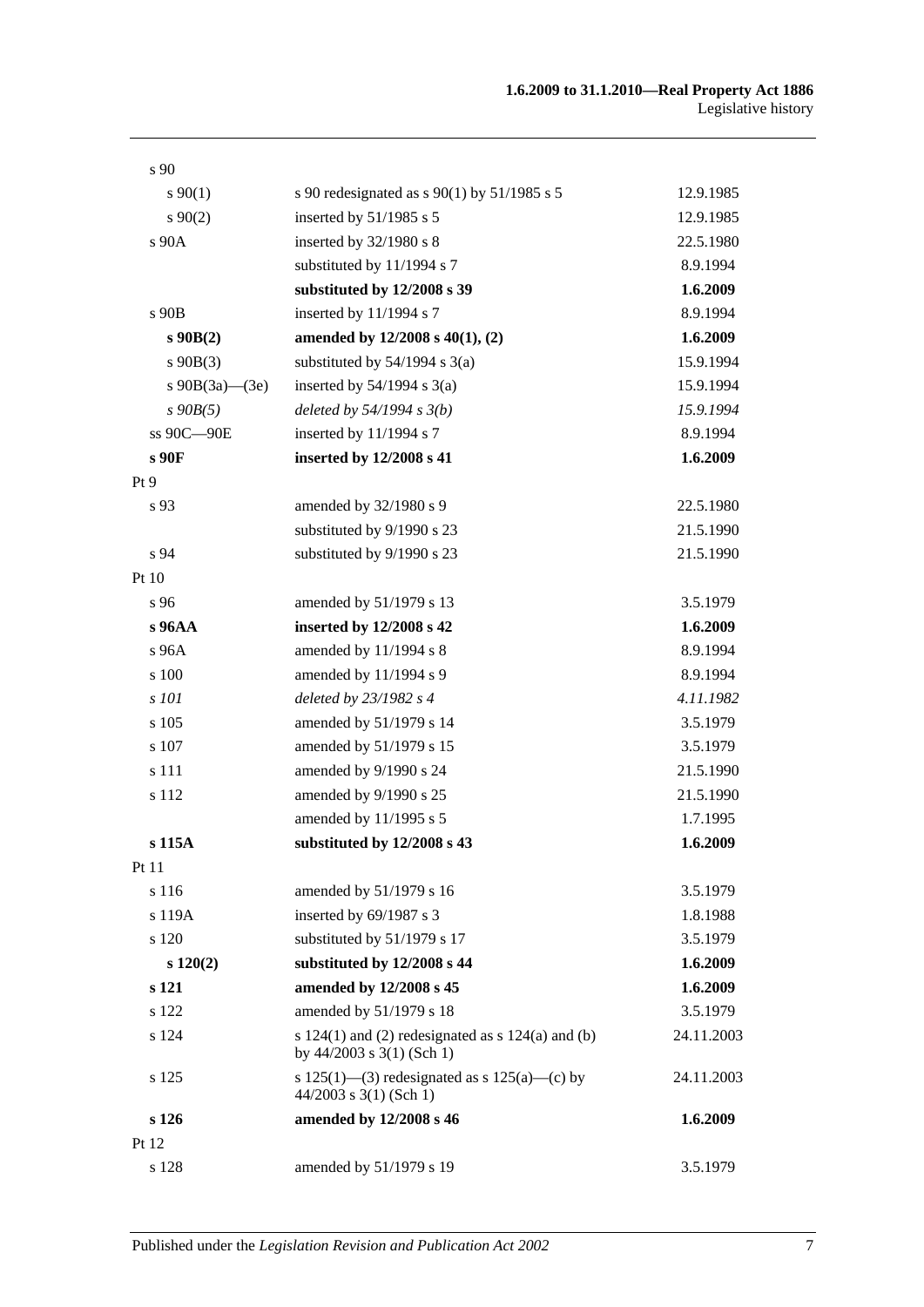| | | |
|---|---|---|
| s 90 | | |
| s 90(1) | s 90 redesignated as s 90(1) by 51/1985 s 5 | 12.9.1985 |
| s 90(2) | inserted by 51/1985 s 5 | 12.9.1985 |
| s 90A | inserted by 32/1980 s 8 | 22.5.1980 |
| | substituted by 11/1994 s 7 | 8.9.1994 |
| | **substituted by 12/2008 s 39** | **1.6.2009** |
| s 90B | inserted by 11/1994 s 7 | 8.9.1994 |
| **s 90B(2)** | **amended by 12/2008 s 40(1), (2)** | **1.6.2009** |
| s 90B(3) | substituted by 54/1994 s 3(a) | 15.9.1994 |
| s 90B(3a)—(3e) | inserted by 54/1994 s 3(a) | 15.9.1994 |
| *s 90B(5)* | *deleted by 54/1994 s 3(b)* | *15.9.1994* |
| ss 90C—90E | inserted by 11/1994 s 7 | 8.9.1994 |
| **s 90F** | **inserted by 12/2008 s 41** | **1.6.2009** |
| Pt 9 | | |
| s 93 | amended by 32/1980 s 9 | 22.5.1980 |
| | substituted by 9/1990 s 23 | 21.5.1990 |
| s 94 | substituted by 9/1990 s 23 | 21.5.1990 |
| Pt 10 | | |
| s 96 | amended by 51/1979 s 13 | 3.5.1979 |
| **s 96AA** | **inserted by 12/2008 s 42** | **1.6.2009** |
| s 96A | amended by 11/1994 s 8 | 8.9.1994 |
| s 100 | amended by 11/1994 s 9 | 8.9.1994 |
| *s 101* | *deleted by 23/1982 s 4* | *4.11.1982* |
| s 105 | amended by 51/1979 s 14 | 3.5.1979 |
| s 107 | amended by 51/1979 s 15 | 3.5.1979 |
| s 111 | amended by 9/1990 s 24 | 21.5.1990 |
| s 112 | amended by 9/1990 s 25 | 21.5.1990 |
| | amended by 11/1995 s 5 | 1.7.1995 |
| **s 115A** | **substituted by 12/2008 s 43** | **1.6.2009** |
| Pt 11 | | |
| s 116 | amended by 51/1979 s 16 | 3.5.1979 |
| s 119A | inserted by 69/1987 s 3 | 1.8.1988 |
| s 120 | substituted by 51/1979 s 17 | 3.5.1979 |
| **s 120(2)** | **substituted by 12/2008 s 44** | **1.6.2009** |
| **s 121** | **amended by 12/2008 s 45** | **1.6.2009** |
| s 122 | amended by 51/1979 s 18 | 3.5.1979 |
| s 124 | s 124(1) and (2) redesignated as s 124(a) and (b) by 44/2003 s 3(1) (Sch 1) | 24.11.2003 |
| s 125 | s 125(1)—(3) redesignated as s 125(a)—(c) by 44/2003 s 3(1) (Sch 1) | 24.11.2003 |
| **s 126** | **amended by 12/2008 s 46** | **1.6.2009** |
| Pt 12 | | |
| s 128 | amended by 51/1979 s 19 | 3.5.1979 |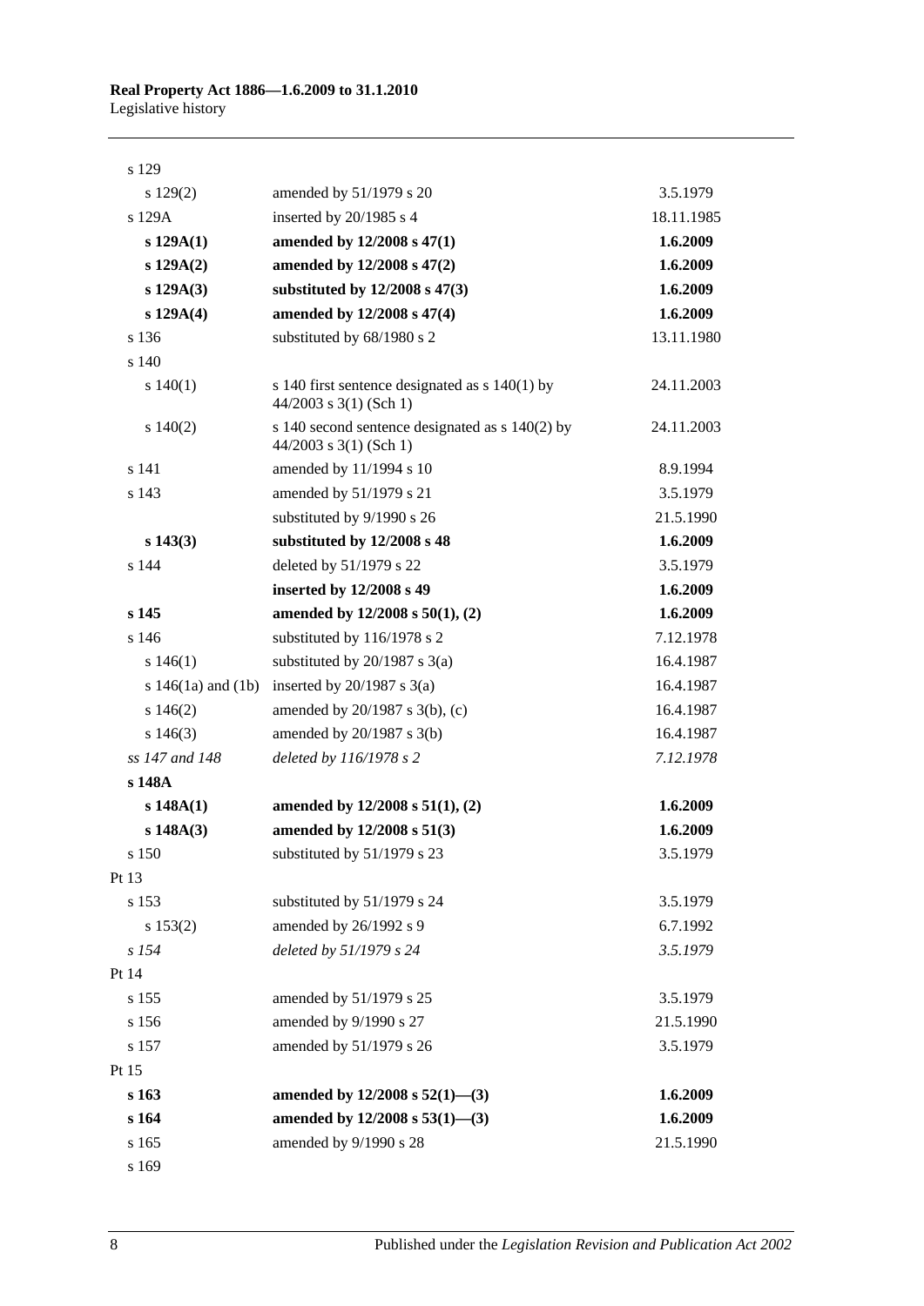| | | |
|---|---|---|
| s 129 | | |
| s 129(2) | amended by 51/1979 s 20 | 3.5.1979 |
| s 129A | inserted by 20/1985 s 4 | 18.11.1985 |
| **s 129A(1)** | **amended by 12/2008 s 47(1)** | **1.6.2009** |
| **s 129A(2)** | **amended by 12/2008 s 47(2)** | **1.6.2009** |
| **s 129A(3)** | **substituted by 12/2008 s 47(3)** | **1.6.2009** |
| **s 129A(4)** | **amended by 12/2008 s 47(4)** | **1.6.2009** |
| s 136 | substituted by 68/1980 s 2 | 13.11.1980 |
| s 140 | | |
| s 140(1) | s 140 first sentence designated as s 140(1) by 44/2003 s 3(1) (Sch 1) | 24.11.2003 |
| s 140(2) | s 140 second sentence designated as s 140(2) by 44/2003 s 3(1) (Sch 1) | 24.11.2003 |
| s 141 | amended by 11/1994 s 10 | 8.9.1994 |
| s 143 | amended by 51/1979 s 21 | 3.5.1979 |
| | substituted by 9/1990 s 26 | 21.5.1990 |
| **s 143(3)** | **substituted by 12/2008 s 48** | **1.6.2009** |
| s 144 | deleted by 51/1979 s 22 | 3.5.1979 |
| | **inserted by 12/2008 s 49** | **1.6.2009** |
| **s 145** | **amended by 12/2008 s 50(1), (2)** | **1.6.2009** |
| s 146 | substituted by 116/1978 s 2 | 7.12.1978 |
| s 146(1) | substituted by 20/1987 s 3(a) | 16.4.1987 |
| s 146(1a) and (1b) | inserted by 20/1987 s 3(a) | 16.4.1987 |
| s 146(2) | amended by 20/1987 s 3(b), (c) | 16.4.1987 |
| s 146(3) | amended by 20/1987 s 3(b) | 16.4.1987 |
| *ss 147 and 148* | *deleted by 116/1978 s 2* | *7.12.1978* |
| **s 148A** | | |
| **s 148A(1)** | **amended by 12/2008 s 51(1), (2)** | **1.6.2009** |
| **s 148A(3)** | **amended by 12/2008 s 51(3)** | **1.6.2009** |
| s 150 | substituted by 51/1979 s 23 | 3.5.1979 |
| Pt 13 | | |
| s 153 | substituted by 51/1979 s 24 | 3.5.1979 |
| s 153(2) | amended by 26/1992 s 9 | 6.7.1992 |
| *s 154* | *deleted by 51/1979 s 24* | *3.5.1979* |
| Pt 14 | | |
| s 155 | amended by 51/1979 s 25 | 3.5.1979 |
| s 156 | amended by 9/1990 s 27 | 21.5.1990 |
| s 157 | amended by 51/1979 s 26 | 3.5.1979 |
| Pt 15 | | |
| **s 163** | **amended by 12/2008 s 52(1)—(3)** | **1.6.2009** |
| **s 164** | **amended by 12/2008 s 53(1)—(3)** | **1.6.2009** |
| s 165 | amended by 9/1990 s 28 | 21.5.1990 |
| s 169 | | |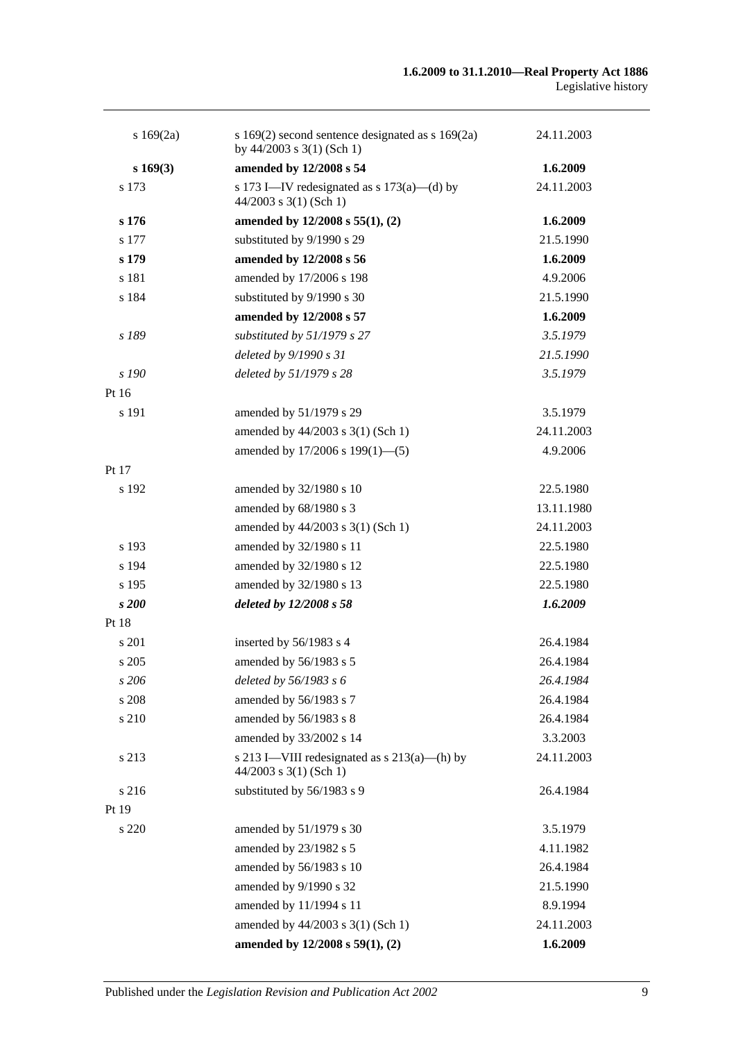| | | |
|---|---|---|
| s 169(2a) | s 169(2) second sentence designated as s 169(2a) by 44/2003 s 3(1) (Sch 1) | 24.11.2003 |
| **s 169(3)** | **amended by 12/2008 s 54** | **1.6.2009** |
| s 173 | s 173 I—IV redesignated as s 173(a)—(d) by 44/2003 s 3(1) (Sch 1) | 24.11.2003 |
| **s 176** | **amended by 12/2008 s 55(1), (2)** | **1.6.2009** |
| s 177 | substituted by 9/1990 s 29 | 21.5.1990 |
| **s 179** | **amended by 12/2008 s 56** | **1.6.2009** |
| s 181 | amended by 17/2006 s 198 | 4.9.2006 |
| s 184 | substituted by 9/1990 s 30 | 21.5.1990 |
| | **amended by 12/2008 s 57** | **1.6.2009** |
| *s 189* | *substituted by 51/1979 s 27* | *3.5.1979* |
| | *deleted by 9/1990 s 31* | *21.5.1990* |
| *s 190* | *deleted by 51/1979 s 28* | *3.5.1979* |
| Pt 16 | | |
| s 191 | amended by 51/1979 s 29 | 3.5.1979 |
| | amended by 44/2003 s 3(1) (Sch 1) | 24.11.2003 |
| | amended by 17/2006 s 199(1)—(5) | 4.9.2006 |
| Pt 17 | | |
| s 192 | amended by 32/1980 s 10 | 22.5.1980 |
| | amended by 68/1980 s 3 | 13.11.1980 |
| | amended by 44/2003 s 3(1) (Sch 1) | 24.11.2003 |
| s 193 | amended by 32/1980 s 11 | 22.5.1980 |
| s 194 | amended by 32/1980 s 12 | 22.5.1980 |
| s 195 | amended by 32/1980 s 13 | 22.5.1980 |
| ***s 200*** | ***deleted by 12/2008 s 58*** | ***1.6.2009*** |
| Pt 18 | | |
| s 201 | inserted by 56/1983 s 4 | 26.4.1984 |
| s 205 | amended by 56/1983 s 5 | 26.4.1984 |
| *s 206* | *deleted by 56/1983 s 6* | *26.4.1984* |
| s 208 | amended by 56/1983 s 7 | 26.4.1984 |
| s 210 | amended by 56/1983 s 8 | 26.4.1984 |
| | amended by 33/2002 s 14 | 3.3.2003 |
| s 213 | s 213 I—VIII redesignated as s 213(a)—(h) by 44/2003 s 3(1) (Sch 1) | 24.11.2003 |
| s 216 | substituted by 56/1983 s 9 | 26.4.1984 |
| Pt 19 | | |
| s 220 | amended by 51/1979 s 30 | 3.5.1979 |
| | amended by 23/1982 s 5 | 4.11.1982 |
| | amended by 56/1983 s 10 | 26.4.1984 |
| | amended by 9/1990 s 32 | 21.5.1990 |
| | amended by 11/1994 s 11 | 8.9.1994 |
| | amended by 44/2003 s 3(1) (Sch 1) | 24.11.2003 |
| | **amended by 12/2008 s 59(1), (2)** | **1.6.2009** |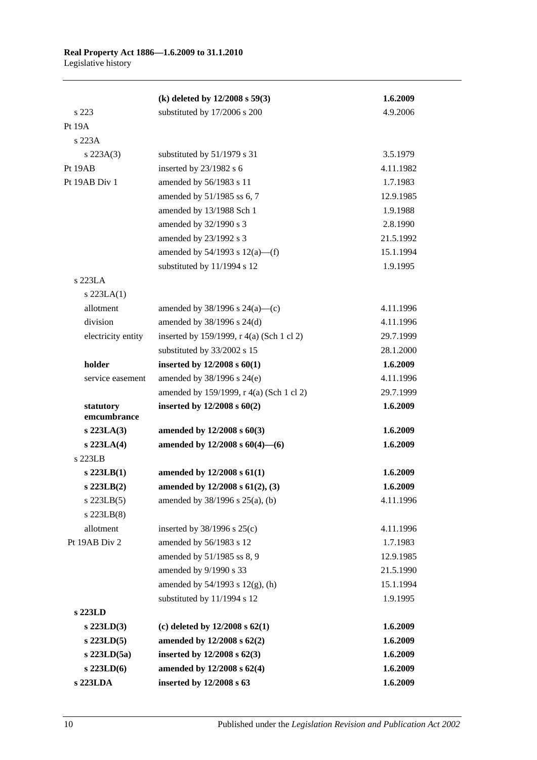| | | |
|---|---|---|
| | **(k) deleted by 12/2008 s 59(3)** | **1.6.2009** |
| s 223 | substituted by 17/2006 s 200 | 4.9.2006 |
| Pt 19A | | |
| s 223A | | |
| s 223A(3) | substituted by 51/1979 s 31 | 3.5.1979 |
| Pt 19AB | inserted by 23/1982 s 6 | 4.11.1982 |
| Pt 19AB Div 1 | amended by 56/1983 s 11 | 1.7.1983 |
| | amended by 51/1985 ss 6, 7 | 12.9.1985 |
| | amended by 13/1988 Sch 1 | 1.9.1988 |
| | amended by 32/1990 s 3 | 2.8.1990 |
| | amended by 23/1992 s 3 | 21.5.1992 |
| | amended by 54/1993 s 12(a)—(f) | 15.1.1994 |
| | substituted by 11/1994 s 12 | 1.9.1995 |
| s 223LA | | |
| s 223LA(1) | | |
| allotment | amended by 38/1996 s 24(a)—(c) | 4.11.1996 |
| division | amended by 38/1996 s 24(d) | 4.11.1996 |
| electricity entity | inserted by 159/1999, r 4(a) (Sch 1 cl 2) | 29.7.1999 |
| | substituted by 33/2002 s 15 | 28.1.2000 |
| **holder** | **inserted by 12/2008 s 60(1)** | **1.6.2009** |
| service easement | amended by 38/1996 s 24(e) | 4.11.1996 |
| | amended by 159/1999, r 4(a) (Sch 1 cl 2) | 29.7.1999 |
| **statutory emcumbrance** | **inserted by 12/2008 s 60(2)** | **1.6.2009** |
| **s 223LA(3)** | **amended by 12/2008 s 60(3)** | **1.6.2009** |
| **s 223LA(4)** | **amended by 12/2008 s 60(4)—(6)** | **1.6.2009** |
| s 223LB | | |
| **s 223LB(1)** | **amended by 12/2008 s 61(1)** | **1.6.2009** |
| **s 223LB(2)** | **amended by 12/2008 s 61(2), (3)** | **1.6.2009** |
| s 223LB(5) | amended by 38/1996 s 25(a), (b) | 4.11.1996 |
| s 223LB(8) | | |
| allotment | inserted by 38/1996 s 25(c) | 4.11.1996 |
| Pt 19AB Div 2 | amended by 56/1983 s 12 | 1.7.1983 |
| | amended by 51/1985 ss 8, 9 | 12.9.1985 |
| | amended by 9/1990 s 33 | 21.5.1990 |
| | amended by 54/1993 s 12(g), (h) | 15.1.1994 |
| | substituted by 11/1994 s 12 | 1.9.1995 |
| **s 223LD** | | |
| **s 223LD(3)** | **(c) deleted by 12/2008 s 62(1)** | **1.6.2009** |
| **s 223LD(5)** | **amended by 12/2008 s 62(2)** | **1.6.2009** |
| **s 223LD(5a)** | **inserted by 12/2008 s 62(3)** | **1.6.2009** |
| **s 223LD(6)** | **amended by 12/2008 s 62(4)** | **1.6.2009** |
| **s 223LDA** | **inserted by 12/2008 s 63** | **1.6.2009** |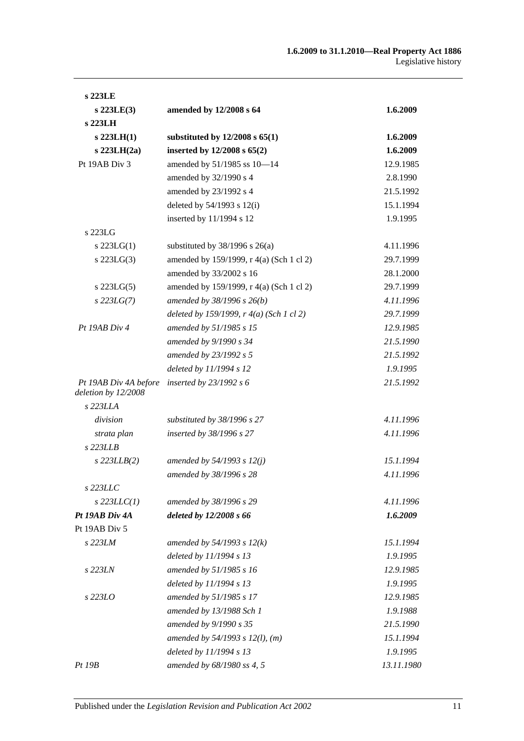| | | |
|---|---|---|
| **s 223LE** | | |
| **s 223LE(3)** | **amended by 12/2008 s 64** | **1.6.2009** |
| **s 223LH** | | |
| **s 223LH(1)** | **substituted by 12/2008 s 65(1)** | **1.6.2009** |
| **s 223LH(2a)** | **inserted by 12/2008 s 65(2)** | **1.6.2009** |
| Pt 19AB Div 3 | amended by 51/1985 ss 10—14 | 12.9.1985 |
| | amended by 32/1990 s 4 | 2.8.1990 |
| | amended by 23/1992 s 4 | 21.5.1992 |
| | deleted by 54/1993 s 12(i) | 15.1.1994 |
| | inserted by 11/1994 s 12 | 1.9.1995 |
| s 223LG | | |
| s 223LG(1) | substituted by 38/1996 s 26(a) | 4.11.1996 |
| s 223LG(3) | amended by 159/1999, r 4(a) (Sch 1 cl 2) | 29.7.1999 |
| | amended by 33/2002 s 16 | 28.1.2000 |
| s 223LG(5) | amended by 159/1999, r 4(a) (Sch 1 cl 2) | 29.7.1999 |
| *s 223LG(7)* | *amended by 38/1996 s 26(b)* | *4.11.1996* |
| | *deleted by 159/1999, r 4(a) (Sch 1 cl 2)* | *29.7.1999* |
| *Pt 19AB Div 4* | *amended by 51/1985 s 15* | *12.9.1985* |
| | *amended by 9/1990 s 34* | *21.5.1990* |
| | *amended by 23/1992 s 5* | *21.5.1992* |
| | *deleted by 11/1994 s 12* | *1.9.1995* |
| *Pt 19AB Div 4A before deletion by 12/2008* | *inserted by 23/1992 s 6* | *21.5.1992* |
| *s 223LLA* | | |
| *division* | *substituted by 38/1996 s 27* | *4.11.1996* |
| *strata plan* | *inserted by 38/1996 s 27* | *4.11.1996* |
| *s 223LLB* | | |
| *s 223LLB(2)* | *amended by 54/1993 s 12(j)* | *15.1.1994* |
| | *amended by 38/1996 s 28* | *4.11.1996* |
| *s 223LLC* | | |
| *s 223LLC(1)* | *amended by 38/1996 s 29* | *4.11.1996* |
| ***Pt 19AB Div 4A*** | ***deleted by 12/2008 s 66*** | ***1.6.2009*** |
| Pt 19AB Div 5 | | |
| *s 223LM* | *amended by 54/1993 s 12(k)* | *15.1.1994* |
| | *deleted by 11/1994 s 13* | *1.9.1995* |
| *s 223LN* | *amended by 51/1985 s 16* | *12.9.1985* |
| | *deleted by 11/1994 s 13* | *1.9.1995* |
| *s 223LO* | *amended by 51/1985 s 17* | *12.9.1985* |
| | *amended by 13/1988 Sch 1* | *1.9.1988* |
| | *amended by 9/1990 s 35* | *21.5.1990* |
| | *amended by 54/1993 s 12(l), (m)* | *15.1.1994* |
| | *deleted by 11/1994 s 13* | *1.9.1995* |
| *Pt 19B* | *amended by 68/1980 ss 4, 5* | *13.11.1980* |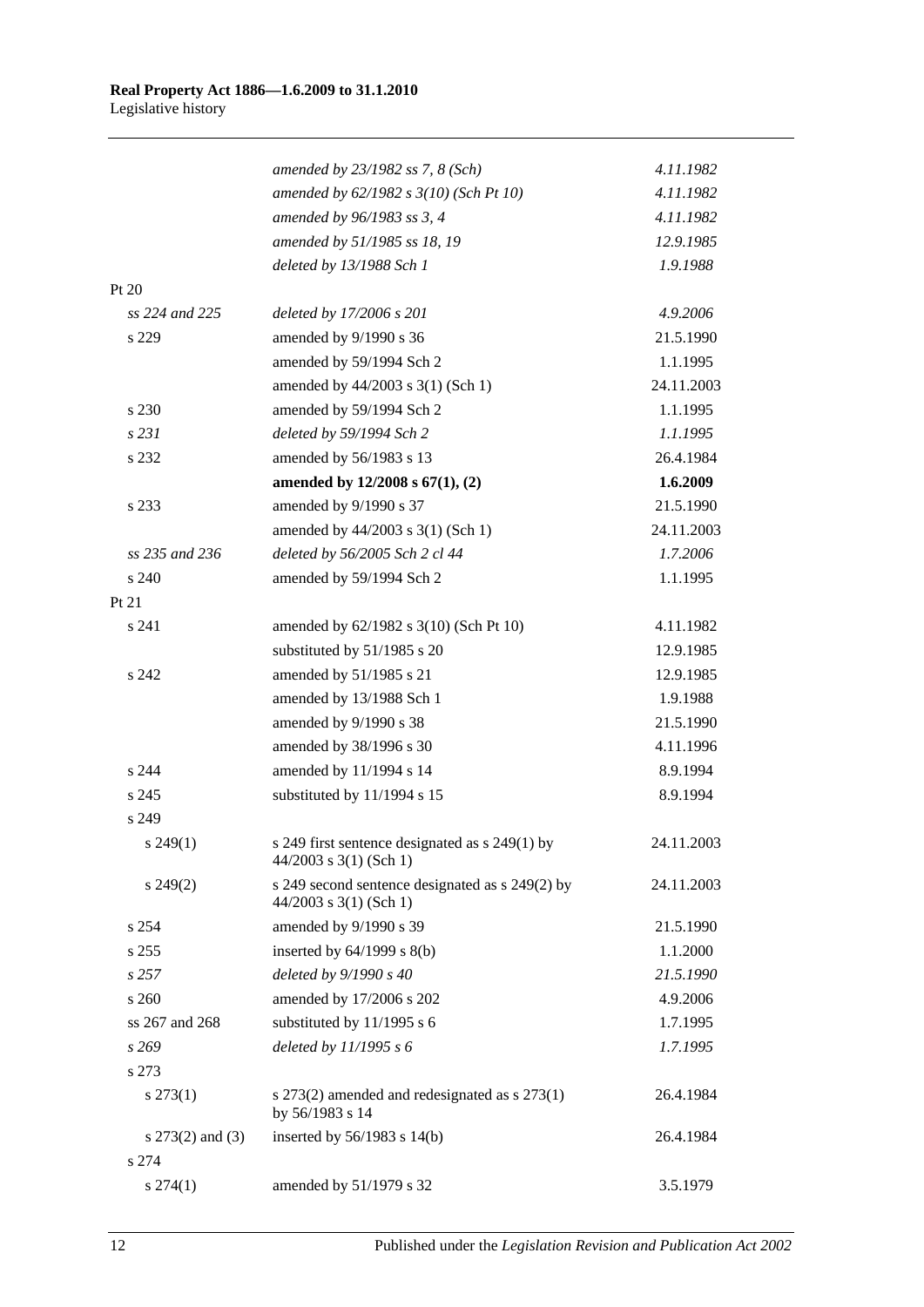| | | |
|---|---|---|
| | *amended by 23/1982 ss 7, 8 (Sch)* | *4.11.1982* |
| | *amended by 62/1982 s 3(10) (Sch Pt 10)* | *4.11.1982* |
| | *amended by 96/1983 ss 3, 4* | *4.11.1982* |
| | *amended by 51/1985 ss 18, 19* | *12.9.1985* |
| | *deleted by 13/1988 Sch 1* | *1.9.1988* |
| Pt 20 | | |
| *ss 224 and 225* | *deleted by 17/2006 s 201* | *4.9.2006* |
| s 229 | amended by 9/1990 s 36 | 21.5.1990 |
| | amended by 59/1994 Sch 2 | 1.1.1995 |
| | amended by 44/2003 s 3(1) (Sch 1) | 24.11.2003 |
| s 230 | amended by 59/1994 Sch 2 | 1.1.1995 |
| *s 231* | *deleted by 59/1994 Sch 2* | *1.1.1995* |
| s 232 | amended by 56/1983 s 13 | 26.4.1984 |
| | **amended by 12/2008 s 67(1), (2)** | **1.6.2009** |
| s 233 | amended by 9/1990 s 37 | 21.5.1990 |
| | amended by 44/2003 s 3(1) (Sch 1) | 24.11.2003 |
| *ss 235 and 236* | *deleted by 56/2005 Sch 2 cl 44* | *1.7.2006* |
| s 240 | amended by 59/1994 Sch 2 | 1.1.1995 |
| Pt 21 | | |
| s 241 | amended by 62/1982 s 3(10) (Sch Pt 10) | 4.11.1982 |
| | substituted by 51/1985 s 20 | 12.9.1985 |
| s 242 | amended by 51/1985 s 21 | 12.9.1985 |
| | amended by 13/1988 Sch 1 | 1.9.1988 |
| | amended by 9/1990 s 38 | 21.5.1990 |
| | amended by 38/1996 s 30 | 4.11.1996 |
| s 244 | amended by 11/1994 s 14 | 8.9.1994 |
| s 245 | substituted by 11/1994 s 15 | 8.9.1994 |
| s 249 | | |
| s 249(1) | s 249 first sentence designated as s 249(1) by 44/2003 s 3(1) (Sch 1) | 24.11.2003 |
| s 249(2) | s 249 second sentence designated as s 249(2) by 44/2003 s 3(1) (Sch 1) | 24.11.2003 |
| s 254 | amended by 9/1990 s 39 | 21.5.1990 |
| s 255 | inserted by 64/1999 s 8(b) | 1.1.2000 |
| *s 257* | *deleted by 9/1990 s 40* | *21.5.1990* |
| s 260 | amended by 17/2006 s 202 | 4.9.2006 |
| ss 267 and 268 | substituted by 11/1995 s 6 | 1.7.1995 |
| *s 269* | *deleted by 11/1995 s 6* | *1.7.1995* |
| s 273 | | |
| s 273(1) | s 273(2) amended and redesignated as s 273(1) by 56/1983 s 14 | 26.4.1984 |
| s 273(2) and (3) | inserted by 56/1983 s 14(b) | 26.4.1984 |
| s 274 | | |
| s 274(1) | amended by 51/1979 s 32 | 3.5.1979 |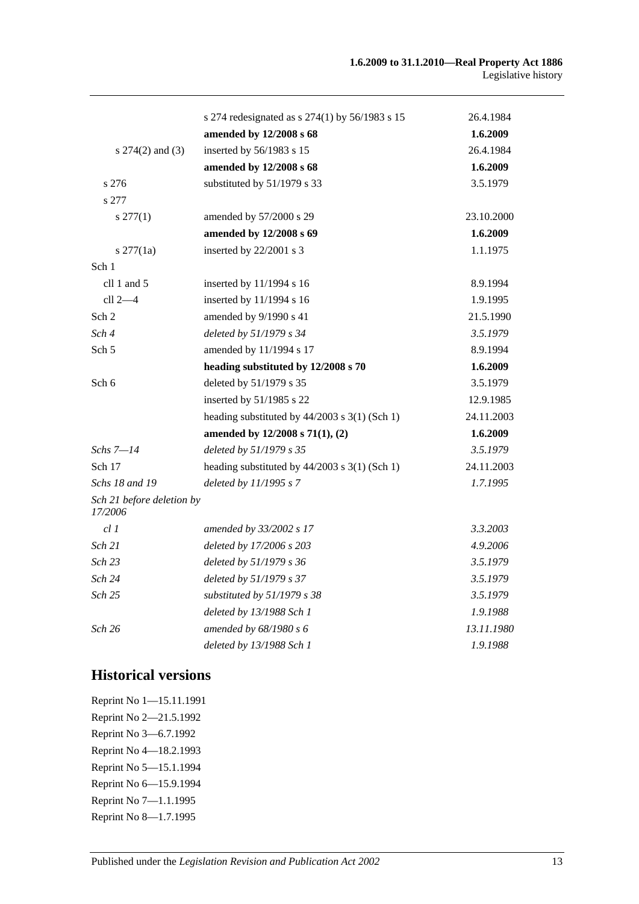| | | |
|---|---|---|
| | s 274 redesignated as s 274(1) by 56/1983 s 15 | 26.4.1984 |
| | **amended by 12/2008 s 68** | **1.6.2009** |
| s 274(2) and (3) | inserted by 56/1983 s 15 | 26.4.1984 |
| | **amended by 12/2008 s 68** | **1.6.2009** |
| s 276 | substituted by 51/1979 s 33 | 3.5.1979 |
| s 277 | | |
| s 277(1) | amended by 57/2000 s 29 | 23.10.2000 |
| | **amended by 12/2008 s 69** | **1.6.2009** |
| s 277(1a) | inserted by 22/2001 s 3 | 1.1.1975 |
| Sch 1 | | |
| cll 1 and 5 | inserted by 11/1994 s 16 | 8.9.1994 |
| cll 2—4 | inserted by 11/1994 s 16 | 1.9.1995 |
| Sch 2 | amended by 9/1990 s 41 | 21.5.1990 |
| *Sch 4* | *deleted by 51/1979 s 34* | *3.5.1979* |
| Sch 5 | amended by 11/1994 s 17 | 8.9.1994 |
| | **heading substituted by 12/2008 s 70** | **1.6.2009** |
| Sch 6 | deleted by 51/1979 s 35 | 3.5.1979 |
| | inserted by 51/1985 s 22 | 12.9.1985 |
| | heading substituted by 44/2003 s 3(1) (Sch 1) | 24.11.2003 |
| | **amended by 12/2008 s 71(1), (2)** | **1.6.2009** |
| *Schs 7—14* | *deleted by 51/1979 s 35* | *3.5.1979* |
| Sch 17 | heading substituted by 44/2003 s 3(1) (Sch 1) | 24.11.2003 |
| *Schs 18 and 19* | *deleted by 11/1995 s 7* | *1.7.1995* |
| *Sch 21 before deletion by 17/2006* | | |
| *cl 1* | *amended by 33/2002 s 17* | *3.3.2003* |
| *Sch 21* | *deleted by 17/2006 s 203* | *4.9.2006* |
| *Sch 23* | *deleted by 51/1979 s 36* | *3.5.1979* |
| *Sch 24* | *deleted by 51/1979 s 37* | *3.5.1979* |
| *Sch 25* | *substituted by 51/1979 s 38* | *3.5.1979* |
| | *deleted by 13/1988 Sch 1* | *1.9.1988* |
| *Sch 26* | *amended by 68/1980 s 6* | *13.11.1980* |
| | *deleted by 13/1988 Sch 1* | *1.9.1988* |

## Historical versions

Reprint No 1—15.11.1991
Reprint No 2—21.5.1992
Reprint No 3—6.7.1992
Reprint No 4—18.2.1993
Reprint No 5—15.1.1994
Reprint No 6—15.9.1994
Reprint No 7—1.1.1995
Reprint No 8—1.7.1995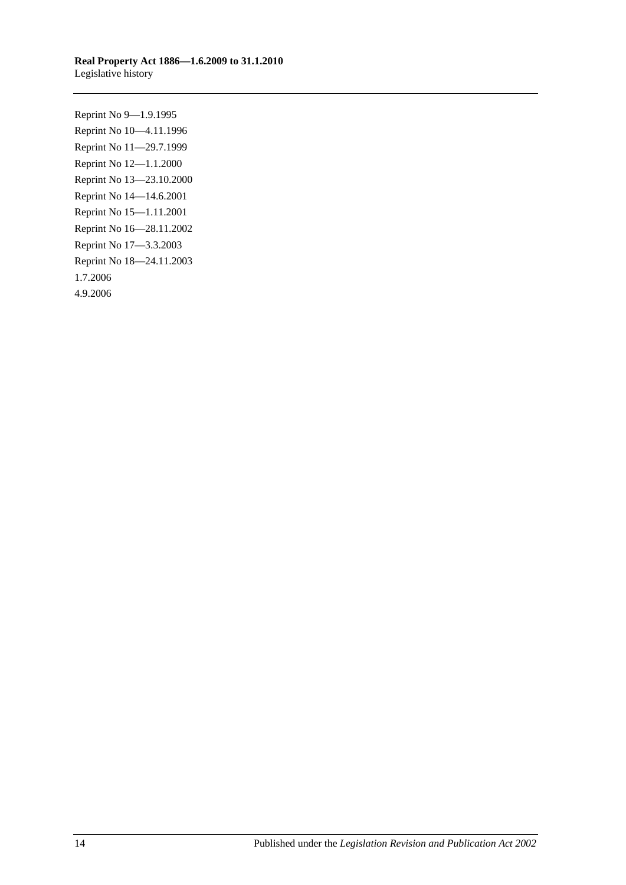Reprint No 9—1.9.1995

Reprint No 10—4.11.1996

Reprint No 11—29.7.1999

Reprint No 12—1.1.2000

Reprint No 13—23.10.2000

Reprint No 14—14.6.2001

Reprint No 15—1.11.2001

Reprint No 16—28.11.2002

Reprint No 17—3.3.2003

Reprint No 18—24.11.2003

1.7.2006

4.9.2006